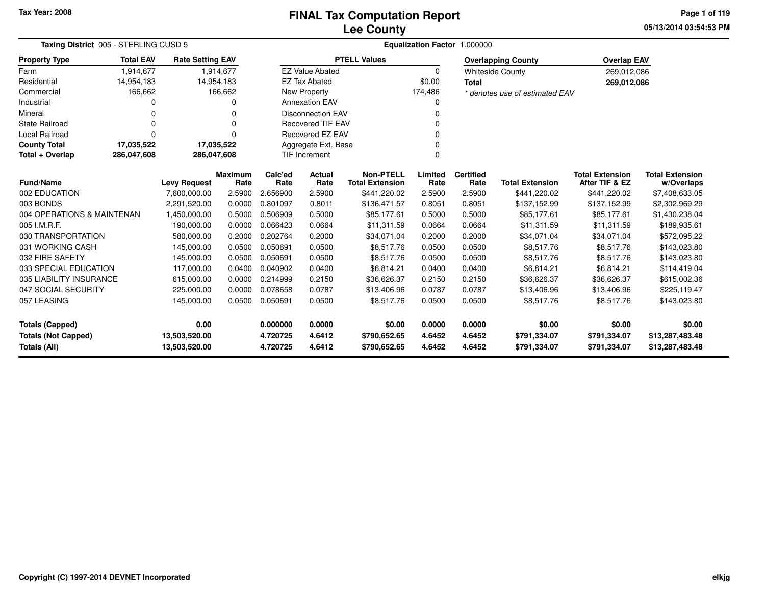Tax Year: 2008

# FINAL Tax Computation Report
## Lee County

05/13/2014 03:54:53 PM

**Taxing District** 005 - STERLING CUSD 5

**Equalization Factor** 1.000000

| Property Type | Total EAV | Rate Setting EAV |
|---|---|---|
| Farm | 1,914,677 | 1,914,677 |
| Residential | 14,954,183 | 14,954,183 |
| Commercial | 166,662 | 166,662 |
| Industrial | 0 | 0 |
| Mineral | 0 | 0 |
| State Railroad | 0 | 0 |
| Local Railroad | 0 | 0 |
| **County Total** | **17,035,522** | **17,035,522** |
| **Total + Overlap** | **286,047,608** | **286,047,608** |

| PTELL Values | |
|---|---|
| EZ Value Abated | 0 |
| EZ Tax Abated | $0.00 |
| New Property | 174,486 |
| Annexation EAV | 0 |
| Disconnection EAV | 0 |
| Recovered TIF EAV | 0 |
| Recovered EZ EAV | 0 |
| Aggregate Ext. Base | 0 |
| TIF Increment | 0 |

| Overlapping County | Overlap EAV |
|---|---|
| Whiteside County | 269,012,086 |
| **Total** | **269,012,086** |

*\* denotes use of estimated EAV*

| Fund/Name | Levy Request | Maximum Rate | Calc'ed Rate | Actual Rate | Non-PTELL Total Extension | Limited Rate | Certified Rate | Total Extension | Total Extension After TIF & EZ | Total Extension w/Overlaps |
|---|---|---|---|---|---|---|---|---|---|---|
| 002 EDUCATION | 7,600,000.00 | 2.5900 | 2.656900 | 2.5900 | $441,220.02 | 2.5900 | 2.5900 | $441,220.02 | $441,220.02 | $7,408,633.05 |
| 003 BONDS | 2,291,520.00 | 0.0000 | 0.801097 | 0.8011 | $136,471.57 | 0.8051 | 0.8051 | $137,152.99 | $137,152.99 | $2,302,969.29 |
| 004 OPERATIONS & MAINTENAN | 1,450,000.00 | 0.5000 | 0.506909 | 0.5000 | $85,177.61 | 0.5000 | 0.5000 | $85,177.61 | $85,177.61 | $1,430,238.04 |
| 005 I.M.R.F. | 190,000.00 | 0.0000 | 0.066423 | 0.0664 | $11,311.59 | 0.0664 | 0.0664 | $11,311.59 | $11,311.59 | $189,935.61 |
| 030 TRANSPORTATION | 580,000.00 | 0.2000 | 0.202764 | 0.2000 | $34,071.04 | 0.2000 | 0.2000 | $34,071.04 | $34,071.04 | $572,095.22 |
| 031 WORKING CASH | 145,000.00 | 0.0500 | 0.050691 | 0.0500 | $8,517.76 | 0.0500 | 0.0500 | $8,517.76 | $8,517.76 | $143,023.80 |
| 032 FIRE SAFETY | 145,000.00 | 0.0500 | 0.050691 | 0.0500 | $8,517.76 | 0.0500 | 0.0500 | $8,517.76 | $8,517.76 | $143,023.80 |
| 033 SPECIAL EDUCATION | 117,000.00 | 0.0400 | 0.040902 | 0.0400 | $6,814.21 | 0.0400 | 0.0400 | $6,814.21 | $6,814.21 | $114,419.04 |
| 035 LIABILITY INSURANCE | 615,000.00 | 0.0000 | 0.214999 | 0.2150 | $36,626.37 | 0.2150 | 0.2150 | $36,626.37 | $36,626.37 | $615,002.36 |
| 047 SOCIAL SECURITY | 225,000.00 | 0.0000 | 0.078658 | 0.0787 | $13,406.96 | 0.0787 | 0.0787 | $13,406.96 | $13,406.96 | $225,119.47 |
| 057 LEASING | 145,000.00 | 0.0500 | 0.050691 | 0.0500 | $8,517.76 | 0.0500 | 0.0500 | $8,517.76 | $8,517.76 | $143,023.80 |
| **Totals (Capped)** | **0.00** | | **0.000000** | **0.0000** | **$0.00** | **0.0000** | **0.0000** | **$0.00** | **$0.00** | **$0.00** |
| **Totals (Not Capped)** | **13,503,520.00** | | **4.720725** | **4.6412** | **$790,652.65** | **4.6452** | **4.6452** | **$791,334.07** | **$791,334.07** | **$13,287,483.48** |
| **Totals (All)** | **13,503,520.00** | | **4.720725** | **4.6412** | **$790,652.65** | **4.6452** | **4.6452** | **$791,334.07** | **$791,334.07** | **$13,287,483.48** |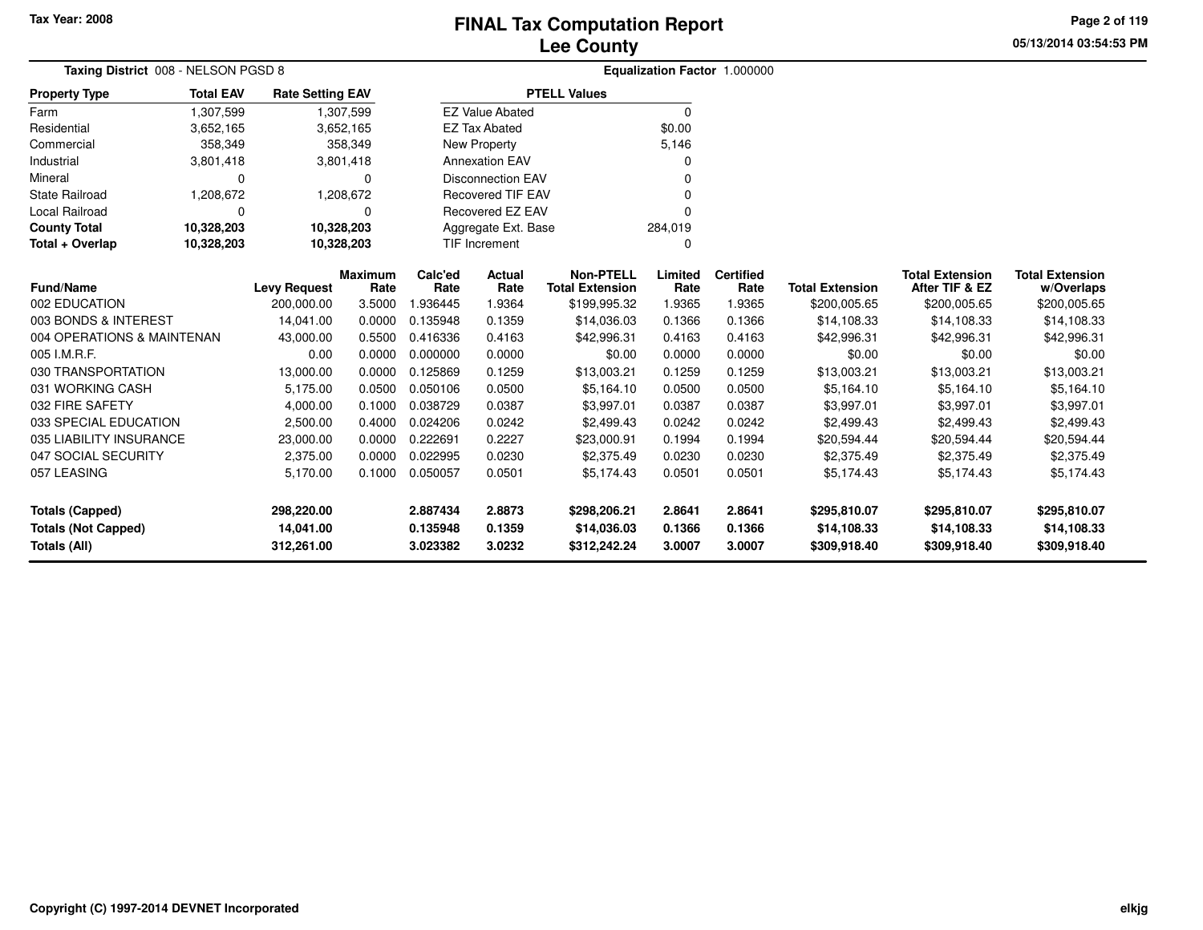Tax Year: 2008

# FINAL Tax Computation Report
## Lee County

05/13/2014 03:54:53 PM

**Taxing District** 008 - NELSON PGSD 8 **Equalization Factor** 1.000000

| Property Type | Total EAV | Rate Setting EAV |
|---|---|---|
| Farm | 1,307,599 | 1,307,599 |
| Residential | 3,652,165 | 3,652,165 |
| Commercial | 358,349 | 358,349 |
| Industrial | 3,801,418 | 3,801,418 |
| Mineral | 0 | 0 |
| State Railroad | 1,208,672 | 1,208,672 |
| Local Railroad | 0 | 0 |
| **County Total** | **10,328,203** | **10,328,203** |
| **Total + Overlap** | **10,328,203** | **10,328,203** |

| PTELL Values | |
|---|---|
| EZ Value Abated | 0 |
| EZ Tax Abated | $0.00 |
| New Property | 5,146 |
| Annexation EAV | 0 |
| Disconnection EAV | 0 |
| Recovered TIF EAV | 0 |
| Recovered EZ EAV | 0 |
| Aggregate Ext. Base | 284,019 |
| TIF Increment | 0 |

| Fund/Name | Levy Request | Maximum Rate | Calc'ed Rate | Actual Rate | Non-PTELL Total Extension | Limited Rate | Certified Rate | Total Extension | Total Extension After TIF & EZ | Total Extension w/Overlaps |
|---|---|---|---|---|---|---|---|---|---|---|
| 002 EDUCATION | 200,000.00 | 3.5000 | 1.936445 | 1.9364 | $199,995.32 | 1.9365 | 1.9365 | $200,005.65 | $200,005.65 | $200,005.65 |
| 003 BONDS & INTEREST | 14,041.00 | 0.0000 | 0.135948 | 0.1359 | $14,036.03 | 0.1366 | 0.1366 | $14,108.33 | $14,108.33 | $14,108.33 |
| 004 OPERATIONS & MAINTENAN | 43,000.00 | 0.5500 | 0.416336 | 0.4163 | $42,996.31 | 0.4163 | 0.4163 | $42,996.31 | $42,996.31 | $42,996.31 |
| 005 I.M.R.F. | 0.00 | 0.0000 | 0.000000 | 0.0000 | $0.00 | 0.0000 | 0.0000 | $0.00 | $0.00 | $0.00 |
| 030 TRANSPORTATION | 13,000.00 | 0.0000 | 0.125869 | 0.1259 | $13,003.21 | 0.1259 | 0.1259 | $13,003.21 | $13,003.21 | $13,003.21 |
| 031 WORKING CASH | 5,175.00 | 0.0500 | 0.050106 | 0.0500 | $5,164.10 | 0.0500 | 0.0500 | $5,164.10 | $5,164.10 | $5,164.10 |
| 032 FIRE SAFETY | 4,000.00 | 0.1000 | 0.038729 | 0.0387 | $3,997.01 | 0.0387 | 0.0387 | $3,997.01 | $3,997.01 | $3,997.01 |
| 033 SPECIAL EDUCATION | 2,500.00 | 0.4000 | 0.024206 | 0.0242 | $2,499.43 | 0.0242 | 0.0242 | $2,499.43 | $2,499.43 | $2,499.43 |
| 035 LIABILITY INSURANCE | 23,000.00 | 0.0000 | 0.222691 | 0.2227 | $23,000.91 | 0.1994 | 0.1994 | $20,594.44 | $20,594.44 | $20,594.44 |
| 047 SOCIAL SECURITY | 2,375.00 | 0.0000 | 0.022995 | 0.0230 | $2,375.49 | 0.0230 | 0.0230 | $2,375.49 | $2,375.49 | $2,375.49 |
| 057 LEASING | 5,170.00 | 0.1000 | 0.050057 | 0.0501 | $5,174.43 | 0.0501 | 0.0501 | $5,174.43 | $5,174.43 | $5,174.43 |
| **Totals (Capped)** | **298,220.00** | | **2.887434** | **2.8873** | **$298,206.21** | **2.8641** | **2.8641** | **$295,810.07** | **$295,810.07** | **$295,810.07** |
| **Totals (Not Capped)** | **14,041.00** | | **0.135948** | **0.1359** | **$14,036.03** | **0.1366** | **0.1366** | **$14,108.33** | **$14,108.33** | **$14,108.33** |
| **Totals (All)** | **312,261.00** | | **3.023382** | **3.0232** | **$312,242.24** | **3.0007** | **3.0007** | **$309,918.40** | **$309,918.40** | **$309,918.40** |

Copyright (C) 1997-2014 DEVNET Incorporated

elkjg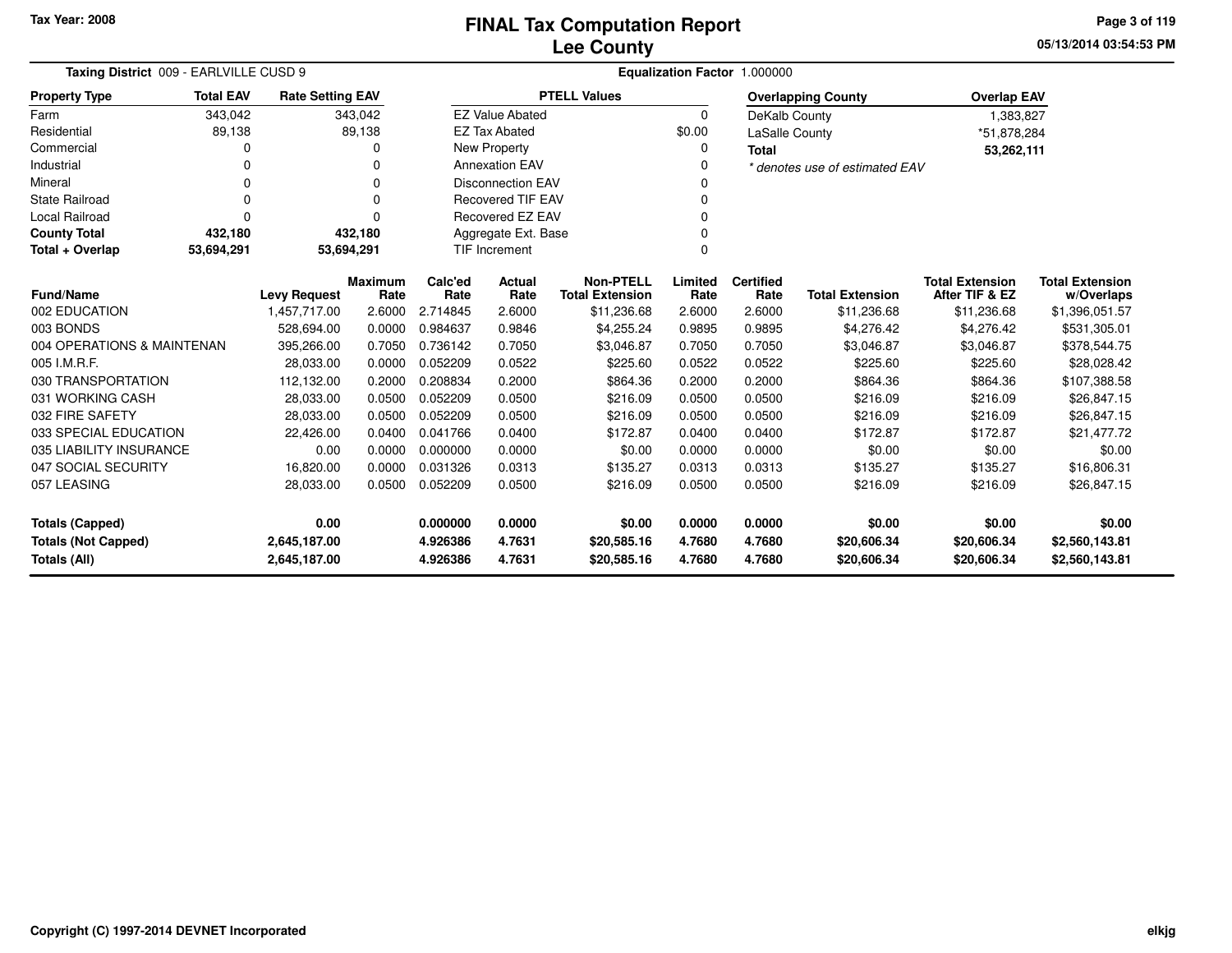# FINAL Tax Computation Report
# Lee County

Tax Year: 2008

05/13/2014 03:54:53 PM

**Taxing District** 009 - EARLVILLE CUSD 9 **Equalization Factor** 1.000000

| Property Type | Total EAV | Rate Setting EAV |
|---|---|---|
| Farm | 343,042 | 343,042 |
| Residential | 89,138 | 89,138 |
| Commercial | 0 | 0 |
| Industrial | 0 | 0 |
| Mineral | 0 | 0 |
| State Railroad | 0 | 0 |
| Local Railroad | 0 | 0 |
| **County Total** | **432,180** | **432,180** |
| **Total + Overlap** | **53,694,291** | **53,694,291** |

| PTELL Values | |
|---|---|
| EZ Value Abated | 0 |
| EZ Tax Abated | $0.00 |
| New Property | 0 |
| Annexation EAV | 0 |
| Disconnection EAV | 0 |
| Recovered TIF EAV | 0 |
| Recovered EZ EAV | 0 |
| Aggregate Ext. Base | 0 |
| TIF Increment | 0 |

| Overlapping County | Overlap EAV |
|---|---|
| DeKalb County | 1,383,827 |
| LaSalle County | *51,878,284 |
| **Total** | **53,262,111** |

* denotes use of estimated EAV

| Fund/Name | Levy Request | Maximum Rate | Calc'ed Rate | Actual Rate | Non-PTELL Total Extension | Limited Rate | Certified Rate | Total Extension | Total Extension After TIF & EZ | Total Extension w/Overlaps |
|---|---|---|---|---|---|---|---|---|---|---|
| 002 EDUCATION | 1,457,717.00 | 2.6000 | 2.714845 | 2.6000 | $11,236.68 | 2.6000 | 2.6000 | $11,236.68 | $11,236.68 | $1,396,051.57 |
| 003 BONDS | 528,694.00 | 0.0000 | 0.984637 | 0.9846 | $4,255.24 | 0.9895 | 0.9895 | $4,276.42 | $4,276.42 | $531,305.01 |
| 004 OPERATIONS & MAINTENAN | 395,266.00 | 0.7050 | 0.736142 | 0.7050 | $3,046.87 | 0.7050 | 0.7050 | $3,046.87 | $3,046.87 | $378,544.75 |
| 005 I.M.R.F. | 28,033.00 | 0.0000 | 0.052209 | 0.0522 | $225.60 | 0.0522 | 0.0522 | $225.60 | $225.60 | $28,028.42 |
| 030 TRANSPORTATION | 112,132.00 | 0.2000 | 0.208834 | 0.2000 | $864.36 | 0.2000 | 0.2000 | $864.36 | $864.36 | $107,388.58 |
| 031 WORKING CASH | 28,033.00 | 0.0500 | 0.052209 | 0.0500 | $216.09 | 0.0500 | 0.0500 | $216.09 | $216.09 | $26,847.15 |
| 032 FIRE SAFETY | 28,033.00 | 0.0500 | 0.052209 | 0.0500 | $216.09 | 0.0500 | 0.0500 | $216.09 | $216.09 | $26,847.15 |
| 033 SPECIAL EDUCATION | 22,426.00 | 0.0400 | 0.041766 | 0.0400 | $172.87 | 0.0400 | 0.0400 | $172.87 | $172.87 | $21,477.72 |
| 035 LIABILITY INSURANCE | 0.00 | 0.0000 | 0.000000 | 0.0000 | $0.00 | 0.0000 | 0.0000 | $0.00 | $0.00 | $0.00 |
| 047 SOCIAL SECURITY | 16,820.00 | 0.0000 | 0.031326 | 0.0313 | $135.27 | 0.0313 | 0.0313 | $135.27 | $135.27 | $16,806.31 |
| 057 LEASING | 28,033.00 | 0.0500 | 0.052209 | 0.0500 | $216.09 | 0.0500 | 0.0500 | $216.09 | $216.09 | $26,847.15 |
| **Totals (Capped)** | **0.00** | | **0.000000** | **0.0000** | **$0.00** | **0.0000** | **0.0000** | **$0.00** | **$0.00** | **$0.00** |
| **Totals (Not Capped)** | **2,645,187.00** | | **4.926386** | **4.7631** | **$20,585.16** | **4.7680** | **4.7680** | **$20,606.34** | **$20,606.34** | **$2,560,143.81** |
| **Totals (All)** | **2,645,187.00** | | **4.926386** | **4.7631** | **$20,585.16** | **4.7680** | **4.7680** | **$20,606.34** | **$20,606.34** | **$2,560,143.81** |

Copyright (C) 1997-2014 DEVNET Incorporated

elkjg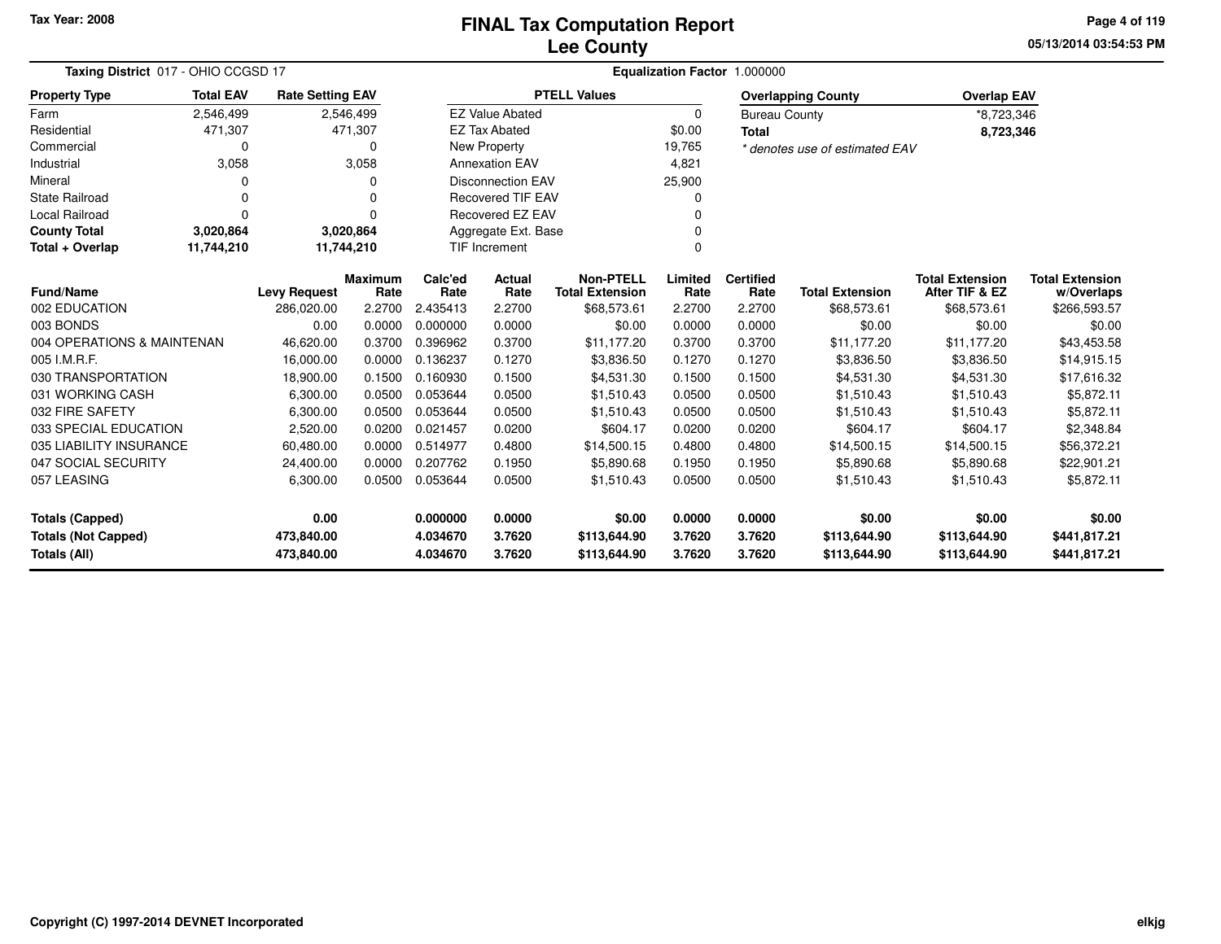Tax Year: 2008

# FINAL Tax Computation Report
## Lee County

05/13/2014 03:54:53 PM

**Taxing District** 017 - OHIO CCGSD 17

**Equalization Factor** 1.000000

| Property Type | Total EAV | Rate Setting EAV |
|---|---|---|
| Farm | 2,546,499 | 2,546,499 |
| Residential | 471,307 | 471,307 |
| Commercial | 0 | 0 |
| Industrial | 3,058 | 3,058 |
| Mineral | 0 | 0 |
| State Railroad | 0 | 0 |
| Local Railroad | 0 | 0 |
| **County Total** | **3,020,864** | **3,020,864** |
| **Total + Overlap** | **11,744,210** | **11,744,210** |

| PTELL Values | |
|---|---|
| EZ Value Abated | 0 |
| EZ Tax Abated | $0.00 |
| New Property | 19,765 |
| Annexation EAV | 4,821 |
| Disconnection EAV | 25,900 |
| Recovered TIF EAV | 0 |
| Recovered EZ EAV | 0 |
| Aggregate Ext. Base | 0 |
| TIF Increment | 0 |

| Overlapping County | Overlap EAV |
|---|---|
| Bureau County | *8,723,346 |
| **Total** | **8,723,346** |

*\* denotes use of estimated EAV*

| Fund/Name | Levy Request | Maximum Rate | Calc'ed Rate | Actual Rate | Non-PTELL Total Extension | Limited Rate | Certified Rate | Total Extension | Total Extension After TIF & EZ | Total Extension w/Overlaps |
|---|---|---|---|---|---|---|---|---|---|---|
| 002 EDUCATION | 286,020.00 | 2.2700 | 2.435413 | 2.2700 | $68,573.61 | 2.2700 | 2.2700 | $68,573.61 | $68,573.61 | $266,593.57 |
| 003 BONDS | 0.00 | 0.0000 | 0.000000 | 0.0000 | $0.00 | 0.0000 | 0.0000 | $0.00 | $0.00 | $0.00 |
| 004 OPERATIONS & MAINTENAN | 46,620.00 | 0.3700 | 0.396962 | 0.3700 | $11,177.20 | 0.3700 | 0.3700 | $11,177.20 | $11,177.20 | $43,453.58 |
| 005 I.M.R.F. | 16,000.00 | 0.0000 | 0.136237 | 0.1270 | $3,836.50 | 0.1270 | 0.1270 | $3,836.50 | $3,836.50 | $14,915.15 |
| 030 TRANSPORTATION | 18,900.00 | 0.1500 | 0.160930 | 0.1500 | $4,531.30 | 0.1500 | 0.1500 | $4,531.30 | $4,531.30 | $17,616.32 |
| 031 WORKING CASH | 6,300.00 | 0.0500 | 0.053644 | 0.0500 | $1,510.43 | 0.0500 | 0.0500 | $1,510.43 | $1,510.43 | $5,872.11 |
| 032 FIRE SAFETY | 6,300.00 | 0.0500 | 0.053644 | 0.0500 | $1,510.43 | 0.0500 | 0.0500 | $1,510.43 | $1,510.43 | $5,872.11 |
| 033 SPECIAL EDUCATION | 2,520.00 | 0.0200 | 0.021457 | 0.0200 | $604.17 | 0.0200 | 0.0200 | $604.17 | $604.17 | $2,348.84 |
| 035 LIABILITY INSURANCE | 60,480.00 | 0.0000 | 0.514977 | 0.4800 | $14,500.15 | 0.4800 | 0.4800 | $14,500.15 | $14,500.15 | $56,372.21 |
| 047 SOCIAL SECURITY | 24,400.00 | 0.0000 | 0.207762 | 0.1950 | $5,890.68 | 0.1950 | 0.1950 | $5,890.68 | $5,890.68 | $22,901.21 |
| 057 LEASING | 6,300.00 | 0.0500 | 0.053644 | 0.0500 | $1,510.43 | 0.0500 | 0.0500 | $1,510.43 | $1,510.43 | $5,872.11 |
| **Totals (Capped)** | **0.00** | | **0.000000** | **0.0000** | **$0.00** | **0.0000** | **0.0000** | **$0.00** | **$0.00** | **$0.00** |
| **Totals (Not Capped)** | **473,840.00** | | **4.034670** | **3.7620** | **$113,644.90** | **3.7620** | **3.7620** | **$113,644.90** | **$113,644.90** | **$441,817.21** |
| **Totals (All)** | **473,840.00** | | **4.034670** | **3.7620** | **$113,644.90** | **3.7620** | **3.7620** | **$113,644.90** | **$113,644.90** | **$441,817.21** |

Copyright (C) 1997-2014 DEVNET Incorporated

elkjg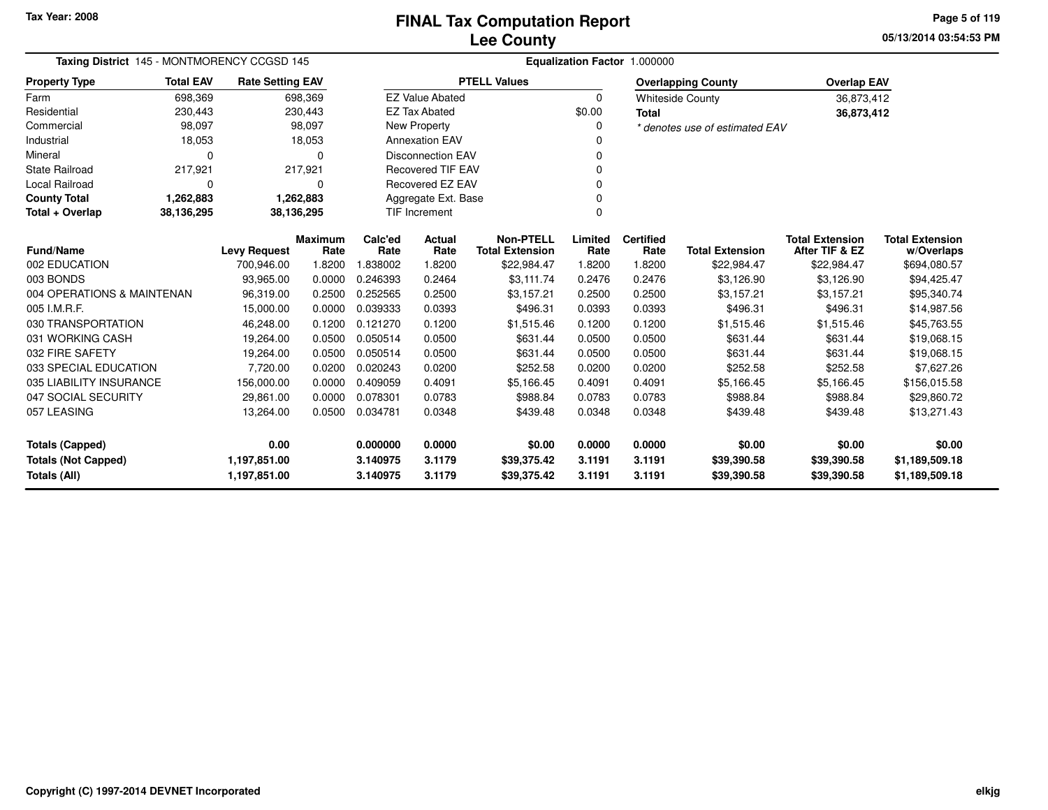# FINAL Tax Computation Report
## Lee County

Tax Year: 2008

05/13/2014 03:54:53 PM

**Taxing District** 145 - MONTMORENCY CCGSD 145 **Equalization Factor** 1.000000

| Property Type | Total EAV | Rate Setting EAV |
|---|---|---|
| Farm | 698,369 | 698,369 |
| Residential | 230,443 | 230,443 |
| Commercial | 98,097 | 98,097 |
| Industrial | 18,053 | 18,053 |
| Mineral | 0 | 0 |
| State Railroad | 217,921 | 217,921 |
| Local Railroad | 0 | 0 |
| **County Total** | **1,262,883** | **1,262,883** |
| **Total + Overlap** | **38,136,295** | **38,136,295** |

| PTELL Values | |
|---|---|
| EZ Value Abated | 0 |
| EZ Tax Abated | $0.00 |
| New Property | 0 |
| Annexation EAV | 0 |
| Disconnection EAV | 0 |
| Recovered TIF EAV | 0 |
| Recovered EZ EAV | 0 |
| Aggregate Ext. Base | 0 |
| TIF Increment | 0 |

| Overlapping County | Overlap EAV |
|---|---|
| Whiteside County | 36,873,412 |
| **Total** | **36,873,412** |

*\* denotes use of estimated EAV*

| Fund/Name | Levy Request | Maximum Rate | Calc'ed Rate | Actual Rate | Non-PTELL Total Extension | Limited Rate | Certified Rate | Total Extension | Total Extension After TIF & EZ | Total Extension w/Overlaps |
|---|---|---|---|---|---|---|---|---|---|---|
| 002 EDUCATION | 700,946.00 | 1.8200 | 1.838002 | 1.8200 | $22,984.47 | 1.8200 | 1.8200 | $22,984.47 | $22,984.47 | $694,080.57 |
| 003 BONDS | 93,965.00 | 0.0000 | 0.246393 | 0.2464 | $3,111.74 | 0.2476 | 0.2476 | $3,126.90 | $3,126.90 | $94,425.47 |
| 004 OPERATIONS & MAINTENAN | 96,319.00 | 0.2500 | 0.252565 | 0.2500 | $3,157.21 | 0.2500 | 0.2500 | $3,157.21 | $3,157.21 | $95,340.74 |
| 005 I.M.R.F. | 15,000.00 | 0.0000 | 0.039333 | 0.0393 | $496.31 | 0.0393 | 0.0393 | $496.31 | $496.31 | $14,987.56 |
| 030 TRANSPORTATION | 46,248.00 | 0.1200 | 0.121270 | 0.1200 | $1,515.46 | 0.1200 | 0.1200 | $1,515.46 | $1,515.46 | $45,763.55 |
| 031 WORKING CASH | 19,264.00 | 0.0500 | 0.050514 | 0.0500 | $631.44 | 0.0500 | 0.0500 | $631.44 | $631.44 | $19,068.15 |
| 032 FIRE SAFETY | 19,264.00 | 0.0500 | 0.050514 | 0.0500 | $631.44 | 0.0500 | 0.0500 | $631.44 | $631.44 | $19,068.15 |
| 033 SPECIAL EDUCATION | 7,720.00 | 0.0200 | 0.020243 | 0.0200 | $252.58 | 0.0200 | 0.0200 | $252.58 | $252.58 | $7,627.26 |
| 035 LIABILITY INSURANCE | 156,000.00 | 0.0000 | 0.409059 | 0.4091 | $5,166.45 | 0.4091 | 0.4091 | $5,166.45 | $5,166.45 | $156,015.58 |
| 047 SOCIAL SECURITY | 29,861.00 | 0.0000 | 0.078301 | 0.0783 | $988.84 | 0.0783 | 0.0783 | $988.84 | $988.84 | $29,860.72 |
| 057 LEASING | 13,264.00 | 0.0500 | 0.034781 | 0.0348 | $439.48 | 0.0348 | 0.0348 | $439.48 | $439.48 | $13,271.43 |
| **Totals (Capped)** | **0.00** | | **0.000000** | **0.0000** | **$0.00** | **0.0000** | **0.0000** | **$0.00** | **$0.00** | **$0.00** |
| **Totals (Not Capped)** | **1,197,851.00** | | **3.140975** | **3.1179** | **$39,375.42** | **3.1191** | **3.1191** | **$39,390.58** | **$39,390.58** | **$1,189,509.18** |
| **Totals (All)** | **1,197,851.00** | | **3.140975** | **3.1179** | **$39,375.42** | **3.1191** | **3.1191** | **$39,390.58** | **$39,390.58** | **$1,189,509.18** |

Copyright (C) 1997-2014 DEVNET Incorporated

elkjg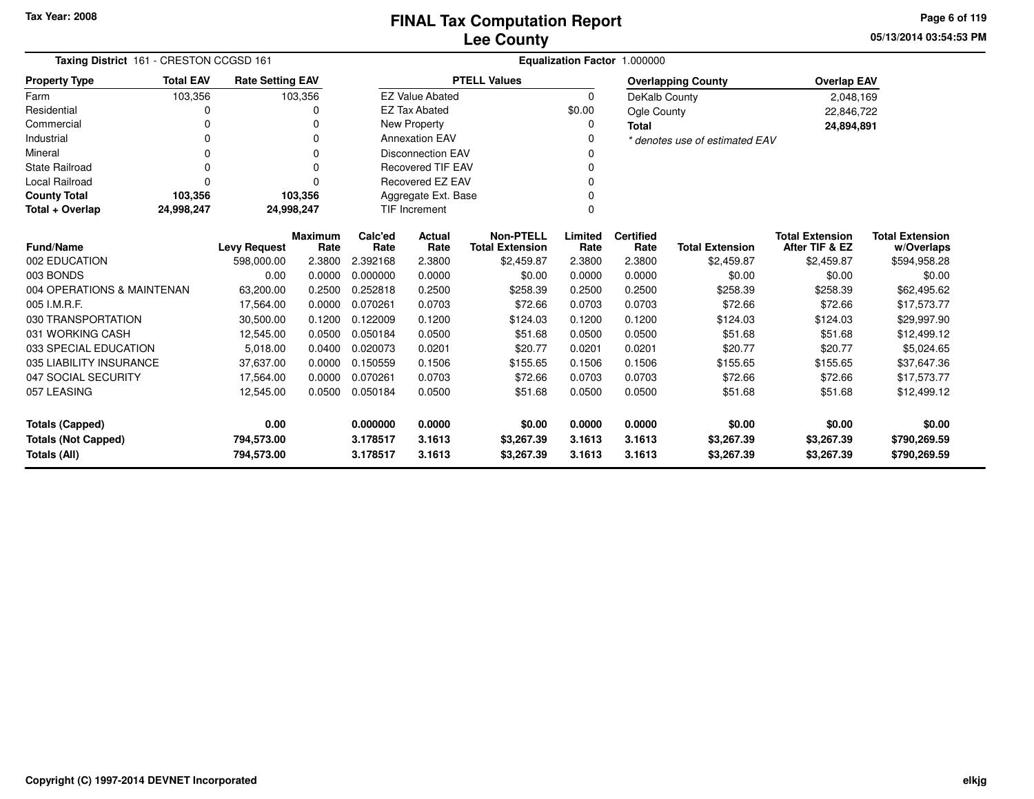# FINAL Tax Computation Report
## Lee County

Tax Year: 2008

05/13/2014 03:54:53 PM

**Taxing District** 161 - CRESTON CCGSD 161

**Equalization Factor** 1.000000

| Property Type | Total EAV | Rate Setting EAV |
|---|---|---|
| Farm | 103,356 | 103,356 |
| Residential | 0 | 0 |
| Commercial | 0 | 0 |
| Industrial | 0 | 0 |
| Mineral | 0 | 0 |
| State Railroad | 0 | 0 |
| Local Railroad | 0 | 0 |
| **County Total** | **103,356** | **103,356** |
| **Total + Overlap** | **24,998,247** | **24,998,247** |

| PTELL Values | |
|---|---|
| EZ Value Abated | 0 |
| EZ Tax Abated | $0.00 |
| New Property | 0 |
| Annexation EAV | 0 |
| Disconnection EAV | 0 |
| Recovered TIF EAV | 0 |
| Recovered EZ EAV | 0 |
| Aggregate Ext. Base | 0 |
| TIF Increment | 0 |

| Overlapping County | Overlap EAV |
|---|---|
| DeKalb County | 2,048,169 |
| Ogle County | 22,846,722 |
| **Total** | **24,894,891** |

*\* denotes use of estimated EAV*

| Fund/Name | Levy Request | Maximum Rate | Calc'ed Rate | Actual Rate | Non-PTELL Total Extension | Limited Rate | Certified Rate | Total Extension | Total Extension After TIF & EZ | Total Extension w/Overlaps |
|---|---|---|---|---|---|---|---|---|---|---|
| 002 EDUCATION | 598,000.00 | 2.3800 | 2.392168 | 2.3800 | $2,459.87 | 2.3800 | 2.3800 | $2,459.87 | $2,459.87 | $594,958.28 |
| 003 BONDS | 0.00 | 0.0000 | 0.000000 | 0.0000 | $0.00 | 0.0000 | 0.0000 | $0.00 | $0.00 | $0.00 |
| 004 OPERATIONS & MAINTENAN | 63,200.00 | 0.2500 | 0.252818 | 0.2500 | $258.39 | 0.2500 | 0.2500 | $258.39 | $258.39 | $62,495.62 |
| 005 I.M.R.F. | 17,564.00 | 0.0000 | 0.070261 | 0.0703 | $72.66 | 0.0703 | 0.0703 | $72.66 | $72.66 | $17,573.77 |
| 030 TRANSPORTATION | 30,500.00 | 0.1200 | 0.122009 | 0.1200 | $124.03 | 0.1200 | 0.1200 | $124.03 | $124.03 | $29,997.90 |
| 031 WORKING CASH | 12,545.00 | 0.0500 | 0.050184 | 0.0500 | $51.68 | 0.0500 | 0.0500 | $51.68 | $51.68 | $12,499.12 |
| 033 SPECIAL EDUCATION | 5,018.00 | 0.0400 | 0.020073 | 0.0201 | $20.77 | 0.0201 | 0.0201 | $20.77 | $20.77 | $5,024.65 |
| 035 LIABILITY INSURANCE | 37,637.00 | 0.0000 | 0.150559 | 0.1506 | $155.65 | 0.1506 | 0.1506 | $155.65 | $155.65 | $37,647.36 |
| 047 SOCIAL SECURITY | 17,564.00 | 0.0000 | 0.070261 | 0.0703 | $72.66 | 0.0703 | 0.0703 | $72.66 | $72.66 | $17,573.77 |
| 057 LEASING | 12,545.00 | 0.0500 | 0.050184 | 0.0500 | $51.68 | 0.0500 | 0.0500 | $51.68 | $51.68 | $12,499.12 |
| **Totals (Capped)** | **0.00** | | **0.000000** | **0.0000** | **$0.00** | **0.0000** | **0.0000** | **$0.00** | **$0.00** | **$0.00** |
| **Totals (Not Capped)** | **794,573.00** | | **3.178517** | **3.1613** | **$3,267.39** | **3.1613** | **3.1613** | **$3,267.39** | **$3,267.39** | **$790,269.59** |
| **Totals (All)** | **794,573.00** | | **3.178517** | **3.1613** | **$3,267.39** | **3.1613** | **3.1613** | **$3,267.39** | **$3,267.39** | **$790,269.59** |

Copyright (C) 1997-2014 DEVNET Incorporated

elkjg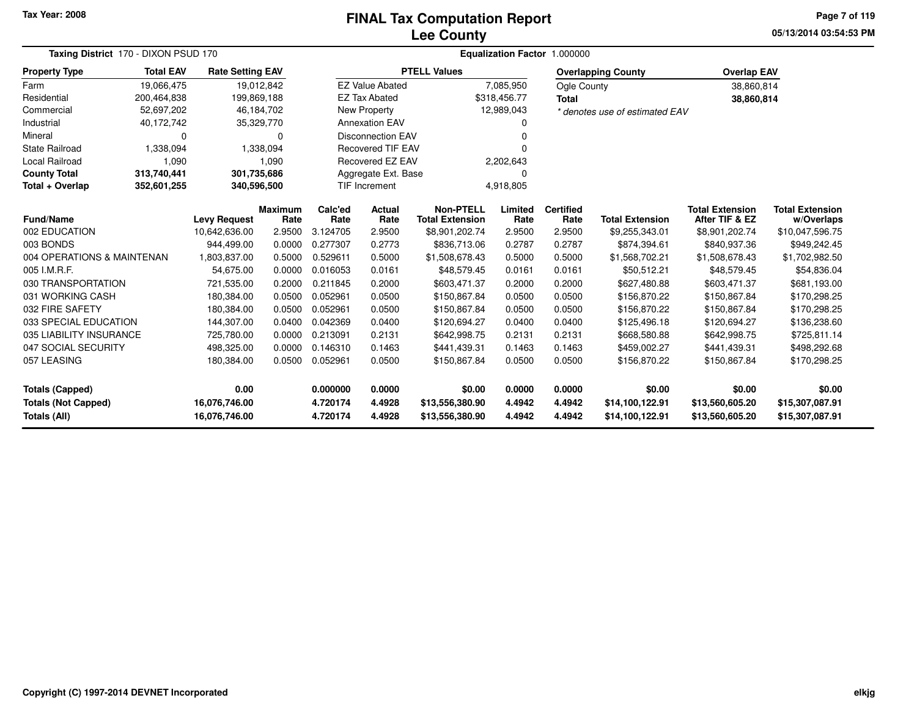Tax Year: 2008

# FINAL Tax Computation Report
## Lee County

05/13/2014 03:54:53 PM

**Taxing District** 170 - DIXON PSUD 170 | **Equalization Factor** 1.000000

| Property Type | Total EAV | Rate Setting EAV |
|---|---|---|
| Farm | 19,066,475 | 19,012,842 |
| Residential | 200,464,838 | 199,869,188 |
| Commercial | 52,697,202 | 46,184,702 |
| Industrial | 40,172,742 | 35,329,770 |
| Mineral | 0 | 0 |
| State Railroad | 1,338,094 | 1,338,094 |
| Local Railroad | 1,090 | 1,090 |
| **County Total** | **313,740,441** | **301,735,686** |
| **Total + Overlap** | **352,601,255** | **340,596,500** |

| PTELL Values | |
|---|---|
| EZ Value Abated | 7,085,950 |
| EZ Tax Abated | $318,456.77 |
| New Property | 12,989,043 |
| Annexation EAV | 0 |
| Disconnection EAV | 0 |
| Recovered TIF EAV | 0 |
| Recovered EZ EAV | 2,202,643 |
| Aggregate Ext. Base | 0 |
| TIF Increment | 4,918,805 |

| Overlapping County | Overlap EAV |
|---|---|
| Ogle County | 38,860,814 |
| **Total** | **38,860,814** |

*\* denotes use of estimated EAV*

| Fund/Name | Levy Request | Maximum Rate | Calc'ed Rate | Actual Rate | Non-PTELL Total Extension | Limited Rate | Certified Rate | Total Extension | Total Extension After TIF & EZ | Total Extension w/Overlaps |
|---|---|---|---|---|---|---|---|---|---|---|
| 002 EDUCATION | 10,642,636.00 | 2.9500 | 3.124705 | 2.9500 | $8,901,202.74 | 2.9500 | 2.9500 | $9,255,343.01 | $8,901,202.74 | $10,047,596.75 |
| 003 BONDS | 944,499.00 | 0.0000 | 0.277307 | 0.2773 | $836,713.06 | 0.2787 | 0.2787 | $874,394.61 | $840,937.36 | $949,242.45 |
| 004 OPERATIONS & MAINTENAN | 1,803,837.00 | 0.5000 | 0.529611 | 0.5000 | $1,508,678.43 | 0.5000 | 0.5000 | $1,568,702.21 | $1,508,678.43 | $1,702,982.50 |
| 005 I.M.R.F. | 54,675.00 | 0.0000 | 0.016053 | 0.0161 | $48,579.45 | 0.0161 | 0.0161 | $50,512.21 | $48,579.45 | $54,836.04 |
| 030 TRANSPORTATION | 721,535.00 | 0.2000 | 0.211845 | 0.2000 | $603,471.37 | 0.2000 | 0.2000 | $627,480.88 | $603,471.37 | $681,193.00 |
| 031 WORKING CASH | 180,384.00 | 0.0500 | 0.052961 | 0.0500 | $150,867.84 | 0.0500 | 0.0500 | $156,870.22 | $150,867.84 | $170,298.25 |
| 032 FIRE SAFETY | 180,384.00 | 0.0500 | 0.052961 | 0.0500 | $150,867.84 | 0.0500 | 0.0500 | $156,870.22 | $150,867.84 | $170,298.25 |
| 033 SPECIAL EDUCATION | 144,307.00 | 0.0400 | 0.042369 | 0.0400 | $120,694.27 | 0.0400 | 0.0400 | $125,496.18 | $120,694.27 | $136,238.60 |
| 035 LIABILITY INSURANCE | 725,780.00 | 0.0000 | 0.213091 | 0.2131 | $642,998.75 | 0.2131 | 0.2131 | $668,580.88 | $642,998.75 | $725,811.14 |
| 047 SOCIAL SECURITY | 498,325.00 | 0.0000 | 0.146310 | 0.1463 | $441,439.31 | 0.1463 | 0.1463 | $459,002.27 | $441,439.31 | $498,292.68 |
| 057 LEASING | 180,384.00 | 0.0500 | 0.052961 | 0.0500 | $150,867.84 | 0.0500 | 0.0500 | $156,870.22 | $150,867.84 | $170,298.25 |
| **Totals (Capped)** | **0.00** | | **0.000000** | **0.0000** | **$0.00** | **0.0000** | **0.0000** | **$0.00** | **$0.00** | **$0.00** |
| **Totals (Not Capped)** | **16,076,746.00** | | **4.720174** | **4.4928** | **$13,556,380.90** | **4.4942** | **4.4942** | **$14,100,122.91** | **$13,560,605.20** | **$15,307,087.91** |
| **Totals (All)** | **16,076,746.00** | | **4.720174** | **4.4928** | **$13,556,380.90** | **4.4942** | **4.4942** | **$14,100,122.91** | **$13,560,605.20** | **$15,307,087.91** |

Copyright (C) 1997-2014 DEVNET Incorporated

elkjg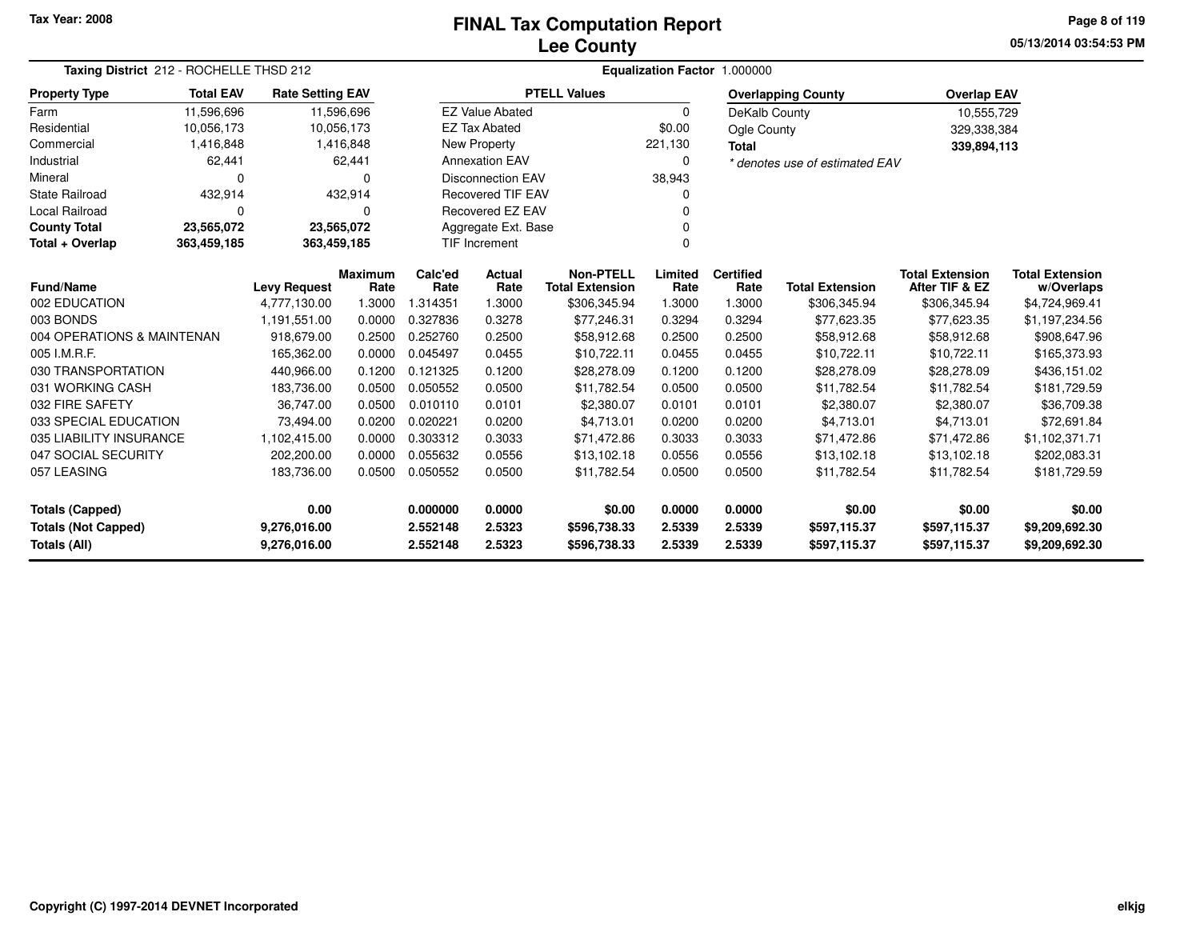Tax Year: 2008

# FINAL Tax Computation Report
## Lee County

05/13/2014 03:54:53 PM

**Taxing District** 212 - ROCHELLE THSD 212

**Equalization Factor** 1.000000

| Property Type | Total EAV | Rate Setting EAV |
|---|---|---|
| Farm | 11,596,696 | 11,596,696 |
| Residential | 10,056,173 | 10,056,173 |
| Commercial | 1,416,848 | 1,416,848 |
| Industrial | 62,441 | 62,441 |
| Mineral | 0 | 0 |
| State Railroad | 432,914 | 432,914 |
| Local Railroad | 0 | 0 |
| **County Total** | **23,565,072** | **23,565,072** |
| **Total + Overlap** | **363,459,185** | **363,459,185** |

| PTELL Values | |
|---|---|
| EZ Value Abated | 0 |
| EZ Tax Abated | $0.00 |
| New Property | 221,130 |
| Annexation EAV | 0 |
| Disconnection EAV | 38,943 |
| Recovered TIF EAV | 0 |
| Recovered EZ EAV | 0 |
| Aggregate Ext. Base | 0 |
| TIF Increment | 0 |

| Overlapping County | Overlap EAV |
|---|---|
| DeKalb County | 10,555,729 |
| Ogle County | 329,338,384 |
| **Total** | **339,894,113** |

*\* denotes use of estimated EAV*

| Fund/Name | Levy Request | Maximum Rate | Calc'ed Rate | Actual Rate | Non-PTELL Total Extension | Limited Rate | Certified Rate | Total Extension | Total Extension After TIF & EZ | Total Extension w/Overlaps |
|---|---|---|---|---|---|---|---|---|---|---|
| 002 EDUCATION | 4,777,130.00 | 1.3000 | 1.314351 | 1.3000 | $306,345.94 | 1.3000 | 1.3000 | $306,345.94 | $306,345.94 | $4,724,969.41 |
| 003 BONDS | 1,191,551.00 | 0.0000 | 0.327836 | 0.3278 | $77,246.31 | 0.3294 | 0.3294 | $77,623.35 | $77,623.35 | $1,197,234.56 |
| 004 OPERATIONS & MAINTENAN | 918,679.00 | 0.2500 | 0.252760 | 0.2500 | $58,912.68 | 0.2500 | 0.2500 | $58,912.68 | $58,912.68 | $908,647.96 |
| 005 I.M.R.F. | 165,362.00 | 0.0000 | 0.045497 | 0.0455 | $10,722.11 | 0.0455 | 0.0455 | $10,722.11 | $10,722.11 | $165,373.93 |
| 030 TRANSPORTATION | 440,966.00 | 0.1200 | 0.121325 | 0.1200 | $28,278.09 | 0.1200 | 0.1200 | $28,278.09 | $28,278.09 | $436,151.02 |
| 031 WORKING CASH | 183,736.00 | 0.0500 | 0.050552 | 0.0500 | $11,782.54 | 0.0500 | 0.0500 | $11,782.54 | $11,782.54 | $181,729.59 |
| 032 FIRE SAFETY | 36,747.00 | 0.0500 | 0.010110 | 0.0101 | $2,380.07 | 0.0101 | 0.0101 | $2,380.07 | $2,380.07 | $36,709.38 |
| 033 SPECIAL EDUCATION | 73,494.00 | 0.0200 | 0.020221 | 0.0200 | $4,713.01 | 0.0200 | 0.0200 | $4,713.01 | $4,713.01 | $72,691.84 |
| 035 LIABILITY INSURANCE | 1,102,415.00 | 0.0000 | 0.303312 | 0.3033 | $71,472.86 | 0.3033 | 0.3033 | $71,472.86 | $71,472.86 | $1,102,371.71 |
| 047 SOCIAL SECURITY | 202,200.00 | 0.0000 | 0.055632 | 0.0556 | $13,102.18 | 0.0556 | 0.0556 | $13,102.18 | $13,102.18 | $202,083.31 |
| 057 LEASING | 183,736.00 | 0.0500 | 0.050552 | 0.0500 | $11,782.54 | 0.0500 | 0.0500 | $11,782.54 | $11,782.54 | $181,729.59 |
| **Totals (Capped)** | **0.00** | | **0.000000** | **0.0000** | **$0.00** | **0.0000** | **0.0000** | **$0.00** | **$0.00** | **$0.00** |
| **Totals (Not Capped)** | **9,276,016.00** | | **2.552148** | **2.5323** | **$596,738.33** | **2.5339** | **2.5339** | **$597,115.37** | **$597,115.37** | **$9,209,692.30** |
| **Totals (All)** | **9,276,016.00** | | **2.552148** | **2.5323** | **$596,738.33** | **2.5339** | **2.5339** | **$597,115.37** | **$597,115.37** | **$9,209,692.30** |

Copyright (C) 1997-2014 DEVNET Incorporated

elkjg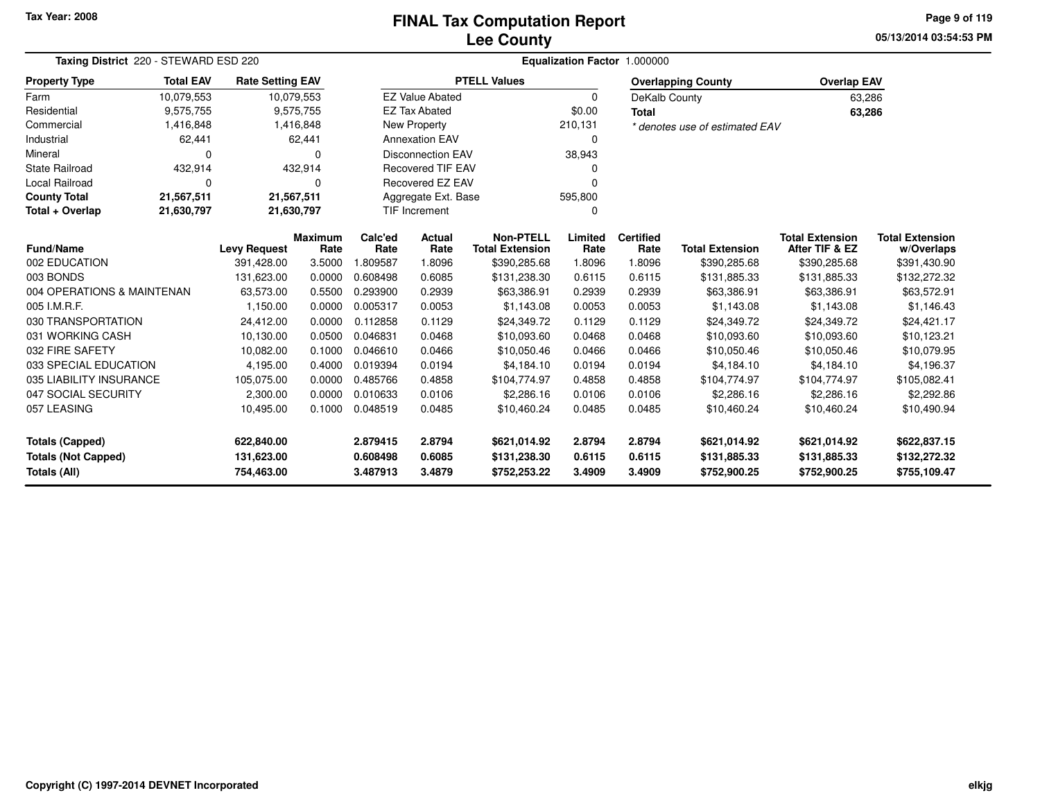Tax Year: 2008

# FINAL Tax Computation Report
## Lee County

05/13/2014 03:54:53 PM

**Taxing District** 220 - STEWARD ESD 220

**Equalization Factor** 1.000000

| Property Type | Total EAV | Rate Setting EAV |
|---|---|---|
| Farm | 10,079,553 | 10,079,553 |
| Residential | 9,575,755 | 9,575,755 |
| Commercial | 1,416,848 | 1,416,848 |
| Industrial | 62,441 | 62,441 |
| Mineral | 0 | 0 |
| State Railroad | 432,914 | 432,914 |
| Local Railroad | 0 | 0 |
| **County Total** | **21,567,511** | **21,567,511** |
| **Total + Overlap** | **21,630,797** | **21,630,797** |

| PTELL Values | |
|---|---|
| EZ Value Abated | 0 |
| EZ Tax Abated | $0.00 |
| New Property | 210,131 |
| Annexation EAV | 0 |
| Disconnection EAV | 38,943 |
| Recovered TIF EAV | 0 |
| Recovered EZ EAV | 0 |
| Aggregate Ext. Base | 595,800 |
| TIF Increment | 0 |

| Overlapping County | Overlap EAV |
|---|---|
| DeKalb County | 63,286 |
| **Total** | **63,286** |

*\* denotes use of estimated EAV*

| Fund/Name | Levy Request | Maximum Rate | Calc'ed Rate | Actual Rate | Non-PTELL Total Extension | Limited Rate | Certified Rate | Total Extension | Total Extension After TIF & EZ | Total Extension w/Overlaps |
|---|---|---|---|---|---|---|---|---|---|---|
| 002 EDUCATION | 391,428.00 | 3.5000 | 1.809587 | 1.8096 | $390,285.68 | 1.8096 | 1.8096 | $390,285.68 | $390,285.68 | $391,430.90 |
| 003 BONDS | 131,623.00 | 0.0000 | 0.608498 | 0.6085 | $131,238.30 | 0.6115 | 0.6115 | $131,885.33 | $131,885.33 | $132,272.32 |
| 004 OPERATIONS & MAINTENAN | 63,573.00 | 0.5500 | 0.293900 | 0.2939 | $63,386.91 | 0.2939 | 0.2939 | $63,386.91 | $63,386.91 | $63,572.91 |
| 005 I.M.R.F. | 1,150.00 | 0.0000 | 0.005317 | 0.0053 | $1,143.08 | 0.0053 | 0.0053 | $1,143.08 | $1,143.08 | $1,146.43 |
| 030 TRANSPORTATION | 24,412.00 | 0.0000 | 0.112858 | 0.1129 | $24,349.72 | 0.1129 | 0.1129 | $24,349.72 | $24,349.72 | $24,421.17 |
| 031 WORKING CASH | 10,130.00 | 0.0500 | 0.046831 | 0.0468 | $10,093.60 | 0.0468 | 0.0468 | $10,093.60 | $10,093.60 | $10,123.21 |
| 032 FIRE SAFETY | 10,082.00 | 0.1000 | 0.046610 | 0.0466 | $10,050.46 | 0.0466 | 0.0466 | $10,050.46 | $10,050.46 | $10,079.95 |
| 033 SPECIAL EDUCATION | 4,195.00 | 0.4000 | 0.019394 | 0.0194 | $4,184.10 | 0.0194 | 0.0194 | $4,184.10 | $4,184.10 | $4,196.37 |
| 035 LIABILITY INSURANCE | 105,075.00 | 0.0000 | 0.485766 | 0.4858 | $104,774.97 | 0.4858 | 0.4858 | $104,774.97 | $104,774.97 | $105,082.41 |
| 047 SOCIAL SECURITY | 2,300.00 | 0.0000 | 0.010633 | 0.0106 | $2,286.16 | 0.0106 | 0.0106 | $2,286.16 | $2,286.16 | $2,292.86 |
| 057 LEASING | 10,495.00 | 0.1000 | 0.048519 | 0.0485 | $10,460.24 | 0.0485 | 0.0485 | $10,460.24 | $10,460.24 | $10,490.94 |
| **Totals (Capped)** | **622,840.00** | | **2.879415** | **2.8794** | **$621,014.92** | **2.8794** | **2.8794** | **$621,014.92** | **$621,014.92** | **$622,837.15** |
| **Totals (Not Capped)** | **131,623.00** | | **0.608498** | **0.6085** | **$131,238.30** | **0.6115** | **0.6115** | **$131,885.33** | **$131,885.33** | **$132,272.32** |
| **Totals (All)** | **754,463.00** | | **3.487913** | **3.4879** | **$752,253.22** | **3.4909** | **3.4909** | **$752,900.25** | **$752,900.25** | **$755,109.47** |

Copyright (C) 1997-2014 DEVNET Incorporated

elkjg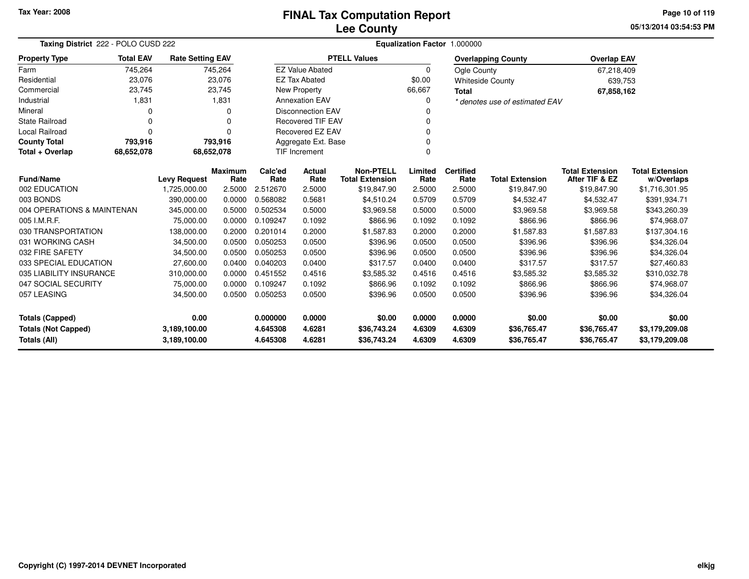Tax Year: 2008

# FINAL Tax Computation Report
## Lee County

05/13/2014 03:54:53 PM

**Taxing District** 222 - POLO CUSD 222 — **Equalization Factor** 1.000000

| Property Type | Total EAV | Rate Setting EAV |
|---|---|---|
| Farm | 745,264 | 745,264 |
| Residential | 23,076 | 23,076 |
| Commercial | 23,745 | 23,745 |
| Industrial | 1,831 | 1,831 |
| Mineral | 0 | 0 |
| State Railroad | 0 | 0 |
| Local Railroad | 0 | 0 |
| **County Total** | **793,916** | **793,916** |
| **Total + Overlap** | **68,652,078** | **68,652,078** |

| PTELL Values | |
|---|---|
| EZ Value Abated | 0 |
| EZ Tax Abated | $0.00 |
| New Property | 66,667 |
| Annexation EAV | 0 |
| Disconnection EAV | 0 |
| Recovered TIF EAV | 0 |
| Recovered EZ EAV | 0 |
| Aggregate Ext. Base | 0 |
| TIF Increment | 0 |

| Overlapping County | Overlap EAV |
|---|---|
| Ogle County | 67,218,409 |
| Whiteside County | 639,753 |
| **Total** | **67,858,162** |

*\* denotes use of estimated EAV*

| Fund/Name | Levy Request | Maximum Rate | Calc'ed Rate | Actual Rate | Non-PTELL Total Extension | Limited Rate | Certified Rate | Total Extension | Total Extension After TIF & EZ | Total Extension w/Overlaps |
|---|---|---|---|---|---|---|---|---|---|---|
| 002 EDUCATION | 1,725,000.00 | 2.5000 | 2.512670 | 2.5000 | $19,847.90 | 2.5000 | 2.5000 | $19,847.90 | $19,847.90 | $1,716,301.95 |
| 003 BONDS | 390,000.00 | 0.0000 | 0.568082 | 0.5681 | $4,510.24 | 0.5709 | 0.5709 | $4,532.47 | $4,532.47 | $391,934.71 |
| 004 OPERATIONS & MAINTENAN | 345,000.00 | 0.5000 | 0.502534 | 0.5000 | $3,969.58 | 0.5000 | 0.5000 | $3,969.58 | $3,969.58 | $343,260.39 |
| 005 I.M.R.F. | 75,000.00 | 0.0000 | 0.109247 | 0.1092 | $866.96 | 0.1092 | 0.1092 | $866.96 | $866.96 | $74,968.07 |
| 030 TRANSPORTATION | 138,000.00 | 0.2000 | 0.201014 | 0.2000 | $1,587.83 | 0.2000 | 0.2000 | $1,587.83 | $1,587.83 | $137,304.16 |
| 031 WORKING CASH | 34,500.00 | 0.0500 | 0.050253 | 0.0500 | $396.96 | 0.0500 | 0.0500 | $396.96 | $396.96 | $34,326.04 |
| 032 FIRE SAFETY | 34,500.00 | 0.0500 | 0.050253 | 0.0500 | $396.96 | 0.0500 | 0.0500 | $396.96 | $396.96 | $34,326.04 |
| 033 SPECIAL EDUCATION | 27,600.00 | 0.0400 | 0.040203 | 0.0400 | $317.57 | 0.0400 | 0.0400 | $317.57 | $317.57 | $27,460.83 |
| 035 LIABILITY INSURANCE | 310,000.00 | 0.0000 | 0.451552 | 0.4516 | $3,585.32 | 0.4516 | 0.4516 | $3,585.32 | $3,585.32 | $310,032.78 |
| 047 SOCIAL SECURITY | 75,000.00 | 0.0000 | 0.109247 | 0.1092 | $866.96 | 0.1092 | 0.1092 | $866.96 | $866.96 | $74,968.07 |
| 057 LEASING | 34,500.00 | 0.0500 | 0.050253 | 0.0500 | $396.96 | 0.0500 | 0.0500 | $396.96 | $396.96 | $34,326.04 |
| **Totals (Capped)** | **0.00** | | **0.000000** | **0.0000** | **$0.00** | **0.0000** | **0.0000** | **$0.00** | **$0.00** | **$0.00** |
| **Totals (Not Capped)** | **3,189,100.00** | | **4.645308** | **4.6281** | **$36,743.24** | **4.6309** | **4.6309** | **$36,765.47** | **$36,765.47** | **$3,179,209.08** |
| **Totals (All)** | **3,189,100.00** | | **4.645308** | **4.6281** | **$36,743.24** | **4.6309** | **4.6309** | **$36,765.47** | **$36,765.47** | **$3,179,209.08** |

Copyright (C) 1997-2014 DEVNET Incorporated — elkjg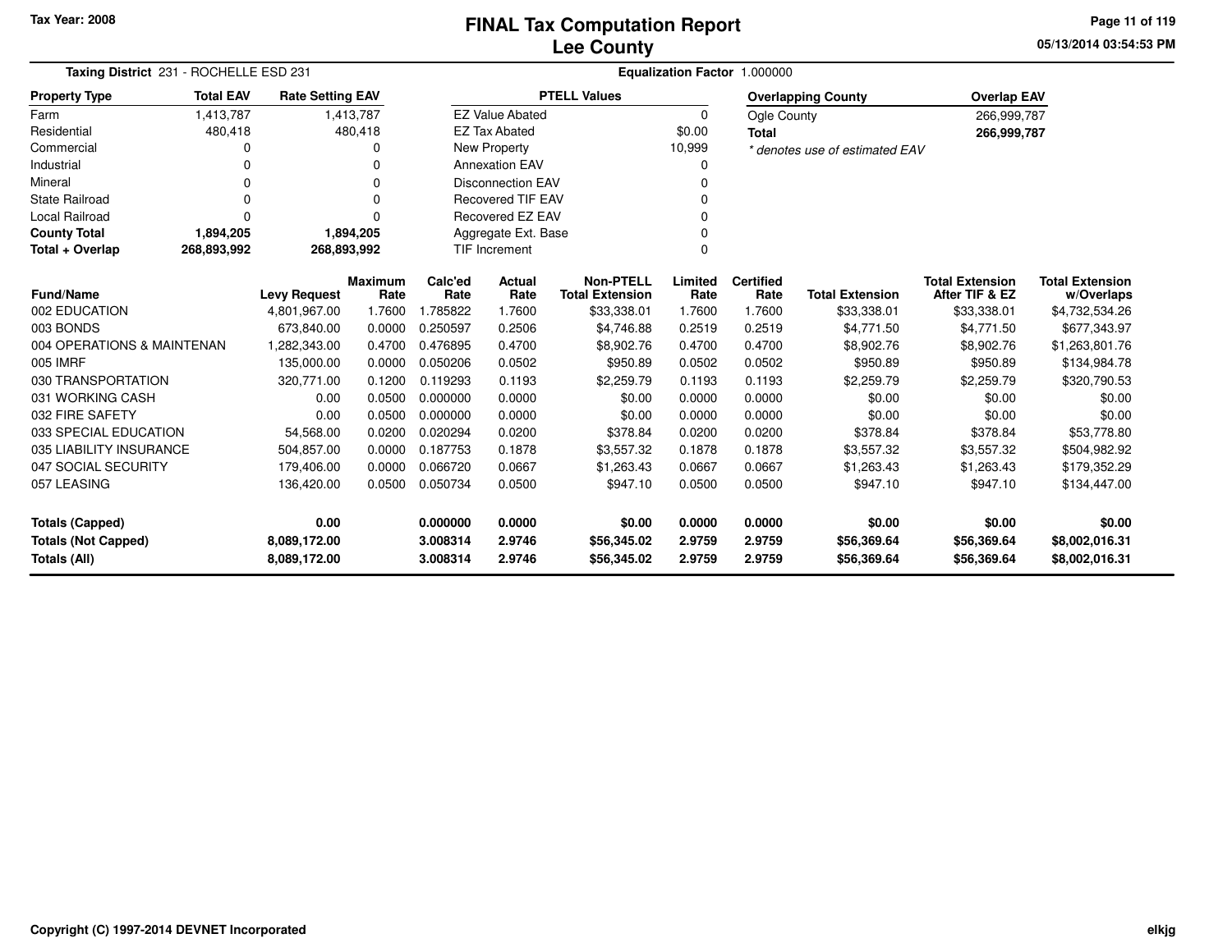Tax Year: 2008

# FINAL Tax Computation Report
## Lee County

05/13/2014 03:54:53 PM

**Taxing District** 231 - ROCHELLE ESD 231 | **Equalization Factor** 1.000000

| Property Type | Total EAV | Rate Setting EAV |
|---|---|---|
| Farm | 1,413,787 | 1,413,787 |
| Residential | 480,418 | 480,418 |
| Commercial | 0 | 0 |
| Industrial | 0 | 0 |
| Mineral | 0 | 0 |
| State Railroad | 0 | 0 |
| Local Railroad | 0 | 0 |
| **County Total** | **1,894,205** | **1,894,205** |
| **Total + Overlap** | **268,893,992** | **268,893,992** |

| PTELL Values | |
|---|---|
| EZ Value Abated | 0 |
| EZ Tax Abated | $0.00 |
| New Property | 10,999 |
| Annexation EAV | 0 |
| Disconnection EAV | 0 |
| Recovered TIF EAV | 0 |
| Recovered EZ EAV | 0 |
| Aggregate Ext. Base | 0 |
| TIF Increment | 0 |

| Overlapping County | Overlap EAV |
|---|---|
| Ogle County | 266,999,787 |
| **Total** | **266,999,787** |

*\* denotes use of estimated EAV*

| Fund/Name | Levy Request | Maximum Rate | Calc'ed Rate | Actual Rate | Non-PTELL Total Extension | Limited Rate | Certified Rate | Total Extension | Total Extension After TIF & EZ | Total Extension w/Overlaps |
|---|---|---|---|---|---|---|---|---|---|---|
| 002 EDUCATION | 4,801,967.00 | 1.7600 | 1.785822 | 1.7600 | $33,338.01 | 1.7600 | 1.7600 | $33,338.01 | $33,338.01 | $4,732,534.26 |
| 003 BONDS | 673,840.00 | 0.0000 | 0.250597 | 0.2506 | $4,746.88 | 0.2519 | 0.2519 | $4,771.50 | $4,771.50 | $677,343.97 |
| 004 OPERATIONS & MAINTENAN | 1,282,343.00 | 0.4700 | 0.476895 | 0.4700 | $8,902.76 | 0.4700 | 0.4700 | $8,902.76 | $8,902.76 | $1,263,801.76 |
| 005 IMRF | 135,000.00 | 0.0000 | 0.050206 | 0.0502 | $950.89 | 0.0502 | 0.0502 | $950.89 | $950.89 | $134,984.78 |
| 030 TRANSPORTATION | 320,771.00 | 0.1200 | 0.119293 | 0.1193 | $2,259.79 | 0.1193 | 0.1193 | $2,259.79 | $2,259.79 | $320,790.53 |
| 031 WORKING CASH | 0.00 | 0.0500 | 0.000000 | 0.0000 | $0.00 | 0.0000 | 0.0000 | $0.00 | $0.00 | $0.00 |
| 032 FIRE SAFETY | 0.00 | 0.0500 | 0.000000 | 0.0000 | $0.00 | 0.0000 | 0.0000 | $0.00 | $0.00 | $0.00 |
| 033 SPECIAL EDUCATION | 54,568.00 | 0.0200 | 0.020294 | 0.0200 | $378.84 | 0.0200 | 0.0200 | $378.84 | $378.84 | $53,778.80 |
| 035 LIABILITY INSURANCE | 504,857.00 | 0.0000 | 0.187753 | 0.1878 | $3,557.32 | 0.1878 | 0.1878 | $3,557.32 | $3,557.32 | $504,982.92 |
| 047 SOCIAL SECURITY | 179,406.00 | 0.0000 | 0.066720 | 0.0667 | $1,263.43 | 0.0667 | 0.0667 | $1,263.43 | $1,263.43 | $179,352.29 |
| 057 LEASING | 136,420.00 | 0.0500 | 0.050734 | 0.0500 | $947.10 | 0.0500 | 0.0500 | $947.10 | $947.10 | $134,447.00 |
| **Totals (Capped)** | **0.00** | | **0.000000** | **0.0000** | **$0.00** | **0.0000** | **0.0000** | **$0.00** | **$0.00** | **$0.00** |
| **Totals (Not Capped)** | **8,089,172.00** | | **3.008314** | **2.9746** | **$56,345.02** | **2.9759** | **2.9759** | **$56,369.64** | **$56,369.64** | **$8,002,016.31** |
| **Totals (All)** | **8,089,172.00** | | **3.008314** | **2.9746** | **$56,345.02** | **2.9759** | **2.9759** | **$56,369.64** | **$56,369.64** | **$8,002,016.31** |

Copyright (C) 1997-2014 DEVNET Incorporated

elkjg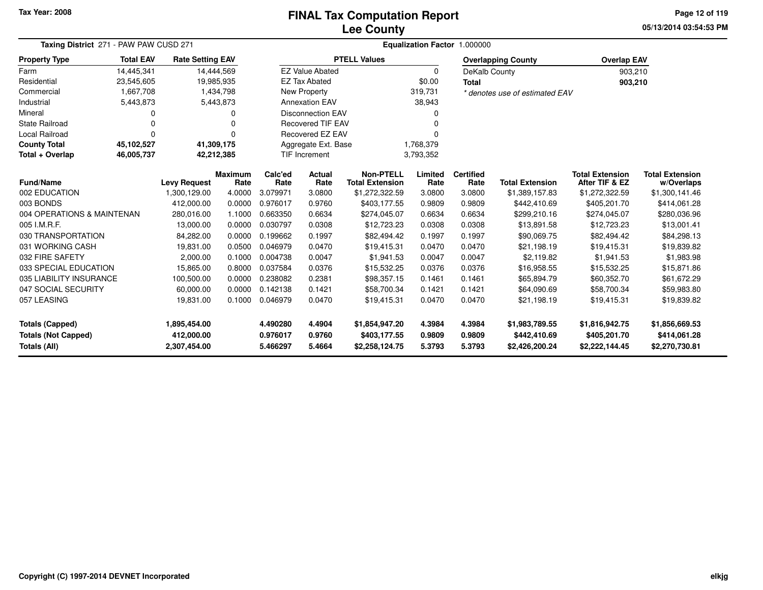# FINAL Tax Computation Report
## Lee County

Tax Year: 2008

05/13/2014 03:54:53 PM

**Taxing District** 271 - PAW PAW CUSD 271

**Equalization Factor** 1.000000

| Property Type | Total EAV | Rate Setting EAV |
|---|---|---|
| Farm | 14,445,341 | 14,444,569 |
| Residential | 23,545,605 | 19,985,935 |
| Commercial | 1,667,708 | 1,434,798 |
| Industrial | 5,443,873 | 5,443,873 |
| Mineral | 0 | 0 |
| State Railroad | 0 | 0 |
| Local Railroad | 0 | 0 |
| **County Total** | **45,102,527** | **41,309,175** |
| **Total + Overlap** | **46,005,737** | **42,212,385** |

| PTELL Values | |
|---|---|
| EZ Value Abated | 0 |
| EZ Tax Abated | $0.00 |
| New Property | 319,731 |
| Annexation EAV | 38,943 |
| Disconnection EAV | 0 |
| Recovered TIF EAV | 0 |
| Recovered EZ EAV | 0 |
| Aggregate Ext. Base | 1,768,379 |
| TIF Increment | 3,793,352 |

| Overlapping County | Overlap EAV |
|---|---|
| DeKalb County | 903,210 |
| **Total** | **903,210** |

*\* denotes use of estimated EAV*

| Fund/Name | Levy Request | Maximum Rate | Calc'ed Rate | Actual Rate | Non-PTELL Total Extension | Limited Rate | Certified Rate | Total Extension | Total Extension After TIF & EZ | Total Extension w/Overlaps |
|---|---|---|---|---|---|---|---|---|---|---|
| 002 EDUCATION | 1,300,129.00 | 4.0000 | 3.079971 | 3.0800 | $1,272,322.59 | 3.0800 | 3.0800 | $1,389,157.83 | $1,272,322.59 | $1,300,141.46 |
| 003 BONDS | 412,000.00 | 0.0000 | 0.976017 | 0.9760 | $403,177.55 | 0.9809 | 0.9809 | $442,410.69 | $405,201.70 | $414,061.28 |
| 004 OPERATIONS & MAINTENAN | 280,016.00 | 1.1000 | 0.663350 | 0.6634 | $274,045.07 | 0.6634 | 0.6634 | $299,210.16 | $274,045.07 | $280,036.96 |
| 005 I.M.R.F. | 13,000.00 | 0.0000 | 0.030797 | 0.0308 | $12,723.23 | 0.0308 | 0.0308 | $13,891.58 | $12,723.23 | $13,001.41 |
| 030 TRANSPORTATION | 84,282.00 | 0.0000 | 0.199662 | 0.1997 | $82,494.42 | 0.1997 | 0.1997 | $90,069.75 | $82,494.42 | $84,298.13 |
| 031 WORKING CASH | 19,831.00 | 0.0500 | 0.046979 | 0.0470 | $19,415.31 | 0.0470 | 0.0470 | $21,198.19 | $19,415.31 | $19,839.82 |
| 032 FIRE SAFETY | 2,000.00 | 0.1000 | 0.004738 | 0.0047 | $1,941.53 | 0.0047 | 0.0047 | $2,119.82 | $1,941.53 | $1,983.98 |
| 033 SPECIAL EDUCATION | 15,865.00 | 0.8000 | 0.037584 | 0.0376 | $15,532.25 | 0.0376 | 0.0376 | $16,958.55 | $15,532.25 | $15,871.86 |
| 035 LIABILITY INSURANCE | 100,500.00 | 0.0000 | 0.238082 | 0.2381 | $98,357.15 | 0.1461 | 0.1461 | $65,894.79 | $60,352.70 | $61,672.29 |
| 047 SOCIAL SECURITY | 60,000.00 | 0.0000 | 0.142138 | 0.1421 | $58,700.34 | 0.1421 | 0.1421 | $64,090.69 | $58,700.34 | $59,983.80 |
| 057 LEASING | 19,831.00 | 0.1000 | 0.046979 | 0.0470 | $19,415.31 | 0.0470 | 0.0470 | $21,198.19 | $19,415.31 | $19,839.82 |
| **Totals (Capped)** | **1,895,454.00** | | **4.490280** | **4.4904** | **$1,854,947.20** | **4.3984** | **4.3984** | **$1,983,789.55** | **$1,816,942.75** | **$1,856,669.53** |
| **Totals (Not Capped)** | **412,000.00** | | **0.976017** | **0.9760** | **$403,177.55** | **0.9809** | **0.9809** | **$442,410.69** | **$405,201.70** | **$414,061.28** |
| **Totals (All)** | **2,307,454.00** | | **5.466297** | **5.4664** | **$2,258,124.75** | **5.3793** | **5.3793** | **$2,426,200.24** | **$2,222,144.45** | **$2,270,730.81** |

Copyright (C) 1997-2014 DEVNET Incorporated

elkjg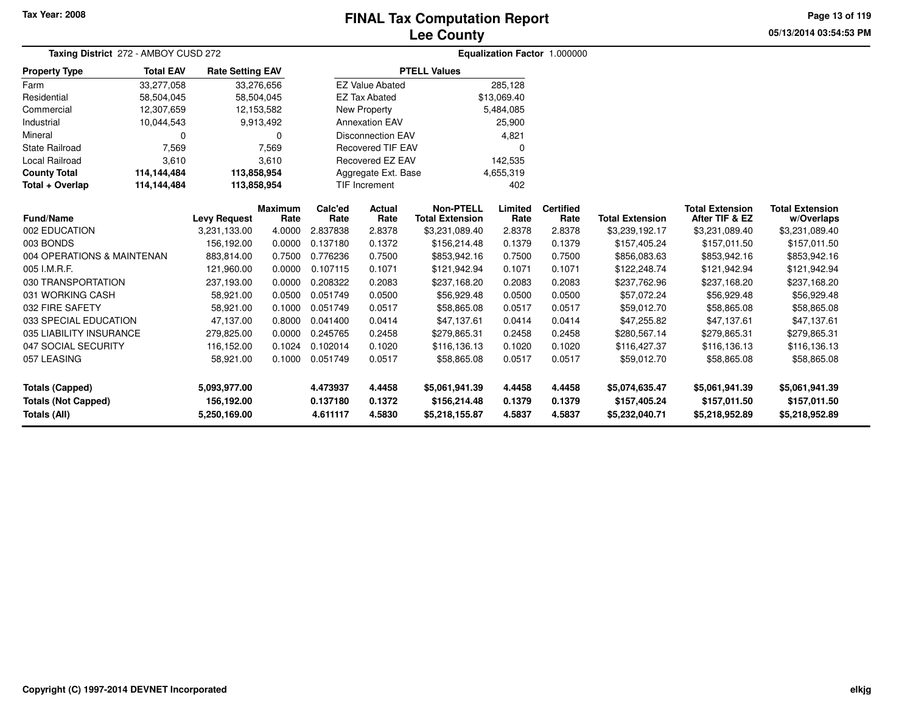Tax Year: 2008

# FINAL Tax Computation Report
## Lee County

**Taxing District** 272 - AMBOY CUSD 272

**Equalization Factor** 1.000000

| Property Type | Total EAV | Rate Setting EAV |
|---|---|---|
| Farm | 33,277,058 | 33,276,656 |
| Residential | 58,504,045 | 58,504,045 |
| Commercial | 12,307,659 | 12,153,582 |
| Industrial | 10,044,543 | 9,913,492 |
| Mineral | 0 | 0 |
| State Railroad | 7,569 | 7,569 |
| Local Railroad | 3,610 | 3,610 |
| **County Total** | **114,144,484** | **113,858,954** |
| **Total + Overlap** | **114,144,484** | **113,858,954** |

| PTELL Values | |
|---|---|
| EZ Value Abated | 285,128 |
| EZ Tax Abated | $13,069.40 |
| New Property | 5,484,085 |
| Annexation EAV | 25,900 |
| Disconnection EAV | 4,821 |
| Recovered TIF EAV | 0 |
| Recovered EZ EAV | 142,535 |
| Aggregate Ext. Base | 4,655,319 |
| TIF Increment | 402 |

| Fund/Name | Levy Request | Maximum Rate | Calc'ed Rate | Actual Rate | Non-PTELL Total Extension | Limited Rate | Certified Rate | Total Extension | Total Extension After TIF & EZ | Total Extension w/Overlaps |
|---|---|---|---|---|---|---|---|---|---|---|
| 002 EDUCATION | 3,231,133.00 | 4.0000 | 2.837838 | 2.8378 | $3,231,089.40 | 2.8378 | 2.8378 | $3,239,192.17 | $3,231,089.40 | $3,231,089.40 |
| 003 BONDS | 156,192.00 | 0.0000 | 0.137180 | 0.1372 | $156,214.48 | 0.1379 | 0.1379 | $157,405.24 | $157,011.50 | $157,011.50 |
| 004 OPERATIONS & MAINTENAN | 883,814.00 | 0.7500 | 0.776236 | 0.7500 | $853,942.16 | 0.7500 | 0.7500 | $856,083.63 | $853,942.16 | $853,942.16 |
| 005 I.M.R.F. | 121,960.00 | 0.0000 | 0.107115 | 0.1071 | $121,942.94 | 0.1071 | 0.1071 | $122,248.74 | $121,942.94 | $121,942.94 |
| 030 TRANSPORTATION | 237,193.00 | 0.0000 | 0.208322 | 0.2083 | $237,168.20 | 0.2083 | 0.2083 | $237,762.96 | $237,168.20 | $237,168.20 |
| 031 WORKING CASH | 58,921.00 | 0.0500 | 0.051749 | 0.0500 | $56,929.48 | 0.0500 | 0.0500 | $57,072.24 | $56,929.48 | $56,929.48 |
| 032 FIRE SAFETY | 58,921.00 | 0.1000 | 0.051749 | 0.0517 | $58,865.08 | 0.0517 | 0.0517 | $59,012.70 | $58,865.08 | $58,865.08 |
| 033 SPECIAL EDUCATION | 47,137.00 | 0.8000 | 0.041400 | 0.0414 | $47,137.61 | 0.0414 | 0.0414 | $47,255.82 | $47,137.61 | $47,137.61 |
| 035 LIABILITY INSURANCE | 279,825.00 | 0.0000 | 0.245765 | 0.2458 | $279,865.31 | 0.2458 | 0.2458 | $280,567.14 | $279,865.31 | $279,865.31 |
| 047 SOCIAL SECURITY | 116,152.00 | 0.1024 | 0.102014 | 0.1020 | $116,136.13 | 0.1020 | 0.1020 | $116,427.37 | $116,136.13 | $116,136.13 |
| 057 LEASING | 58,921.00 | 0.1000 | 0.051749 | 0.0517 | $58,865.08 | 0.0517 | 0.0517 | $59,012.70 | $58,865.08 | $58,865.08 |
| **Totals (Capped)** | **5,093,977.00** | | **4.473937** | **4.4458** | **$5,061,941.39** | **4.4458** | **4.4458** | **$5,074,635.47** | **$5,061,941.39** | **$5,061,941.39** |
| **Totals (Not Capped)** | **156,192.00** | | **0.137180** | **0.1372** | **$156,214.48** | **0.1379** | **0.1379** | **$157,405.24** | **$157,011.50** | **$157,011.50** |
| **Totals (All)** | **5,250,169.00** | | **4.611117** | **4.5830** | **$5,218,155.87** | **4.5837** | **4.5837** | **$5,232,040.71** | **$5,218,952.89** | **$5,218,952.89** |

Copyright (C) 1997-2014 DEVNET Incorporated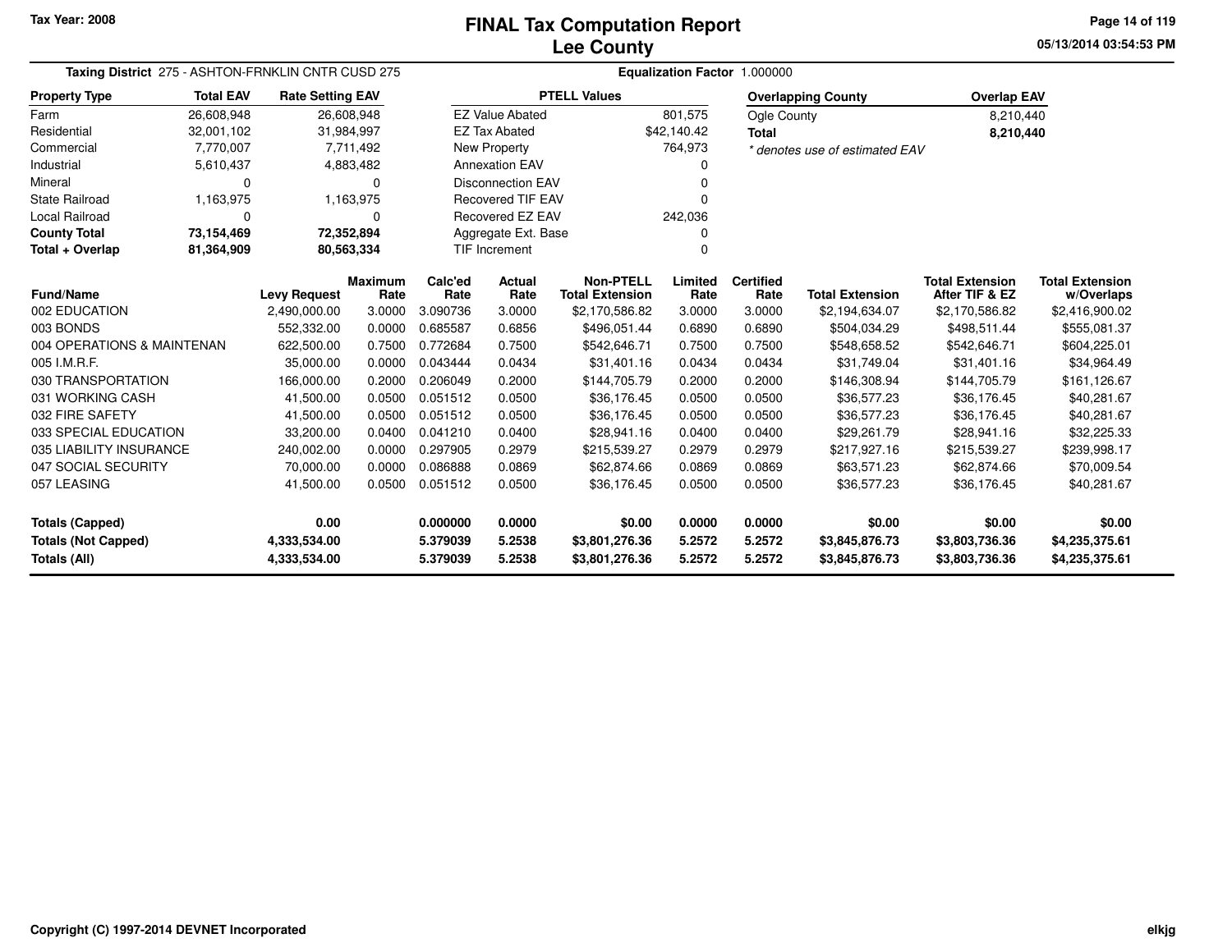Tax Year: 2008

# FINAL Tax Computation Report
## Lee County

05/13/2014 03:54:53 PM

**Taxing District** 275 - ASHTON-FRNKLIN CNTR CUSD 275 **Equalization Factor** 1.000000

| Property Type | Total EAV | Rate Setting EAV |
|---|---|---|
| Farm | 26,608,948 | 26,608,948 |
| Residential | 32,001,102 | 31,984,997 |
| Commercial | 7,770,007 | 7,711,492 |
| Industrial | 5,610,437 | 4,883,482 |
| Mineral | 0 | 0 |
| State Railroad | 1,163,975 | 1,163,975 |
| Local Railroad | 0 | 0 |
| **County Total** | **73,154,469** | **72,352,894** |
| **Total + Overlap** | **81,364,909** | **80,563,334** |

| PTELL Values | |
|---|---|
| EZ Value Abated | 801,575 |
| EZ Tax Abated | $42,140.42 |
| New Property | 764,973 |
| Annexation EAV | 0 |
| Disconnection EAV | 0 |
| Recovered TIF EAV | 0 |
| Recovered EZ EAV | 242,036 |
| Aggregate Ext. Base | 0 |
| TIF Increment | 0 |

| Overlapping County | Overlap EAV |
|---|---|
| Ogle County | 8,210,440 |
| **Total** | **8,210,440** |

*\* denotes use of estimated EAV*

| Fund/Name | Levy Request | Maximum Rate | Calc'ed Rate | Actual Rate | Non-PTELL Total Extension | Limited Rate | Certified Rate | Total Extension | Total Extension After TIF & EZ | Total Extension w/Overlaps |
|---|---|---|---|---|---|---|---|---|---|---|
| 002 EDUCATION | 2,490,000.00 | 3.0000 | 3.090736 | 3.0000 | $2,170,586.82 | 3.0000 | 3.0000 | $2,194,634.07 | $2,170,586.82 | $2,416,900.02 |
| 003 BONDS | 552,332.00 | 0.0000 | 0.685587 | 0.6856 | $496,051.44 | 0.6890 | 0.6890 | $504,034.29 | $498,511.44 | $555,081.37 |
| 004 OPERATIONS & MAINTENAN | 622,500.00 | 0.7500 | 0.772684 | 0.7500 | $542,646.71 | 0.7500 | 0.7500 | $548,658.52 | $542,646.71 | $604,225.01 |
| 005 I.M.R.F. | 35,000.00 | 0.0000 | 0.043444 | 0.0434 | $31,401.16 | 0.0434 | 0.0434 | $31,749.04 | $31,401.16 | $34,964.49 |
| 030 TRANSPORTATION | 166,000.00 | 0.2000 | 0.206049 | 0.2000 | $144,705.79 | 0.2000 | 0.2000 | $146,308.94 | $144,705.79 | $161,126.67 |
| 031 WORKING CASH | 41,500.00 | 0.0500 | 0.051512 | 0.0500 | $36,176.45 | 0.0500 | 0.0500 | $36,577.23 | $36,176.45 | $40,281.67 |
| 032 FIRE SAFETY | 41,500.00 | 0.0500 | 0.051512 | 0.0500 | $36,176.45 | 0.0500 | 0.0500 | $36,577.23 | $36,176.45 | $40,281.67 |
| 033 SPECIAL EDUCATION | 33,200.00 | 0.0400 | 0.041210 | 0.0400 | $28,941.16 | 0.0400 | 0.0400 | $29,261.79 | $28,941.16 | $32,225.33 |
| 035 LIABILITY INSURANCE | 240,002.00 | 0.0000 | 0.297905 | 0.2979 | $215,539.27 | 0.2979 | 0.2979 | $217,927.16 | $215,539.27 | $239,998.17 |
| 047 SOCIAL SECURITY | 70,000.00 | 0.0000 | 0.086888 | 0.0869 | $62,874.66 | 0.0869 | 0.0869 | $63,571.23 | $62,874.66 | $70,009.54 |
| 057 LEASING | 41,500.00 | 0.0500 | 0.051512 | 0.0500 | $36,176.45 | 0.0500 | 0.0500 | $36,577.23 | $36,176.45 | $40,281.67 |
| **Totals (Capped)** | **0.00** | | **0.000000** | **0.0000** | **$0.00** | **0.0000** | **0.0000** | **$0.00** | **$0.00** | **$0.00** |
| **Totals (Not Capped)** | **4,333,534.00** | | **5.379039** | **5.2538** | **$3,801,276.36** | **5.2572** | **5.2572** | **$3,845,876.73** | **$3,803,736.36** | **$4,235,375.61** |
| **Totals (All)** | **4,333,534.00** | | **5.379039** | **5.2538** | **$3,801,276.36** | **5.2572** | **5.2572** | **$3,845,876.73** | **$3,803,736.36** | **$4,235,375.61** |

Copyright (C) 1997-2014 DEVNET Incorporated

elkjg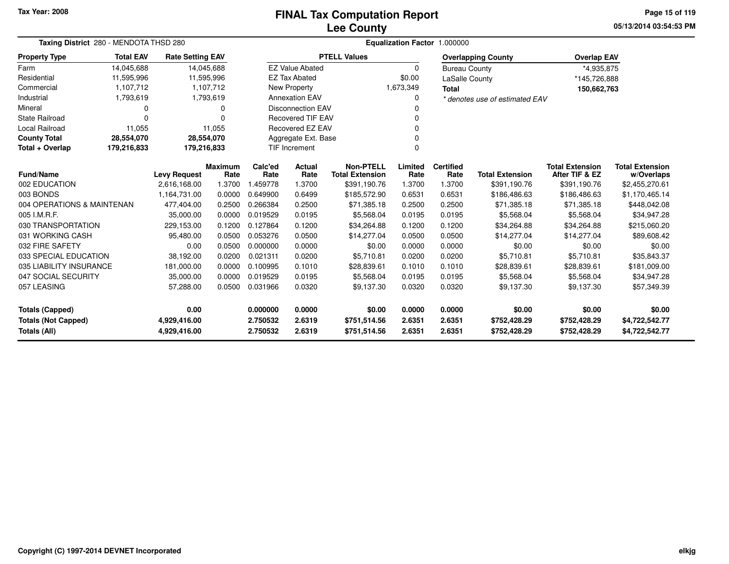# FINAL Tax Computation Report
## Lee County

Tax Year: 2008

05/13/2014 03:54:53 PM

**Taxing District** 280 - MENDOTA THSD 280 **Equalization Factor** 1.000000

| Property Type | Total EAV | Rate Setting EAV |
|---|---|---|
| Farm | 14,045,688 | 14,045,688 |
| Residential | 11,595,996 | 11,595,996 |
| Commercial | 1,107,712 | 1,107,712 |
| Industrial | 1,793,619 | 1,793,619 |
| Mineral | 0 | 0 |
| State Railroad | 0 | 0 |
| Local Railroad | 11,055 | 11,055 |
| **County Total** | **28,554,070** | **28,554,070** |
| **Total + Overlap** | **179,216,833** | **179,216,833** |

| PTELL Values | |
|---|---|
| EZ Value Abated | 0 |
| EZ Tax Abated | $0.00 |
| New Property | 1,673,349 |
| Annexation EAV | 0 |
| Disconnection EAV | 0 |
| Recovered TIF EAV | 0 |
| Recovered EZ EAV | 0 |
| Aggregate Ext. Base | 0 |
| TIF Increment | 0 |

| Overlapping County | Overlap EAV |
|---|---|
| Bureau County | *4,935,875 |
| LaSalle County | *145,726,888 |
| **Total** | **150,662,763** |

*\* denotes use of estimated EAV*

| Fund/Name | Levy Request | Maximum Rate | Calc'ed Rate | Actual Rate | Non-PTELL Total Extension | Limited Rate | Certified Rate | Total Extension | Total Extension After TIF & EZ | Total Extension w/Overlaps |
|---|---|---|---|---|---|---|---|---|---|---|
| 002 EDUCATION | 2,616,168.00 | 1.3700 | 1.459778 | 1.3700 | $391,190.76 | 1.3700 | 1.3700 | $391,190.76 | $391,190.76 | $2,455,270.61 |
| 003 BONDS | 1,164,731.00 | 0.0000 | 0.649900 | 0.6499 | $185,572.90 | 0.6531 | 0.6531 | $186,486.63 | $186,486.63 | $1,170,465.14 |
| 004 OPERATIONS & MAINTENAN | 477,404.00 | 0.2500 | 0.266384 | 0.2500 | $71,385.18 | 0.2500 | 0.2500 | $71,385.18 | $71,385.18 | $448,042.08 |
| 005 I.M.R.F. | 35,000.00 | 0.0000 | 0.019529 | 0.0195 | $5,568.04 | 0.0195 | 0.0195 | $5,568.04 | $5,568.04 | $34,947.28 |
| 030 TRANSPORTATION | 229,153.00 | 0.1200 | 0.127864 | 0.1200 | $34,264.88 | 0.1200 | 0.1200 | $34,264.88 | $34,264.88 | $215,060.20 |
| 031 WORKING CASH | 95,480.00 | 0.0500 | 0.053276 | 0.0500 | $14,277.04 | 0.0500 | 0.0500 | $14,277.04 | $14,277.04 | $89,608.42 |
| 032 FIRE SAFETY | 0.00 | 0.0500 | 0.000000 | 0.0000 | $0.00 | 0.0000 | 0.0000 | $0.00 | $0.00 | $0.00 |
| 033 SPECIAL EDUCATION | 38,192.00 | 0.0200 | 0.021311 | 0.0200 | $5,710.81 | 0.0200 | 0.0200 | $5,710.81 | $5,710.81 | $35,843.37 |
| 035 LIABILITY INSURANCE | 181,000.00 | 0.0000 | 0.100995 | 0.1010 | $28,839.61 | 0.1010 | 0.1010 | $28,839.61 | $28,839.61 | $181,009.00 |
| 047 SOCIAL SECURITY | 35,000.00 | 0.0000 | 0.019529 | 0.0195 | $5,568.04 | 0.0195 | 0.0195 | $5,568.04 | $5,568.04 | $34,947.28 |
| 057 LEASING | 57,288.00 | 0.0500 | 0.031966 | 0.0320 | $9,137.30 | 0.0320 | 0.0320 | $9,137.30 | $9,137.30 | $57,349.39 |
| **Totals (Capped)** | **0.00** | | **0.000000** | **0.0000** | **$0.00** | **0.0000** | **0.0000** | **$0.00** | **$0.00** | **$0.00** |
| **Totals (Not Capped)** | **4,929,416.00** | | **2.750532** | **2.6319** | **$751,514.56** | **2.6351** | **2.6351** | **$752,428.29** | **$752,428.29** | **$4,722,542.77** |
| **Totals (All)** | **4,929,416.00** | | **2.750532** | **2.6319** | **$751,514.56** | **2.6351** | **2.6351** | **$752,428.29** | **$752,428.29** | **$4,722,542.77** |

Copyright (C) 1997-2014 DEVNET Incorporated

elkjg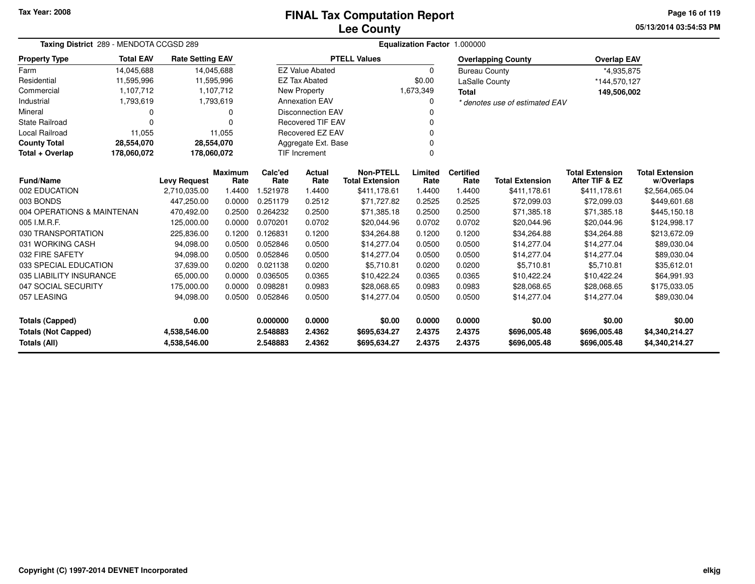# FINAL Tax Computation Report
## Lee County

Tax Year: 2008

**Taxing District** 289 - MENDOTA CCGSD 289

**Equalization Factor** 1.000000

| Property Type | Total EAV | Rate Setting EAV |
|---|---|---|
| Farm | 14,045,688 | 14,045,688 |
| Residential | 11,595,996 | 11,595,996 |
| Commercial | 1,107,712 | 1,107,712 |
| Industrial | 1,793,619 | 1,793,619 |
| Mineral | 0 | 0 |
| State Railroad | 0 | 0 |
| Local Railroad | 11,055 | 11,055 |
| **County Total** | **28,554,070** | **28,554,070** |
| **Total + Overlap** | **178,060,072** | **178,060,072** |

| PTELL Values | |
|---|---|
| EZ Value Abated | 0 |
| EZ Tax Abated | $0.00 |
| New Property | 1,673,349 |
| Annexation EAV | 0 |
| Disconnection EAV | 0 |
| Recovered TIF EAV | 0 |
| Recovered EZ EAV | 0 |
| Aggregate Ext. Base | 0 |
| TIF Increment | 0 |

| Overlapping County | Overlap EAV |
|---|---|
| Bureau County | *4,935,875 |
| LaSalle County | *144,570,127 |
| **Total** | **149,506,002** |

*\* denotes use of estimated EAV*

| Fund/Name | Levy Request | Maximum Rate | Calc'ed Rate | Actual Rate | Non-PTELL Total Extension | Limited Rate | Certified Rate | Total Extension | Total Extension After TIF & EZ | Total Extension w/Overlaps |
|---|---|---|---|---|---|---|---|---|---|---|
| 002 EDUCATION | 2,710,035.00 | 1.4400 | 1.521978 | 1.4400 | $411,178.61 | 1.4400 | 1.4400 | $411,178.61 | $411,178.61 | $2,564,065.04 |
| 003 BONDS | 447,250.00 | 0.0000 | 0.251179 | 0.2512 | $71,727.82 | 0.2525 | 0.2525 | $72,099.03 | $72,099.03 | $449,601.68 |
| 004 OPERATIONS & MAINTENAN | 470,492.00 | 0.2500 | 0.264232 | 0.2500 | $71,385.18 | 0.2500 | 0.2500 | $71,385.18 | $71,385.18 | $445,150.18 |
| 005 I.M.R.F. | 125,000.00 | 0.0000 | 0.070201 | 0.0702 | $20,044.96 | 0.0702 | 0.0702 | $20,044.96 | $20,044.96 | $124,998.17 |
| 030 TRANSPORTATION | 225,836.00 | 0.1200 | 0.126831 | 0.1200 | $34,264.88 | 0.1200 | 0.1200 | $34,264.88 | $34,264.88 | $213,672.09 |
| 031 WORKING CASH | 94,098.00 | 0.0500 | 0.052846 | 0.0500 | $14,277.04 | 0.0500 | 0.0500 | $14,277.04 | $14,277.04 | $89,030.04 |
| 032 FIRE SAFETY | 94,098.00 | 0.0500 | 0.052846 | 0.0500 | $14,277.04 | 0.0500 | 0.0500 | $14,277.04 | $14,277.04 | $89,030.04 |
| 033 SPECIAL EDUCATION | 37,639.00 | 0.0200 | 0.021138 | 0.0200 | $5,710.81 | 0.0200 | 0.0200 | $5,710.81 | $5,710.81 | $35,612.01 |
| 035 LIABILITY INSURANCE | 65,000.00 | 0.0000 | 0.036505 | 0.0365 | $10,422.24 | 0.0365 | 0.0365 | $10,422.24 | $10,422.24 | $64,991.93 |
| 047 SOCIAL SECURITY | 175,000.00 | 0.0000 | 0.098281 | 0.0983 | $28,068.65 | 0.0983 | 0.0983 | $28,068.65 | $28,068.65 | $175,033.05 |
| 057 LEASING | 94,098.00 | 0.0500 | 0.052846 | 0.0500 | $14,277.04 | 0.0500 | 0.0500 | $14,277.04 | $14,277.04 | $89,030.04 |
| **Totals (Capped)** | **0.00** | | **0.000000** | **0.0000** | **$0.00** | **0.0000** | **0.0000** | **$0.00** | **$0.00** | **$0.00** |
| **Totals (Not Capped)** | **4,538,546.00** | | **2.548883** | **2.4362** | **$695,634.27** | **2.4375** | **2.4375** | **$696,005.48** | **$696,005.48** | **$4,340,214.27** |
| **Totals (All)** | **4,538,546.00** | | **2.548883** | **2.4362** | **$695,634.27** | **2.4375** | **2.4375** | **$696,005.48** | **$696,005.48** | **$4,340,214.27** |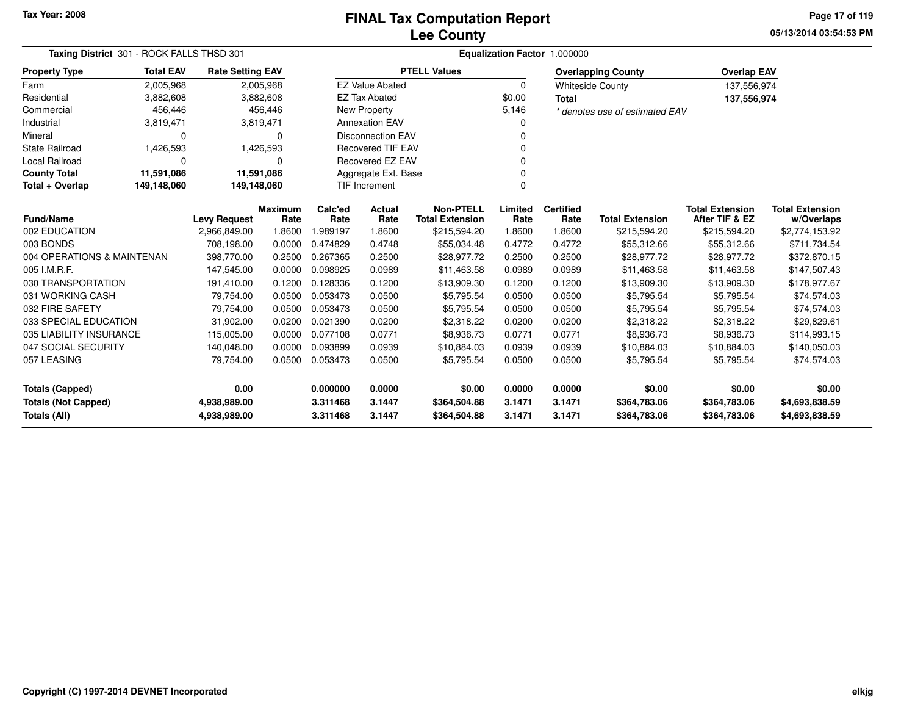Tax Year: 2008

# FINAL Tax Computation Report
## Lee County

05/13/2014 03:54:53 PM

**Taxing District** 301 - ROCK FALLS THSD 301 | **Equalization Factor** 1.000000

| Property Type | Total EAV | Rate Setting EAV |
|---|---|---|
| Farm | 2,005,968 | 2,005,968 |
| Residential | 3,882,608 | 3,882,608 |
| Commercial | 456,446 | 456,446 |
| Industrial | 3,819,471 | 3,819,471 |
| Mineral | 0 | 0 |
| State Railroad | 1,426,593 | 1,426,593 |
| Local Railroad | 0 | 0 |
| **County Total** | **11,591,086** | **11,591,086** |
| **Total + Overlap** | **149,148,060** | **149,148,060** |

| PTELL Values | |
|---|---|
| EZ Value Abated | 0 |
| EZ Tax Abated | $0.00 |
| New Property | 5,146 |
| Annexation EAV | 0 |
| Disconnection EAV | 0 |
| Recovered TIF EAV | 0 |
| Recovered EZ EAV | 0 |
| Aggregate Ext. Base | 0 |
| TIF Increment | 0 |

| Overlapping County | Overlap EAV |
|---|---|
| Whiteside County | 137,556,974 |
| **Total** | **137,556,974** |

* denotes use of estimated EAV

| Fund/Name | Levy Request | Maximum Rate | Calc'ed Rate | Actual Rate | Non-PTELL Total Extension | Limited Rate | Certified Rate | Total Extension | Total Extension After TIF & EZ | Total Extension w/Overlaps |
|---|---|---|---|---|---|---|---|---|---|---|
| 002 EDUCATION | 2,966,849.00 | 1.8600 | 1.989197 | 1.8600 | $215,594.20 | 1.8600 | 1.8600 | $215,594.20 | $215,594.20 | $2,774,153.92 |
| 003 BONDS | 708,198.00 | 0.0000 | 0.474829 | 0.4748 | $55,034.48 | 0.4772 | 0.4772 | $55,312.66 | $55,312.66 | $711,734.54 |
| 004 OPERATIONS & MAINTENAN | 398,770.00 | 0.2500 | 0.267365 | 0.2500 | $28,977.72 | 0.2500 | 0.2500 | $28,977.72 | $28,977.72 | $372,870.15 |
| 005 I.M.R.F. | 147,545.00 | 0.0000 | 0.098925 | 0.0989 | $11,463.58 | 0.0989 | 0.0989 | $11,463.58 | $11,463.58 | $147,507.43 |
| 030 TRANSPORTATION | 191,410.00 | 0.1200 | 0.128336 | 0.1200 | $13,909.30 | 0.1200 | 0.1200 | $13,909.30 | $13,909.30 | $178,977.67 |
| 031 WORKING CASH | 79,754.00 | 0.0500 | 0.053473 | 0.0500 | $5,795.54 | 0.0500 | 0.0500 | $5,795.54 | $5,795.54 | $74,574.03 |
| 032 FIRE SAFETY | 79,754.00 | 0.0500 | 0.053473 | 0.0500 | $5,795.54 | 0.0500 | 0.0500 | $5,795.54 | $5,795.54 | $74,574.03 |
| 033 SPECIAL EDUCATION | 31,902.00 | 0.0200 | 0.021390 | 0.0200 | $2,318.22 | 0.0200 | 0.0200 | $2,318.22 | $2,318.22 | $29,829.61 |
| 035 LIABILITY INSURANCE | 115,005.00 | 0.0000 | 0.077108 | 0.0771 | $8,936.73 | 0.0771 | 0.0771 | $8,936.73 | $8,936.73 | $114,993.15 |
| 047 SOCIAL SECURITY | 140,048.00 | 0.0000 | 0.093899 | 0.0939 | $10,884.03 | 0.0939 | 0.0939 | $10,884.03 | $10,884.03 | $140,050.03 |
| 057 LEASING | 79,754.00 | 0.0500 | 0.053473 | 0.0500 | $5,795.54 | 0.0500 | 0.0500 | $5,795.54 | $5,795.54 | $74,574.03 |
| **Totals (Capped)** | **0.00** | | **0.000000** | **0.0000** | **$0.00** | **0.0000** | **0.0000** | **$0.00** | **$0.00** | **$0.00** |
| **Totals (Not Capped)** | **4,938,989.00** | | **3.311468** | **3.1447** | **$364,504.88** | **3.1471** | **3.1471** | **$364,783.06** | **$364,783.06** | **$4,693,838.59** |
| **Totals (All)** | **4,938,989.00** | | **3.311468** | **3.1447** | **$364,504.88** | **3.1471** | **3.1471** | **$364,783.06** | **$364,783.06** | **$4,693,838.59** |

Copyright (C) 1997-2014 DEVNET Incorporated

elkjg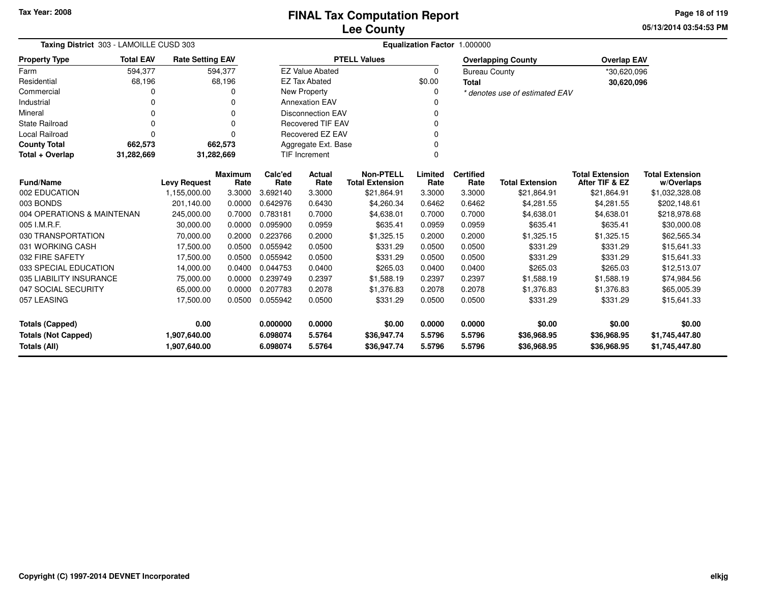**Tax Year: 2008**

# FINAL Tax Computation Report
## Lee County

05/13/2014 03:54:53 PM

**Taxing District** 303 - LAMOILLE CUSD 303 **Equalization Factor** 1.000000

| Property Type | Total EAV | Rate Setting EAV |
|---|---|---|
| Farm | 594,377 | 594,377 |
| Residential | 68,196 | 68,196 |
| Commercial | 0 | 0 |
| Industrial | 0 | 0 |
| Mineral | 0 | 0 |
| State Railroad | 0 | 0 |
| Local Railroad | 0 | 0 |
| **County Total** | **662,573** | **662,573** |
| **Total + Overlap** | **31,282,669** | **31,282,669** |

| PTELL Values | |
|---|---|
| EZ Value Abated | 0 |
| EZ Tax Abated | $0.00 |
| New Property | 0 |
| Annexation EAV | 0 |
| Disconnection EAV | 0 |
| Recovered TIF EAV | 0 |
| Recovered EZ EAV | 0 |
| Aggregate Ext. Base | 0 |
| TIF Increment | 0 |

| Overlapping County | Overlap EAV |
|---|---|
| Bureau County | *30,620,096 |
| **Total** | **30,620,096** |

*\* denotes use of estimated EAV*

| Fund/Name | Levy Request | Maximum Rate | Calc'ed Rate | Actual Rate | Non-PTELL Total Extension | Limited Rate | Certified Rate | Total Extension | Total Extension After TIF & EZ | Total Extension w/Overlaps |
|---|---|---|---|---|---|---|---|---|---|---|
| 002 EDUCATION | 1,155,000.00 | 3.3000 | 3.692140 | 3.3000 | $21,864.91 | 3.3000 | 3.3000 | $21,864.91 | $21,864.91 | $1,032,328.08 |
| 003 BONDS | 201,140.00 | 0.0000 | 0.642976 | 0.6430 | $4,260.34 | 0.6462 | 0.6462 | $4,281.55 | $4,281.55 | $202,148.61 |
| 004 OPERATIONS & MAINTENAN | 245,000.00 | 0.7000 | 0.783181 | 0.7000 | $4,638.01 | 0.7000 | 0.7000 | $4,638.01 | $4,638.01 | $218,978.68 |
| 005 I.M.R.F. | 30,000.00 | 0.0000 | 0.095900 | 0.0959 | $635.41 | 0.0959 | 0.0959 | $635.41 | $635.41 | $30,000.08 |
| 030 TRANSPORTATION | 70,000.00 | 0.2000 | 0.223766 | 0.2000 | $1,325.15 | 0.2000 | 0.2000 | $1,325.15 | $1,325.15 | $62,565.34 |
| 031 WORKING CASH | 17,500.00 | 0.0500 | 0.055942 | 0.0500 | $331.29 | 0.0500 | 0.0500 | $331.29 | $331.29 | $15,641.33 |
| 032 FIRE SAFETY | 17,500.00 | 0.0500 | 0.055942 | 0.0500 | $331.29 | 0.0500 | 0.0500 | $331.29 | $331.29 | $15,641.33 |
| 033 SPECIAL EDUCATION | 14,000.00 | 0.0400 | 0.044753 | 0.0400 | $265.03 | 0.0400 | 0.0400 | $265.03 | $265.03 | $12,513.07 |
| 035 LIABILITY INSURANCE | 75,000.00 | 0.0000 | 0.239749 | 0.2397 | $1,588.19 | 0.2397 | 0.2397 | $1,588.19 | $1,588.19 | $74,984.56 |
| 047 SOCIAL SECURITY | 65,000.00 | 0.0000 | 0.207783 | 0.2078 | $1,376.83 | 0.2078 | 0.2078 | $1,376.83 | $1,376.83 | $65,005.39 |
| 057 LEASING | 17,500.00 | 0.0500 | 0.055942 | 0.0500 | $331.29 | 0.0500 | 0.0500 | $331.29 | $331.29 | $15,641.33 |
| **Totals (Capped)** | **0.00** | | **0.000000** | **0.0000** | **$0.00** | **0.0000** | **0.0000** | **$0.00** | **$0.00** | **$0.00** |
| **Totals (Not Capped)** | **1,907,640.00** | | **6.098074** | **5.5764** | **$36,947.74** | **5.5796** | **5.5796** | **$36,968.95** | **$36,968.95** | **$1,745,447.80** |
| **Totals (All)** | **1,907,640.00** | | **6.098074** | **5.5764** | **$36,947.74** | **5.5796** | **5.5796** | **$36,968.95** | **$36,968.95** | **$1,745,447.80** |

Copyright (C) 1997-2014 DEVNET Incorporated elkjg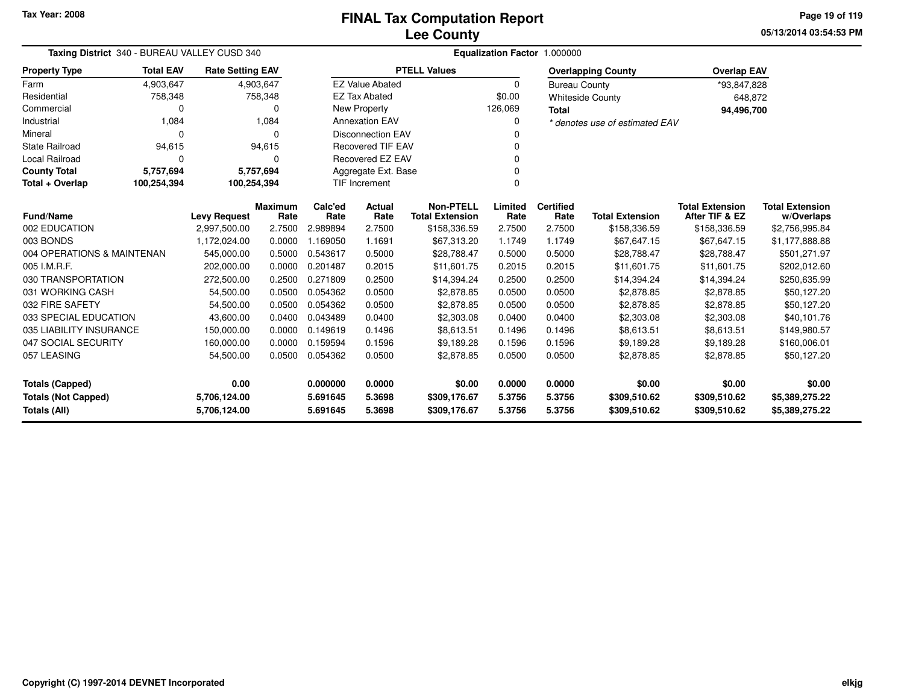Tax Year: 2008

# FINAL Tax Computation Report
## Lee County

05/13/2014 03:54:53 PM

**Taxing District** 340 - BUREAU VALLEY CUSD 340 **Equalization Factor** 1.000000

| Property Type | Total EAV | Rate Setting EAV |
|---|---|---|
| Farm | 4,903,647 | 4,903,647 |
| Residential | 758,348 | 758,348 |
| Commercial | 0 | 0 |
| Industrial | 1,084 | 1,084 |
| Mineral | 0 | 0 |
| State Railroad | 94,615 | 94,615 |
| Local Railroad | 0 | 0 |
| **County Total** | **5,757,694** | **5,757,694** |
| **Total + Overlap** | **100,254,394** | **100,254,394** |

| PTELL Values | |
|---|---|
| EZ Value Abated | 0 |
| EZ Tax Abated | $0.00 |
| New Property | 126,069 |
| Annexation EAV | 0 |
| Disconnection EAV | 0 |
| Recovered TIF EAV | 0 |
| Recovered EZ EAV | 0 |
| Aggregate Ext. Base | 0 |
| TIF Increment | 0 |

| Overlapping County | Overlap EAV |
|---|---|
| Bureau County | *93,847,828 |
| Whiteside County | 648,872 |
| **Total** | **94,496,700** |

*\* denotes use of estimated EAV*

| Fund/Name | Levy Request | Maximum Rate | Calc'ed Rate | Actual Rate | Non-PTELL Total Extension | Limited Rate | Certified Rate | Total Extension | Total Extension After TIF & EZ | Total Extension w/Overlaps |
|---|---|---|---|---|---|---|---|---|---|---|
| 002 EDUCATION | 2,997,500.00 | 2.7500 | 2.989894 | 2.7500 | $158,336.59 | 2.7500 | 2.7500 | $158,336.59 | $158,336.59 | $2,756,995.84 |
| 003 BONDS | 1,172,024.00 | 0.0000 | 1.169050 | 1.1691 | $67,313.20 | 1.1749 | 1.1749 | $67,647.15 | $67,647.15 | $1,177,888.88 |
| 004 OPERATIONS & MAINTENAN | 545,000.00 | 0.5000 | 0.543617 | 0.5000 | $28,788.47 | 0.5000 | 0.5000 | $28,788.47 | $28,788.47 | $501,271.97 |
| 005 I.M.R.F. | 202,000.00 | 0.0000 | 0.201487 | 0.2015 | $11,601.75 | 0.2015 | 0.2015 | $11,601.75 | $11,601.75 | $202,012.60 |
| 030 TRANSPORTATION | 272,500.00 | 0.2500 | 0.271809 | 0.2500 | $14,394.24 | 0.2500 | 0.2500 | $14,394.24 | $14,394.24 | $250,635.99 |
| 031 WORKING CASH | 54,500.00 | 0.0500 | 0.054362 | 0.0500 | $2,878.85 | 0.0500 | 0.0500 | $2,878.85 | $2,878.85 | $50,127.20 |
| 032 FIRE SAFETY | 54,500.00 | 0.0500 | 0.054362 | 0.0500 | $2,878.85 | 0.0500 | 0.0500 | $2,878.85 | $2,878.85 | $50,127.20 |
| 033 SPECIAL EDUCATION | 43,600.00 | 0.0400 | 0.043489 | 0.0400 | $2,303.08 | 0.0400 | 0.0400 | $2,303.08 | $2,303.08 | $40,101.76 |
| 035 LIABILITY INSURANCE | 150,000.00 | 0.0000 | 0.149619 | 0.1496 | $8,613.51 | 0.1496 | 0.1496 | $8,613.51 | $8,613.51 | $149,980.57 |
| 047 SOCIAL SECURITY | 160,000.00 | 0.0000 | 0.159594 | 0.1596 | $9,189.28 | 0.1596 | 0.1596 | $9,189.28 | $9,189.28 | $160,006.01 |
| 057 LEASING | 54,500.00 | 0.0500 | 0.054362 | 0.0500 | $2,878.85 | 0.0500 | 0.0500 | $2,878.85 | $2,878.85 | $50,127.20 |
| **Totals (Capped)** | **0.00** | | **0.000000** | **0.0000** | **$0.00** | **0.0000** | **0.0000** | **$0.00** | **$0.00** | **$0.00** |
| **Totals (Not Capped)** | **5,706,124.00** | | **5.691645** | **5.3698** | **$309,176.67** | **5.3756** | **5.3756** | **$309,510.62** | **$309,510.62** | **$5,389,275.22** |
| **Totals (All)** | **5,706,124.00** | | **5.691645** | **5.3698** | **$309,176.67** | **5.3756** | **5.3756** | **$309,510.62** | **$309,510.62** | **$5,389,275.22** |

Copyright (C) 1997-2014 DEVNET Incorporated elkjg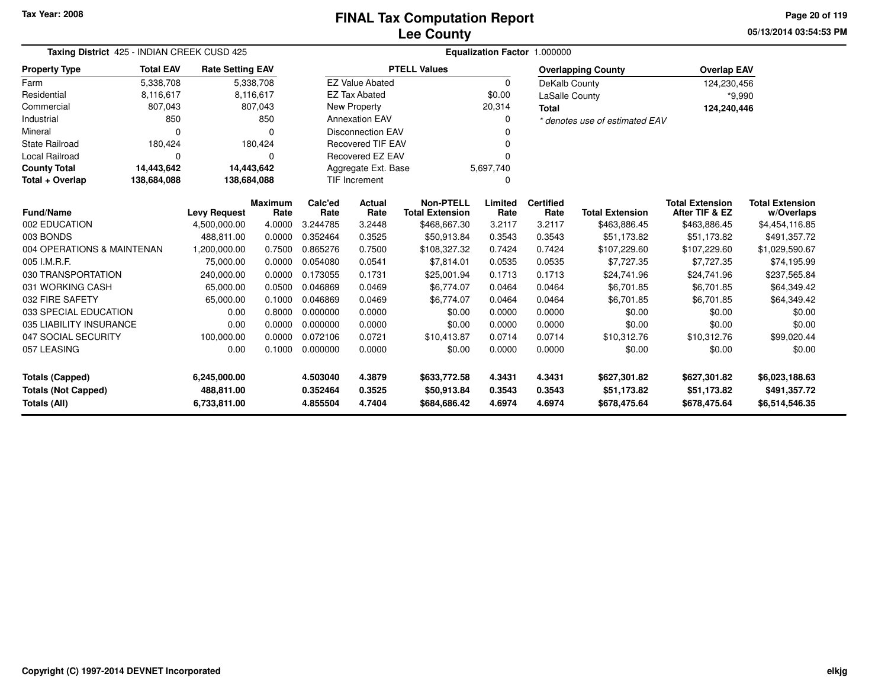# FINAL Tax Computation Report
## Lee County

Tax Year: 2008

**Taxing District** 425 - INDIAN CREEK CUSD 425 | **Equalization Factor** 1.000000

| Property Type | Total EAV | Rate Setting EAV |
|---|---|---|
| Farm | 5,338,708 | 5,338,708 |
| Residential | 8,116,617 | 8,116,617 |
| Commercial | 807,043 | 807,043 |
| Industrial | 850 | 850 |
| Mineral | 0 | 0 |
| State Railroad | 180,424 | 180,424 |
| Local Railroad | 0 | 0 |
| **County Total** | **14,443,642** | **14,443,642** |
| **Total + Overlap** | **138,684,088** | **138,684,088** |

| PTELL Values | |
|---|---|
| EZ Value Abated | 0 |
| EZ Tax Abated | $0.00 |
| New Property | 20,314 |
| Annexation EAV | 0 |
| Disconnection EAV | 0 |
| Recovered TIF EAV | 0 |
| Recovered EZ EAV | 0 |
| Aggregate Ext. Base | 5,697,740 |
| TIF Increment | 0 |

| Overlapping County | Overlap EAV |
|---|---|
| DeKalb County | 124,230,456 |
| LaSalle County | *9,990 |
| **Total** | **124,240,446** |

*\* denotes use of estimated EAV*

| Fund/Name | Levy Request | Maximum Rate | Calc'ed Rate | Actual Rate | Non-PTELL Total Extension | Limited Rate | Certified Rate | Total Extension | Total Extension After TIF & EZ | Total Extension w/Overlaps |
|---|---|---|---|---|---|---|---|---|---|---|
| 002 EDUCATION | 4,500,000.00 | 4.0000 | 3.244785 | 3.2448 | $468,667.30 | 3.2117 | 3.2117 | $463,886.45 | $463,886.45 | $4,454,116.85 |
| 003 BONDS | 488,811.00 | 0.0000 | 0.352464 | 0.3525 | $50,913.84 | 0.3543 | 0.3543 | $51,173.82 | $51,173.82 | $491,357.72 |
| 004 OPERATIONS & MAINTENAN | 1,200,000.00 | 0.7500 | 0.865276 | 0.7500 | $108,327.32 | 0.7424 | 0.7424 | $107,229.60 | $107,229.60 | $1,029,590.67 |
| 005 I.M.R.F. | 75,000.00 | 0.0000 | 0.054080 | 0.0541 | $7,814.01 | 0.0535 | 0.0535 | $7,727.35 | $7,727.35 | $74,195.99 |
| 030 TRANSPORTATION | 240,000.00 | 0.0000 | 0.173055 | 0.1731 | $25,001.94 | 0.1713 | 0.1713 | $24,741.96 | $24,741.96 | $237,565.84 |
| 031 WORKING CASH | 65,000.00 | 0.0500 | 0.046869 | 0.0469 | $6,774.07 | 0.0464 | 0.0464 | $6,701.85 | $6,701.85 | $64,349.42 |
| 032 FIRE SAFETY | 65,000.00 | 0.1000 | 0.046869 | 0.0469 | $6,774.07 | 0.0464 | 0.0464 | $6,701.85 | $6,701.85 | $64,349.42 |
| 033 SPECIAL EDUCATION | 0.00 | 0.8000 | 0.000000 | 0.0000 | $0.00 | 0.0000 | 0.0000 | $0.00 | $0.00 | $0.00 |
| 035 LIABILITY INSURANCE | 0.00 | 0.0000 | 0.000000 | 0.0000 | $0.00 | 0.0000 | 0.0000 | $0.00 | $0.00 | $0.00 |
| 047 SOCIAL SECURITY | 100,000.00 | 0.0000 | 0.072106 | 0.0721 | $10,413.87 | 0.0714 | 0.0714 | $10,312.76 | $10,312.76 | $99,020.44 |
| 057 LEASING | 0.00 | 0.1000 | 0.000000 | 0.0000 | $0.00 | 0.0000 | 0.0000 | $0.00 | $0.00 | $0.00 |
| **Totals (Capped)** | **6,245,000.00** | | **4.503040** | **4.3879** | **$633,772.58** | **4.3431** | **4.3431** | **$627,301.82** | **$627,301.82** | **$6,023,188.63** |
| **Totals (Not Capped)** | **488,811.00** | | **0.352464** | **0.3525** | **$50,913.84** | **0.3543** | **0.3543** | **$51,173.82** | **$51,173.82** | **$491,357.72** |
| **Totals (All)** | **6,733,811.00** | | **4.855504** | **4.7404** | **$684,686.42** | **4.6974** | **4.6974** | **$678,475.64** | **$678,475.64** | **$6,514,546.35** |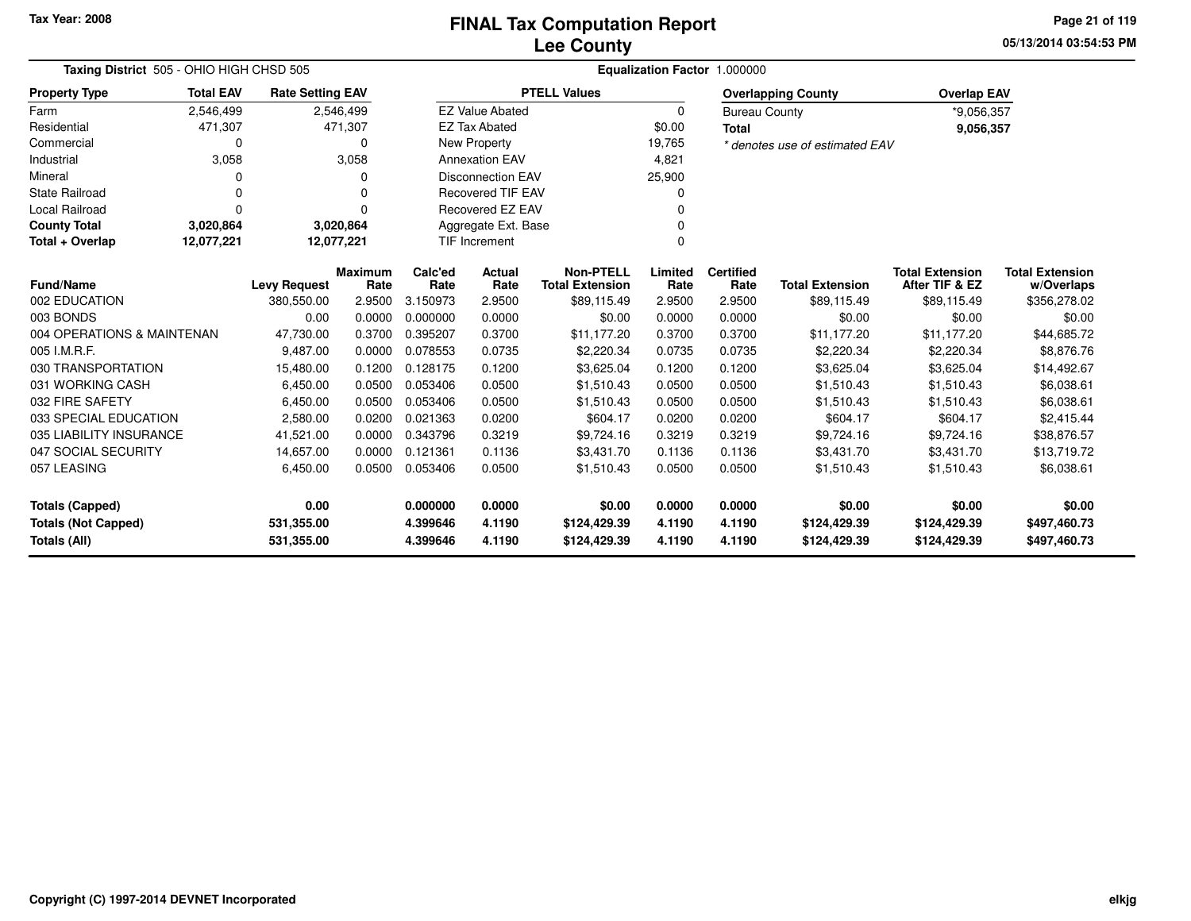Tax Year: 2008

# FINAL Tax Computation Report
## Lee County

05/13/2014 03:54:53 PM

**Taxing District** 505 - OHIO HIGH CHSD 505 | **Equalization Factor** 1.000000

| Property Type | Total EAV | Rate Setting EAV |
|---|---|---|
| Farm | 2,546,499 | 2,546,499 |
| Residential | 471,307 | 471,307 |
| Commercial | 0 | 0 |
| Industrial | 3,058 | 3,058 |
| Mineral | 0 | 0 |
| State Railroad | 0 | 0 |
| Local Railroad | 0 | 0 |
| **County Total** | **3,020,864** | **3,020,864** |
| **Total + Overlap** | **12,077,221** | **12,077,221** |

| PTELL Values | |
|---|---|
| EZ Value Abated | 0 |
| EZ Tax Abated | $0.00 |
| New Property | 19,765 |
| Annexation EAV | 4,821 |
| Disconnection EAV | 25,900 |
| Recovered TIF EAV | 0 |
| Recovered EZ EAV | 0 |
| Aggregate Ext. Base | 0 |
| TIF Increment | 0 |

| Overlapping County | Overlap EAV |
|---|---|
| Bureau County | *9,056,357 |
| **Total** | **9,056,357** |

*\* denotes use of estimated EAV*

| Fund/Name | Levy Request | Maximum Rate | Calc'ed Rate | Actual Rate | Non-PTELL Total Extension | Limited Rate | Certified Rate | Total Extension | Total Extension After TIF & EZ | Total Extension w/Overlaps |
|---|---|---|---|---|---|---|---|---|---|---|
| 002 EDUCATION | 380,550.00 | 2.9500 | 3.150973 | 2.9500 | $89,115.49 | 2.9500 | 2.9500 | $89,115.49 | $89,115.49 | $356,278.02 |
| 003 BONDS | 0.00 | 0.0000 | 0.000000 | 0.0000 | $0.00 | 0.0000 | 0.0000 | $0.00 | $0.00 | $0.00 |
| 004 OPERATIONS & MAINTENAN | 47,730.00 | 0.3700 | 0.395207 | 0.3700 | $11,177.20 | 0.3700 | 0.3700 | $11,177.20 | $11,177.20 | $44,685.72 |
| 005 I.M.R.F. | 9,487.00 | 0.0000 | 0.078553 | 0.0735 | $2,220.34 | 0.0735 | 0.0735 | $2,220.34 | $2,220.34 | $8,876.76 |
| 030 TRANSPORTATION | 15,480.00 | 0.1200 | 0.128175 | 0.1200 | $3,625.04 | 0.1200 | 0.1200 | $3,625.04 | $3,625.04 | $14,492.67 |
| 031 WORKING CASH | 6,450.00 | 0.0500 | 0.053406 | 0.0500 | $1,510.43 | 0.0500 | 0.0500 | $1,510.43 | $1,510.43 | $6,038.61 |
| 032 FIRE SAFETY | 6,450.00 | 0.0500 | 0.053406 | 0.0500 | $1,510.43 | 0.0500 | 0.0500 | $1,510.43 | $1,510.43 | $6,038.61 |
| 033 SPECIAL EDUCATION | 2,580.00 | 0.0200 | 0.021363 | 0.0200 | $604.17 | 0.0200 | 0.0200 | $604.17 | $604.17 | $2,415.44 |
| 035 LIABILITY INSURANCE | 41,521.00 | 0.0000 | 0.343796 | 0.3219 | $9,724.16 | 0.3219 | 0.3219 | $9,724.16 | $9,724.16 | $38,876.57 |
| 047 SOCIAL SECURITY | 14,657.00 | 0.0000 | 0.121361 | 0.1136 | $3,431.70 | 0.1136 | 0.1136 | $3,431.70 | $3,431.70 | $13,719.72 |
| 057 LEASING | 6,450.00 | 0.0500 | 0.053406 | 0.0500 | $1,510.43 | 0.0500 | 0.0500 | $1,510.43 | $1,510.43 | $6,038.61 |
| **Totals (Capped)** | **0.00** | | **0.000000** | **0.0000** | **$0.00** | **0.0000** | **0.0000** | **$0.00** | **$0.00** | **$0.00** |
| **Totals (Not Capped)** | **531,355.00** | | **4.399646** | **4.1190** | **$124,429.39** | **4.1190** | **4.1190** | **$124,429.39** | **$124,429.39** | **$497,460.73** |
| **Totals (All)** | **531,355.00** | | **4.399646** | **4.1190** | **$124,429.39** | **4.1190** | **4.1190** | **$124,429.39** | **$124,429.39** | **$497,460.73** |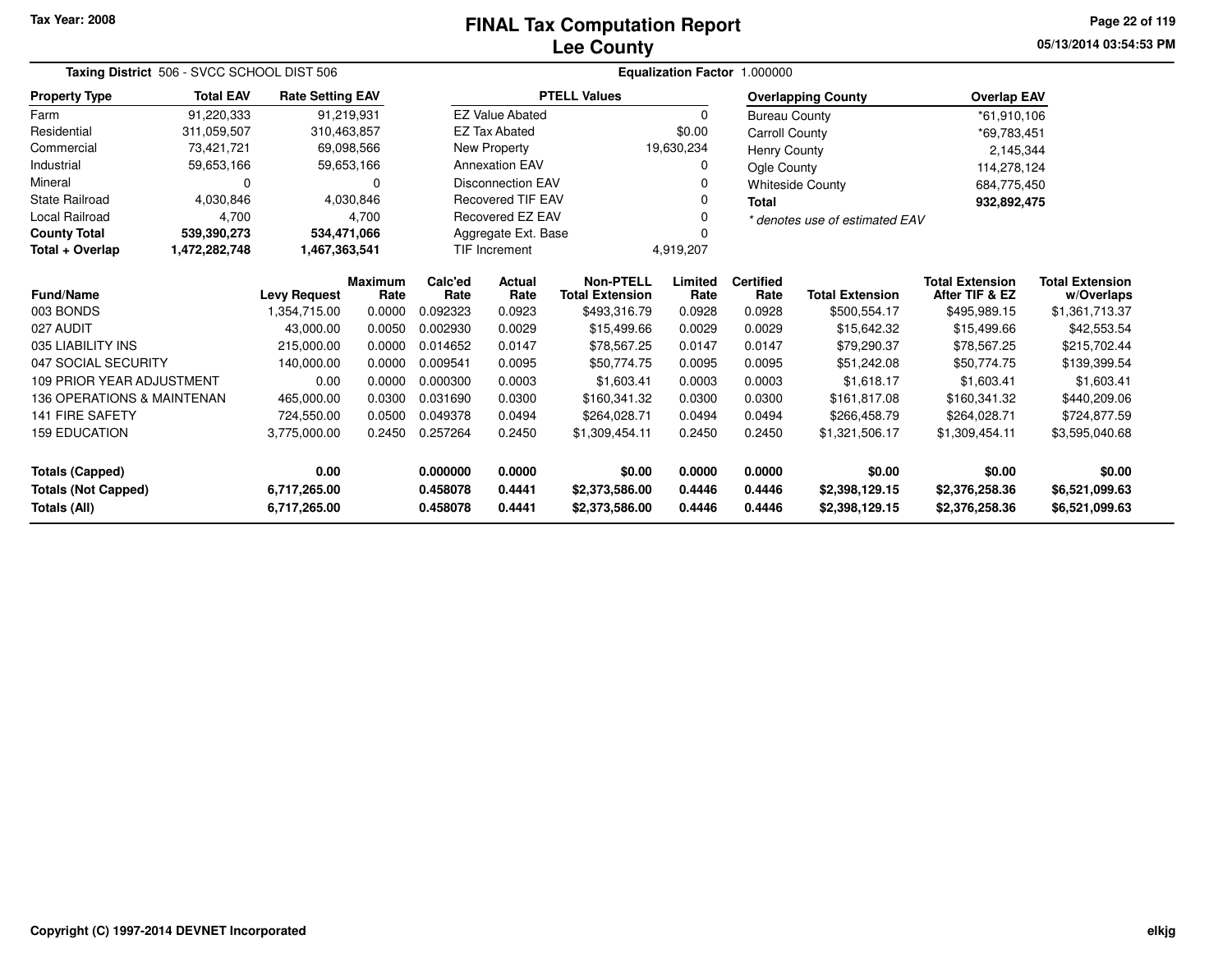Tax Year: 2008

# FINAL Tax Computation Report
## Lee County

05/13/2014 03:54:53 PM

**Taxing District** 506 - SVCC SCHOOL DIST 506 **Equalization Factor** 1.000000

| Property Type | Total EAV | Rate Setting EAV |
|---|---|---|
| Farm | 91,220,333 | 91,219,931 |
| Residential | 311,059,507 | 310,463,857 |
| Commercial | 73,421,721 | 69,098,566 |
| Industrial | 59,653,166 | 59,653,166 |
| Mineral | 0 | 0 |
| State Railroad | 4,030,846 | 4,030,846 |
| Local Railroad | 4,700 | 4,700 |
| **County Total** | **539,390,273** | **534,471,066** |
| **Total + Overlap** | **1,472,282,748** | **1,467,363,541** |

| PTELL Values | |
|---|---|
| EZ Value Abated | 0 |
| EZ Tax Abated | $0.00 |
| New Property | 19,630,234 |
| Annexation EAV | 0 |
| Disconnection EAV | 0 |
| Recovered TIF EAV | 0 |
| Recovered EZ EAV | 0 |
| Aggregate Ext. Base | 0 |
| TIF Increment | 4,919,207 |

| Overlapping County | Overlap EAV |
|---|---|
| Bureau County | *61,910,106 |
| Carroll County | *69,783,451 |
| Henry County | 2,145,344 |
| Ogle County | 114,278,124 |
| Whiteside County | 684,775,450 |
| **Total** | **932,892,475** |

*\* denotes use of estimated EAV*

| Fund/Name | Levy Request | Maximum Rate | Calc'ed Rate | Actual Rate | Non-PTELL Total Extension | Limited Rate | Certified Rate | Total Extension | Total Extension After TIF & EZ | Total Extension w/Overlaps |
|---|---|---|---|---|---|---|---|---|---|---|
| 003 BONDS | 1,354,715.00 | 0.0000 | 0.092323 | 0.0923 | $493,316.79 | 0.0928 | 0.0928 | $500,554.17 | $495,989.15 | $1,361,713.37 |
| 027 AUDIT | 43,000.00 | 0.0050 | 0.002930 | 0.0029 | $15,499.66 | 0.0029 | 0.0029 | $15,642.32 | $15,499.66 | $42,553.54 |
| 035 LIABILITY INS | 215,000.00 | 0.0000 | 0.014652 | 0.0147 | $78,567.25 | 0.0147 | 0.0147 | $79,290.37 | $78,567.25 | $215,702.44 |
| 047 SOCIAL SECURITY | 140,000.00 | 0.0000 | 0.009541 | 0.0095 | $50,774.75 | 0.0095 | 0.0095 | $51,242.08 | $50,774.75 | $139,399.54 |
| 109 PRIOR YEAR ADJUSTMENT | 0.00 | 0.0000 | 0.000300 | 0.0003 | $1,603.41 | 0.0003 | 0.0003 | $1,618.17 | $1,603.41 | $1,603.41 |
| 136 OPERATIONS & MAINTENAN | 465,000.00 | 0.0300 | 0.031690 | 0.0300 | $160,341.32 | 0.0300 | 0.0300 | $161,817.08 | $160,341.32 | $440,209.06 |
| 141 FIRE SAFETY | 724,550.00 | 0.0500 | 0.049378 | 0.0494 | $264,028.71 | 0.0494 | 0.0494 | $266,458.79 | $264,028.71 | $724,877.59 |
| 159 EDUCATION | 3,775,000.00 | 0.2450 | 0.257264 | 0.2450 | $1,309,454.11 | 0.2450 | 0.2450 | $1,321,506.17 | $1,309,454.11 | $3,595,040.68 |
| **Totals (Capped)** | **0.00** | | **0.000000** | **0.0000** | **$0.00** | **0.0000** | **0.0000** | **$0.00** | **$0.00** | **$0.00** |
| **Totals (Not Capped)** | **6,717,265.00** | | **0.458078** | **0.4441** | **$2,373,586.00** | **0.4446** | **0.4446** | **$2,398,129.15** | **$2,376,258.36** | **$6,521,099.63** |
| **Totals (All)** | **6,717,265.00** | | **0.458078** | **0.4441** | **$2,373,586.00** | **0.4446** | **0.4446** | **$2,398,129.15** | **$2,376,258.36** | **$6,521,099.63** |

Copyright (C) 1997-2014 DEVNET Incorporated

elkjg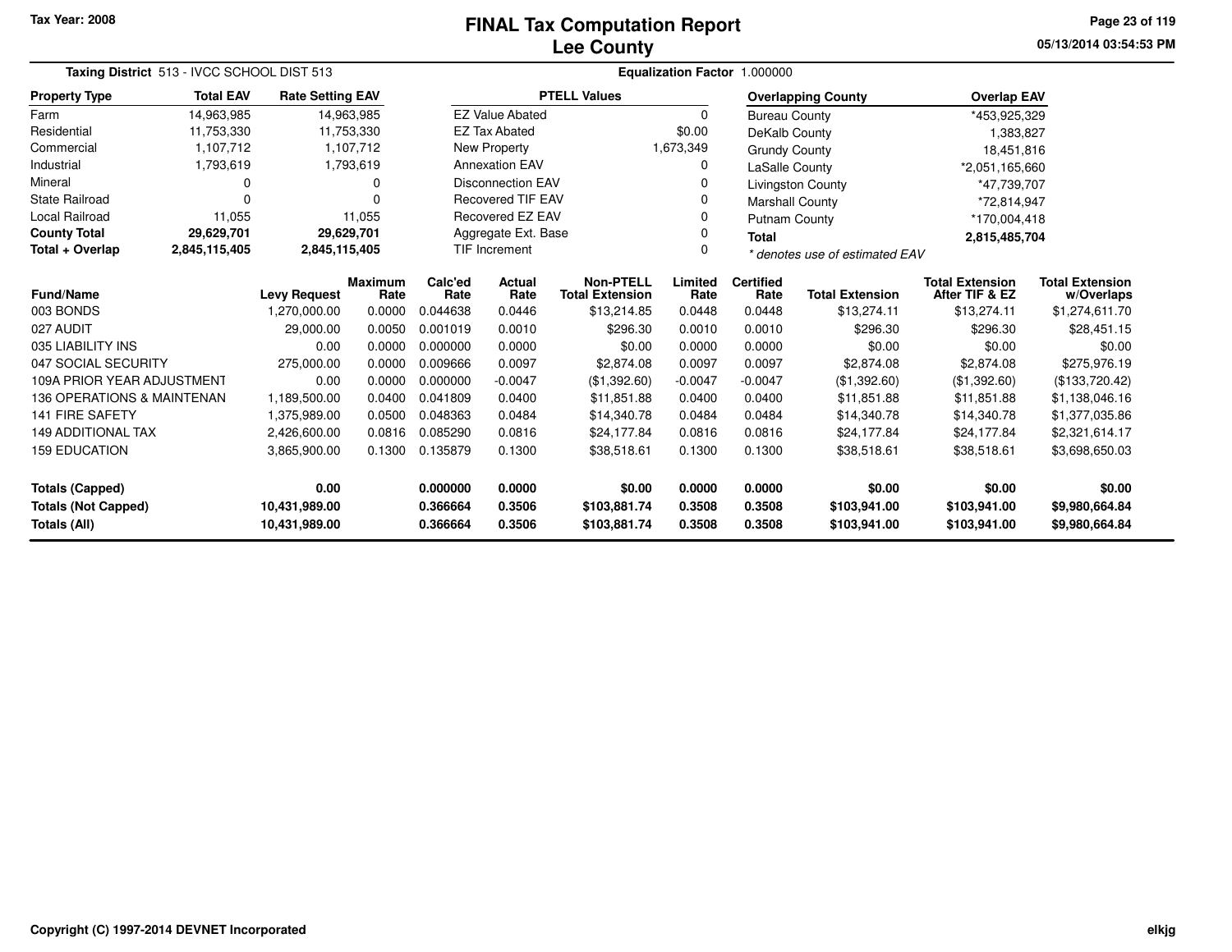# FINAL Tax Computation Report
## Lee County

Tax Year: 2008

05/13/2014 03:54:53 PM

**Taxing District** 513 - IVCC SCHOOL DIST 513

**Equalization Factor** 1.000000

| Property Type | Total EAV | Rate Setting EAV |
|---|---|---|
| Farm | 14,963,985 | 14,963,985 |
| Residential | 11,753,330 | 11,753,330 |
| Commercial | 1,107,712 | 1,107,712 |
| Industrial | 1,793,619 | 1,793,619 |
| Mineral | 0 | 0 |
| State Railroad | 0 | 0 |
| Local Railroad | 11,055 | 11,055 |
| **County Total** | **29,629,701** | **29,629,701** |
| **Total + Overlap** | **2,845,115,405** | **2,845,115,405** |

| PTELL Values | |
|---|---|
| EZ Value Abated | 0 |
| EZ Tax Abated | $0.00 |
| New Property | 1,673,349 |
| Annexation EAV | 0 |
| Disconnection EAV | 0 |
| Recovered TIF EAV | 0 |
| Recovered EZ EAV | 0 |
| Aggregate Ext. Base | 0 |
| TIF Increment | 0 |

| Overlapping County | Overlap EAV |
|---|---|
| Bureau County | *453,925,329 |
| DeKalb County | 1,383,827 |
| Grundy County | 18,451,816 |
| LaSalle County | *2,051,165,660 |
| Livingston County | *47,739,707 |
| Marshall County | *72,814,947 |
| Putnam County | *170,004,418 |
| **Total** | **2,815,485,704** |

*\* denotes use of estimated EAV*

| Fund/Name | Levy Request | Maximum Rate | Calc'ed Rate | Actual Rate | Non-PTELL Total Extension | Limited Rate | Certified Rate | Total Extension | Total Extension After TIF & EZ | Total Extension w/Overlaps |
|---|---|---|---|---|---|---|---|---|---|---|
| 003 BONDS | 1,270,000.00 | 0.0000 | 0.044638 | 0.0446 | $13,214.85 | 0.0448 | 0.0448 | $13,274.11 | $13,274.11 | $1,274,611.70 |
| 027 AUDIT | 29,000.00 | 0.0050 | 0.001019 | 0.0010 | $296.30 | 0.0010 | 0.0010 | $296.30 | $296.30 | $28,451.15 |
| 035 LIABILITY INS | 0.00 | 0.0000 | 0.000000 | 0.0000 | $0.00 | 0.0000 | 0.0000 | $0.00 | $0.00 | $0.00 |
| 047 SOCIAL SECURITY | 275,000.00 | 0.0000 | 0.009666 | 0.0097 | $2,874.08 | 0.0097 | 0.0097 | $2,874.08 | $2,874.08 | $275,976.19 |
| 109A PRIOR YEAR ADJUSTMENT | 0.00 | 0.0000 | 0.000000 | -0.0047 | ($1,392.60) | -0.0047 | -0.0047 | ($1,392.60) | ($1,392.60) | ($133,720.42) |
| 136 OPERATIONS & MAINTENAN | 1,189,500.00 | 0.0400 | 0.041809 | 0.0400 | $11,851.88 | 0.0400 | 0.0400 | $11,851.88 | $11,851.88 | $1,138,046.16 |
| 141 FIRE SAFETY | 1,375,989.00 | 0.0500 | 0.048363 | 0.0484 | $14,340.78 | 0.0484 | 0.0484 | $14,340.78 | $14,340.78 | $1,377,035.86 |
| 149 ADDITIONAL TAX | 2,426,600.00 | 0.0816 | 0.085290 | 0.0816 | $24,177.84 | 0.0816 | 0.0816 | $24,177.84 | $24,177.84 | $2,321,614.17 |
| 159 EDUCATION | 3,865,900.00 | 0.1300 | 0.135879 | 0.1300 | $38,518.61 | 0.1300 | 0.1300 | $38,518.61 | $38,518.61 | $3,698,650.03 |
| **Totals (Capped)** | **0.00** | | **0.000000** | **0.0000** | **$0.00** | **0.0000** | **0.0000** | **$0.00** | **$0.00** | **$0.00** |
| **Totals (Not Capped)** | **10,431,989.00** | | **0.366664** | **0.3506** | **$103,881.74** | **0.3508** | **0.3508** | **$103,941.00** | **$103,941.00** | **$9,980,664.84** |
| **Totals (All)** | **10,431,989.00** | | **0.366664** | **0.3506** | **$103,881.74** | **0.3508** | **0.3508** | **$103,941.00** | **$103,941.00** | **$9,980,664.84** |

Copyright (C) 1997-2014 DEVNET Incorporated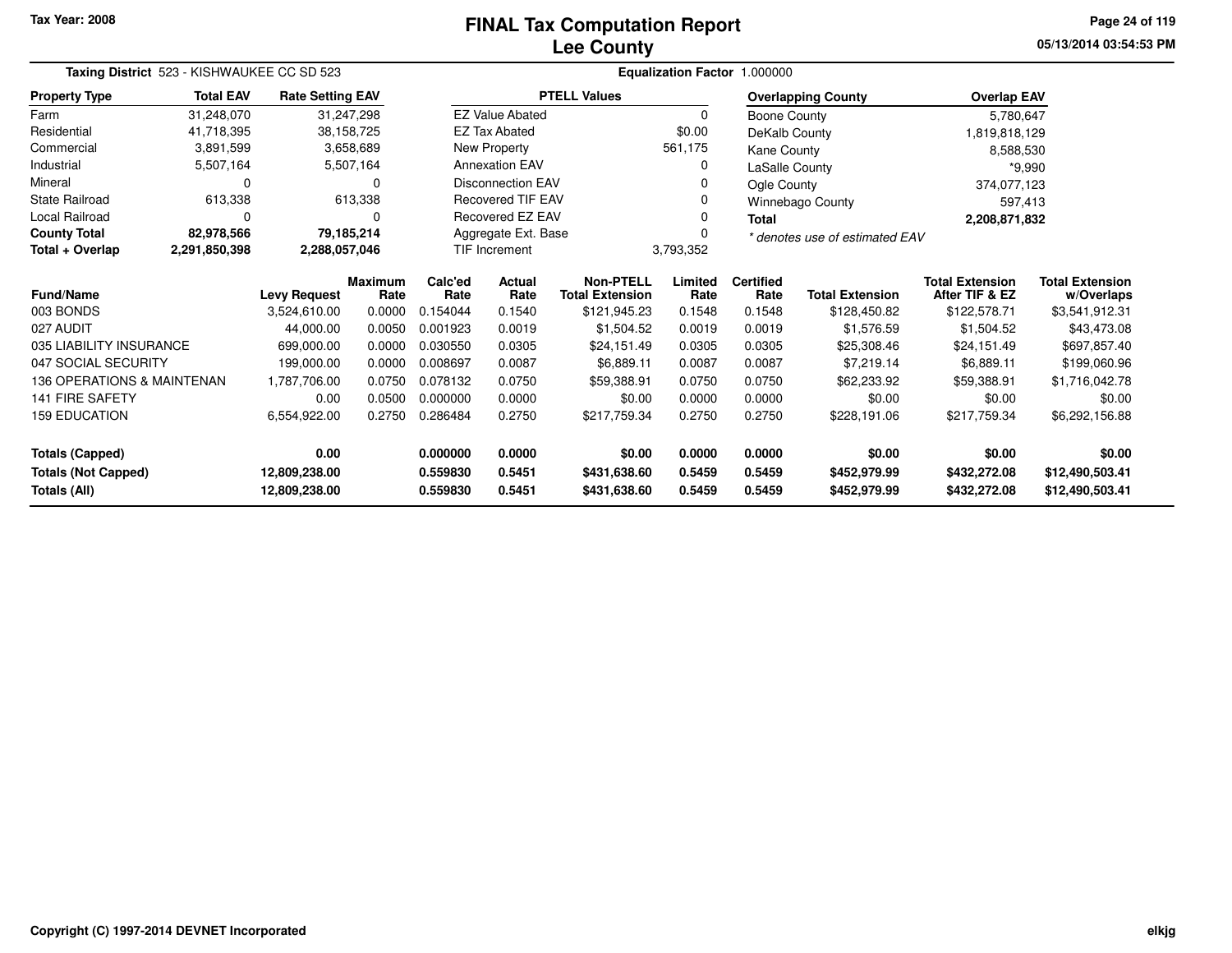Tax Year: 2008

# FINAL Tax Computation Report
## Lee County

05/13/2014 03:54:53 PM

**Taxing District** 523 - KISHWAUKEE CC SD 523 **Equalization Factor** 1.000000

| Property Type | Total EAV | Rate Setting EAV |
|---|---|---|
| Farm | 31,248,070 | 31,247,298 |
| Residential | 41,718,395 | 38,158,725 |
| Commercial | 3,891,599 | 3,658,689 |
| Industrial | 5,507,164 | 5,507,164 |
| Mineral | 0 | 0 |
| State Railroad | 613,338 | 613,338 |
| Local Railroad | 0 | 0 |
| **County Total** | **82,978,566** | **79,185,214** |
| **Total + Overlap** | **2,291,850,398** | **2,288,057,046** |

| PTELL Values | |
|---|---|
| EZ Value Abated | 0 |
| EZ Tax Abated | $0.00 |
| New Property | 561,175 |
| Annexation EAV | 0 |
| Disconnection EAV | 0 |
| Recovered TIF EAV | 0 |
| Recovered EZ EAV | 0 |
| Aggregate Ext. Base | 0 |
| TIF Increment | 3,793,352 |

| Overlapping County | Overlap EAV |
|---|---|
| Boone County | 5,780,647 |
| DeKalb County | 1,819,818,129 |
| Kane County | 8,588,530 |
| LaSalle County | *9,990 |
| Ogle County | 374,077,123 |
| Winnebago County | 597,413 |
| **Total** | **2,208,871,832** |

*\* denotes use of estimated EAV*

| Fund/Name | Levy Request | Maximum Rate | Calc'ed Rate | Actual Rate | Non-PTELL Total Extension | Limited Rate | Certified Rate | Total Extension | Total Extension After TIF & EZ | Total Extension w/Overlaps |
|---|---|---|---|---|---|---|---|---|---|---|
| 003 BONDS | 3,524,610.00 | 0.0000 | 0.154044 | 0.1540 | $121,945.23 | 0.1548 | 0.1548 | $128,450.82 | $122,578.71 | $3,541,912.31 |
| 027 AUDIT | 44,000.00 | 0.0050 | 0.001923 | 0.0019 | $1,504.52 | 0.0019 | 0.0019 | $1,576.59 | $1,504.52 | $43,473.08 |
| 035 LIABILITY INSURANCE | 699,000.00 | 0.0000 | 0.030550 | 0.0305 | $24,151.49 | 0.0305 | 0.0305 | $25,308.46 | $24,151.49 | $697,857.40 |
| 047 SOCIAL SECURITY | 199,000.00 | 0.0000 | 0.008697 | 0.0087 | $6,889.11 | 0.0087 | 0.0087 | $7,219.14 | $6,889.11 | $199,060.96 |
| 136 OPERATIONS & MAINTENAN | 1,787,706.00 | 0.0750 | 0.078132 | 0.0750 | $59,388.91 | 0.0750 | 0.0750 | $62,233.92 | $59,388.91 | $1,716,042.78 |
| 141 FIRE SAFETY | 0.00 | 0.0500 | 0.000000 | 0.0000 | $0.00 | 0.0000 | 0.0000 | $0.00 | $0.00 | $0.00 |
| 159 EDUCATION | 6,554,922.00 | 0.2750 | 0.286484 | 0.2750 | $217,759.34 | 0.2750 | 0.2750 | $228,191.06 | $217,759.34 | $6,292,156.88 |
| **Totals (Capped)** | **0.00** | | **0.000000** | **0.0000** | **$0.00** | **0.0000** | **0.0000** | **$0.00** | **$0.00** | **$0.00** |
| **Totals (Not Capped)** | **12,809,238.00** | | **0.559830** | **0.5451** | **$431,638.60** | **0.5459** | **0.5459** | **$452,979.99** | **$432,272.08** | **$12,490,503.41** |
| **Totals (All)** | **12,809,238.00** | | **0.559830** | **0.5451** | **$431,638.60** | **0.5459** | **0.5459** | **$452,979.99** | **$432,272.08** | **$12,490,503.41** |

Copyright (C) 1997-2014 DEVNET Incorporated

elkjg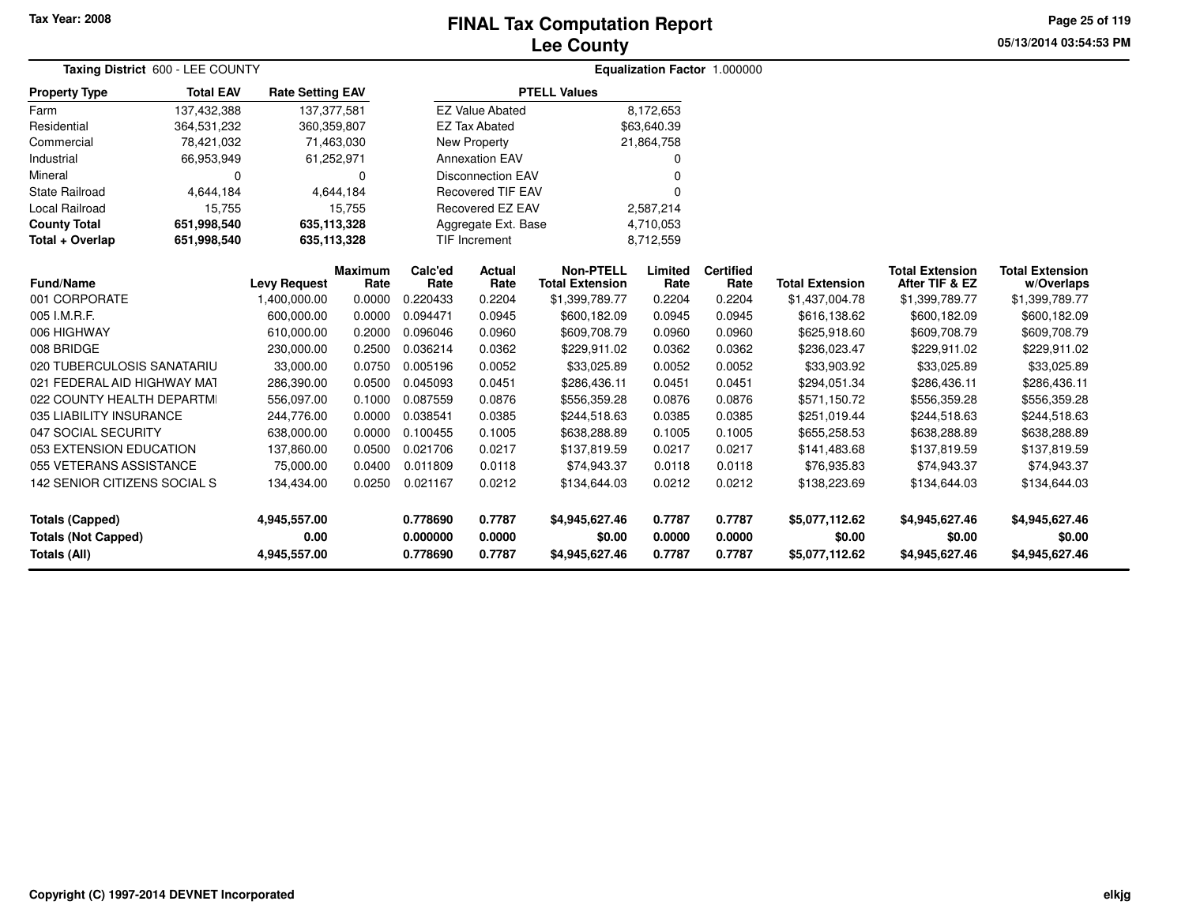Tax Year: 2008

# FINAL Tax Computation Report
## Lee County

05/13/2014 03:54:53 PM

**Taxing District** 600 - LEE COUNTY

**Equalization Factor** 1.000000

| Property Type | Total EAV | Rate Setting EAV |
|---|---|---|
| Farm | 137,432,388 | 137,377,581 |
| Residential | 364,531,232 | 360,359,807 |
| Commercial | 78,421,032 | 71,463,030 |
| Industrial | 66,953,949 | 61,252,971 |
| Mineral | 0 | 0 |
| State Railroad | 4,644,184 | 4,644,184 |
| Local Railroad | 15,755 | 15,755 |
| **County Total** | **651,998,540** | **635,113,328** |
| **Total + Overlap** | **651,998,540** | **635,113,328** |

| PTELL Values | |
|---|---|
| EZ Value Abated | 8,172,653 |
| EZ Tax Abated | $63,640.39 |
| New Property | 21,864,758 |
| Annexation EAV | 0 |
| Disconnection EAV | 0 |
| Recovered TIF EAV | 0 |
| Recovered EZ EAV | 2,587,214 |
| Aggregate Ext. Base | 4,710,053 |
| TIF Increment | 8,712,559 |

| Fund/Name | Levy Request | Maximum Rate | Calc'ed Rate | Actual Rate | Non-PTELL Total Extension | Limited Rate | Certified Rate | Total Extension | Total Extension After TIF & EZ | Total Extension w/Overlaps |
|---|---|---|---|---|---|---|---|---|---|---|
| 001 CORPORATE | 1,400,000.00 | 0.0000 | 0.220433 | 0.2204 | $1,399,789.77 | 0.2204 | 0.2204 | $1,437,004.78 | $1,399,789.77 | $1,399,789.77 |
| 005 I.M.R.F. | 600,000.00 | 0.0000 | 0.094471 | 0.0945 | $600,182.09 | 0.0945 | 0.0945 | $616,138.62 | $600,182.09 | $600,182.09 |
| 006 HIGHWAY | 610,000.00 | 0.2000 | 0.096046 | 0.0960 | $609,708.79 | 0.0960 | 0.0960 | $625,918.60 | $609,708.79 | $609,708.79 |
| 008 BRIDGE | 230,000.00 | 0.2500 | 0.036214 | 0.0362 | $229,911.02 | 0.0362 | 0.0362 | $236,023.47 | $229,911.02 | $229,911.02 |
| 020 TUBERCULOSIS SANATARIU | 33,000.00 | 0.0750 | 0.005196 | 0.0052 | $33,025.89 | 0.0052 | 0.0052 | $33,903.92 | $33,025.89 | $33,025.89 |
| 021 FEDERAL AID HIGHWAY MAT | 286,390.00 | 0.0500 | 0.045093 | 0.0451 | $286,436.11 | 0.0451 | 0.0451 | $294,051.34 | $286,436.11 | $286,436.11 |
| 022 COUNTY HEALTH DEPARTMI | 556,097.00 | 0.1000 | 0.087559 | 0.0876 | $556,359.28 | 0.0876 | 0.0876 | $571,150.72 | $556,359.28 | $556,359.28 |
| 035 LIABILITY INSURANCE | 244,776.00 | 0.0000 | 0.038541 | 0.0385 | $244,518.63 | 0.0385 | 0.0385 | $251,019.44 | $244,518.63 | $244,518.63 |
| 047 SOCIAL SECURITY | 638,000.00 | 0.0000 | 0.100455 | 0.1005 | $638,288.89 | 0.1005 | 0.1005 | $655,258.53 | $638,288.89 | $638,288.89 |
| 053 EXTENSION EDUCATION | 137,860.00 | 0.0500 | 0.021706 | 0.0217 | $137,819.59 | 0.0217 | 0.0217 | $141,483.68 | $137,819.59 | $137,819.59 |
| 055 VETERANS ASSISTANCE | 75,000.00 | 0.0400 | 0.011809 | 0.0118 | $74,943.37 | 0.0118 | 0.0118 | $76,935.83 | $74,943.37 | $74,943.37 |
| 142 SENIOR CITIZENS SOCIAL S | 134,434.00 | 0.0250 | 0.021167 | 0.0212 | $134,644.03 | 0.0212 | 0.0212 | $138,223.69 | $134,644.03 | $134,644.03 |
| **Totals (Capped)** | **4,945,557.00** | | **0.778690** | **0.7787** | **$4,945,627.46** | **0.7787** | **0.7787** | **$5,077,112.62** | **$4,945,627.46** | **$4,945,627.46** |
| **Totals (Not Capped)** | **0.00** | | **0.000000** | **0.0000** | **$0.00** | **0.0000** | **0.0000** | **$0.00** | **$0.00** | **$0.00** |
| **Totals (All)** | **4,945,557.00** | | **0.778690** | **0.7787** | **$4,945,627.46** | **0.7787** | **0.7787** | **$5,077,112.62** | **$4,945,627.46** | **$4,945,627.46** |

Copyright (C) 1997-2014 DEVNET Incorporated

elkjg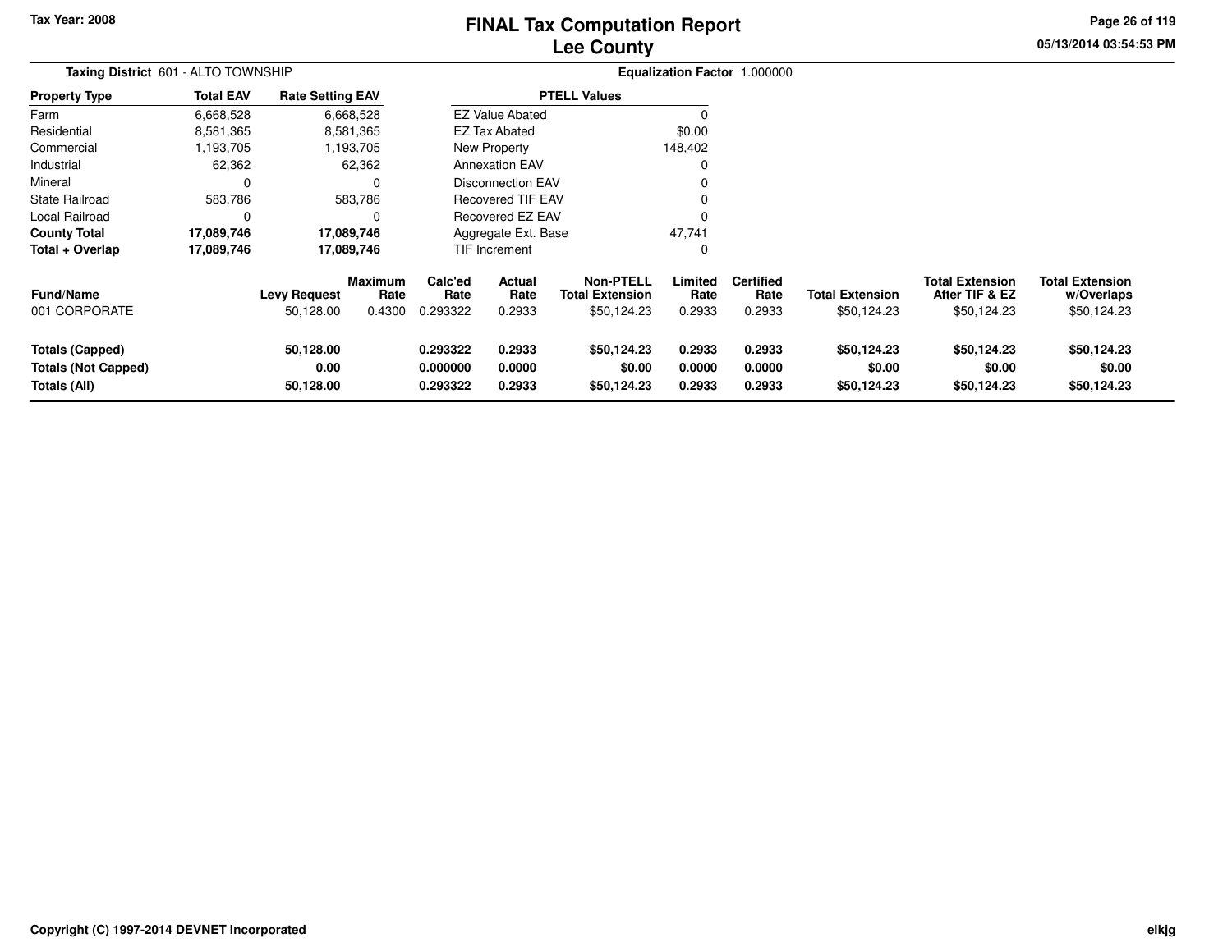Tax Year: 2008

# FINAL Tax Computation Report
## Lee County

05/13/2014 03:54:53 PM

**Taxing District** 601 - ALTO TOWNSHIP **Equalization Factor** 1.000000

| Property Type | Total EAV | Rate Setting EAV |
|---|---|---|
| Farm | 6,668,528 | 6,668,528 |
| Residential | 8,581,365 | 8,581,365 |
| Commercial | 1,193,705 | 1,193,705 |
| Industrial | 62,362 | 62,362 |
| Mineral | 0 | 0 |
| State Railroad | 583,786 | 583,786 |
| Local Railroad | 0 | 0 |
| **County Total** | **17,089,746** | **17,089,746** |
| **Total + Overlap** | **17,089,746** | **17,089,746** |

| PTELL Values | |
|---|---|
| EZ Value Abated | 0 |
| EZ Tax Abated | $0.00 |
| New Property | 148,402 |
| Annexation EAV | 0 |
| Disconnection EAV | 0 |
| Recovered TIF EAV | 0 |
| Recovered EZ EAV | 0 |
| Aggregate Ext. Base | 47,741 |
| TIF Increment | 0 |

| Fund/Name | Levy Request | Maximum Rate | Calc'ed Rate | Actual Rate | Non-PTELL Total Extension | Limited Rate | Certified Rate | Total Extension | Total Extension After TIF & EZ | Total Extension w/Overlaps |
|---|---|---|---|---|---|---|---|---|---|---|
| 001 CORPORATE | 50,128.00 | 0.4300 | 0.293322 | 0.2933 | $50,124.23 | 0.2933 | 0.2933 | $50,124.23 | $50,124.23 | $50,124.23 |
| **Totals (Capped)** | **50,128.00** | | **0.293322** | **0.2933** | **$50,124.23** | **0.2933** | **0.2933** | **$50,124.23** | **$50,124.23** | **$50,124.23** |
| **Totals (Not Capped)** | **0.00** | | **0.000000** | **0.0000** | **$0.00** | **0.0000** | **0.0000** | **$0.00** | **$0.00** | **$0.00** |
| **Totals (All)** | **50,128.00** | | **0.293322** | **0.2933** | **$50,124.23** | **0.2933** | **0.2933** | **$50,124.23** | **$50,124.23** | **$50,124.23** |

Copyright (C) 1997-2014 DEVNET Incorporated elkjg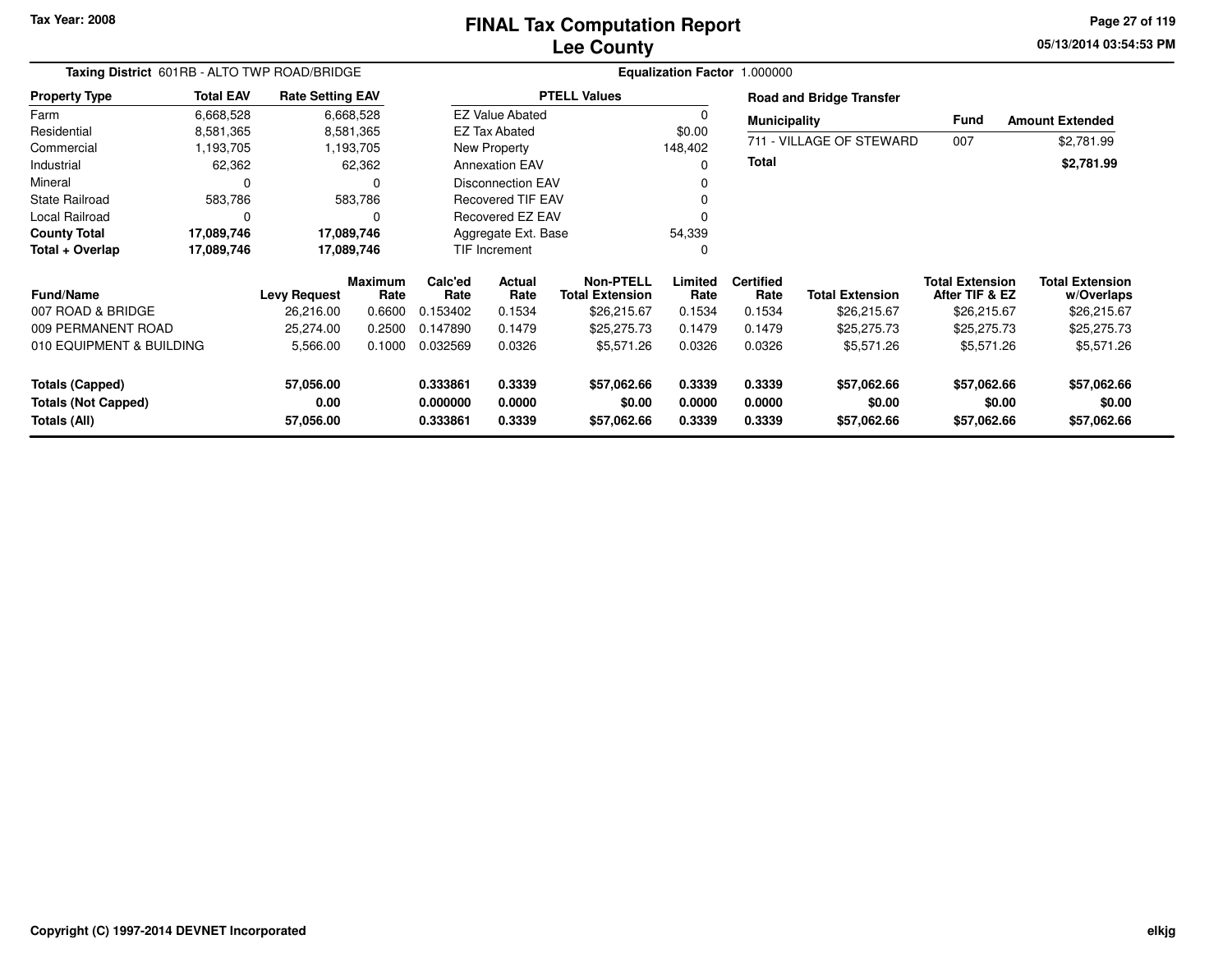# FINAL Tax Computation Report
# Lee County

Tax Year: 2008

05/13/2014 03:54:53 PM

**Taxing District** 601RB - ALTO TWP ROAD/BRIDGE

**Equalization Factor** 1.000000

| Property Type | Total EAV | Rate Setting EAV |
|---|---|---|
| Farm | 6,668,528 | 6,668,528 |
| Residential | 8,581,365 | 8,581,365 |
| Commercial | 1,193,705 | 1,193,705 |
| Industrial | 62,362 | 62,362 |
| Mineral | 0 | 0 |
| State Railroad | 583,786 | 583,786 |
| Local Railroad | 0 | 0 |
| **County Total** | **17,089,746** | **17,089,746** |
| **Total + Overlap** | **17,089,746** | **17,089,746** |

| PTELL Values | |
|---|---|
| EZ Value Abated | 0 |
| EZ Tax Abated | $0.00 |
| New Property | 148,402 |
| Annexation EAV | 0 |
| Disconnection EAV | 0 |
| Recovered TIF EAV | 0 |
| Recovered EZ EAV | 0 |
| Aggregate Ext. Base | 54,339 |
| TIF Increment | 0 |

**Road and Bridge Transfer**

| Municipality | Fund | Amount Extended |
|---|---|---|
| 711 - VILLAGE OF STEWARD | 007 | $2,781.99 |
| **Total** | | **$2,781.99** |

| Fund/Name | Levy Request | Maximum Rate | Calc'ed Rate | Actual Rate | Non-PTELL Total Extension | Limited Rate | Certified Rate | Total Extension | Total Extension After TIF & EZ | Total Extension w/Overlaps |
|---|---|---|---|---|---|---|---|---|---|---|
| 007 ROAD & BRIDGE | 26,216.00 | 0.6600 | 0.153402 | 0.1534 | $26,215.67 | 0.1534 | 0.1534 | $26,215.67 | $26,215.67 | $26,215.67 |
| 009 PERMANENT ROAD | 25,274.00 | 0.2500 | 0.147890 | 0.1479 | $25,275.73 | 0.1479 | 0.1479 | $25,275.73 | $25,275.73 | $25,275.73 |
| 010 EQUIPMENT & BUILDING | 5,566.00 | 0.1000 | 0.032569 | 0.0326 | $5,571.26 | 0.0326 | 0.0326 | $5,571.26 | $5,571.26 | $5,571.26 |
| **Totals (Capped)** | **57,056.00** | | **0.333861** | **0.3339** | **$57,062.66** | **0.3339** | **0.3339** | **$57,062.66** | **$57,062.66** | **$57,062.66** |
| **Totals (Not Capped)** | **0.00** | | **0.000000** | **0.0000** | **$0.00** | **0.0000** | **0.0000** | **$0.00** | **$0.00** | **$0.00** |
| **Totals (All)** | **57,056.00** | | **0.333861** | **0.3339** | **$57,062.66** | **0.3339** | **0.3339** | **$57,062.66** | **$57,062.66** | **$57,062.66** |

Copyright (C) 1997-2014 DEVNET Incorporated

elkjg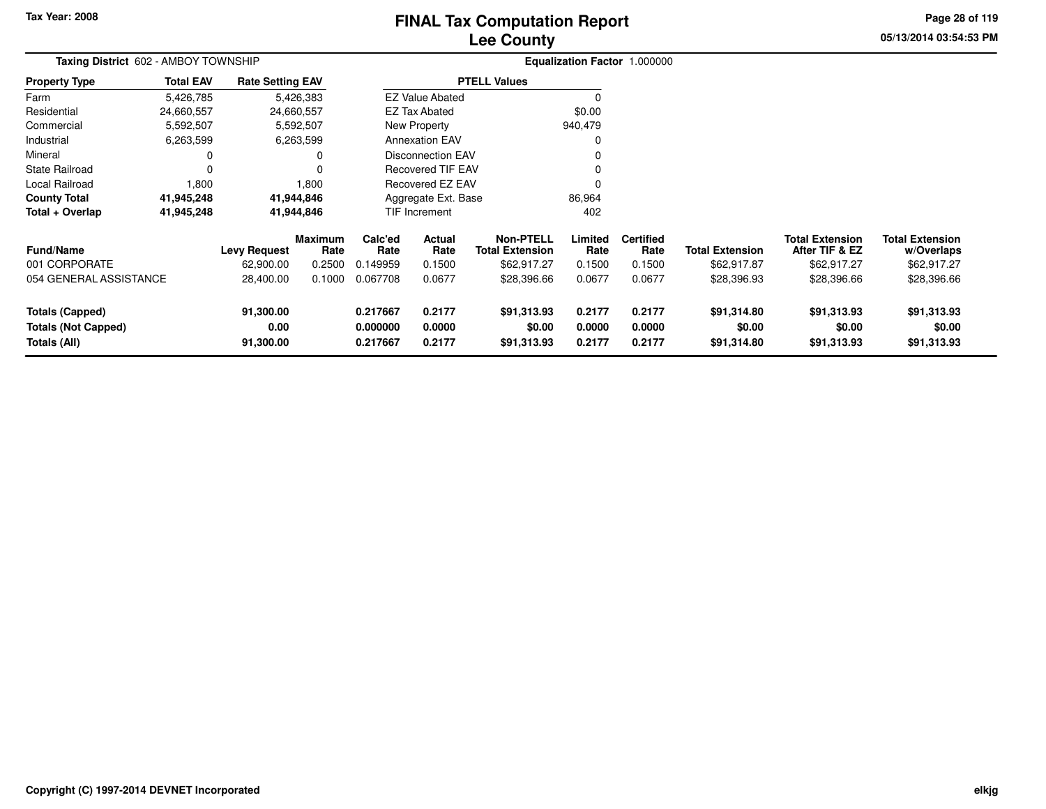Tax Year: 2008

# FINAL Tax Computation Report
## Lee County

05/13/2014 03:54:53 PM

**Taxing District** 602 - AMBOY TOWNSHIP

**Equalization Factor** 1.000000

| Property Type | Total EAV | Rate Setting EAV |
|---|---|---|
| Farm | 5,426,785 | 5,426,383 |
| Residential | 24,660,557 | 24,660,557 |
| Commercial | 5,592,507 | 5,592,507 |
| Industrial | 6,263,599 | 6,263,599 |
| Mineral | 0 | 0 |
| State Railroad | 0 | 0 |
| Local Railroad | 1,800 | 1,800 |
| **County Total** | **41,945,248** | **41,944,846** |
| **Total + Overlap** | **41,945,248** | **41,944,846** |

| PTELL Values | |
|---|---|
| EZ Value Abated | 0 |
| EZ Tax Abated | $0.00 |
| New Property | 940,479 |
| Annexation EAV | 0 |
| Disconnection EAV | 0 |
| Recovered TIF EAV | 0 |
| Recovered EZ EAV | 0 |
| Aggregate Ext. Base | 86,964 |
| TIF Increment | 402 |

| Fund/Name | Levy Request | Maximum Rate | Calc'ed Rate | Actual Rate | Non-PTELL Total Extension | Limited Rate | Certified Rate | Total Extension | Total Extension After TIF & EZ | Total Extension w/Overlaps |
|---|---|---|---|---|---|---|---|---|---|---|
| 001 CORPORATE | 62,900.00 | 0.2500 | 0.149959 | 0.1500 | $62,917.27 | 0.1500 | 0.1500 | $62,917.87 | $62,917.27 | $62,917.27 |
| 054 GENERAL ASSISTANCE | 28,400.00 | 0.1000 | 0.067708 | 0.0677 | $28,396.66 | 0.0677 | 0.0677 | $28,396.93 | $28,396.66 | $28,396.66 |
| **Totals (Capped)** | **91,300.00** | | **0.217667** | **0.2177** | **$91,313.93** | **0.2177** | **0.2177** | **$91,314.80** | **$91,313.93** | **$91,313.93** |
| **Totals (Not Capped)** | **0.00** | | **0.000000** | **0.0000** | **$0.00** | **0.0000** | **0.0000** | **$0.00** | **$0.00** | **$0.00** |
| **Totals (All)** | **91,300.00** | | **0.217667** | **0.2177** | **$91,313.93** | **0.2177** | **0.2177** | **$91,314.80** | **$91,313.93** | **$91,313.93** |

Copyright (C) 1997-2014 DEVNET Incorporated

elkjg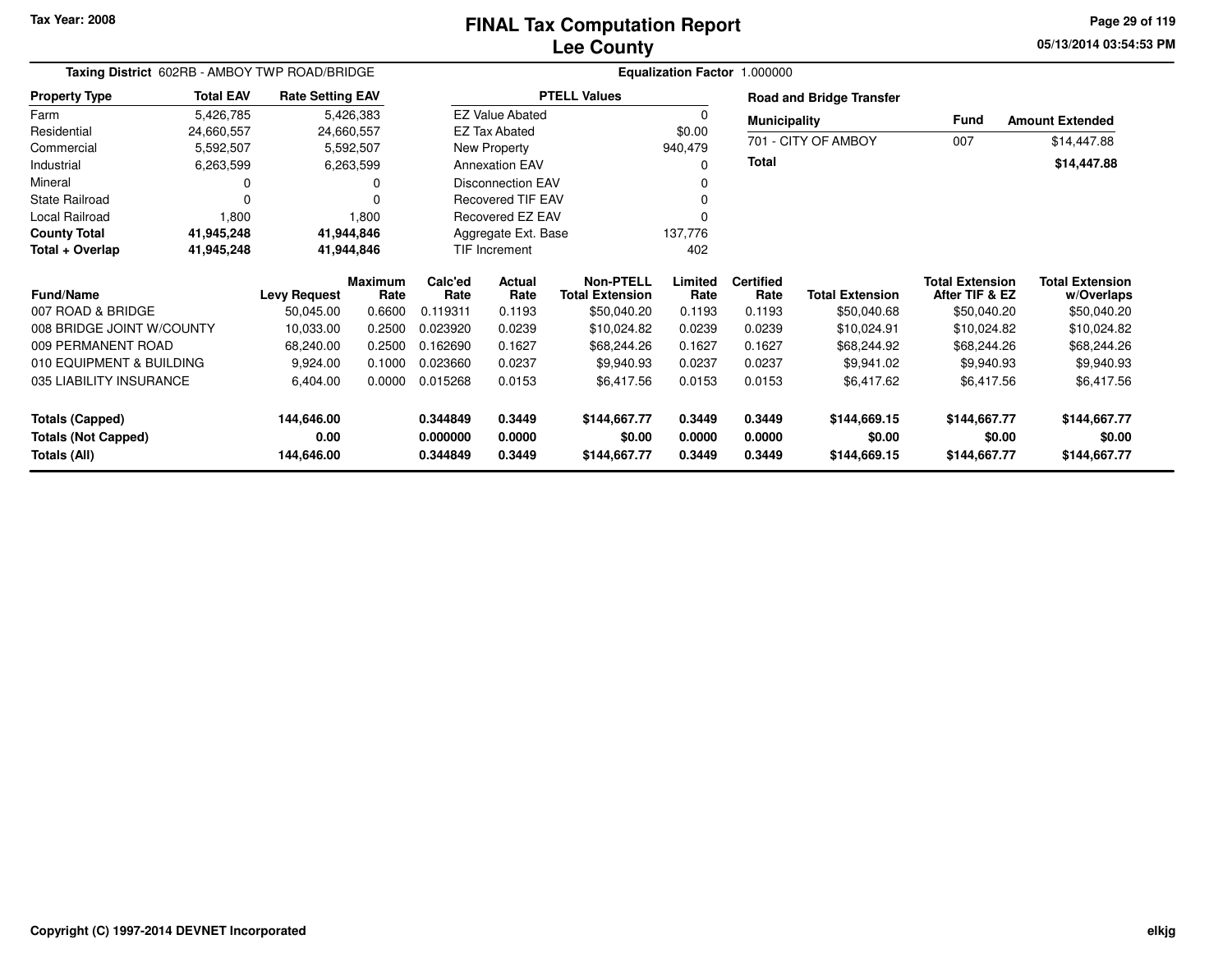# FINAL Tax Computation Report
## Lee County

Tax Year: 2008

05/13/2014 03:54:53 PM

**Taxing District** 602RB - AMBOY TWP ROAD/BRIDGE

**Equalization Factor** 1.000000

| Property Type | Total EAV | Rate Setting EAV |
|---|---|---|
| Farm | 5,426,785 | 5,426,383 |
| Residential | 24,660,557 | 24,660,557 |
| Commercial | 5,592,507 | 5,592,507 |
| Industrial | 6,263,599 | 6,263,599 |
| Mineral | 0 | 0 |
| State Railroad | 0 | 0 |
| Local Railroad | 1,800 | 1,800 |
| **County Total** | **41,945,248** | **41,944,846** |
| **Total + Overlap** | **41,945,248** | **41,944,846** |

| PTELL Values | |
|---|---|
| EZ Value Abated | 0 |
| EZ Tax Abated | $0.00 |
| New Property | 940,479 |
| Annexation EAV | 0 |
| Disconnection EAV | 0 |
| Recovered TIF EAV | 0 |
| Recovered EZ EAV | 0 |
| Aggregate Ext. Base | 137,776 |
| TIF Increment | 402 |

**Road and Bridge Transfer**

| Municipality | Fund | Amount Extended |
|---|---|---|
| 701 - CITY OF AMBOY | 007 | $14,447.88 |
| **Total** | | **$14,447.88** |

| Fund/Name | Levy Request | Maximum Rate | Calc'ed Rate | Actual Rate | Non-PTELL Total Extension | Limited Rate | Certified Rate | Total Extension | Total Extension After TIF & EZ | Total Extension w/Overlaps |
|---|---|---|---|---|---|---|---|---|---|---|
| 007 ROAD & BRIDGE | 50,045.00 | 0.6600 | 0.119311 | 0.1193 | $50,040.20 | 0.1193 | 0.1193 | $50,040.68 | $50,040.20 | $50,040.20 |
| 008 BRIDGE JOINT W/COUNTY | 10,033.00 | 0.2500 | 0.023920 | 0.0239 | $10,024.82 | 0.0239 | 0.0239 | $10,024.91 | $10,024.82 | $10,024.82 |
| 009 PERMANENT ROAD | 68,240.00 | 0.2500 | 0.162690 | 0.1627 | $68,244.26 | 0.1627 | 0.1627 | $68,244.92 | $68,244.26 | $68,244.26 |
| 010 EQUIPMENT & BUILDING | 9,924.00 | 0.1000 | 0.023660 | 0.0237 | $9,940.93 | 0.0237 | 0.0237 | $9,941.02 | $9,940.93 | $9,940.93 |
| 035 LIABILITY INSURANCE | 6,404.00 | 0.0000 | 0.015268 | 0.0153 | $6,417.56 | 0.0153 | 0.0153 | $6,417.62 | $6,417.56 | $6,417.56 |
| **Totals (Capped)** | **144,646.00** | | **0.344849** | **0.3449** | **$144,667.77** | **0.3449** | **0.3449** | **$144,669.15** | **$144,667.77** | **$144,667.77** |
| **Totals (Not Capped)** | **0.00** | | **0.000000** | **0.0000** | **$0.00** | **0.0000** | **0.0000** | **$0.00** | **$0.00** | **$0.00** |
| **Totals (All)** | **144,646.00** | | **0.344849** | **0.3449** | **$144,667.77** | **0.3449** | **0.3449** | **$144,669.15** | **$144,667.77** | **$144,667.77** |

Copyright (C) 1997-2014 DEVNET Incorporated

elkjg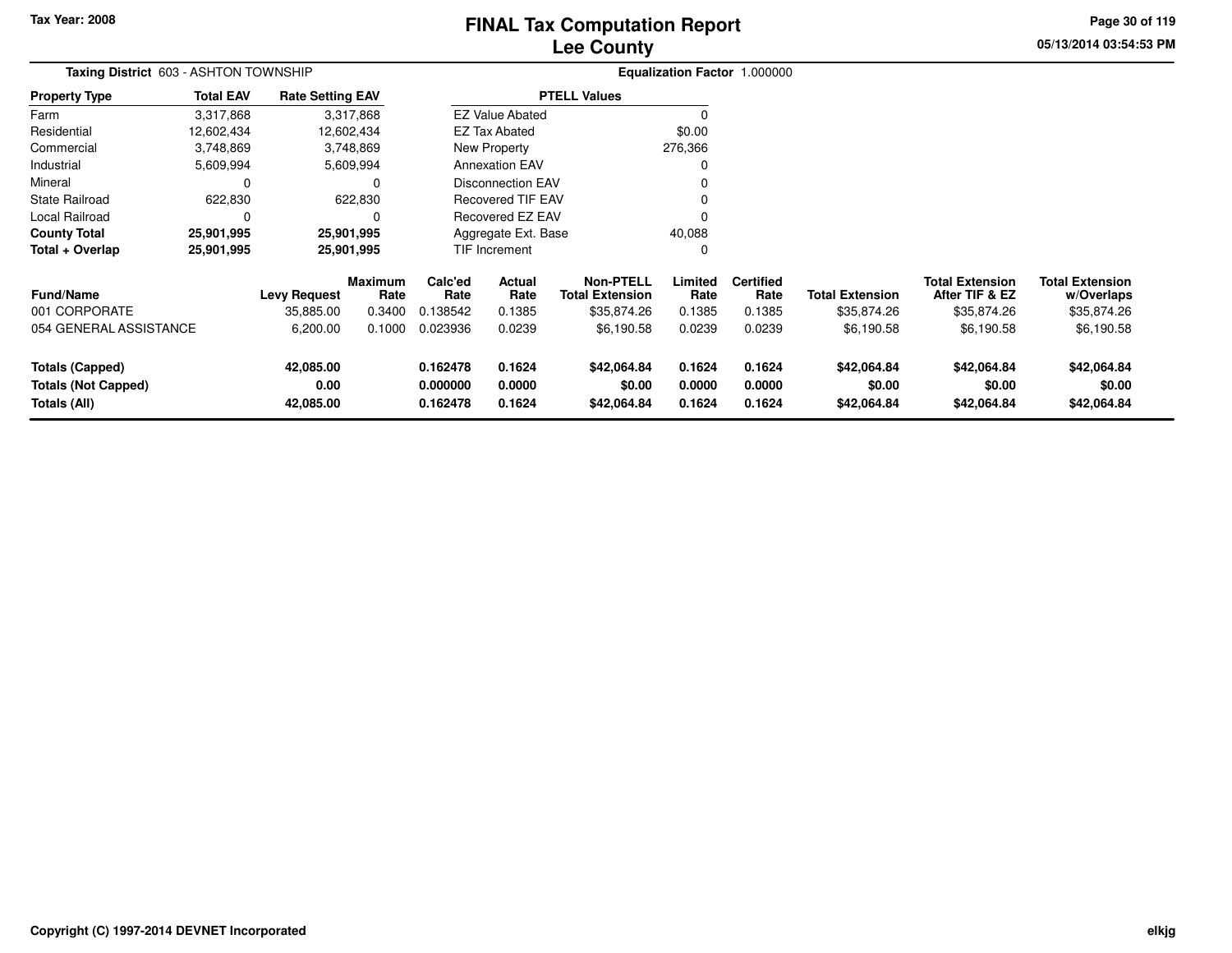# FINAL Tax Computation Report
# Lee County

Tax Year: 2008

05/13/2014 03:54:53 PM

**Taxing District** 603 - ASHTON TOWNSHIP

**Equalization Factor** 1.000000

| Property Type | Total EAV | Rate Setting EAV |
|---|---|---|
| Farm | 3,317,868 | 3,317,868 |
| Residential | 12,602,434 | 12,602,434 |
| Commercial | 3,748,869 | 3,748,869 |
| Industrial | 5,609,994 | 5,609,994 |
| Mineral | 0 | 0 |
| State Railroad | 622,830 | 622,830 |
| Local Railroad | 0 | 0 |
| **County Total** | **25,901,995** | **25,901,995** |
| **Total + Overlap** | **25,901,995** | **25,901,995** |

| PTELL Values | |
|---|---|
| EZ Value Abated | 0 |
| EZ Tax Abated | $0.00 |
| New Property | 276,366 |
| Annexation EAV | 0 |
| Disconnection EAV | 0 |
| Recovered TIF EAV | 0 |
| Recovered EZ EAV | 0 |
| Aggregate Ext. Base | 40,088 |
| TIF Increment | 0 |

| Fund/Name | Levy Request | Maximum Rate | Calc'ed Rate | Actual Rate | Non-PTELL Total Extension | Limited Rate | Certified Rate | Total Extension | Total Extension After TIF & EZ | Total Extension w/Overlaps |
|---|---|---|---|---|---|---|---|---|---|---|
| 001 CORPORATE | 35,885.00 | 0.3400 | 0.138542 | 0.1385 | $35,874.26 | 0.1385 | 0.1385 | $35,874.26 | $35,874.26 | $35,874.26 |
| 054 GENERAL ASSISTANCE | 6,200.00 | 0.1000 | 0.023936 | 0.0239 | $6,190.58 | 0.0239 | 0.0239 | $6,190.58 | $6,190.58 | $6,190.58 |
| **Totals (Capped)** | **42,085.00** | | **0.162478** | **0.1624** | **$42,064.84** | **0.1624** | **0.1624** | **$42,064.84** | **$42,064.84** | **$42,064.84** |
| **Totals (Not Capped)** | **0.00** | | **0.000000** | **0.0000** | **$0.00** | **0.0000** | **0.0000** | **$0.00** | **$0.00** | **$0.00** |
| **Totals (All)** | **42,085.00** | | **0.162478** | **0.1624** | **$42,064.84** | **0.1624** | **0.1624** | **$42,064.84** | **$42,064.84** | **$42,064.84** |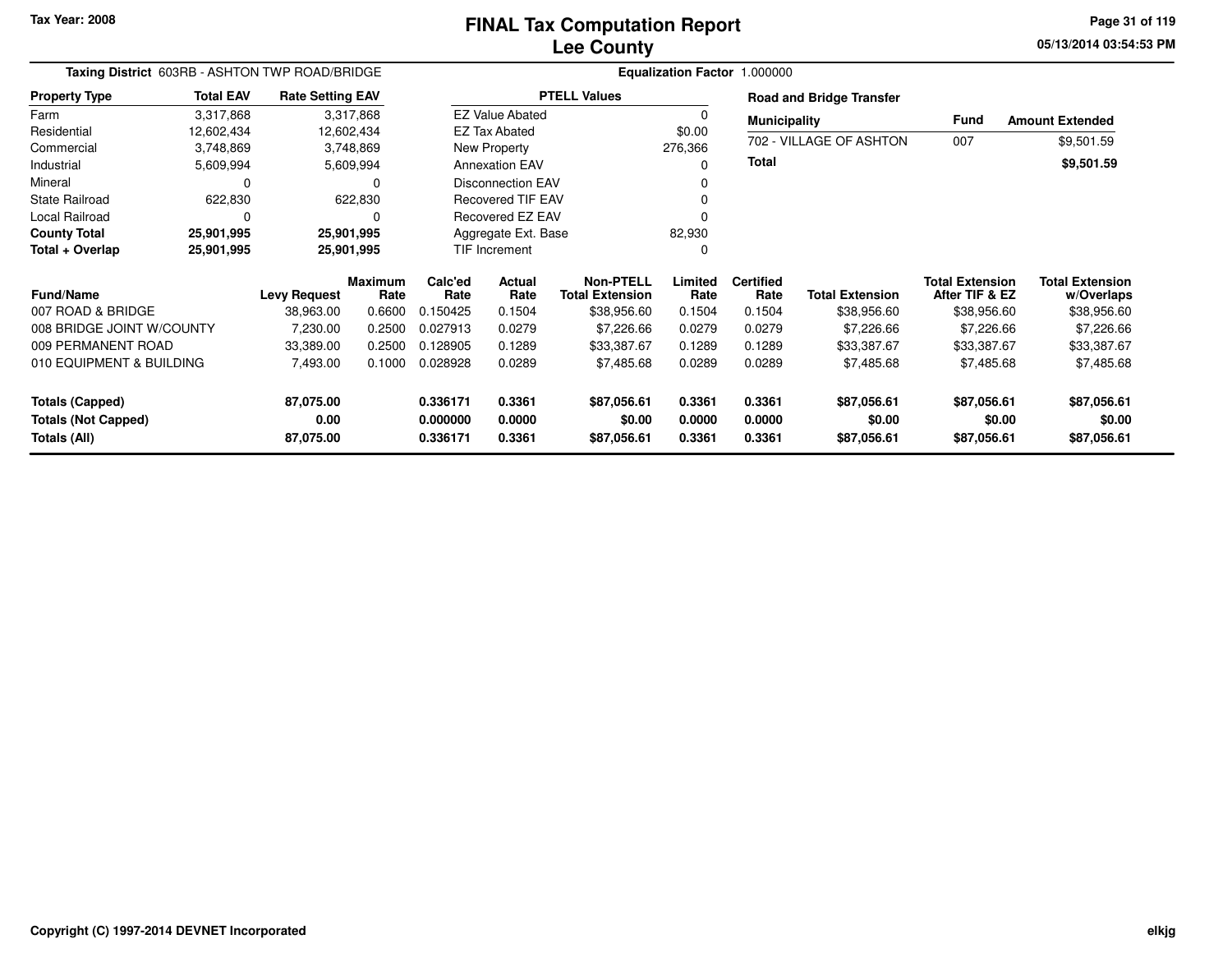# FINAL Tax Computation Report
# Lee County

Tax Year: 2008

05/13/2014 03:54:53 PM

**Taxing District** 603RB - ASHTON TWP ROAD/BRIDGE

**Equalization Factor** 1.000000

| Property Type | Total EAV | Rate Setting EAV |
|---|---|---|
| Farm | 3,317,868 | 3,317,868 |
| Residential | 12,602,434 | 12,602,434 |
| Commercial | 3,748,869 | 3,748,869 |
| Industrial | 5,609,994 | 5,609,994 |
| Mineral | 0 | 0 |
| State Railroad | 622,830 | 622,830 |
| Local Railroad | 0 | 0 |
| **County Total** | **25,901,995** | **25,901,995** |
| **Total + Overlap** | **25,901,995** | **25,901,995** |

| PTELL Values | |
|---|---|
| EZ Value Abated | 0 |
| EZ Tax Abated | $0.00 |
| New Property | 276,366 |
| Annexation EAV | 0 |
| Disconnection EAV | 0 |
| Recovered TIF EAV | 0 |
| Recovered EZ EAV | 0 |
| Aggregate Ext. Base | 82,930 |
| TIF Increment | 0 |

**Road and Bridge Transfer**

| Municipality | Fund | Amount Extended |
|---|---|---|
| 702 - VILLAGE OF ASHTON | 007 | $9,501.59 |
| **Total** | | **$9,501.59** |

| Fund/Name | Levy Request | Maximum Rate | Calc'ed Rate | Actual Rate | Non-PTELL Total Extension | Limited Rate | Certified Rate | Total Extension | Total Extension After TIF & EZ | Total Extension w/Overlaps |
|---|---|---|---|---|---|---|---|---|---|---|
| 007 ROAD & BRIDGE | 38,963.00 | 0.6600 | 0.150425 | 0.1504 | $38,956.60 | 0.1504 | 0.1504 | $38,956.60 | $38,956.60 | $38,956.60 |
| 008 BRIDGE JOINT W/COUNTY | 7,230.00 | 0.2500 | 0.027913 | 0.0279 | $7,226.66 | 0.0279 | 0.0279 | $7,226.66 | $7,226.66 | $7,226.66 |
| 009 PERMANENT ROAD | 33,389.00 | 0.2500 | 0.128905 | 0.1289 | $33,387.67 | 0.1289 | 0.1289 | $33,387.67 | $33,387.67 | $33,387.67 |
| 010 EQUIPMENT & BUILDING | 7,493.00 | 0.1000 | 0.028928 | 0.0289 | $7,485.68 | 0.0289 | 0.0289 | $7,485.68 | $7,485.68 | $7,485.68 |
| **Totals (Capped)** | **87,075.00** | | **0.336171** | **0.3361** | **$87,056.61** | **0.3361** | **0.3361** | **$87,056.61** | **$87,056.61** | **$87,056.61** |
| **Totals (Not Capped)** | **0.00** | | **0.000000** | **0.0000** | **$0.00** | **0.0000** | **0.0000** | **$0.00** | **$0.00** | **$0.00** |
| **Totals (All)** | **87,075.00** | | **0.336171** | **0.3361** | **$87,056.61** | **0.3361** | **0.3361** | **$87,056.61** | **$87,056.61** | **$87,056.61** |

Copyright (C) 1997-2014 DEVNET Incorporated

elkjg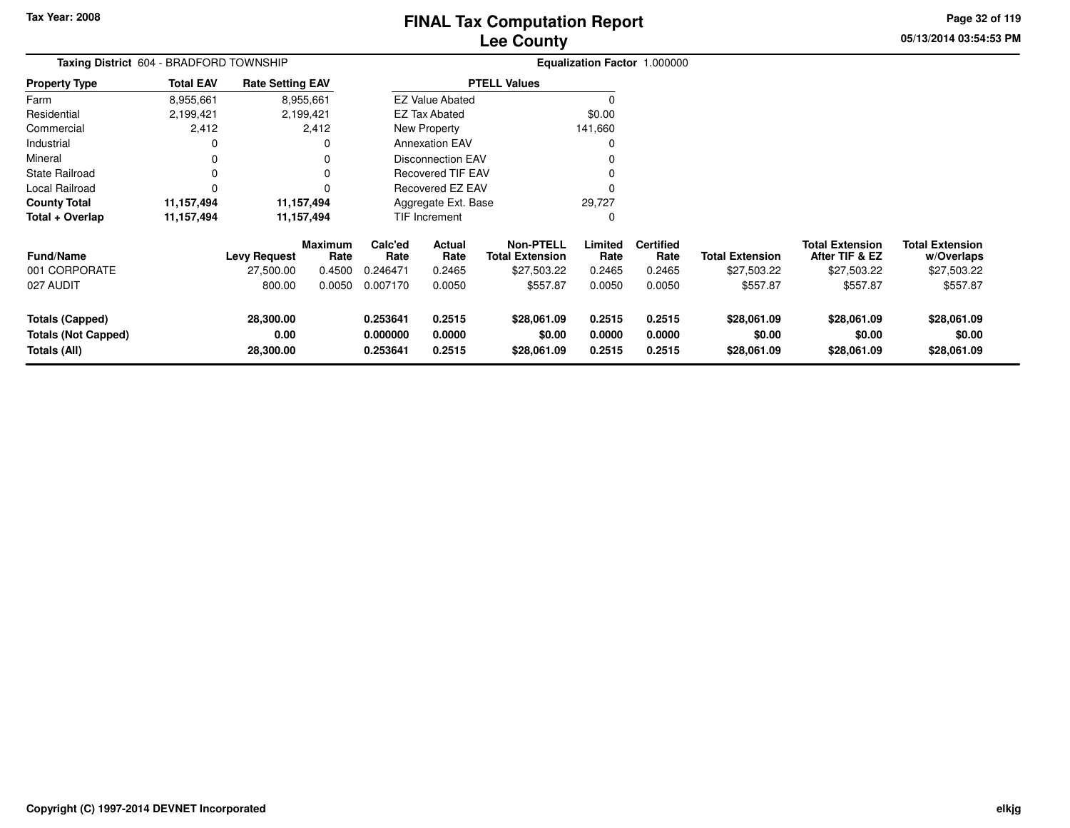Tax Year: 2008

# FINAL Tax Computation Report
## Lee County

**Taxing District** 604 - BRADFORD TOWNSHIP **Equalization Factor** 1.000000

| Property Type | Total EAV | Rate Setting EAV |
|---|---|---|
| Farm | 8,955,661 | 8,955,661 |
| Residential | 2,199,421 | 2,199,421 |
| Commercial | 2,412 | 2,412 |
| Industrial | 0 | 0 |
| Mineral | 0 | 0 |
| State Railroad | 0 | 0 |
| Local Railroad | 0 | 0 |
| **County Total** | **11,157,494** | **11,157,494** |
| **Total + Overlap** | **11,157,494** | **11,157,494** |

| PTELL Values | |
|---|---|
| EZ Value Abated | 0 |
| EZ Tax Abated | $0.00 |
| New Property | 141,660 |
| Annexation EAV | 0 |
| Disconnection EAV | 0 |
| Recovered TIF EAV | 0 |
| Recovered EZ EAV | 0 |
| Aggregate Ext. Base | 29,727 |
| TIF Increment | 0 |

| Fund/Name | Levy Request | Maximum Rate | Calc'ed Rate | Actual Rate | Non-PTELL Total Extension | Limited Rate | Certified Rate | Total Extension | Total Extension After TIF & EZ | Total Extension w/Overlaps |
|---|---|---|---|---|---|---|---|---|---|---|
| 001 CORPORATE | 27,500.00 | 0.4500 | 0.246471 | 0.2465 | $27,503.22 | 0.2465 | 0.2465 | $27,503.22 | $27,503.22 | $27,503.22 |
| 027 AUDIT | 800.00 | 0.0050 | 0.007170 | 0.0050 | $557.87 | 0.0050 | 0.0050 | $557.87 | $557.87 | $557.87 |
| **Totals (Capped)** | **28,300.00** | | **0.253641** | **0.2515** | **$28,061.09** | **0.2515** | **0.2515** | **$28,061.09** | **$28,061.09** | **$28,061.09** |
| **Totals (Not Capped)** | **0.00** | | **0.000000** | **0.0000** | **$0.00** | **0.0000** | **0.0000** | **$0.00** | **$0.00** | **$0.00** |
| **Totals (All)** | **28,300.00** | | **0.253641** | **0.2515** | **$28,061.09** | **0.2515** | **0.2515** | **$28,061.09** | **$28,061.09** | **$28,061.09** |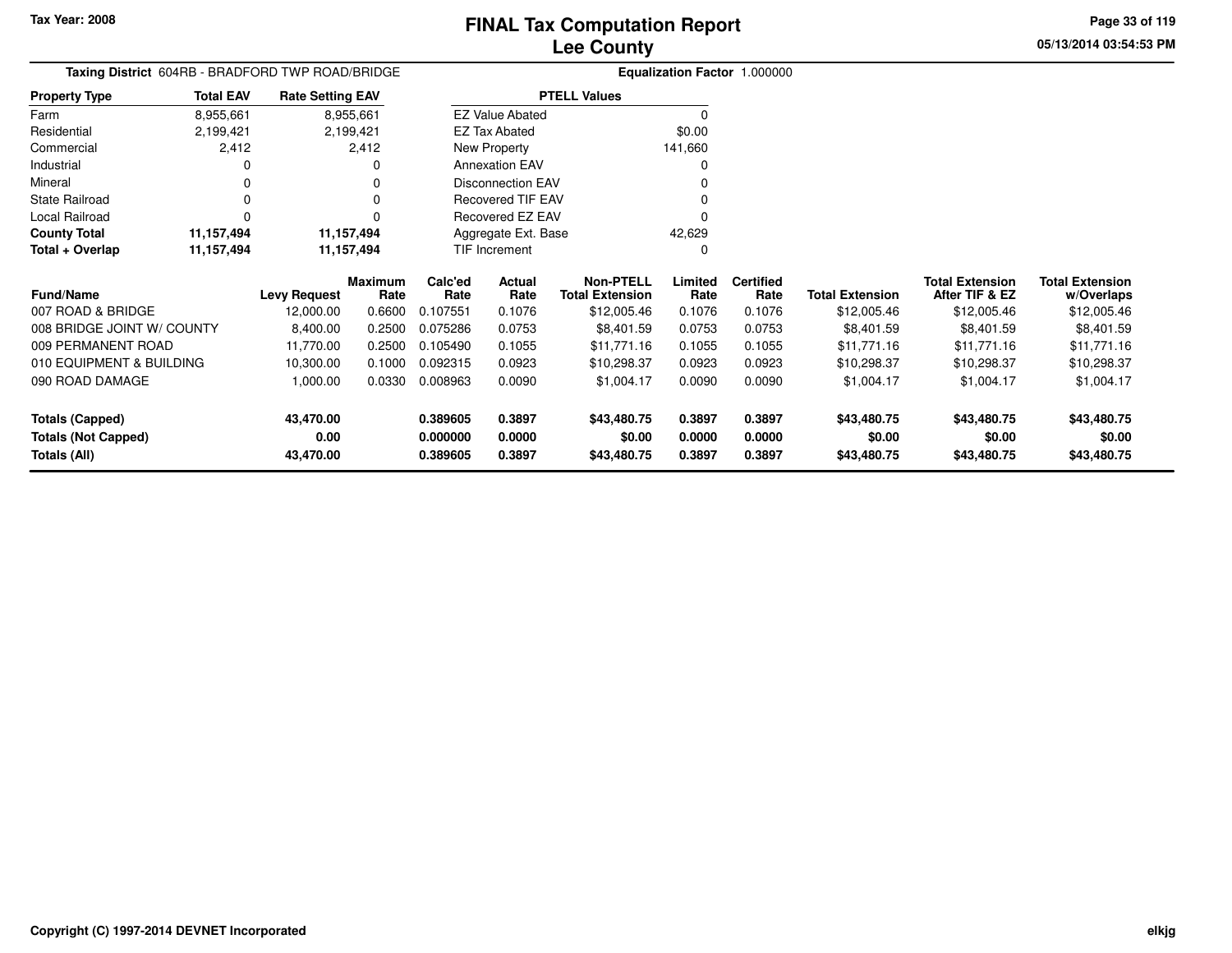Tax Year: 2008

# FINAL Tax Computation Report
## Lee County

05/13/2014 03:54:53 PM

**Taxing District** 604RB - BRADFORD TWP ROAD/BRIDGE

**Equalization Factor** 1.000000

| Property Type | Total EAV | Rate Setting EAV |
|---|---|---|
| Farm | 8,955,661 | 8,955,661 |
| Residential | 2,199,421 | 2,199,421 |
| Commercial | 2,412 | 2,412 |
| Industrial | 0 | 0 |
| Mineral | 0 | 0 |
| State Railroad | 0 | 0 |
| Local Railroad | 0 | 0 |
| **County Total** | **11,157,494** | **11,157,494** |
| **Total + Overlap** | **11,157,494** | **11,157,494** |

| PTELL Values | |
|---|---|
| EZ Value Abated | 0 |
| EZ Tax Abated | $0.00 |
| New Property | 141,660 |
| Annexation EAV | 0 |
| Disconnection EAV | 0 |
| Recovered TIF EAV | 0 |
| Recovered EZ EAV | 0 |
| Aggregate Ext. Base | 42,629 |
| TIF Increment | 0 |

| Fund/Name | Levy Request | Maximum Rate | Calc'ed Rate | Actual Rate | Non-PTELL Total Extension | Limited Rate | Certified Rate | Total Extension | Total Extension After TIF & EZ | Total Extension w/Overlaps |
|---|---|---|---|---|---|---|---|---|---|---|
| 007 ROAD & BRIDGE | 12,000.00 | 0.6600 | 0.107551 | 0.1076 | $12,005.46 | 0.1076 | 0.1076 | $12,005.46 | $12,005.46 | $12,005.46 |
| 008 BRIDGE JOINT W/ COUNTY | 8,400.00 | 0.2500 | 0.075286 | 0.0753 | $8,401.59 | 0.0753 | 0.0753 | $8,401.59 | $8,401.59 | $8,401.59 |
| 009 PERMANENT ROAD | 11,770.00 | 0.2500 | 0.105490 | 0.1055 | $11,771.16 | 0.1055 | 0.1055 | $11,771.16 | $11,771.16 | $11,771.16 |
| 010 EQUIPMENT & BUILDING | 10,300.00 | 0.1000 | 0.092315 | 0.0923 | $10,298.37 | 0.0923 | 0.0923 | $10,298.37 | $10,298.37 | $10,298.37 |
| 090 ROAD DAMAGE | 1,000.00 | 0.0330 | 0.008963 | 0.0090 | $1,004.17 | 0.0090 | 0.0090 | $1,004.17 | $1,004.17 | $1,004.17 |
| **Totals (Capped)** | **43,470.00** | | **0.389605** | **0.3897** | **$43,480.75** | **0.3897** | **0.3897** | **$43,480.75** | **$43,480.75** | **$43,480.75** |
| **Totals (Not Capped)** | **0.00** | | **0.000000** | **0.0000** | **$0.00** | **0.0000** | **0.0000** | **$0.00** | **$0.00** | **$0.00** |
| **Totals (All)** | **43,470.00** | | **0.389605** | **0.3897** | **$43,480.75** | **0.3897** | **0.3897** | **$43,480.75** | **$43,480.75** | **$43,480.75** |

Copyright (C) 1997-2014 DEVNET Incorporated

elkjg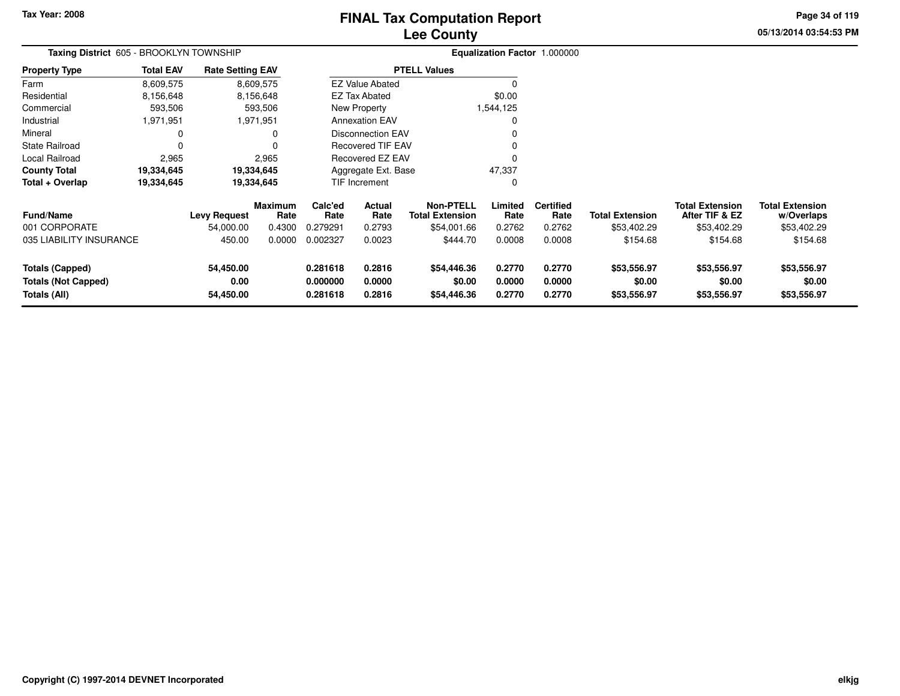Tax Year: 2008

# FINAL Tax Computation Report
## Lee County

05/13/2014 03:54:53 PM

**Taxing District** 605 - BROOKLYN TOWNSHIP

**Equalization Factor** 1.000000

| Property Type | Total EAV | Rate Setting EAV |
|---|---|---|
| Farm | 8,609,575 | 8,609,575 |
| Residential | 8,156,648 | 8,156,648 |
| Commercial | 593,506 | 593,506 |
| Industrial | 1,971,951 | 1,971,951 |
| Mineral | 0 | 0 |
| State Railroad | 0 | 0 |
| Local Railroad | 2,965 | 2,965 |
| **County Total** | **19,334,645** | **19,334,645** |
| **Total + Overlap** | **19,334,645** | **19,334,645** |

| PTELL Values | |
|---|---|
| EZ Value Abated | 0 |
| EZ Tax Abated | $0.00 |
| New Property | 1,544,125 |
| Annexation EAV | 0 |
| Disconnection EAV | 0 |
| Recovered TIF EAV | 0 |
| Recovered EZ EAV | 0 |
| Aggregate Ext. Base | 47,337 |
| TIF Increment | 0 |

| Fund/Name | Levy Request | Maximum Rate | Calc'ed Rate | Actual Rate | Non-PTELL Total Extension | Limited Rate | Certified Rate | Total Extension | Total Extension After TIF & EZ | Total Extension w/Overlaps |
|---|---|---|---|---|---|---|---|---|---|---|
| 001 CORPORATE | 54,000.00 | 0.4300 | 0.279291 | 0.2793 | $54,001.66 | 0.2762 | 0.2762 | $53,402.29 | $53,402.29 | $53,402.29 |
| 035 LIABILITY INSURANCE | 450.00 | 0.0000 | 0.002327 | 0.0023 | $444.70 | 0.0008 | 0.0008 | $154.68 | $154.68 | $154.68 |
| **Totals (Capped)** | **54,450.00** | | **0.281618** | **0.2816** | **$54,446.36** | **0.2770** | **0.2770** | **$53,556.97** | **$53,556.97** | **$53,556.97** |
| **Totals (Not Capped)** | **0.00** | | **0.000000** | **0.0000** | **$0.00** | **0.0000** | **0.0000** | **$0.00** | **$0.00** | **$0.00** |
| **Totals (All)** | **54,450.00** | | **0.281618** | **0.2816** | **$54,446.36** | **0.2770** | **0.2770** | **$53,556.97** | **$53,556.97** | **$53,556.97** |

Copyright (C) 1997-2014 DEVNET Incorporated

elkjg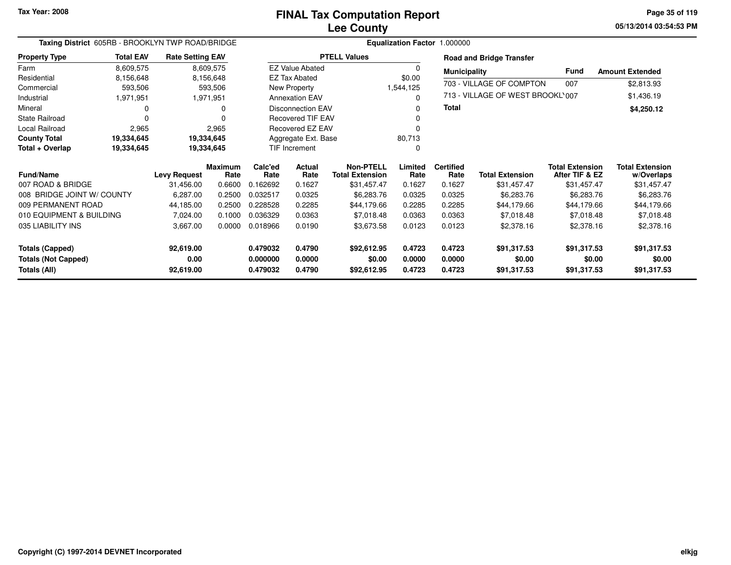Tax Year: 2008

# FINAL Tax Computation Report
## Lee County

05/13/2014 03:54:53 PM

**Taxing District** 605RB - BROOKLYN TWP ROAD/BRIDGE

**Equalization Factor** 1.000000

| Property Type | Total EAV | Rate Setting EAV |
|---|---|---|
| Farm | 8,609,575 | 8,609,575 |
| Residential | 8,156,648 | 8,156,648 |
| Commercial | 593,506 | 593,506 |
| Industrial | 1,971,951 | 1,971,951 |
| Mineral | 0 | 0 |
| State Railroad | 0 | 0 |
| Local Railroad | 2,965 | 2,965 |
| **County Total** | **19,334,645** | **19,334,645** |
| **Total + Overlap** | **19,334,645** | **19,334,645** |

| PTELL Values | |
|---|---|
| EZ Value Abated | 0 |
| EZ Tax Abated | $0.00 |
| New Property | 1,544,125 |
| Annexation EAV | 0 |
| Disconnection EAV | 0 |
| Recovered TIF EAV | 0 |
| Recovered EZ EAV | 0 |
| Aggregate Ext. Base | 80,713 |
| TIF Increment | 0 |

**Road and Bridge Transfer**

| Municipality | Fund | Amount Extended |
|---|---|---|
| 703 - VILLAGE OF COMPTON | 007 | $2,813.93 |
| 713 - VILLAGE OF WEST BROOKL' | 007 | $1,436.19 |
| **Total** | | **$4,250.12** |

| Fund/Name | Levy Request | Maximum Rate | Calc'ed Rate | Actual Rate | Non-PTELL Total Extension | Limited Rate | Certified Rate | Total Extension | Total Extension After TIF & EZ | Total Extension w/Overlaps |
|---|---|---|---|---|---|---|---|---|---|---|
| 007 ROAD & BRIDGE | 31,456.00 | 0.6600 | 0.162692 | 0.1627 | $31,457.47 | 0.1627 | 0.1627 | $31,457.47 | $31,457.47 | $31,457.47 |
| 008 BRIDGE JOINT W/ COUNTY | 6,287.00 | 0.2500 | 0.032517 | 0.0325 | $6,283.76 | 0.0325 | 0.0325 | $6,283.76 | $6,283.76 | $6,283.76 |
| 009 PERMANENT ROAD | 44,185.00 | 0.2500 | 0.228528 | 0.2285 | $44,179.66 | 0.2285 | 0.2285 | $44,179.66 | $44,179.66 | $44,179.66 |
| 010 EQUIPMENT & BUILDING | 7,024.00 | 0.1000 | 0.036329 | 0.0363 | $7,018.48 | 0.0363 | 0.0363 | $7,018.48 | $7,018.48 | $7,018.48 |
| 035 LIABILITY INS | 3,667.00 | 0.0000 | 0.018966 | 0.0190 | $3,673.58 | 0.0123 | 0.0123 | $2,378.16 | $2,378.16 | $2,378.16 |
| **Totals (Capped)** | **92,619.00** | | **0.479032** | **0.4790** | **$92,612.95** | **0.4723** | **0.4723** | **$91,317.53** | **$91,317.53** | **$91,317.53** |
| **Totals (Not Capped)** | **0.00** | | **0.000000** | **0.0000** | **$0.00** | **0.0000** | **0.0000** | **$0.00** | **$0.00** | **$0.00** |
| **Totals (All)** | **92,619.00** | | **0.479032** | **0.4790** | **$92,612.95** | **0.4723** | **0.4723** | **$91,317.53** | **$91,317.53** | **$91,317.53** |

Copyright (C) 1997-2014 DEVNET Incorporated

elkjg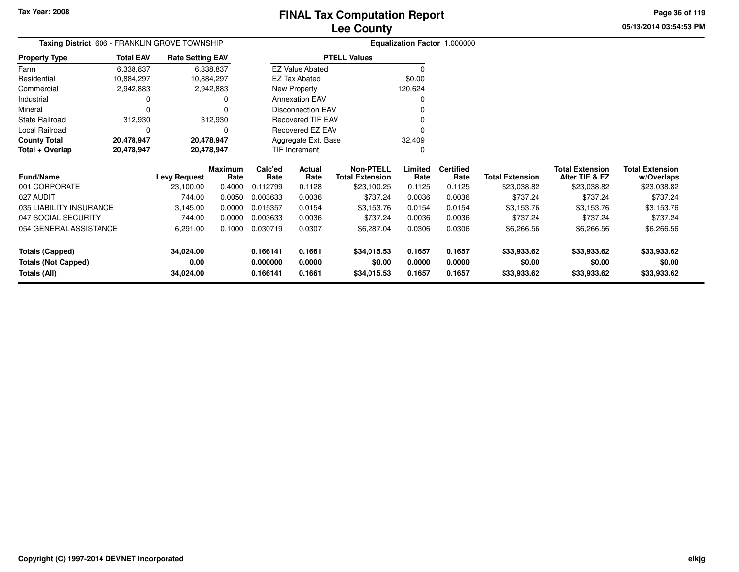# FINAL Tax Computation Report
## Lee County

Tax Year: 2008

**Taxing District** 606 - FRANKLIN GROVE TOWNSHIP

**Equalization Factor** 1.000000

| Property Type | Total EAV | Rate Setting EAV |
|---|---|---|
| Farm | 6,338,837 | 6,338,837 |
| Residential | 10,884,297 | 10,884,297 |
| Commercial | 2,942,883 | 2,942,883 |
| Industrial | 0 | 0 |
| Mineral | 0 | 0 |
| State Railroad | 312,930 | 312,930 |
| Local Railroad | 0 | 0 |
| **County Total** | **20,478,947** | **20,478,947** |
| **Total + Overlap** | **20,478,947** | **20,478,947** |

| PTELL Values | |
|---|---|
| EZ Value Abated | 0 |
| EZ Tax Abated | $0.00 |
| New Property | 120,624 |
| Annexation EAV | 0 |
| Disconnection EAV | 0 |
| Recovered TIF EAV | 0 |
| Recovered EZ EAV | 0 |
| Aggregate Ext. Base | 32,409 |
| TIF Increment | 0 |

| Fund/Name | Levy Request | Maximum Rate | Calc'ed Rate | Actual Rate | Non-PTELL Total Extension | Limited Rate | Certified Rate | Total Extension | Total Extension After TIF & EZ | Total Extension w/Overlaps |
|---|---|---|---|---|---|---|---|---|---|---|
| 001 CORPORATE | 23,100.00 | 0.4000 | 0.112799 | 0.1128 | $23,100.25 | 0.1125 | 0.1125 | $23,038.82 | $23,038.82 | $23,038.82 |
| 027 AUDIT | 744.00 | 0.0050 | 0.003633 | 0.0036 | $737.24 | 0.0036 | 0.0036 | $737.24 | $737.24 | $737.24 |
| 035 LIABILITY INSURANCE | 3,145.00 | 0.0000 | 0.015357 | 0.0154 | $3,153.76 | 0.0154 | 0.0154 | $3,153.76 | $3,153.76 | $3,153.76 |
| 047 SOCIAL SECURITY | 744.00 | 0.0000 | 0.003633 | 0.0036 | $737.24 | 0.0036 | 0.0036 | $737.24 | $737.24 | $737.24 |
| 054 GENERAL ASSISTANCE | 6,291.00 | 0.1000 | 0.030719 | 0.0307 | $6,287.04 | 0.0306 | 0.0306 | $6,266.56 | $6,266.56 | $6,266.56 |
| **Totals (Capped)** | **34,024.00** | | **0.166141** | **0.1661** | **$34,015.53** | **0.1657** | **0.1657** | **$33,933.62** | **$33,933.62** | **$33,933.62** |
| **Totals (Not Capped)** | **0.00** | | **0.000000** | **0.0000** | **$0.00** | **0.0000** | **0.0000** | **$0.00** | **$0.00** | **$0.00** |
| **Totals (All)** | **34,024.00** | | **0.166141** | **0.1661** | **$34,015.53** | **0.1657** | **0.1657** | **$33,933.62** | **$33,933.62** | **$33,933.62** |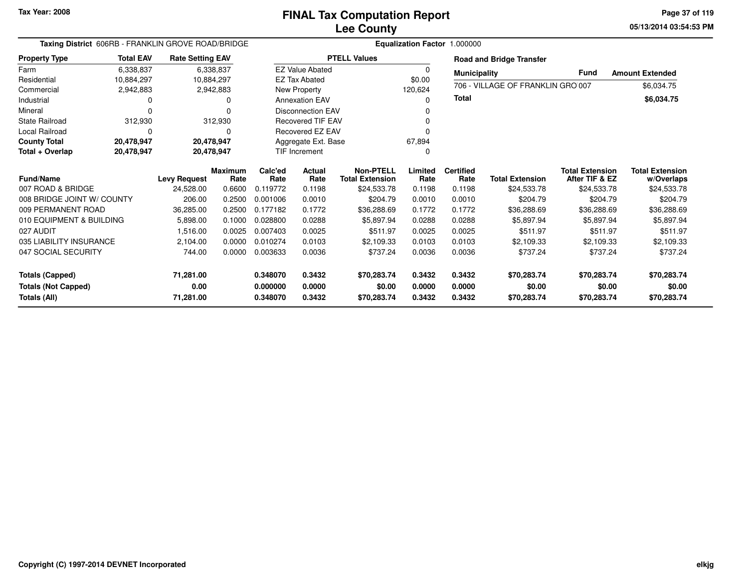Tax Year: 2008

# FINAL Tax Computation Report
## Lee County

05/13/2014 03:54:53 PM

**Taxing District** 606RB - FRANKLIN GROVE ROAD/BRIDGE

**Equalization Factor** 1.000000

| Property Type | Total EAV | Rate Setting EAV |
|---|---|---|
| Farm | 6,338,837 | 6,338,837 |
| Residential | 10,884,297 | 10,884,297 |
| Commercial | 2,942,883 | 2,942,883 |
| Industrial | 0 | 0 |
| Mineral | 0 | 0 |
| State Railroad | 312,930 | 312,930 |
| Local Railroad | 0 | 0 |
| **County Total** | **20,478,947** | **20,478,947** |
| **Total + Overlap** | **20,478,947** | **20,478,947** |

| PTELL Values | |
|---|---|
| EZ Value Abated | 0 |
| EZ Tax Abated | $0.00 |
| New Property | 120,624 |
| Annexation EAV | 0 |
| Disconnection EAV | 0 |
| Recovered TIF EAV | 0 |
| Recovered EZ EAV | 0 |
| Aggregate Ext. Base | 67,894 |
| TIF Increment | 0 |

**Road and Bridge Transfer**

| Municipality | Fund | Amount Extended |
|---|---|---|
| 706 - VILLAGE OF FRANKLIN GRO | 007 | $6,034.75 |
| **Total** | | **$6,034.75** |

| Fund/Name | Levy Request | Maximum Rate | Calc'ed Rate | Actual Rate | Non-PTELL Total Extension | Limited Rate | Certified Rate | Total Extension | Total Extension After TIF & EZ | Total Extension w/Overlaps |
|---|---|---|---|---|---|---|---|---|---|---|
| 007 ROAD & BRIDGE | 24,528.00 | 0.6600 | 0.119772 | 0.1198 | $24,533.78 | 0.1198 | 0.1198 | $24,533.78 | $24,533.78 | $24,533.78 |
| 008 BRIDGE JOINT W/ COUNTY | 206.00 | 0.2500 | 0.001006 | 0.0010 | $204.79 | 0.0010 | 0.0010 | $204.79 | $204.79 | $204.79 |
| 009 PERMANENT ROAD | 36,285.00 | 0.2500 | 0.177182 | 0.1772 | $36,288.69 | 0.1772 | 0.1772 | $36,288.69 | $36,288.69 | $36,288.69 |
| 010 EQUIPMENT & BUILDING | 5,898.00 | 0.1000 | 0.028800 | 0.0288 | $5,897.94 | 0.0288 | 0.0288 | $5,897.94 | $5,897.94 | $5,897.94 |
| 027 AUDIT | 1,516.00 | 0.0025 | 0.007403 | 0.0025 | $511.97 | 0.0025 | 0.0025 | $511.97 | $511.97 | $511.97 |
| 035 LIABILITY INSURANCE | 2,104.00 | 0.0000 | 0.010274 | 0.0103 | $2,109.33 | 0.0103 | 0.0103 | $2,109.33 | $2,109.33 | $2,109.33 |
| 047 SOCIAL SECURITY | 744.00 | 0.0000 | 0.003633 | 0.0036 | $737.24 | 0.0036 | 0.0036 | $737.24 | $737.24 | $737.24 |
| **Totals (Capped)** | **71,281.00** | | **0.348070** | **0.3432** | **$70,283.74** | **0.3432** | **0.3432** | **$70,283.74** | **$70,283.74** | **$70,283.74** |
| **Totals (Not Capped)** | **0.00** | | **0.000000** | **0.0000** | **$0.00** | **0.0000** | **0.0000** | **$0.00** | **$0.00** | **$0.00** |
| **Totals (All)** | **71,281.00** | | **0.348070** | **0.3432** | **$70,283.74** | **0.3432** | **0.3432** | **$70,283.74** | **$70,283.74** | **$70,283.74** |

Copyright (C) 1997-2014 DEVNET Incorporated

elkjg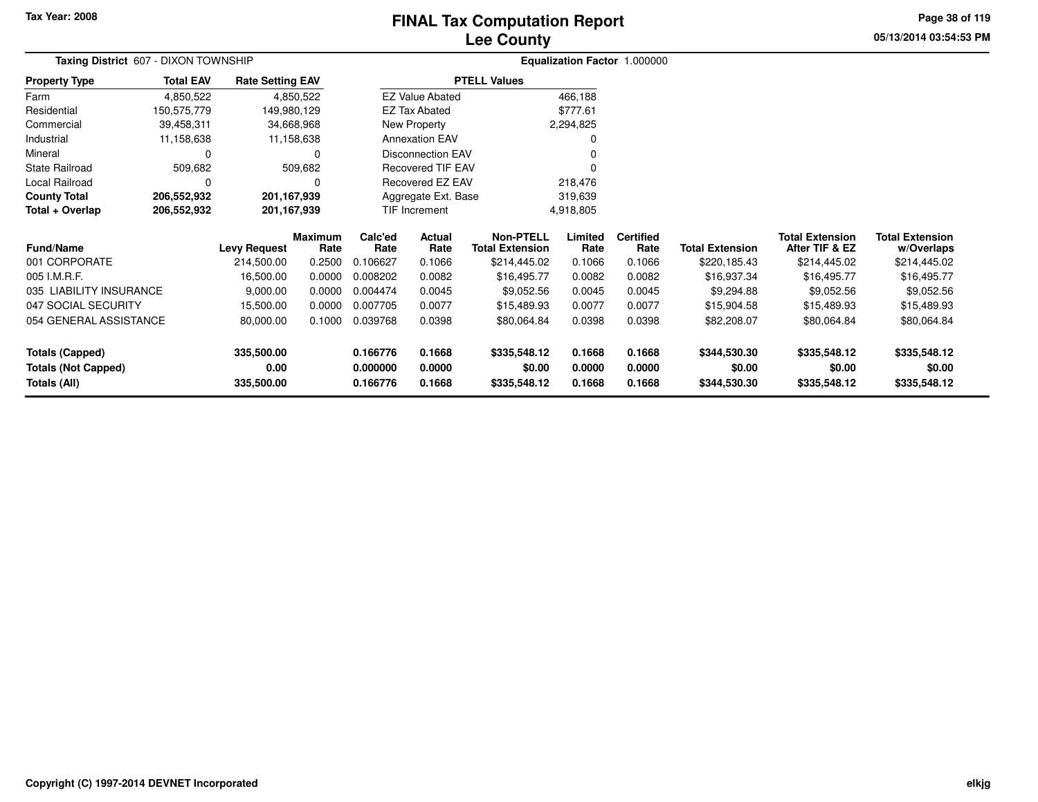Tax Year: 2008

# FINAL Tax Computation Report
## Lee County

05/13/2014 03:54:53 PM

**Taxing District** 607 - DIXON TOWNSHIP

**Equalization Factor** 1.000000

| Property Type | Total EAV | Rate Setting EAV |
|---|---|---|
| Farm | 4,850,522 | 4,850,522 |
| Residential | 150,575,779 | 149,980,129 |
| Commercial | 39,458,311 | 34,668,968 |
| Industrial | 11,158,638 | 11,158,638 |
| Mineral | 0 | 0 |
| State Railroad | 509,682 | 509,682 |
| Local Railroad | 0 | 0 |
| **County Total** | **206,552,932** | **201,167,939** |
| **Total + Overlap** | **206,552,932** | **201,167,939** |

| PTELL Values | |
|---|---|
| EZ Value Abated | 466,188 |
| EZ Tax Abated | $777.61 |
| New Property | 2,294,825 |
| Annexation EAV | 0 |
| Disconnection EAV | 0 |
| Recovered TIF EAV | 0 |
| Recovered EZ EAV | 218,476 |
| Aggregate Ext. Base | 319,639 |
| TIF Increment | 4,918,805 |

| Fund/Name | Levy Request | Maximum Rate | Calc'ed Rate | Actual Rate | Non-PTELL Total Extension | Limited Rate | Certified Rate | Total Extension | Total Extension After TIF & EZ | Total Extension w/Overlaps |
|---|---|---|---|---|---|---|---|---|---|---|
| 001 CORPORATE | 214,500.00 | 0.2500 | 0.106627 | 0.1066 | $214,445.02 | 0.1066 | 0.1066 | $220,185.43 | $214,445.02 | $214,445.02 |
| 005 I.M.R.F. | 16,500.00 | 0.0000 | 0.008202 | 0.0082 | $16,495.77 | 0.0082 | 0.0082 | $16,937.34 | $16,495.77 | $16,495.77 |
| 035 LIABILITY INSURANCE | 9,000.00 | 0.0000 | 0.004474 | 0.0045 | $9,052.56 | 0.0045 | 0.0045 | $9,294.88 | $9,052.56 | $9,052.56 |
| 047 SOCIAL SECURITY | 15,500.00 | 0.0000 | 0.007705 | 0.0077 | $15,489.93 | 0.0077 | 0.0077 | $15,904.58 | $15,489.93 | $15,489.93 |
| 054 GENERAL ASSISTANCE | 80,000.00 | 0.1000 | 0.039768 | 0.0398 | $80,064.84 | 0.0398 | 0.0398 | $82,208.07 | $80,064.84 | $80,064.84 |
| **Totals (Capped)** | **335,500.00** | | **0.166776** | **0.1668** | **$335,548.12** | **0.1668** | **0.1668** | **$344,530.30** | **$335,548.12** | **$335,548.12** |
| **Totals (Not Capped)** | **0.00** | | **0.000000** | **0.0000** | **$0.00** | **0.0000** | **0.0000** | **$0.00** | **$0.00** | **$0.00** |
| **Totals (All)** | **335,500.00** | | **0.166776** | **0.1668** | **$335,548.12** | **0.1668** | **0.1668** | **$344,530.30** | **$335,548.12** | **$335,548.12** |

Copyright (C) 1997-2014 DEVNET Incorporated

elkjg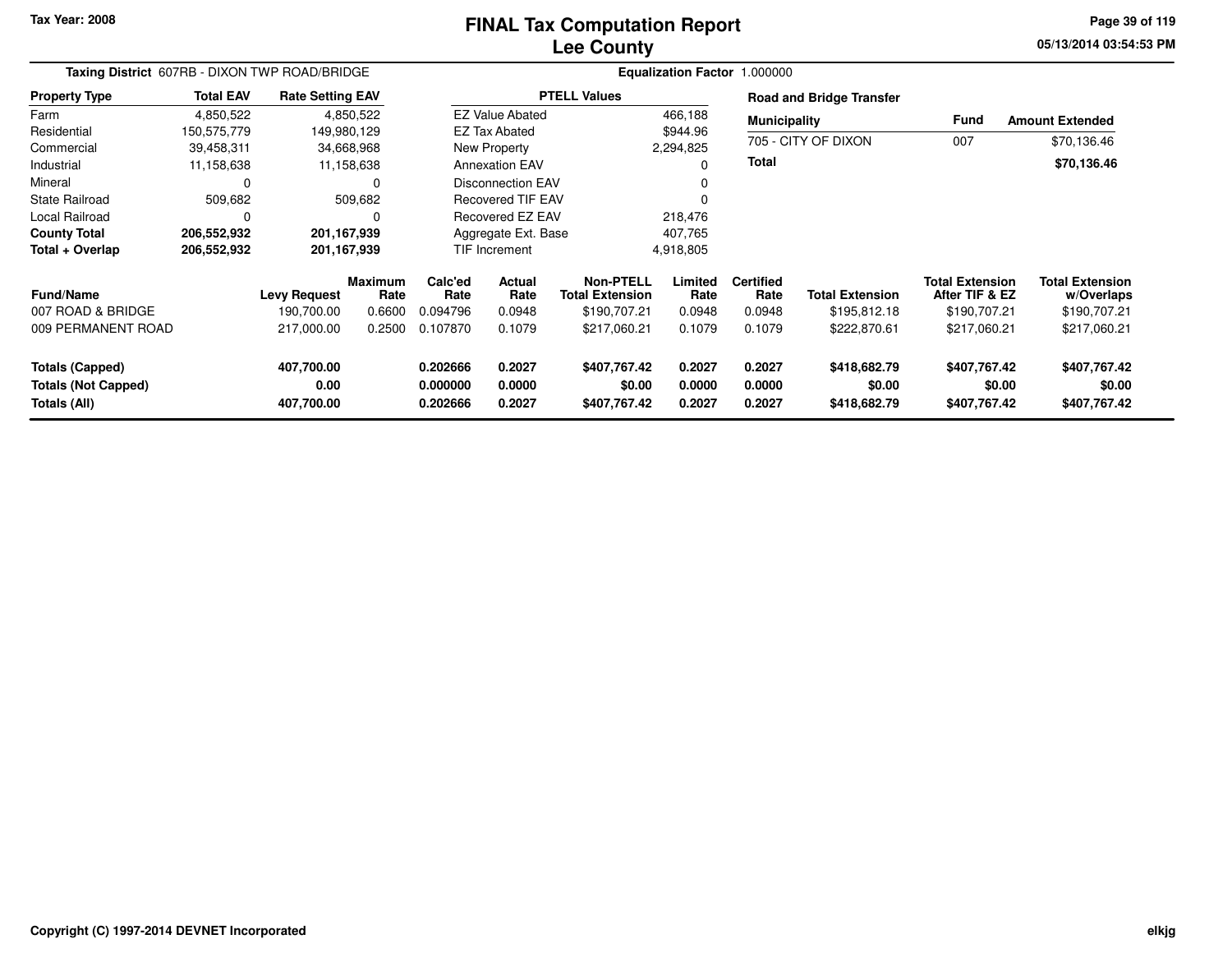# FINAL Tax Computation Report
## Lee County

Tax Year: 2008

Taxing District 607RB - DIXON TWP ROAD/BRIDGE

Equalization Factor 1.000000

| Property Type | Total EAV | Rate Setting EAV |
|---|---|---|
| Farm | 4,850,522 | 4,850,522 |
| Residential | 150,575,779 | 149,980,129 |
| Commercial | 39,458,311 | 34,668,968 |
| Industrial | 11,158,638 | 11,158,638 |
| Mineral | 0 | 0 |
| State Railroad | 509,682 | 509,682 |
| Local Railroad | 0 | 0 |
| **County Total** | **206,552,932** | **201,167,939** |
| **Total + Overlap** | **206,552,932** | **201,167,939** |

| PTELL Values | |
|---|---|
| EZ Value Abated | 466,188 |
| EZ Tax Abated | $944.96 |
| New Property | 2,294,825 |
| Annexation EAV | 0 |
| Disconnection EAV | 0 |
| Recovered TIF EAV | 0 |
| Recovered EZ EAV | 218,476 |
| Aggregate Ext. Base | 407,765 |
| TIF Increment | 4,918,805 |

**Road and Bridge Transfer**

| Municipality | Fund | Amount Extended |
|---|---|---|
| 705 - CITY OF DIXON | 007 | $70,136.46 |
| **Total** | | **$70,136.46** |

| Fund/Name | Levy Request | Maximum Rate | Calc'ed Rate | Actual Rate | Non-PTELL Total Extension | Limited Rate | Certified Rate | Total Extension | Total Extension After TIF & EZ | Total Extension w/Overlaps |
|---|---|---|---|---|---|---|---|---|---|---|
| 007 ROAD & BRIDGE | 190,700.00 | 0.6600 | 0.094796 | 0.0948 | $190,707.21 | 0.0948 | 0.0948 | $195,812.18 | $190,707.21 | $190,707.21 |
| 009 PERMANENT ROAD | 217,000.00 | 0.2500 | 0.107870 | 0.1079 | $217,060.21 | 0.1079 | 0.1079 | $222,870.61 | $217,060.21 | $217,060.21 |
| **Totals (Capped)** | **407,700.00** | | **0.202666** | **0.2027** | **$407,767.42** | **0.2027** | **0.2027** | **$418,682.79** | **$407,767.42** | **$407,767.42** |
| **Totals (Not Capped)** | **0.00** | | **0.000000** | **0.0000** | **$0.00** | **0.0000** | **0.0000** | **$0.00** | **$0.00** | **$0.00** |
| **Totals (All)** | **407,700.00** | | **0.202666** | **0.2027** | **$407,767.42** | **0.2027** | **0.2027** | **$418,682.79** | **$407,767.42** | **$407,767.42** |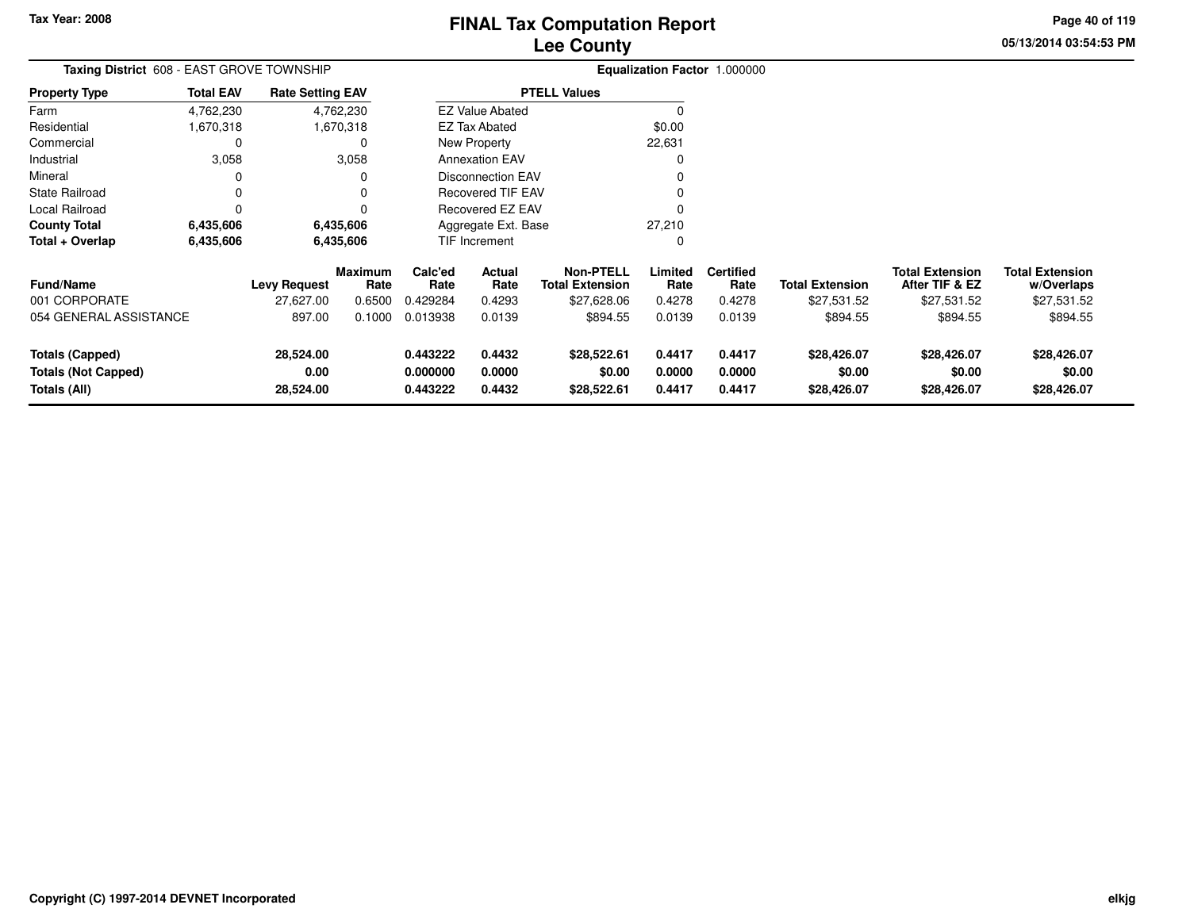# FINAL Tax Computation Report
## Lee County

Tax Year: 2008

05/13/2014 03:54:53 PM

**Taxing District** 608 - EAST GROVE TOWNSHIP

**Equalization Factor** 1.000000

| Property Type | Total EAV | Rate Setting EAV |
|---|---|---|
| Farm | 4,762,230 | 4,762,230 |
| Residential | 1,670,318 | 1,670,318 |
| Commercial | 0 | 0 |
| Industrial | 3,058 | 3,058 |
| Mineral | 0 | 0 |
| State Railroad | 0 | 0 |
| Local Railroad | 0 | 0 |
| **County Total** | **6,435,606** | **6,435,606** |
| **Total + Overlap** | **6,435,606** | **6,435,606** |

| PTELL Values | |
|---|---|
| EZ Value Abated | 0 |
| EZ Tax Abated | $0.00 |
| New Property | 22,631 |
| Annexation EAV | 0 |
| Disconnection EAV | 0 |
| Recovered TIF EAV | 0 |
| Recovered EZ EAV | 0 |
| Aggregate Ext. Base | 27,210 |
| TIF Increment | 0 |

| Fund/Name | Levy Request | Maximum Rate | Calc'ed Rate | Actual Rate | Non-PTELL Total Extension | Limited Rate | Certified Rate | Total Extension | Total Extension After TIF & EZ | Total Extension w/Overlaps |
|---|---|---|---|---|---|---|---|---|---|---|
| 001 CORPORATE | 27,627.00 | 0.6500 | 0.429284 | 0.4293 | $27,628.06 | 0.4278 | 0.4278 | $27,531.52 | $27,531.52 | $27,531.52 |
| 054 GENERAL ASSISTANCE | 897.00 | 0.1000 | 0.013938 | 0.0139 | $894.55 | 0.0139 | 0.0139 | $894.55 | $894.55 | $894.55 |
| **Totals (Capped)** | **28,524.00** | | **0.443222** | **0.4432** | **$28,522.61** | **0.4417** | **0.4417** | **$28,426.07** | **$28,426.07** | **$28,426.07** |
| **Totals (Not Capped)** | **0.00** | | **0.000000** | **0.0000** | **$0.00** | **0.0000** | **0.0000** | **$0.00** | **$0.00** | **$0.00** |
| **Totals (All)** | **28,524.00** | | **0.443222** | **0.4432** | **$28,522.61** | **0.4417** | **0.4417** | **$28,426.07** | **$28,426.07** | **$28,426.07** |

Copyright (C) 1997-2014 DEVNET Incorporated

elkjg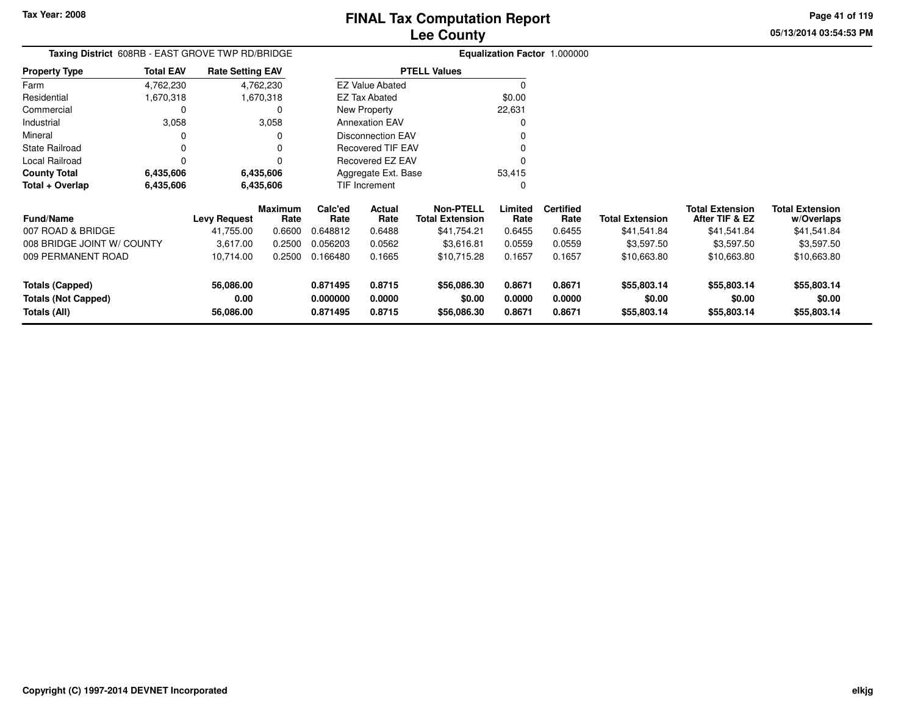# FINAL Tax Computation Report
## Lee County

Tax Year: 2008

05/13/2014 03:54:53 PM

**Taxing District** 608RB - EAST GROVE TWP RD/BRIDGE

**Equalization Factor** 1.000000

| Property Type | Total EAV | Rate Setting EAV |
|---|---|---|
| Farm | 4,762,230 | 4,762,230 |
| Residential | 1,670,318 | 1,670,318 |
| Commercial | 0 | 0 |
| Industrial | 3,058 | 3,058 |
| Mineral | 0 | 0 |
| State Railroad | 0 | 0 |
| Local Railroad | 0 | 0 |
| **County Total** | **6,435,606** | **6,435,606** |
| **Total + Overlap** | **6,435,606** | **6,435,606** |

| PTELL Values | |
|---|---|
| EZ Value Abated | 0 |
| EZ Tax Abated | $0.00 |
| New Property | 22,631 |
| Annexation EAV | 0 |
| Disconnection EAV | 0 |
| Recovered TIF EAV | 0 |
| Recovered EZ EAV | 0 |
| Aggregate Ext. Base | 53,415 |
| TIF Increment | 0 |

| Fund/Name | Levy Request | Maximum Rate | Calc'ed Rate | Actual Rate | Non-PTELL Total Extension | Limited Rate | Certified Rate | Total Extension | Total Extension After TIF & EZ | Total Extension w/Overlaps |
|---|---|---|---|---|---|---|---|---|---|---|
| 007 ROAD & BRIDGE | 41,755.00 | 0.6600 | 0.648812 | 0.6488 | $41,754.21 | 0.6455 | 0.6455 | $41,541.84 | $41,541.84 | $41,541.84 |
| 008 BRIDGE JOINT W/ COUNTY | 3,617.00 | 0.2500 | 0.056203 | 0.0562 | $3,616.81 | 0.0559 | 0.0559 | $3,597.50 | $3,597.50 | $3,597.50 |
| 009 PERMANENT ROAD | 10,714.00 | 0.2500 | 0.166480 | 0.1665 | $10,715.28 | 0.1657 | 0.1657 | $10,663.80 | $10,663.80 | $10,663.80 |
| **Totals (Capped)** | **56,086.00** | | **0.871495** | **0.8715** | **$56,086.30** | **0.8671** | **0.8671** | **$55,803.14** | **$55,803.14** | **$55,803.14** |
| **Totals (Not Capped)** | **0.00** | | **0.000000** | **0.0000** | **$0.00** | **0.0000** | **0.0000** | **$0.00** | **$0.00** | **$0.00** |
| **Totals (All)** | **56,086.00** | | **0.871495** | **0.8715** | **$56,086.30** | **0.8671** | **0.8671** | **$55,803.14** | **$55,803.14** | **$55,803.14** |

Copyright (C) 1997-2014 DEVNET Incorporated

elkjg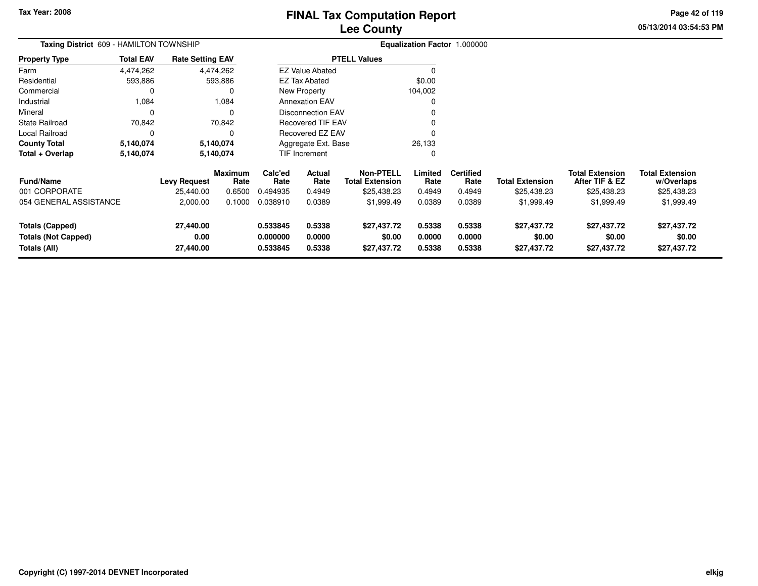# FINAL Tax Computation Report
## Lee County

Tax Year: 2008

**Taxing District** 609 - HAMILTON TOWNSHIP

**Equalization Factor** 1.000000

| Property Type | Total EAV | Rate Setting EAV |
|---|---|---|
| Farm | 4,474,262 | 4,474,262 |
| Residential | 593,886 | 593,886 |
| Commercial | 0 | 0 |
| Industrial | 1,084 | 1,084 |
| Mineral | 0 | 0 |
| State Railroad | 70,842 | 70,842 |
| Local Railroad | 0 | 0 |
| **County Total** | **5,140,074** | **5,140,074** |
| **Total + Overlap** | **5,140,074** | **5,140,074** |

| PTELL Values | |
|---|---|
| EZ Value Abated | 0 |
| EZ Tax Abated | $0.00 |
| New Property | 104,002 |
| Annexation EAV | 0 |
| Disconnection EAV | 0 |
| Recovered TIF EAV | 0 |
| Recovered EZ EAV | 0 |
| Aggregate Ext. Base | 26,133 |
| TIF Increment | 0 |

| Fund/Name | Levy Request | Maximum Rate | Calc'ed Rate | Actual Rate | Non-PTELL Total Extension | Limited Rate | Certified Rate | Total Extension | Total Extension After TIF & EZ | Total Extension w/Overlaps |
|---|---|---|---|---|---|---|---|---|---|---|
| 001 CORPORATE | 25,440.00 | 0.6500 | 0.494935 | 0.4949 | $25,438.23 | 0.4949 | 0.4949 | $25,438.23 | $25,438.23 | $25,438.23 |
| 054 GENERAL ASSISTANCE | 2,000.00 | 0.1000 | 0.038910 | 0.0389 | $1,999.49 | 0.0389 | 0.0389 | $1,999.49 | $1,999.49 | $1,999.49 |
| **Totals (Capped)** | **27,440.00** | | **0.533845** | **0.5338** | **$27,437.72** | **0.5338** | **0.5338** | **$27,437.72** | **$27,437.72** | **$27,437.72** |
| **Totals (Not Capped)** | **0.00** | | **0.000000** | **0.0000** | **$0.00** | **0.0000** | **0.0000** | **$0.00** | **$0.00** | **$0.00** |
| **Totals (All)** | **27,440.00** | | **0.533845** | **0.5338** | **$27,437.72** | **0.5338** | **0.5338** | **$27,437.72** | **$27,437.72** | **$27,437.72** |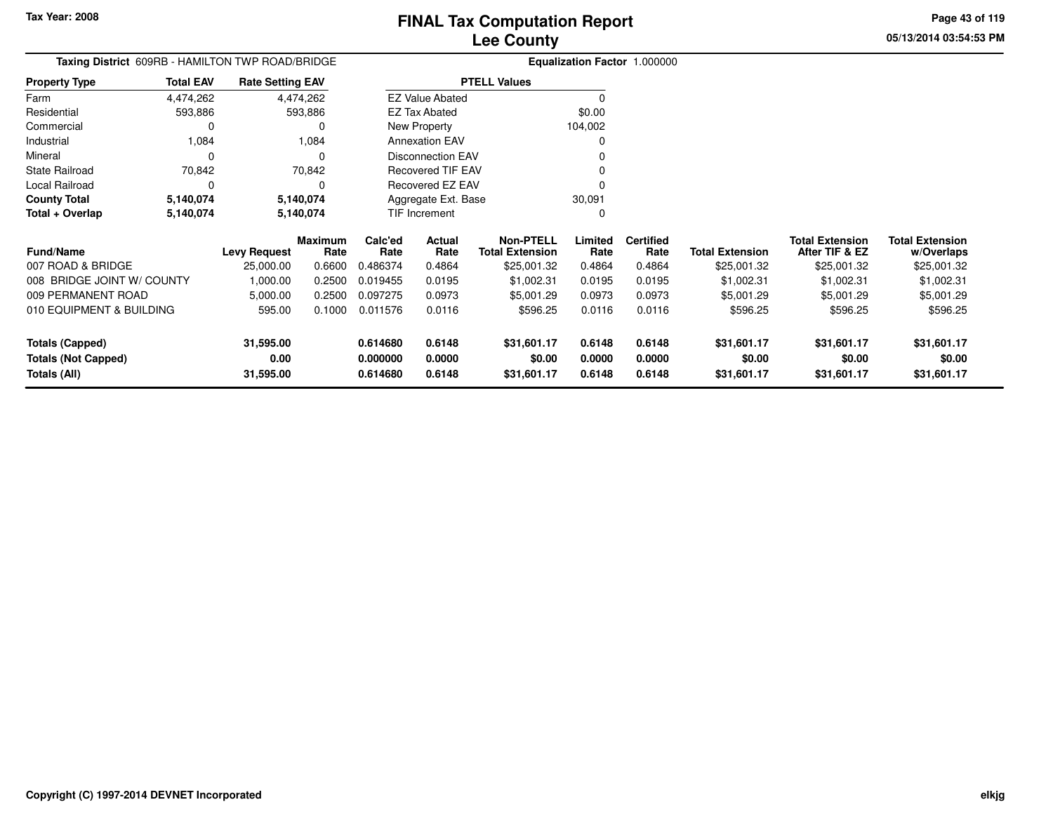Tax Year: 2008

# FINAL Tax Computation Report
## Lee County

05/13/2014 03:54:53 PM

**Taxing District** 609RB - HAMILTON TWP ROAD/BRIDGE

**Equalization Factor** 1.000000

| Property Type | Total EAV | Rate Setting EAV |
|---|---|---|
| Farm | 4,474,262 | 4,474,262 |
| Residential | 593,886 | 593,886 |
| Commercial | 0 | 0 |
| Industrial | 1,084 | 1,084 |
| Mineral | 0 | 0 |
| State Railroad | 70,842 | 70,842 |
| Local Railroad | 0 | 0 |
| **County Total** | **5,140,074** | **5,140,074** |
| **Total + Overlap** | **5,140,074** | **5,140,074** |

| PTELL Values | |
|---|---|
| EZ Value Abated | 0 |
| EZ Tax Abated | $0.00 |
| New Property | 104,002 |
| Annexation EAV | 0 |
| Disconnection EAV | 0 |
| Recovered TIF EAV | 0 |
| Recovered EZ EAV | 0 |
| Aggregate Ext. Base | 30,091 |
| TIF Increment | 0 |

| Fund/Name | Levy Request | Maximum Rate | Calc'ed Rate | Actual Rate | Non-PTELL Total Extension | Limited Rate | Certified Rate | Total Extension | Total Extension After TIF & EZ | Total Extension w/Overlaps |
|---|---|---|---|---|---|---|---|---|---|---|
| 007 ROAD & BRIDGE | 25,000.00 | 0.6600 | 0.486374 | 0.4864 | $25,001.32 | 0.4864 | 0.4864 | $25,001.32 | $25,001.32 | $25,001.32 |
| 008 BRIDGE JOINT W/ COUNTY | 1,000.00 | 0.2500 | 0.019455 | 0.0195 | $1,002.31 | 0.0195 | 0.0195 | $1,002.31 | $1,002.31 | $1,002.31 |
| 009 PERMANENT ROAD | 5,000.00 | 0.2500 | 0.097275 | 0.0973 | $5,001.29 | 0.0973 | 0.0973 | $5,001.29 | $5,001.29 | $5,001.29 |
| 010 EQUIPMENT & BUILDING | 595.00 | 0.1000 | 0.011576 | 0.0116 | $596.25 | 0.0116 | 0.0116 | $596.25 | $596.25 | $596.25 |
| **Totals (Capped)** | **31,595.00** | | **0.614680** | **0.6148** | **$31,601.17** | **0.6148** | **0.6148** | **$31,601.17** | **$31,601.17** | **$31,601.17** |
| **Totals (Not Capped)** | **0.00** | | **0.000000** | **0.0000** | **$0.00** | **0.0000** | **0.0000** | **$0.00** | **$0.00** | **$0.00** |
| **Totals (All)** | **31,595.00** | | **0.614680** | **0.6148** | **$31,601.17** | **0.6148** | **0.6148** | **$31,601.17** | **$31,601.17** | **$31,601.17** |

Copyright (C) 1997-2014 DEVNET Incorporated

elkjg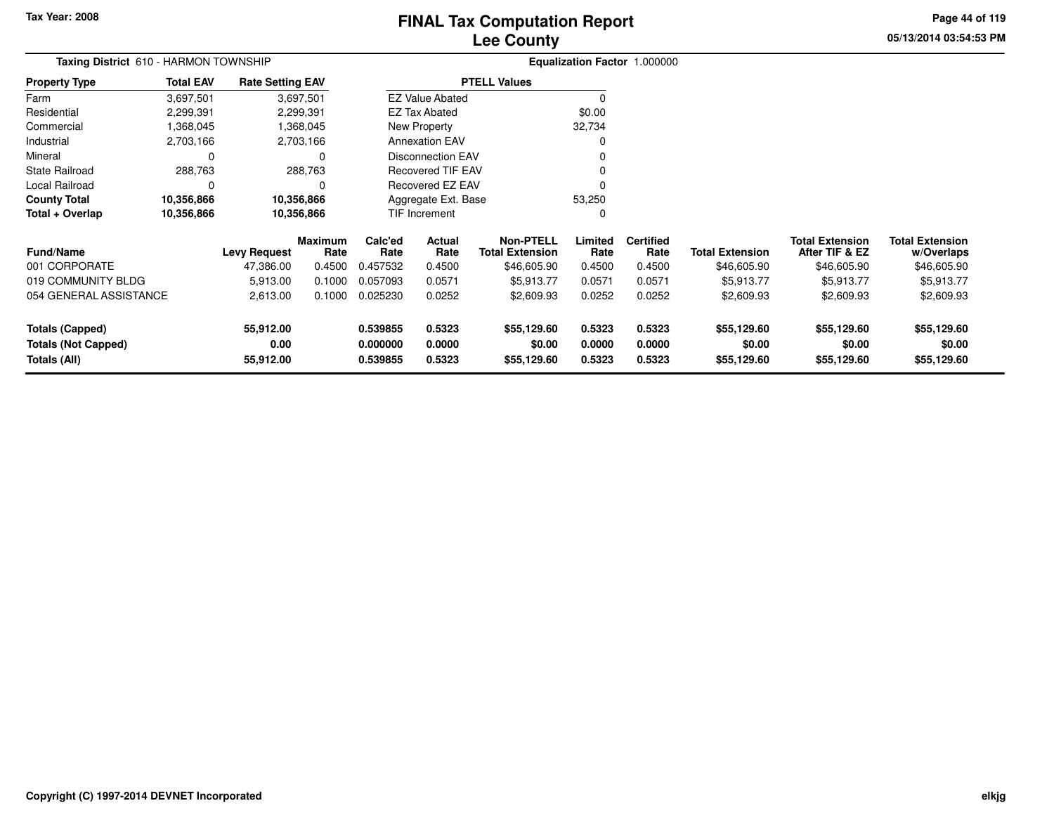Tax Year: 2008

# FINAL Tax Computation Report
## Lee County

05/13/2014 03:54:53 PM

**Taxing District** 610 - HARMON TOWNSHIP

**Equalization Factor** 1.000000

| Property Type | Total EAV | Rate Setting EAV |
|---|---|---|
| Farm | 3,697,501 | 3,697,501 |
| Residential | 2,299,391 | 2,299,391 |
| Commercial | 1,368,045 | 1,368,045 |
| Industrial | 2,703,166 | 2,703,166 |
| Mineral | 0 | 0 |
| State Railroad | 288,763 | 288,763 |
| Local Railroad | 0 | 0 |
| **County Total** | **10,356,866** | **10,356,866** |
| **Total + Overlap** | **10,356,866** | **10,356,866** |

| PTELL Values | |
|---|---|
| EZ Value Abated | 0 |
| EZ Tax Abated | $0.00 |
| New Property | 32,734 |
| Annexation EAV | 0 |
| Disconnection EAV | 0 |
| Recovered TIF EAV | 0 |
| Recovered EZ EAV | 0 |
| Aggregate Ext. Base | 53,250 |
| TIF Increment | 0 |

| Fund/Name | Levy Request | Maximum Rate | Calc'ed Rate | Actual Rate | Non-PTELL Total Extension | Limited Rate | Certified Rate | Total Extension | Total Extension After TIF & EZ | Total Extension w/Overlaps |
|---|---|---|---|---|---|---|---|---|---|---|
| 001 CORPORATE | 47,386.00 | 0.4500 | 0.457532 | 0.4500 | $46,605.90 | 0.4500 | 0.4500 | $46,605.90 | $46,605.90 | $46,605.90 |
| 019 COMMUNITY BLDG | 5,913.00 | 0.1000 | 0.057093 | 0.0571 | $5,913.77 | 0.0571 | 0.0571 | $5,913.77 | $5,913.77 | $5,913.77 |
| 054 GENERAL ASSISTANCE | 2,613.00 | 0.1000 | 0.025230 | 0.0252 | $2,609.93 | 0.0252 | 0.0252 | $2,609.93 | $2,609.93 | $2,609.93 |
| **Totals (Capped)** | **55,912.00** | | **0.539855** | **0.5323** | **$55,129.60** | **0.5323** | **0.5323** | **$55,129.60** | **$55,129.60** | **$55,129.60** |
| **Totals (Not Capped)** | **0.00** | | **0.000000** | **0.0000** | **$0.00** | **0.0000** | **0.0000** | **$0.00** | **$0.00** | **$0.00** |
| **Totals (All)** | **55,912.00** | | **0.539855** | **0.5323** | **$55,129.60** | **0.5323** | **0.5323** | **$55,129.60** | **$55,129.60** | **$55,129.60** |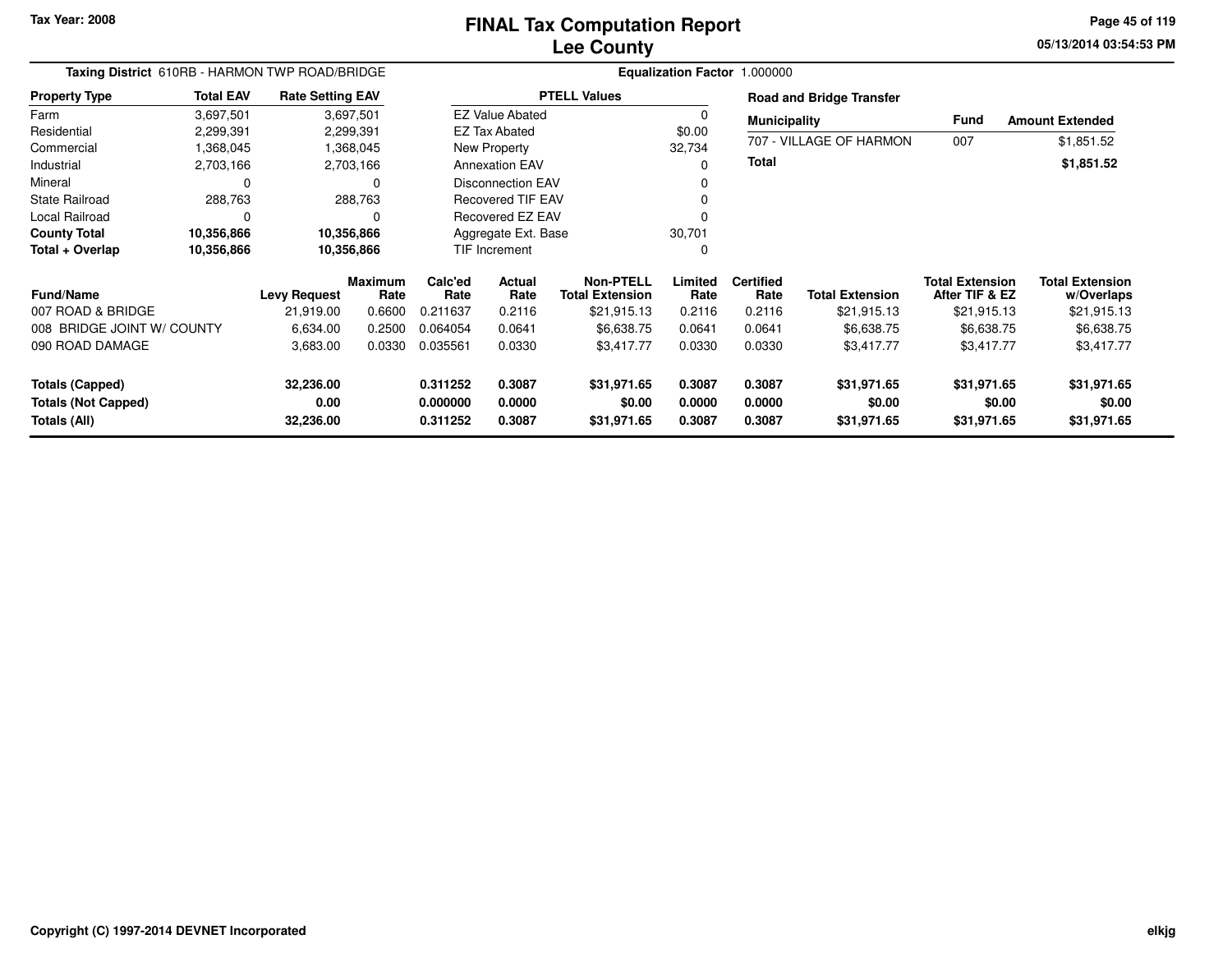Tax Year: 2008

# FINAL Tax Computation Report
## Lee County

05/13/2014 03:54:53 PM

**Taxing District** 610RB - HARMON TWP ROAD/BRIDGE

**Equalization Factor** 1.000000

| Property Type | Total EAV | Rate Setting EAV |
|---|---|---|
| Farm | 3,697,501 | 3,697,501 |
| Residential | 2,299,391 | 2,299,391 |
| Commercial | 1,368,045 | 1,368,045 |
| Industrial | 2,703,166 | 2,703,166 |
| Mineral | 0 | 0 |
| State Railroad | 288,763 | 288,763 |
| Local Railroad | 0 | 0 |
| **County Total** | **10,356,866** | **10,356,866** |
| **Total + Overlap** | **10,356,866** | **10,356,866** |

| PTELL Values | |
|---|---|
| EZ Value Abated | 0 |
| EZ Tax Abated | $0.00 |
| New Property | 32,734 |
| Annexation EAV | 0 |
| Disconnection EAV | 0 |
| Recovered TIF EAV | 0 |
| Recovered EZ EAV | 0 |
| Aggregate Ext. Base | 30,701 |
| TIF Increment | 0 |

**Road and Bridge Transfer**

| Municipality | Fund | Amount Extended |
|---|---|---|
| 707 - VILLAGE OF HARMON | 007 | $1,851.52 |
| **Total** | | **$1,851.52** |

| Fund/Name | Levy Request | Maximum Rate | Calc'ed Rate | Actual Rate | Non-PTELL Total Extension | Limited Rate | Certified Rate | Total Extension | Total Extension After TIF & EZ | Total Extension w/Overlaps |
|---|---|---|---|---|---|---|---|---|---|---|
| 007 ROAD & BRIDGE | 21,919.00 | 0.6600 | 0.211637 | 0.2116 | $21,915.13 | 0.2116 | 0.2116 | $21,915.13 | $21,915.13 | $21,915.13 |
| 008 BRIDGE JOINT W/ COUNTY | 6,634.00 | 0.2500 | 0.064054 | 0.0641 | $6,638.75 | 0.0641 | 0.0641 | $6,638.75 | $6,638.75 | $6,638.75 |
| 090 ROAD DAMAGE | 3,683.00 | 0.0330 | 0.035561 | 0.0330 | $3,417.77 | 0.0330 | 0.0330 | $3,417.77 | $3,417.77 | $3,417.77 |
| **Totals (Capped)** | **32,236.00** | | **0.311252** | **0.3087** | **$31,971.65** | **0.3087** | **0.3087** | **$31,971.65** | **$31,971.65** | **$31,971.65** |
| **Totals (Not Capped)** | **0.00** | | **0.000000** | **0.0000** | **$0.00** | **0.0000** | **0.0000** | **$0.00** | **$0.00** | **$0.00** |
| **Totals (All)** | **32,236.00** | | **0.311252** | **0.3087** | **$31,971.65** | **0.3087** | **0.3087** | **$31,971.65** | **$31,971.65** | **$31,971.65** |

Copyright (C) 1997-2014 DEVNET Incorporated

elkjg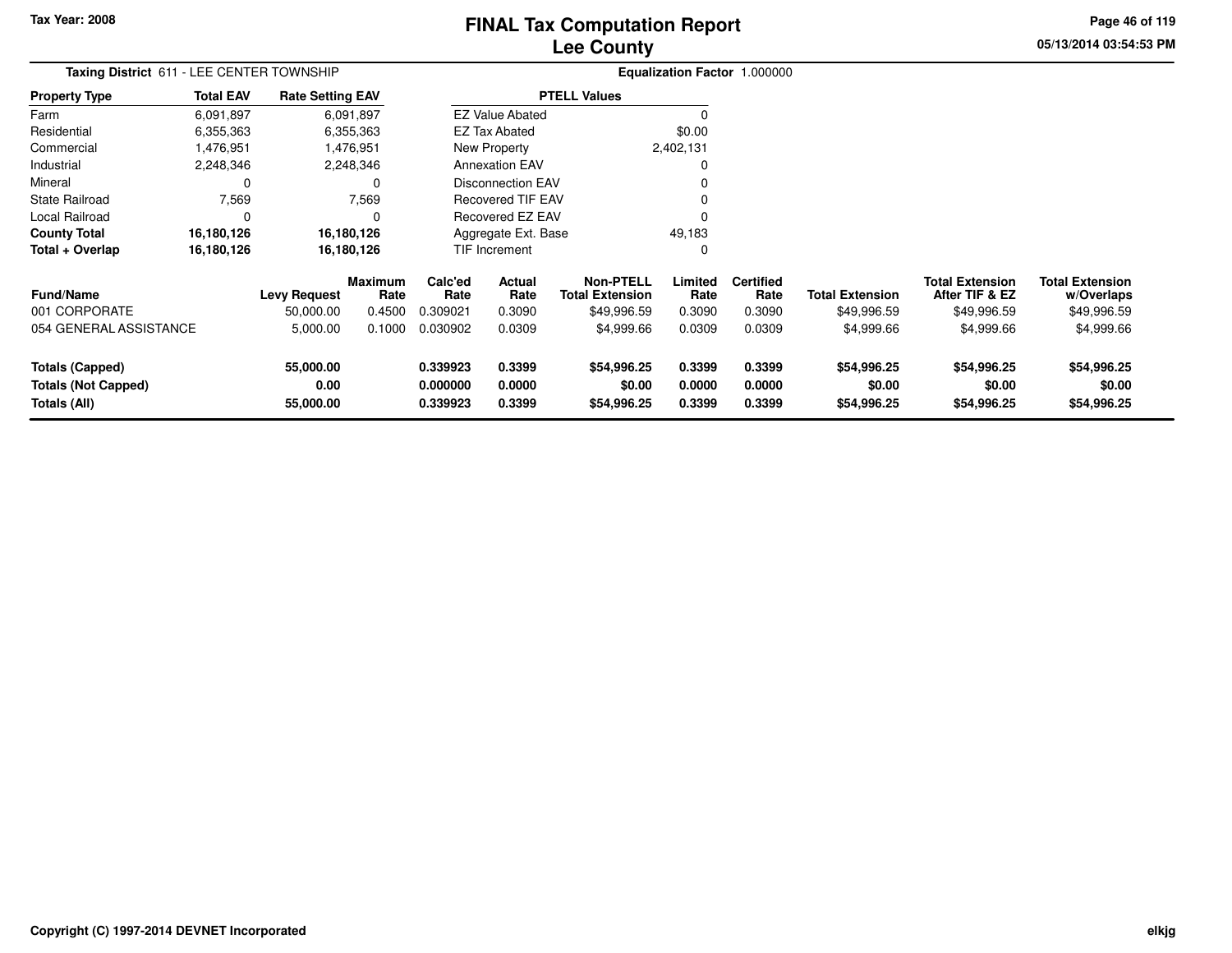Tax Year: 2008

# FINAL Tax Computation Report
## Lee County

05/13/2014 03:54:53 PM

**Taxing District** 611 - LEE CENTER TOWNSHIP **Equalization Factor** 1.000000

| Property Type | Total EAV | Rate Setting EAV |
|---|---|---|
| Farm | 6,091,897 | 6,091,897 |
| Residential | 6,355,363 | 6,355,363 |
| Commercial | 1,476,951 | 1,476,951 |
| Industrial | 2,248,346 | 2,248,346 |
| Mineral | 0 | 0 |
| State Railroad | 7,569 | 7,569 |
| Local Railroad | 0 | 0 |
| **County Total** | **16,180,126** | **16,180,126** |
| **Total + Overlap** | **16,180,126** | **16,180,126** |

| PTELL Values | |
|---|---|
| EZ Value Abated | 0 |
| EZ Tax Abated | $0.00 |
| New Property | 2,402,131 |
| Annexation EAV | 0 |
| Disconnection EAV | 0 |
| Recovered TIF EAV | 0 |
| Recovered EZ EAV | 0 |
| Aggregate Ext. Base | 49,183 |
| TIF Increment | 0 |

| Fund/Name | Levy Request | Maximum Rate | Calc'ed Rate | Actual Rate | Non-PTELL Total Extension | Limited Rate | Certified Rate | Total Extension | Total Extension After TIF & EZ | Total Extension w/Overlaps |
|---|---|---|---|---|---|---|---|---|---|---|
| 001 CORPORATE | 50,000.00 | 0.4500 | 0.309021 | 0.3090 | $49,996.59 | 0.3090 | 0.3090 | $49,996.59 | $49,996.59 | $49,996.59 |
| 054 GENERAL ASSISTANCE | 5,000.00 | 0.1000 | 0.030902 | 0.0309 | $4,999.66 | 0.0309 | 0.0309 | $4,999.66 | $4,999.66 | $4,999.66 |
| **Totals (Capped)** | **55,000.00** | | **0.339923** | **0.3399** | **$54,996.25** | **0.3399** | **0.3399** | **$54,996.25** | **$54,996.25** | **$54,996.25** |
| **Totals (Not Capped)** | **0.00** | | **0.000000** | **0.0000** | **$0.00** | **0.0000** | **0.0000** | **$0.00** | **$0.00** | **$0.00** |
| **Totals (All)** | **55,000.00** | | **0.339923** | **0.3399** | **$54,996.25** | **0.3399** | **0.3399** | **$54,996.25** | **$54,996.25** | **$54,996.25** |

Copyright (C) 1997-2014 DEVNET Incorporated

elkjg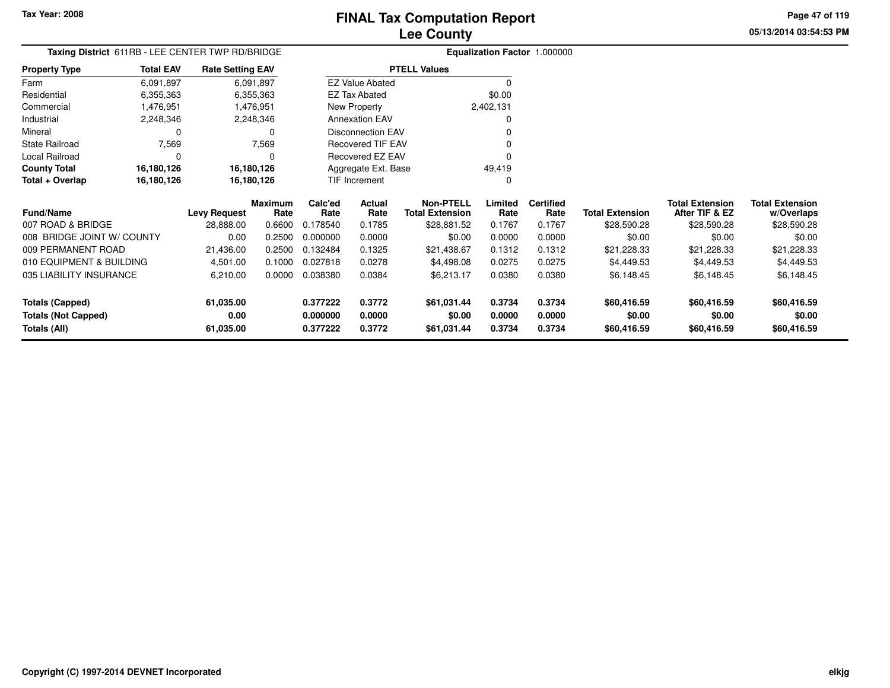Tax Year: 2008

# FINAL Tax Computation Report
## Lee County

05/13/2014 03:54:53 PM

**Taxing District** 611RB - LEE CENTER TWP RD/BRIDGE

**Equalization Factor** 1.000000

| Property Type | Total EAV | Rate Setting EAV |
|---|---|---|
| Farm | 6,091,897 | 6,091,897 |
| Residential | 6,355,363 | 6,355,363 |
| Commercial | 1,476,951 | 1,476,951 |
| Industrial | 2,248,346 | 2,248,346 |
| Mineral | 0 | 0 |
| State Railroad | 7,569 | 7,569 |
| Local Railroad | 0 | 0 |
| **County Total** | **16,180,126** | **16,180,126** |
| **Total + Overlap** | **16,180,126** | **16,180,126** |

| PTELL Values | |
|---|---|
| EZ Value Abated | 0 |
| EZ Tax Abated | $0.00 |
| New Property | 2,402,131 |
| Annexation EAV | 0 |
| Disconnection EAV | 0 |
| Recovered TIF EAV | 0 |
| Recovered EZ EAV | 0 |
| Aggregate Ext. Base | 49,419 |
| TIF Increment | 0 |

| Fund/Name | Levy Request | Maximum Rate | Calc'ed Rate | Actual Rate | Non-PTELL Total Extension | Limited Rate | Certified Rate | Total Extension | Total Extension After TIF & EZ | Total Extension w/Overlaps |
|---|---|---|---|---|---|---|---|---|---|---|
| 007 ROAD & BRIDGE | 28,888.00 | 0.6600 | 0.178540 | 0.1785 | $28,881.52 | 0.1767 | 0.1767 | $28,590.28 | $28,590.28 | $28,590.28 |
| 008 BRIDGE JOINT W/ COUNTY | 0.00 | 0.2500 | 0.000000 | 0.0000 | $0.00 | 0.0000 | 0.0000 | $0.00 | $0.00 | $0.00 |
| 009 PERMANENT ROAD | 21,436.00 | 0.2500 | 0.132484 | 0.1325 | $21,438.67 | 0.1312 | 0.1312 | $21,228.33 | $21,228.33 | $21,228.33 |
| 010 EQUIPMENT & BUILDING | 4,501.00 | 0.1000 | 0.027818 | 0.0278 | $4,498.08 | 0.0275 | 0.0275 | $4,449.53 | $4,449.53 | $4,449.53 |
| 035 LIABILITY INSURANCE | 6,210.00 | 0.0000 | 0.038380 | 0.0384 | $6,213.17 | 0.0380 | 0.0380 | $6,148.45 | $6,148.45 | $6,148.45 |
| **Totals (Capped)** | **61,035.00** | | **0.377222** | **0.3772** | **$61,031.44** | **0.3734** | **0.3734** | **$60,416.59** | **$60,416.59** | **$60,416.59** |
| **Totals (Not Capped)** | **0.00** | | **0.000000** | **0.0000** | **$0.00** | **0.0000** | **0.0000** | **$0.00** | **$0.00** | **$0.00** |
| **Totals (All)** | **61,035.00** | | **0.377222** | **0.3772** | **$61,031.44** | **0.3734** | **0.3734** | **$60,416.59** | **$60,416.59** | **$60,416.59** |

Copyright (C) 1997-2014 DEVNET Incorporated

elkjg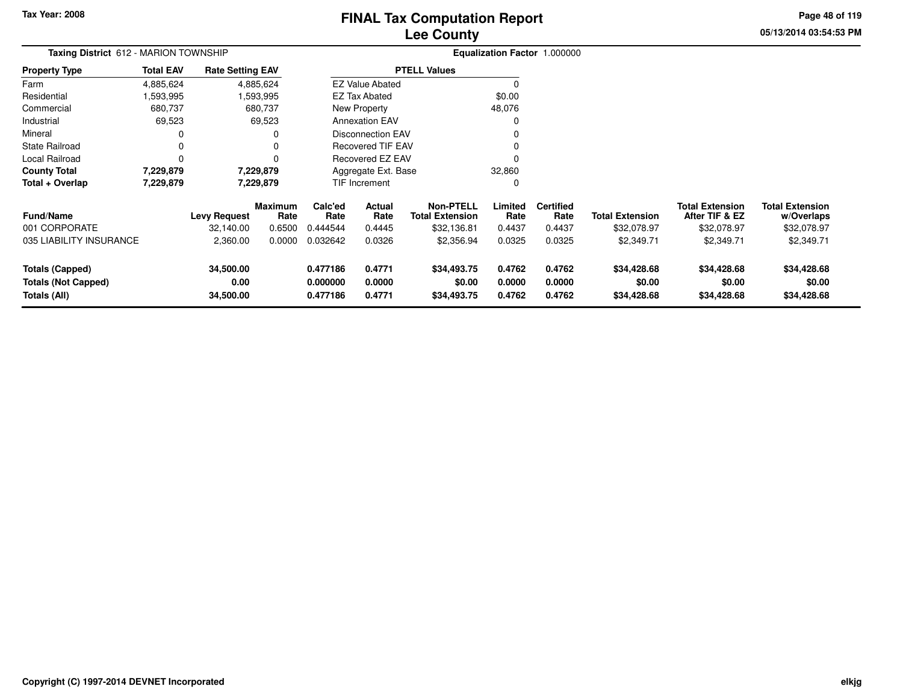Tax Year: 2008

# FINAL Tax Computation Report
## Lee County

05/13/2014 03:54:53 PM

**Taxing District** 612 - MARION TOWNSHIP

**Equalization Factor** 1.000000

| Property Type | Total EAV | Rate Setting EAV |
|---|---|---|
| Farm | 4,885,624 | 4,885,624 |
| Residential | 1,593,995 | 1,593,995 |
| Commercial | 680,737 | 680,737 |
| Industrial | 69,523 | 69,523 |
| Mineral | 0 | 0 |
| State Railroad | 0 | 0 |
| Local Railroad | 0 | 0 |
| **County Total** | **7,229,879** | **7,229,879** |
| **Total + Overlap** | **7,229,879** | **7,229,879** |

| PTELL Values | |
|---|---|
| EZ Value Abated | 0 |
| EZ Tax Abated | $0.00 |
| New Property | 48,076 |
| Annexation EAV | 0 |
| Disconnection EAV | 0 |
| Recovered TIF EAV | 0 |
| Recovered EZ EAV | 0 |
| Aggregate Ext. Base | 32,860 |
| TIF Increment | 0 |

| Fund/Name | Levy Request | Maximum Rate | Calc'ed Rate | Actual Rate | Non-PTELL Total Extension | Limited Rate | Certified Rate | Total Extension | Total Extension After TIF & EZ | Total Extension w/Overlaps |
|---|---|---|---|---|---|---|---|---|---|---|
| 001 CORPORATE | 32,140.00 | 0.6500 | 0.444544 | 0.4445 | $32,136.81 | 0.4437 | 0.4437 | $32,078.97 | $32,078.97 | $32,078.97 |
| 035 LIABILITY INSURANCE | 2,360.00 | 0.0000 | 0.032642 | 0.0326 | $2,356.94 | 0.0325 | 0.0325 | $2,349.71 | $2,349.71 | $2,349.71 |
| **Totals (Capped)** | **34,500.00** | | **0.477186** | **0.4771** | **$34,493.75** | **0.4762** | **0.4762** | **$34,428.68** | **$34,428.68** | **$34,428.68** |
| **Totals (Not Capped)** | **0.00** | | **0.000000** | **0.0000** | **$0.00** | **0.0000** | **0.0000** | **$0.00** | **$0.00** | **$0.00** |
| **Totals (All)** | **34,500.00** | | **0.477186** | **0.4771** | **$34,493.75** | **0.4762** | **0.4762** | **$34,428.68** | **$34,428.68** | **$34,428.68** |

Copyright (C) 1997-2014 DEVNET Incorporated

elkjg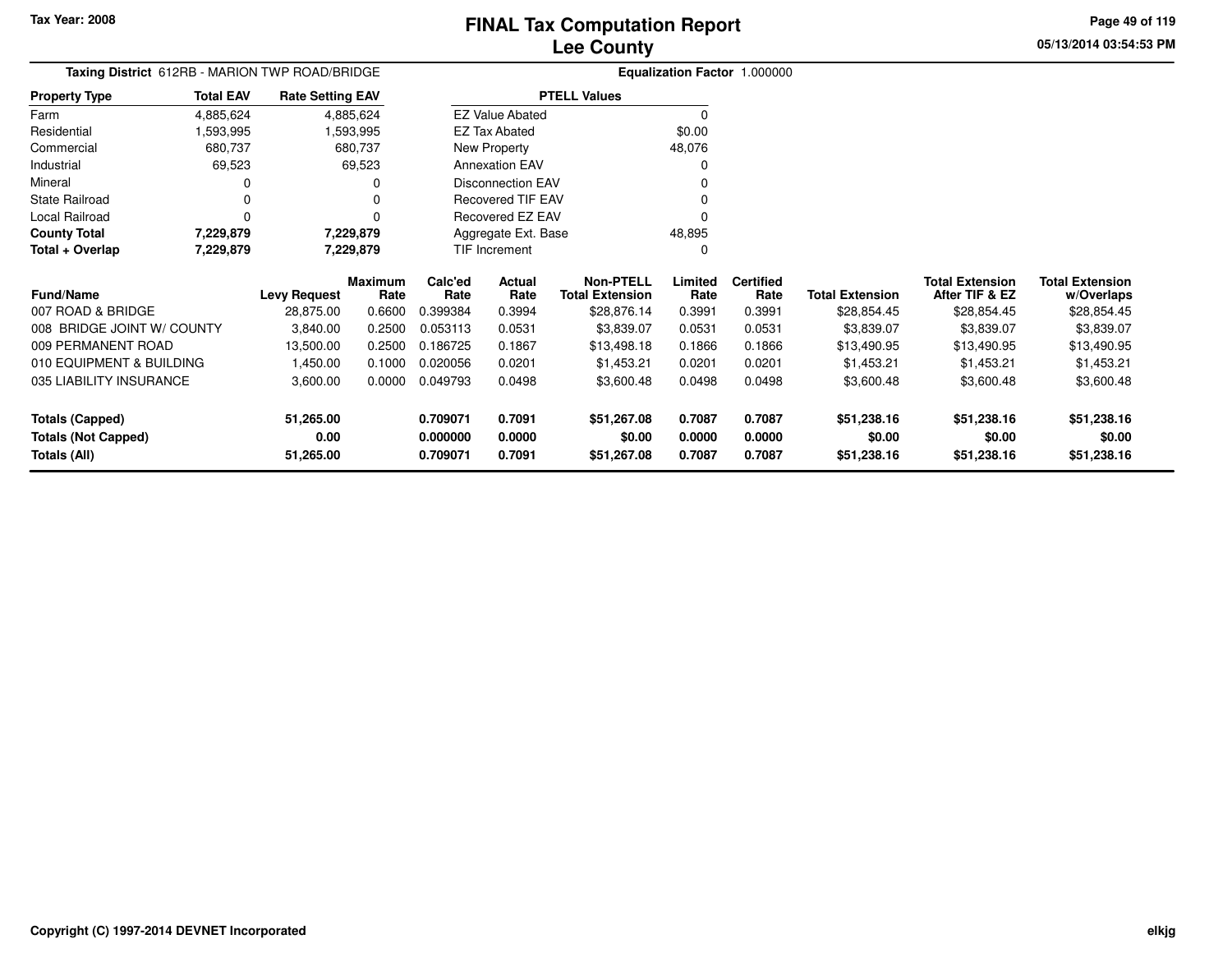# FINAL Tax Computation Report
## Lee County

Tax Year: 2008

**Taxing District** 612RB - MARION TWP ROAD/BRIDGE

**Equalization Factor** 1.000000

| Property Type | Total EAV | Rate Setting EAV |
|---|---|---|
| Farm | 4,885,624 | 4,885,624 |
| Residential | 1,593,995 | 1,593,995 |
| Commercial | 680,737 | 680,737 |
| Industrial | 69,523 | 69,523 |
| Mineral | 0 | 0 |
| State Railroad | 0 | 0 |
| Local Railroad | 0 | 0 |
| **County Total** | **7,229,879** | **7,229,879** |
| **Total + Overlap** | **7,229,879** | **7,229,879** |

| PTELL Values | |
|---|---|
| EZ Value Abated | 0 |
| EZ Tax Abated | $0.00 |
| New Property | 48,076 |
| Annexation EAV | 0 |
| Disconnection EAV | 0 |
| Recovered TIF EAV | 0 |
| Recovered EZ EAV | 0 |
| Aggregate Ext. Base | 48,895 |
| TIF Increment | 0 |

| Fund/Name | Levy Request | Maximum Rate | Calc'ed Rate | Actual Rate | Non-PTELL Total Extension | Limited Rate | Certified Rate | Total Extension | Total Extension After TIF & EZ | Total Extension w/Overlaps |
|---|---|---|---|---|---|---|---|---|---|---|
| 007 ROAD & BRIDGE | 28,875.00 | 0.6600 | 0.399384 | 0.3994 | $28,876.14 | 0.3991 | 0.3991 | $28,854.45 | $28,854.45 | $28,854.45 |
| 008 BRIDGE JOINT W/ COUNTY | 3,840.00 | 0.2500 | 0.053113 | 0.0531 | $3,839.07 | 0.0531 | 0.0531 | $3,839.07 | $3,839.07 | $3,839.07 |
| 009 PERMANENT ROAD | 13,500.00 | 0.2500 | 0.186725 | 0.1867 | $13,498.18 | 0.1866 | 0.1866 | $13,490.95 | $13,490.95 | $13,490.95 |
| 010 EQUIPMENT & BUILDING | 1,450.00 | 0.1000 | 0.020056 | 0.0201 | $1,453.21 | 0.0201 | 0.0201 | $1,453.21 | $1,453.21 | $1,453.21 |
| 035 LIABILITY INSURANCE | 3,600.00 | 0.0000 | 0.049793 | 0.0498 | $3,600.48 | 0.0498 | 0.0498 | $3,600.48 | $3,600.48 | $3,600.48 |
| **Totals (Capped)** | **51,265.00** | | **0.709071** | **0.7091** | **$51,267.08** | **0.7087** | **0.7087** | **$51,238.16** | **$51,238.16** | **$51,238.16** |
| **Totals (Not Capped)** | **0.00** | | **0.000000** | **0.0000** | **$0.00** | **0.0000** | **0.0000** | **$0.00** | **$0.00** | **$0.00** |
| **Totals (All)** | **51,265.00** | | **0.709071** | **0.7091** | **$51,267.08** | **0.7087** | **0.7087** | **$51,238.16** | **$51,238.16** | **$51,238.16** |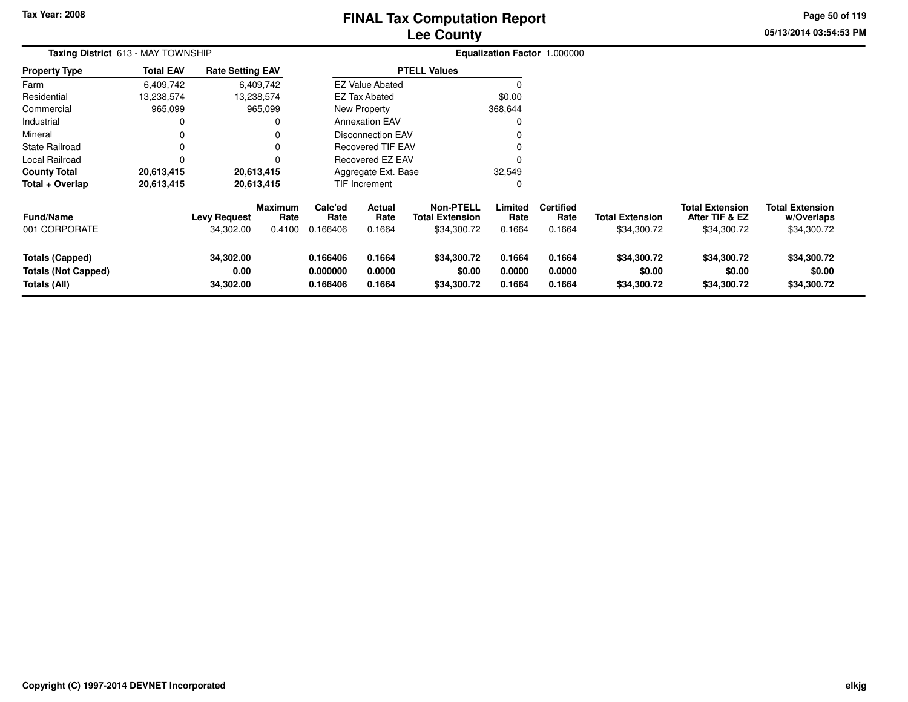# FINAL Tax Computation Report
# Lee County

Tax Year: 2008

05/13/2014 03:54:53 PM

**Taxing District** 613 - MAY TOWNSHIP

**Equalization Factor** 1.000000

| Property Type | Total EAV | Rate Setting EAV |
|---|---|---|
| Farm | 6,409,742 | 6,409,742 |
| Residential | 13,238,574 | 13,238,574 |
| Commercial | 965,099 | 965,099 |
| Industrial | 0 | 0 |
| Mineral | 0 | 0 |
| State Railroad | 0 | 0 |
| Local Railroad | 0 | 0 |
| **County Total** | **20,613,415** | **20,613,415** |
| **Total + Overlap** | **20,613,415** | **20,613,415** |

| PTELL Values | |
|---|---|
| EZ Value Abated | 0 |
| EZ Tax Abated | $0.00 |
| New Property | 368,644 |
| Annexation EAV | 0 |
| Disconnection EAV | 0 |
| Recovered TIF EAV | 0 |
| Recovered EZ EAV | 0 |
| Aggregate Ext. Base | 32,549 |
| TIF Increment | 0 |

| Fund/Name | Levy Request | Maximum Rate | Calc'ed Rate | Actual Rate | Non-PTELL Total Extension | Limited Rate | Certified Rate | Total Extension | Total Extension After TIF & EZ | Total Extension w/Overlaps |
|---|---|---|---|---|---|---|---|---|---|---|
| 001 CORPORATE | 34,302.00 | 0.4100 | 0.166406 | 0.1664 | $34,300.72 | 0.1664 | 0.1664 | $34,300.72 | $34,300.72 | $34,300.72 |
| **Totals (Capped)** | **34,302.00** | | **0.166406** | **0.1664** | **$34,300.72** | **0.1664** | **0.1664** | **$34,300.72** | **$34,300.72** | **$34,300.72** |
| **Totals (Not Capped)** | **0.00** | | **0.000000** | **0.0000** | **$0.00** | **0.0000** | **0.0000** | **$0.00** | **$0.00** | **$0.00** |
| **Totals (All)** | **34,302.00** | | **0.166406** | **0.1664** | **$34,300.72** | **0.1664** | **0.1664** | **$34,300.72** | **$34,300.72** | **$34,300.72** |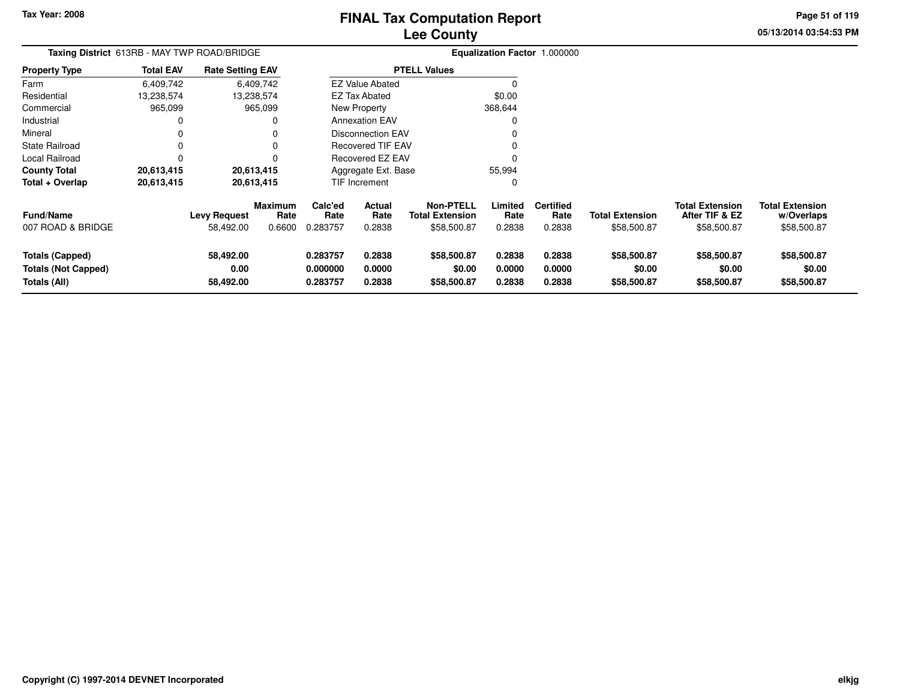**Tax Year: 2008**

# FINAL Tax Computation Report
## Lee County

05/13/2014 03:54:53 PM

**Taxing District** 613RB - MAY TWP ROAD/BRIDGE

**Equalization Factor** 1.000000

| Property Type | Total EAV | Rate Setting EAV |
|---|---|---|
| Farm | 6,409,742 | 6,409,742 |
| Residential | 13,238,574 | 13,238,574 |
| Commercial | 965,099 | 965,099 |
| Industrial | 0 | 0 |
| Mineral | 0 | 0 |
| State Railroad | 0 | 0 |
| Local Railroad | 0 | 0 |
| **County Total** | **20,613,415** | **20,613,415** |
| **Total + Overlap** | **20,613,415** | **20,613,415** |

| PTELL Values | |
|---|---|
| EZ Value Abated | 0 |
| EZ Tax Abated | $0.00 |
| New Property | 368,644 |
| Annexation EAV | 0 |
| Disconnection EAV | 0 |
| Recovered TIF EAV | 0 |
| Recovered EZ EAV | 0 |
| Aggregate Ext. Base | 55,994 |
| TIF Increment | 0 |

| Fund/Name | Levy Request | Maximum Rate | Calc'ed Rate | Actual Rate | Non-PTELL Total Extension | Limited Rate | Certified Rate | Total Extension | Total Extension After TIF & EZ | Total Extension w/Overlaps |
|---|---|---|---|---|---|---|---|---|---|---|
| 007 ROAD & BRIDGE | 58,492.00 | 0.6600 | 0.283757 | 0.2838 | $58,500.87 | 0.2838 | 0.2838 | $58,500.87 | $58,500.87 | $58,500.87 |
| **Totals (Capped)** | **58,492.00** | | **0.283757** | **0.2838** | **$58,500.87** | **0.2838** | **0.2838** | **$58,500.87** | **$58,500.87** | **$58,500.87** |
| **Totals (Not Capped)** | **0.00** | | **0.000000** | **0.0000** | **$0.00** | **0.0000** | **0.0000** | **$0.00** | **$0.00** | **$0.00** |
| **Totals (All)** | **58,492.00** | | **0.283757** | **0.2838** | **$58,500.87** | **0.2838** | **0.2838** | **$58,500.87** | **$58,500.87** | **$58,500.87** |

**Copyright (C) 1997-2014 DEVNET Incorporated** elkjg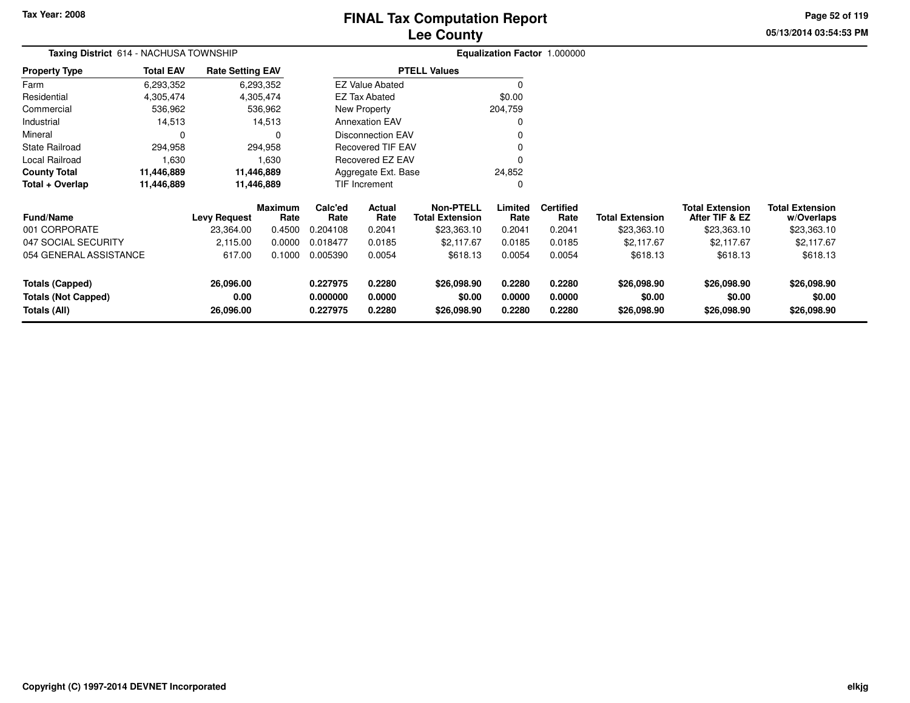Tax Year: 2008

# FINAL Tax Computation Report
## Lee County

05/13/2014 03:54:53 PM

**Taxing District** 614 - NACHUSA TOWNSHIP

**Equalization Factor** 1.000000

| Property Type | Total EAV | Rate Setting EAV |
|---|---|---|
| Farm | 6,293,352 | 6,293,352 |
| Residential | 4,305,474 | 4,305,474 |
| Commercial | 536,962 | 536,962 |
| Industrial | 14,513 | 14,513 |
| Mineral | 0 | 0 |
| State Railroad | 294,958 | 294,958 |
| Local Railroad | 1,630 | 1,630 |
| **County Total** | **11,446,889** | **11,446,889** |
| **Total + Overlap** | **11,446,889** | **11,446,889** |

| PTELL Values | |
|---|---|
| EZ Value Abated | 0 |
| EZ Tax Abated | $0.00 |
| New Property | 204,759 |
| Annexation EAV | 0 |
| Disconnection EAV | 0 |
| Recovered TIF EAV | 0 |
| Recovered EZ EAV | 0 |
| Aggregate Ext. Base | 24,852 |
| TIF Increment | 0 |

| Fund/Name | Levy Request | Maximum Rate | Calc'ed Rate | Actual Rate | Non-PTELL Total Extension | Limited Rate | Certified Rate | Total Extension | Total Extension After TIF & EZ | Total Extension w/Overlaps |
|---|---|---|---|---|---|---|---|---|---|---|
| 001 CORPORATE | 23,364.00 | 0.4500 | 0.204108 | 0.2041 | $23,363.10 | 0.2041 | 0.2041 | $23,363.10 | $23,363.10 | $23,363.10 |
| 047 SOCIAL SECURITY | 2,115.00 | 0.0000 | 0.018477 | 0.0185 | $2,117.67 | 0.0185 | 0.0185 | $2,117.67 | $2,117.67 | $2,117.67 |
| 054 GENERAL ASSISTANCE | 617.00 | 0.1000 | 0.005390 | 0.0054 | $618.13 | 0.0054 | 0.0054 | $618.13 | $618.13 | $618.13 |
| **Totals (Capped)** | **26,096.00** | | **0.227975** | **0.2280** | **$26,098.90** | **0.2280** | **0.2280** | **$26,098.90** | **$26,098.90** | **$26,098.90** |
| **Totals (Not Capped)** | **0.00** | | **0.000000** | **0.0000** | **$0.00** | **0.0000** | **0.0000** | **$0.00** | **$0.00** | **$0.00** |
| **Totals (All)** | **26,096.00** | | **0.227975** | **0.2280** | **$26,098.90** | **0.2280** | **0.2280** | **$26,098.90** | **$26,098.90** | **$26,098.90** |

Copyright (C) 1997-2014 DEVNET Incorporated

elkjg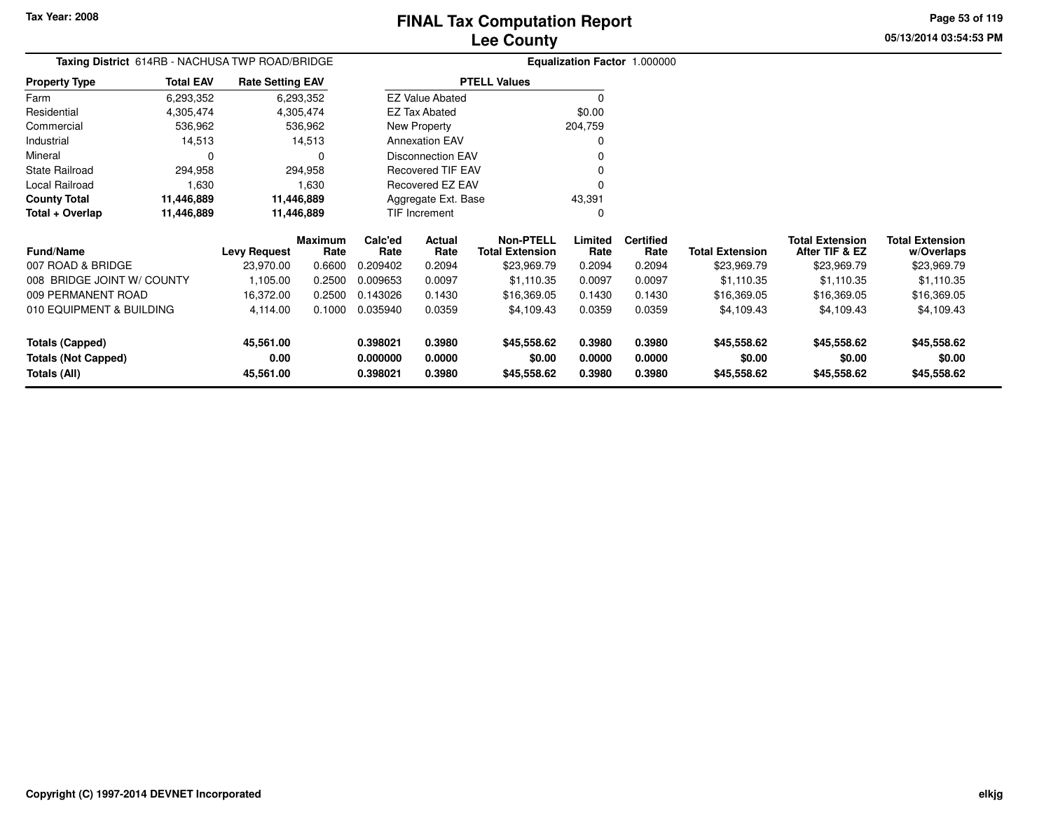Tax Year: 2008

# FINAL Tax Computation Report
## Lee County

05/13/2014 03:54:53 PM

**Taxing District** 614RB - NACHUSA TWP ROAD/BRIDGE **Equalization Factor** 1.000000

| Property Type | Total EAV | Rate Setting EAV |
|---|---|---|
| Farm | 6,293,352 | 6,293,352 |
| Residential | 4,305,474 | 4,305,474 |
| Commercial | 536,962 | 536,962 |
| Industrial | 14,513 | 14,513 |
| Mineral | 0 | 0 |
| State Railroad | 294,958 | 294,958 |
| Local Railroad | 1,630 | 1,630 |
| **County Total** | **11,446,889** | **11,446,889** |
| **Total + Overlap** | **11,446,889** | **11,446,889** |

| PTELL Values | |
|---|---|
| EZ Value Abated | 0 |
| EZ Tax Abated | $0.00 |
| New Property | 204,759 |
| Annexation EAV | 0 |
| Disconnection EAV | 0 |
| Recovered TIF EAV | 0 |
| Recovered EZ EAV | 0 |
| Aggregate Ext. Base | 43,391 |
| TIF Increment | 0 |

| Fund/Name | Levy Request | Maximum Rate | Calc'ed Rate | Actual Rate | Non-PTELL Total Extension | Limited Rate | Certified Rate | Total Extension | Total Extension After TIF & EZ | Total Extension w/Overlaps |
|---|---|---|---|---|---|---|---|---|---|---|
| 007 ROAD & BRIDGE | 23,970.00 | 0.6600 | 0.209402 | 0.2094 | $23,969.79 | 0.2094 | 0.2094 | $23,969.79 | $23,969.79 | $23,969.79 |
| 008 BRIDGE JOINT W/ COUNTY | 1,105.00 | 0.2500 | 0.009653 | 0.0097 | $1,110.35 | 0.0097 | 0.0097 | $1,110.35 | $1,110.35 | $1,110.35 |
| 009 PERMANENT ROAD | 16,372.00 | 0.2500 | 0.143026 | 0.1430 | $16,369.05 | 0.1430 | 0.1430 | $16,369.05 | $16,369.05 | $16,369.05 |
| 010 EQUIPMENT & BUILDING | 4,114.00 | 0.1000 | 0.035940 | 0.0359 | $4,109.43 | 0.0359 | 0.0359 | $4,109.43 | $4,109.43 | $4,109.43 |
| **Totals (Capped)** | **45,561.00** | | **0.398021** | **0.3980** | **$45,558.62** | **0.3980** | **0.3980** | **$45,558.62** | **$45,558.62** | **$45,558.62** |
| **Totals (Not Capped)** | **0.00** | | **0.000000** | **0.0000** | **$0.00** | **0.0000** | **0.0000** | **$0.00** | **$0.00** | **$0.00** |
| **Totals (All)** | **45,561.00** | | **0.398021** | **0.3980** | **$45,558.62** | **0.3980** | **0.3980** | **$45,558.62** | **$45,558.62** | **$45,558.62** |

Copyright (C) 1997-2014 DEVNET Incorporated

elkjg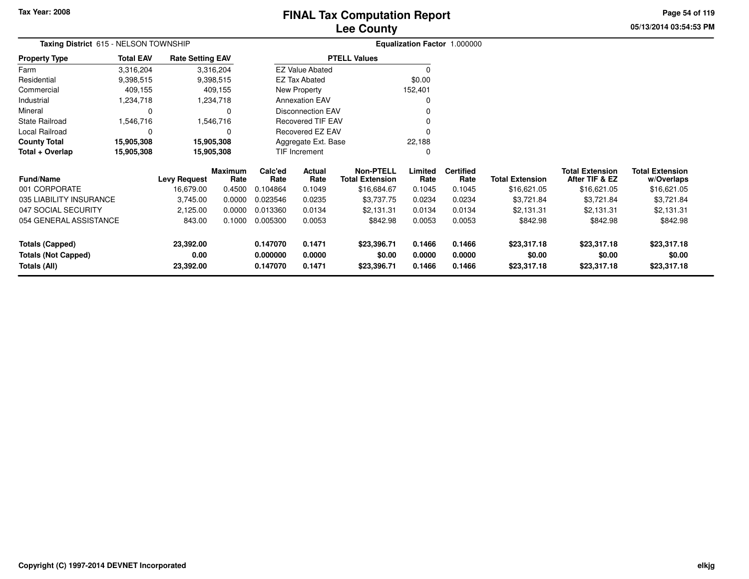Tax Year: 2008

# FINAL Tax Computation Report
## Lee County

**Taxing District** 615 - NELSON TOWNSHIP

**Equalization Factor** 1.000000

| Property Type | Total EAV | Rate Setting EAV |
|---|---|---|
| Farm | 3,316,204 | 3,316,204 |
| Residential | 9,398,515 | 9,398,515 |
| Commercial | 409,155 | 409,155 |
| Industrial | 1,234,718 | 1,234,718 |
| Mineral | 0 | 0 |
| State Railroad | 1,546,716 | 1,546,716 |
| Local Railroad | 0 | 0 |
| **County Total** | **15,905,308** | **15,905,308** |
| **Total + Overlap** | **15,905,308** | **15,905,308** |

| PTELL Values | |
|---|---|
| EZ Value Abated | 0 |
| EZ Tax Abated | $0.00 |
| New Property | 152,401 |
| Annexation EAV | 0 |
| Disconnection EAV | 0 |
| Recovered TIF EAV | 0 |
| Recovered EZ EAV | 0 |
| Aggregate Ext. Base | 22,188 |
| TIF Increment | 0 |

| Fund/Name | Levy Request | Maximum Rate | Calc'ed Rate | Actual Rate | Non-PTELL Total Extension | Limited Rate | Certified Rate | Total Extension | Total Extension After TIF & EZ | Total Extension w/Overlaps |
|---|---|---|---|---|---|---|---|---|---|---|
| 001 CORPORATE | 16,679.00 | 0.4500 | 0.104864 | 0.1049 | $16,684.67 | 0.1045 | 0.1045 | $16,621.05 | $16,621.05 | $16,621.05 |
| 035 LIABILITY INSURANCE | 3,745.00 | 0.0000 | 0.023546 | 0.0235 | $3,737.75 | 0.0234 | 0.0234 | $3,721.84 | $3,721.84 | $3,721.84 |
| 047 SOCIAL SECURITY | 2,125.00 | 0.0000 | 0.013360 | 0.0134 | $2,131.31 | 0.0134 | 0.0134 | $2,131.31 | $2,131.31 | $2,131.31 |
| 054 GENERAL ASSISTANCE | 843.00 | 0.1000 | 0.005300 | 0.0053 | $842.98 | 0.0053 | 0.0053 | $842.98 | $842.98 | $842.98 |
| **Totals (Capped)** | **23,392.00** | | **0.147070** | **0.1471** | **$23,396.71** | **0.1466** | **0.1466** | **$23,317.18** | **$23,317.18** | **$23,317.18** |
| **Totals (Not Capped)** | **0.00** | | **0.000000** | **0.0000** | **$0.00** | **0.0000** | **0.0000** | **$0.00** | **$0.00** | **$0.00** |
| **Totals (All)** | **23,392.00** | | **0.147070** | **0.1471** | **$23,396.71** | **0.1466** | **0.1466** | **$23,317.18** | **$23,317.18** | **$23,317.18** |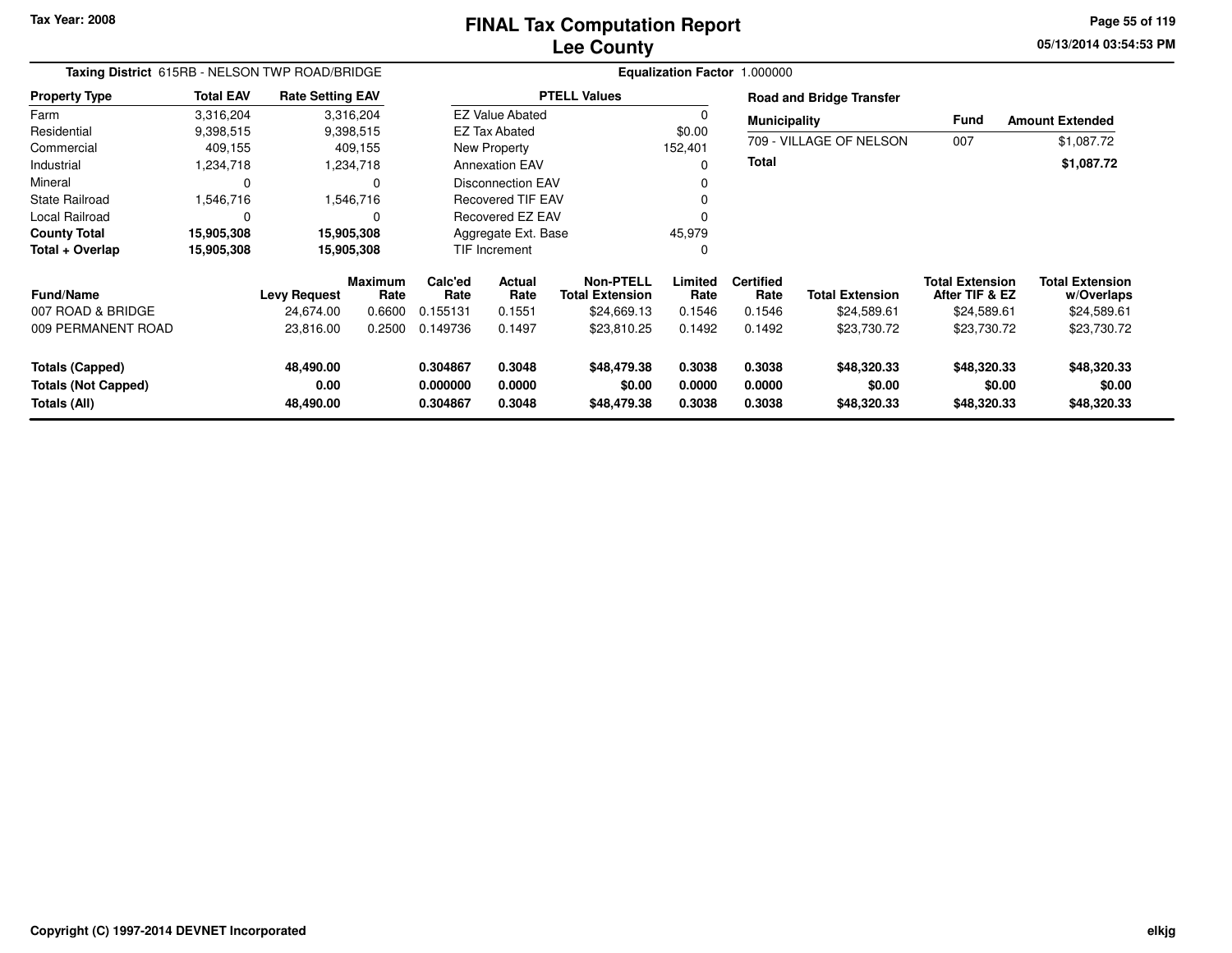# FINAL Tax Computation Report
## Lee County

Tax Year: 2008

**Taxing District** 615RB - NELSON TWP ROAD/BRIDGE

**Equalization Factor** 1.000000

| Property Type | Total EAV | Rate Setting EAV |
|---|---|---|
| Farm | 3,316,204 | 3,316,204 |
| Residential | 9,398,515 | 9,398,515 |
| Commercial | 409,155 | 409,155 |
| Industrial | 1,234,718 | 1,234,718 |
| Mineral | 0 | 0 |
| State Railroad | 1,546,716 | 1,546,716 |
| Local Railroad | 0 | 0 |
| **County Total** | **15,905,308** | **15,905,308** |
| **Total + Overlap** | **15,905,308** | **15,905,308** |

| PTELL Values | |
|---|---|
| EZ Value Abated | 0 |
| EZ Tax Abated | $0.00 |
| New Property | 152,401 |
| Annexation EAV | 0 |
| Disconnection EAV | 0 |
| Recovered TIF EAV | 0 |
| Recovered EZ EAV | 0 |
| Aggregate Ext. Base | 45,979 |
| TIF Increment | 0 |

**Road and Bridge Transfer**

| Municipality | Fund | Amount Extended |
|---|---|---|
| 709 - VILLAGE OF NELSON | 007 | $1,087.72 |
| **Total** | | **$1,087.72** |

| Fund/Name | Levy Request | Maximum Rate | Calc'ed Rate | Actual Rate | Non-PTELL Total Extension | Limited Rate | Certified Rate | Total Extension | Total Extension After TIF & EZ | Total Extension w/Overlaps |
|---|---|---|---|---|---|---|---|---|---|---|
| 007 ROAD & BRIDGE | 24,674.00 | 0.6600 | 0.155131 | 0.1551 | $24,669.13 | 0.1546 | 0.1546 | $24,589.61 | $24,589.61 | $24,589.61 |
| 009 PERMANENT ROAD | 23,816.00 | 0.2500 | 0.149736 | 0.1497 | $23,810.25 | 0.1492 | 0.1492 | $23,730.72 | $23,730.72 | $23,730.72 |
| **Totals (Capped)** | **48,490.00** | | **0.304867** | **0.3048** | **$48,479.38** | **0.3038** | **0.3038** | **$48,320.33** | **$48,320.33** | **$48,320.33** |
| **Totals (Not Capped)** | **0.00** | | **0.000000** | **0.0000** | **$0.00** | **0.0000** | **0.0000** | **$0.00** | **$0.00** | **$0.00** |
| **Totals (All)** | **48,490.00** | | **0.304867** | **0.3048** | **$48,479.38** | **0.3038** | **0.3038** | **$48,320.33** | **$48,320.33** | **$48,320.33** |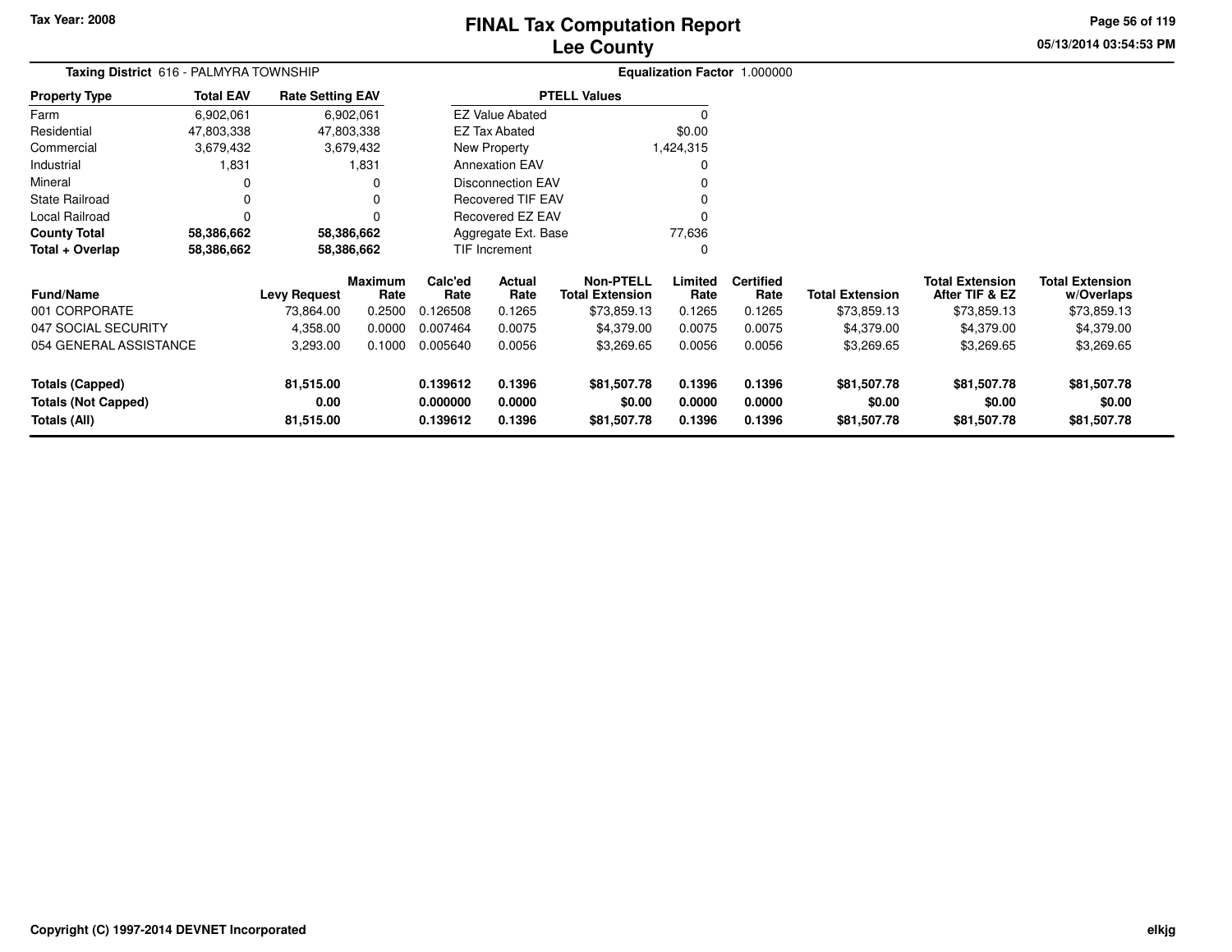# FINAL Tax Computation Report
## Lee County

Tax Year: 2008

05/13/2014 03:54:53 PM

**Taxing District** 616 - PALMYRA TOWNSHIP

**Equalization Factor** 1.000000

| Property Type | Total EAV | Rate Setting EAV |
|---|---|---|
| Farm | 6,902,061 | 6,902,061 |
| Residential | 47,803,338 | 47,803,338 |
| Commercial | 3,679,432 | 3,679,432 |
| Industrial | 1,831 | 1,831 |
| Mineral | 0 | 0 |
| State Railroad | 0 | 0 |
| Local Railroad | 0 | 0 |
| **County Total** | **58,386,662** | **58,386,662** |
| **Total + Overlap** | **58,386,662** | **58,386,662** |

| PTELL Values | |
|---|---|
| EZ Value Abated | 0 |
| EZ Tax Abated | $0.00 |
| New Property | 1,424,315 |
| Annexation EAV | 0 |
| Disconnection EAV | 0 |
| Recovered TIF EAV | 0 |
| Recovered EZ EAV | 0 |
| Aggregate Ext. Base | 77,636 |
| TIF Increment | 0 |

| Fund/Name | Levy Request | Maximum Rate | Calc'ed Rate | Actual Rate | Non-PTELL Total Extension | Limited Rate | Certified Rate | Total Extension | Total Extension After TIF & EZ | Total Extension w/Overlaps |
|---|---|---|---|---|---|---|---|---|---|---|
| 001 CORPORATE | 73,864.00 | 0.2500 | 0.126508 | 0.1265 | $73,859.13 | 0.1265 | 0.1265 | $73,859.13 | $73,859.13 | $73,859.13 |
| 047 SOCIAL SECURITY | 4,358.00 | 0.0000 | 0.007464 | 0.0075 | $4,379.00 | 0.0075 | 0.0075 | $4,379.00 | $4,379.00 | $4,379.00 |
| 054 GENERAL ASSISTANCE | 3,293.00 | 0.1000 | 0.005640 | 0.0056 | $3,269.65 | 0.0056 | 0.0056 | $3,269.65 | $3,269.65 | $3,269.65 |
| **Totals (Capped)** | **81,515.00** | | **0.139612** | **0.1396** | **$81,507.78** | **0.1396** | **0.1396** | **$81,507.78** | **$81,507.78** | **$81,507.78** |
| **Totals (Not Capped)** | **0.00** | | **0.000000** | **0.0000** | **$0.00** | **0.0000** | **0.0000** | **$0.00** | **$0.00** | **$0.00** |
| **Totals (All)** | **81,515.00** | | **0.139612** | **0.1396** | **$81,507.78** | **0.1396** | **0.1396** | **$81,507.78** | **$81,507.78** | **$81,507.78** |

Copyright (C) 1997-2014 DEVNET Incorporated

elkjg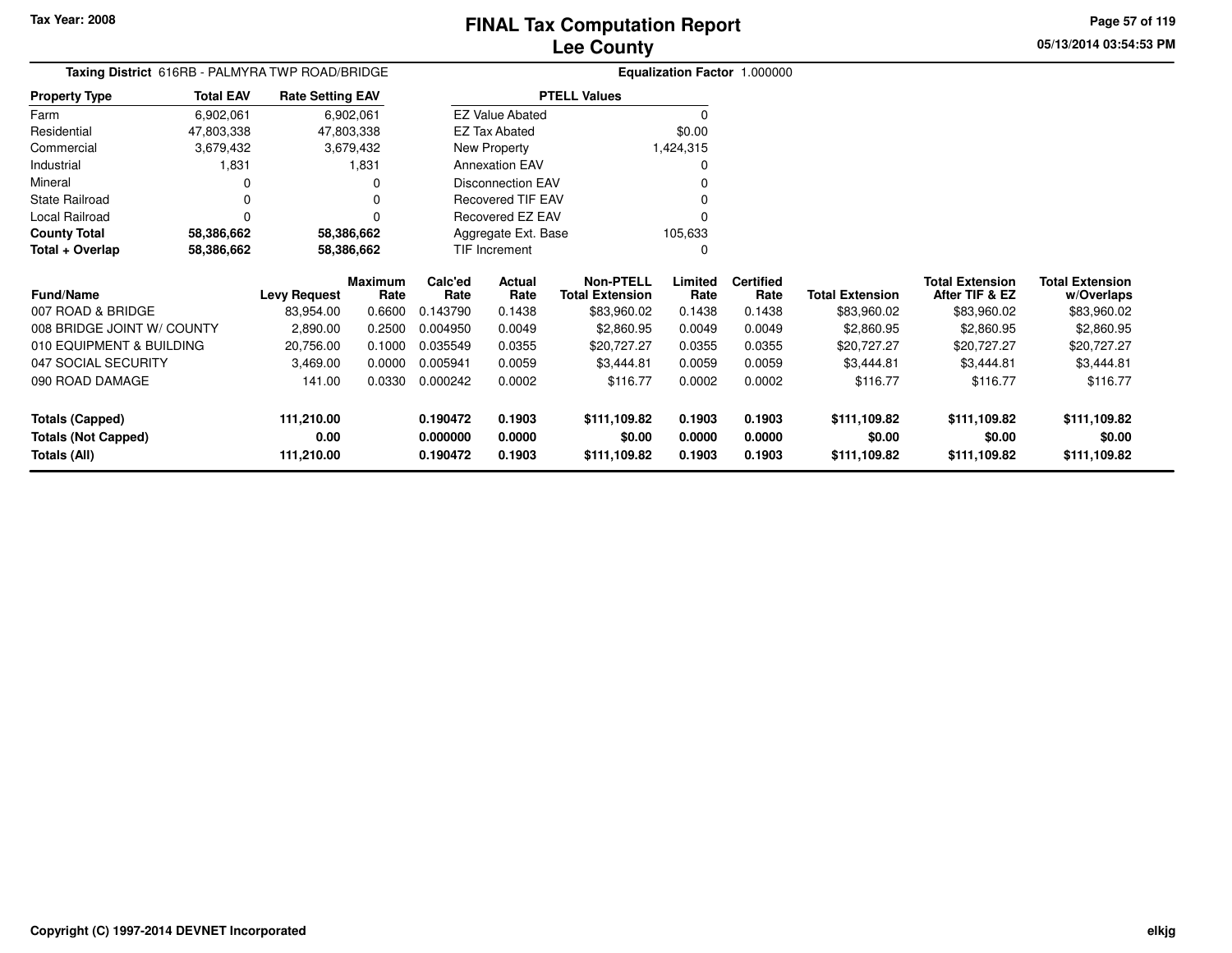Tax Year: 2008

# FINAL Tax Computation Report
## Lee County

05/13/2014 03:54:53 PM

**Taxing District** 616RB - PALMYRA TWP ROAD/BRIDGE

**Equalization Factor** 1.000000

| Property Type | Total EAV | Rate Setting EAV |
|---|---|---|
| Farm | 6,902,061 | 6,902,061 |
| Residential | 47,803,338 | 47,803,338 |
| Commercial | 3,679,432 | 3,679,432 |
| Industrial | 1,831 | 1,831 |
| Mineral | 0 | 0 |
| State Railroad | 0 | 0 |
| Local Railroad | 0 | 0 |
| **County Total** | **58,386,662** | **58,386,662** |
| **Total + Overlap** | **58,386,662** | **58,386,662** |

| PTELL Values | |
|---|---|
| EZ Value Abated | 0 |
| EZ Tax Abated | $0.00 |
| New Property | 1,424,315 |
| Annexation EAV | 0 |
| Disconnection EAV | 0 |
| Recovered TIF EAV | 0 |
| Recovered EZ EAV | 0 |
| Aggregate Ext. Base | 105,633 |
| TIF Increment | 0 |

| Fund/Name | Levy Request | Maximum Rate | Calc'ed Rate | Actual Rate | Non-PTELL Total Extension | Limited Rate | Certified Rate | Total Extension | Total Extension After TIF & EZ | Total Extension w/Overlaps |
|---|---|---|---|---|---|---|---|---|---|---|
| 007 ROAD & BRIDGE | 83,954.00 | 0.6600 | 0.143790 | 0.1438 | $83,960.02 | 0.1438 | 0.1438 | $83,960.02 | $83,960.02 | $83,960.02 |
| 008 BRIDGE JOINT W/ COUNTY | 2,890.00 | 0.2500 | 0.004950 | 0.0049 | $2,860.95 | 0.0049 | 0.0049 | $2,860.95 | $2,860.95 | $2,860.95 |
| 010 EQUIPMENT & BUILDING | 20,756.00 | 0.1000 | 0.035549 | 0.0355 | $20,727.27 | 0.0355 | 0.0355 | $20,727.27 | $20,727.27 | $20,727.27 |
| 047 SOCIAL SECURITY | 3,469.00 | 0.0000 | 0.005941 | 0.0059 | $3,444.81 | 0.0059 | 0.0059 | $3,444.81 | $3,444.81 | $3,444.81 |
| 090 ROAD DAMAGE | 141.00 | 0.0330 | 0.000242 | 0.0002 | $116.77 | 0.0002 | 0.0002 | $116.77 | $116.77 | $116.77 |
| **Totals (Capped)** | **111,210.00** | | **0.190472** | **0.1903** | **$111,109.82** | **0.1903** | **0.1903** | **$111,109.82** | **$111,109.82** | **$111,109.82** |
| **Totals (Not Capped)** | **0.00** | | **0.000000** | **0.0000** | **$0.00** | **0.0000** | **0.0000** | **$0.00** | **$0.00** | **$0.00** |
| **Totals (All)** | **111,210.00** | | **0.190472** | **0.1903** | **$111,109.82** | **0.1903** | **0.1903** | **$111,109.82** | **$111,109.82** | **$111,109.82** |

Copyright (C) 1997-2014 DEVNET Incorporated

elkjg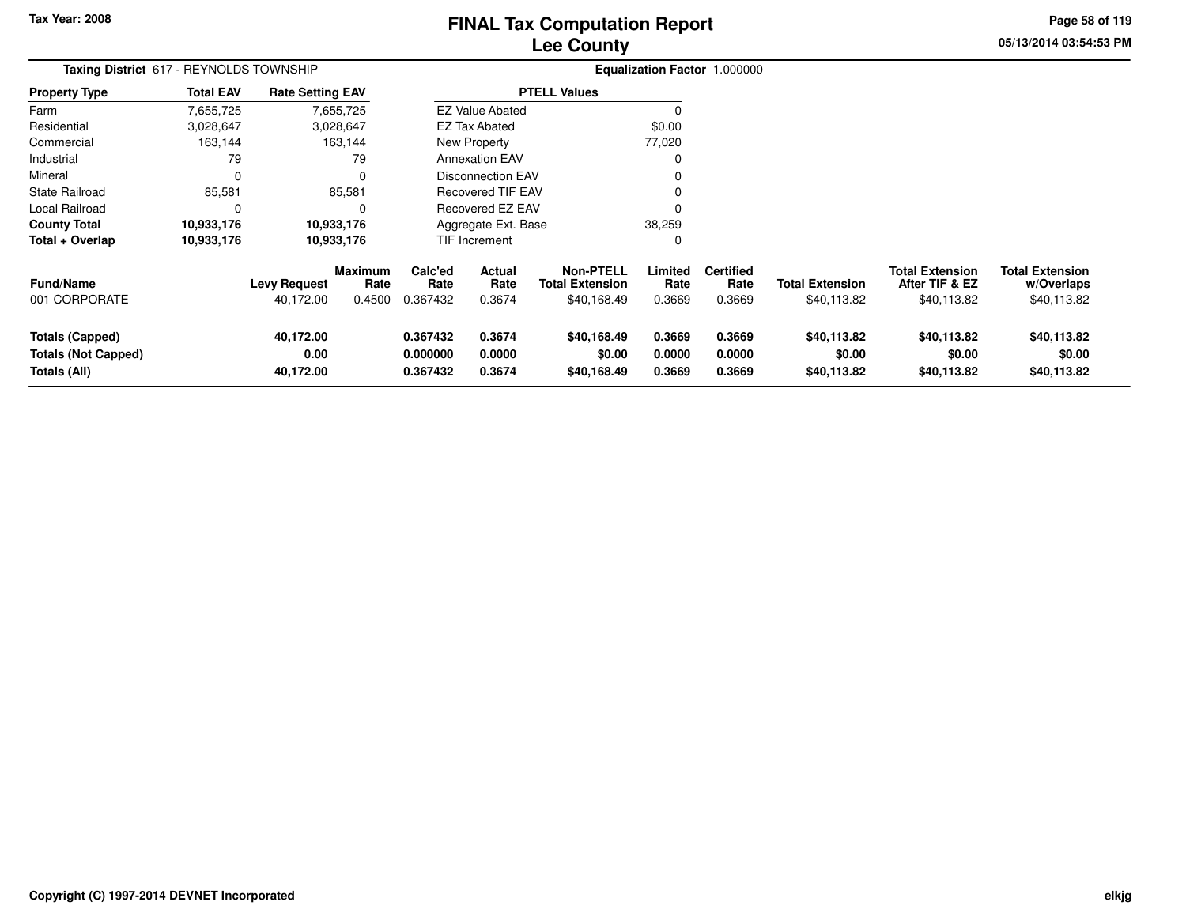# FINAL Tax Computation Report
## Lee County

Tax Year: 2008

05/13/2014 03:54:53 PM

**Taxing District** 617 - REYNOLDS TOWNSHIP

**Equalization Factor** 1.000000

| Property Type | Total EAV | Rate Setting EAV |
|---|---|---|
| Farm | 7,655,725 | 7,655,725 |
| Residential | 3,028,647 | 3,028,647 |
| Commercial | 163,144 | 163,144 |
| Industrial | 79 | 79 |
| Mineral | 0 | 0 |
| State Railroad | 85,581 | 85,581 |
| Local Railroad | 0 | 0 |
| **County Total** | **10,933,176** | **10,933,176** |
| **Total + Overlap** | **10,933,176** | **10,933,176** |

| PTELL Values | |
|---|---|
| EZ Value Abated | 0 |
| EZ Tax Abated | $0.00 |
| New Property | 77,020 |
| Annexation EAV | 0 |
| Disconnection EAV | 0 |
| Recovered TIF EAV | 0 |
| Recovered EZ EAV | 0 |
| Aggregate Ext. Base | 38,259 |
| TIF Increment | 0 |

| Fund/Name | Levy Request | Maximum Rate | Calc'ed Rate | Actual Rate | Non-PTELL Total Extension | Limited Rate | Certified Rate | Total Extension | Total Extension After TIF & EZ | Total Extension w/Overlaps |
|---|---|---|---|---|---|---|---|---|---|---|
| 001 CORPORATE | 40,172.00 | 0.4500 | 0.367432 | 0.3674 | $40,168.49 | 0.3669 | 0.3669 | $40,113.82 | $40,113.82 | $40,113.82 |
| **Totals (Capped)** | **40,172.00** | | **0.367432** | **0.3674** | **$40,168.49** | **0.3669** | **0.3669** | **$40,113.82** | **$40,113.82** | **$40,113.82** |
| **Totals (Not Capped)** | **0.00** | | **0.000000** | **0.0000** | **$0.00** | **0.0000** | **0.0000** | **$0.00** | **$0.00** | **$0.00** |
| **Totals (All)** | **40,172.00** | | **0.367432** | **0.3674** | **$40,168.49** | **0.3669** | **0.3669** | **$40,113.82** | **$40,113.82** | **$40,113.82** |

Copyright (C) 1997-2014 DEVNET Incorporated

elkjg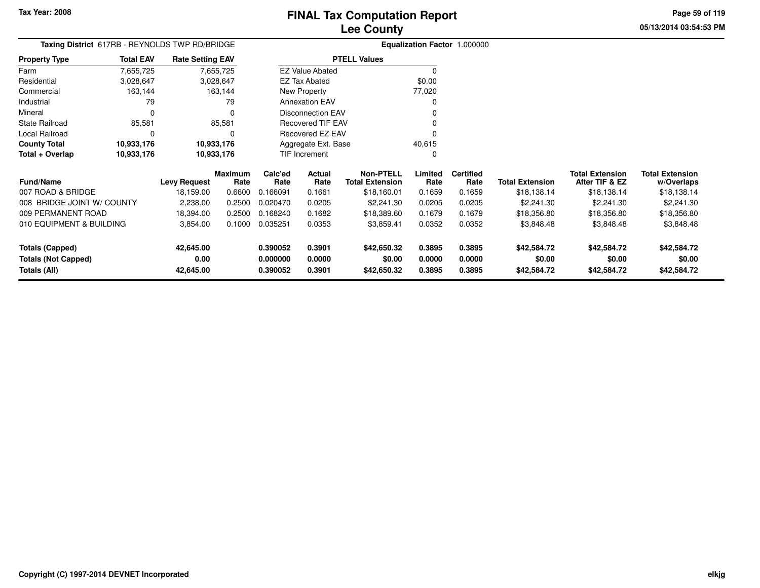Tax Year: 2008

# FINAL Tax Computation Report
## Lee County

05/13/2014 03:54:53 PM

**Taxing District** 617RB - REYNOLDS TWP RD/BRIDGE

**Equalization Factor** 1.000000

| Property Type | Total EAV | Rate Setting EAV |
|---|---|---|
| Farm | 7,655,725 | 7,655,725 |
| Residential | 3,028,647 | 3,028,647 |
| Commercial | 163,144 | 163,144 |
| Industrial | 79 | 79 |
| Mineral | 0 | 0 |
| State Railroad | 85,581 | 85,581 |
| Local Railroad | 0 | 0 |
| **County Total** | **10,933,176** | **10,933,176** |
| **Total + Overlap** | **10,933,176** | **10,933,176** |

| PTELL Values | |
|---|---|
| EZ Value Abated | 0 |
| EZ Tax Abated | $0.00 |
| New Property | 77,020 |
| Annexation EAV | 0 |
| Disconnection EAV | 0 |
| Recovered TIF EAV | 0 |
| Recovered EZ EAV | 0 |
| Aggregate Ext. Base | 40,615 |
| TIF Increment | 0 |

| Fund/Name | Levy Request | Maximum Rate | Calc'ed Rate | Actual Rate | Non-PTELL Total Extension | Limited Rate | Certified Rate | Total Extension | Total Extension After TIF & EZ | Total Extension w/Overlaps |
|---|---|---|---|---|---|---|---|---|---|---|
| 007 ROAD & BRIDGE | 18,159.00 | 0.6600 | 0.166091 | 0.1661 | $18,160.01 | 0.1659 | 0.1659 | $18,138.14 | $18,138.14 | $18,138.14 |
| 008 BRIDGE JOINT W/ COUNTY | 2,238.00 | 0.2500 | 0.020470 | 0.0205 | $2,241.30 | 0.0205 | 0.0205 | $2,241.30 | $2,241.30 | $2,241.30 |
| 009 PERMANENT ROAD | 18,394.00 | 0.2500 | 0.168240 | 0.1682 | $18,389.60 | 0.1679 | 0.1679 | $18,356.80 | $18,356.80 | $18,356.80 |
| 010 EQUIPMENT & BUILDING | 3,854.00 | 0.1000 | 0.035251 | 0.0353 | $3,859.41 | 0.0352 | 0.0352 | $3,848.48 | $3,848.48 | $3,848.48 |
| **Totals (Capped)** | **42,645.00** | | **0.390052** | **0.3901** | **$42,650.32** | **0.3895** | **0.3895** | **$42,584.72** | **$42,584.72** | **$42,584.72** |
| **Totals (Not Capped)** | **0.00** | | **0.000000** | **0.0000** | **$0.00** | **0.0000** | **0.0000** | **$0.00** | **$0.00** | **$0.00** |
| **Totals (All)** | **42,645.00** | | **0.390052** | **0.3901** | **$42,650.32** | **0.3895** | **0.3895** | **$42,584.72** | **$42,584.72** | **$42,584.72** |

Copyright (C) 1997-2014 DEVNET Incorporated

elkjg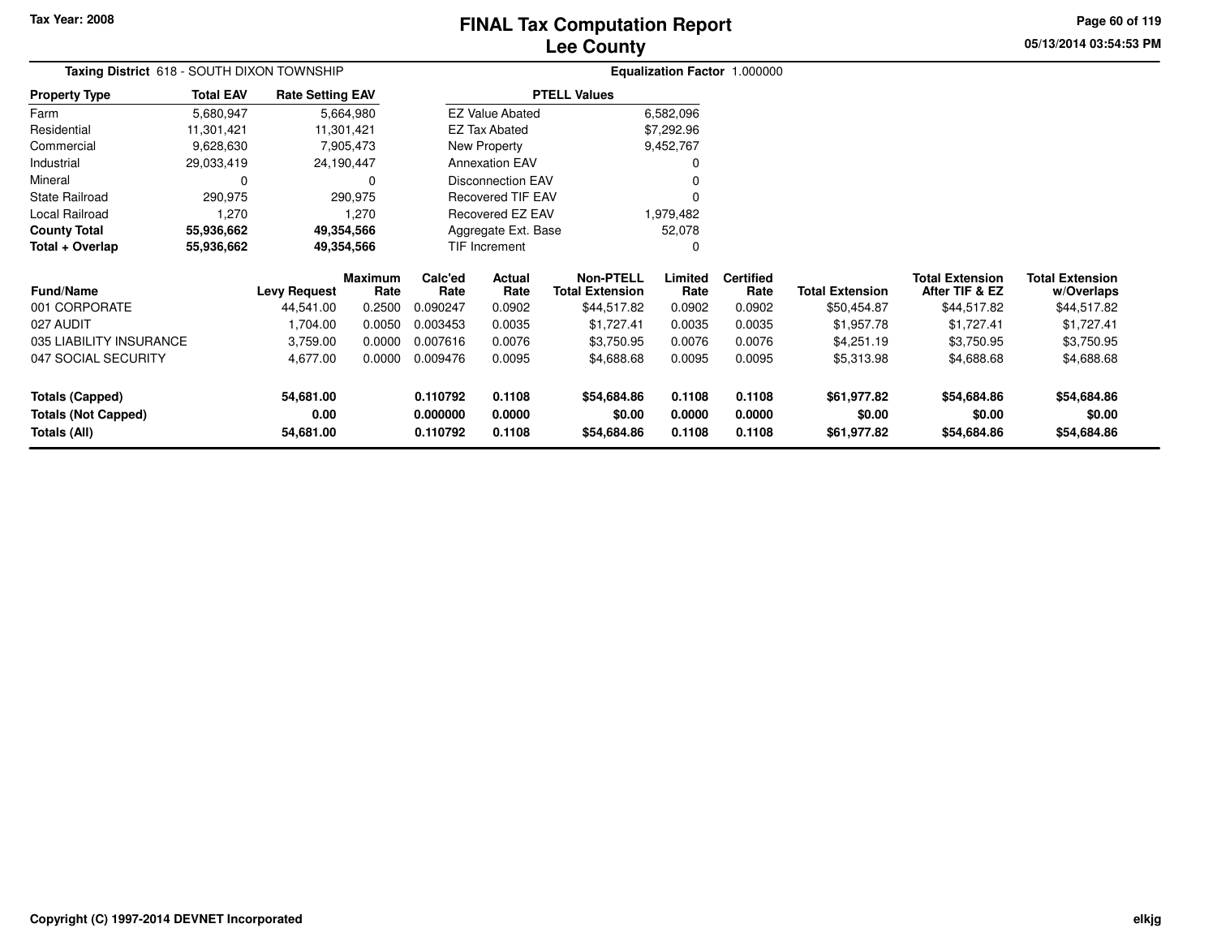Tax Year: 2008

# FINAL Tax Computation Report
## Lee County

05/13/2014 03:54:53 PM

**Taxing District** 618 - SOUTH DIXON TOWNSHIP

**Equalization Factor** 1.000000

| Property Type | Total EAV | Rate Setting EAV |
|---|---|---|
| Farm | 5,680,947 | 5,664,980 |
| Residential | 11,301,421 | 11,301,421 |
| Commercial | 9,628,630 | 7,905,473 |
| Industrial | 29,033,419 | 24,190,447 |
| Mineral | 0 | 0 |
| State Railroad | 290,975 | 290,975 |
| Local Railroad | 1,270 | 1,270 |
| **County Total** | **55,936,662** | **49,354,566** |
| **Total + Overlap** | **55,936,662** | **49,354,566** |

| PTELL Values | |
|---|---|
| EZ Value Abated | 6,582,096 |
| EZ Tax Abated | $7,292.96 |
| New Property | 9,452,767 |
| Annexation EAV | 0 |
| Disconnection EAV | 0 |
| Recovered TIF EAV | 0 |
| Recovered EZ EAV | 1,979,482 |
| Aggregate Ext. Base | 52,078 |
| TIF Increment | 0 |

| Fund/Name | Levy Request | Maximum Rate | Calc'ed Rate | Actual Rate | Non-PTELL Total Extension | Limited Rate | Certified Rate | Total Extension | Total Extension After TIF & EZ | Total Extension w/Overlaps |
|---|---|---|---|---|---|---|---|---|---|---|
| 001 CORPORATE | 44,541.00 | 0.2500 | 0.090247 | 0.0902 | $44,517.82 | 0.0902 | 0.0902 | $50,454.87 | $44,517.82 | $44,517.82 |
| 027 AUDIT | 1,704.00 | 0.0050 | 0.003453 | 0.0035 | $1,727.41 | 0.0035 | 0.0035 | $1,957.78 | $1,727.41 | $1,727.41 |
| 035 LIABILITY INSURANCE | 3,759.00 | 0.0000 | 0.007616 | 0.0076 | $3,750.95 | 0.0076 | 0.0076 | $4,251.19 | $3,750.95 | $3,750.95 |
| 047 SOCIAL SECURITY | 4,677.00 | 0.0000 | 0.009476 | 0.0095 | $4,688.68 | 0.0095 | 0.0095 | $5,313.98 | $4,688.68 | $4,688.68 |
| **Totals (Capped)** | **54,681.00** | | **0.110792** | **0.1108** | **$54,684.86** | **0.1108** | **0.1108** | **$61,977.82** | **$54,684.86** | **$54,684.86** |
| **Totals (Not Capped)** | **0.00** | | **0.000000** | **0.0000** | **$0.00** | **0.0000** | **0.0000** | **$0.00** | **$0.00** | **$0.00** |
| **Totals (All)** | **54,681.00** | | **0.110792** | **0.1108** | **$54,684.86** | **0.1108** | **0.1108** | **$61,977.82** | **$54,684.86** | **$54,684.86** |

**Copyright (C) 1997-2014 DEVNET Incorporated**

elkjg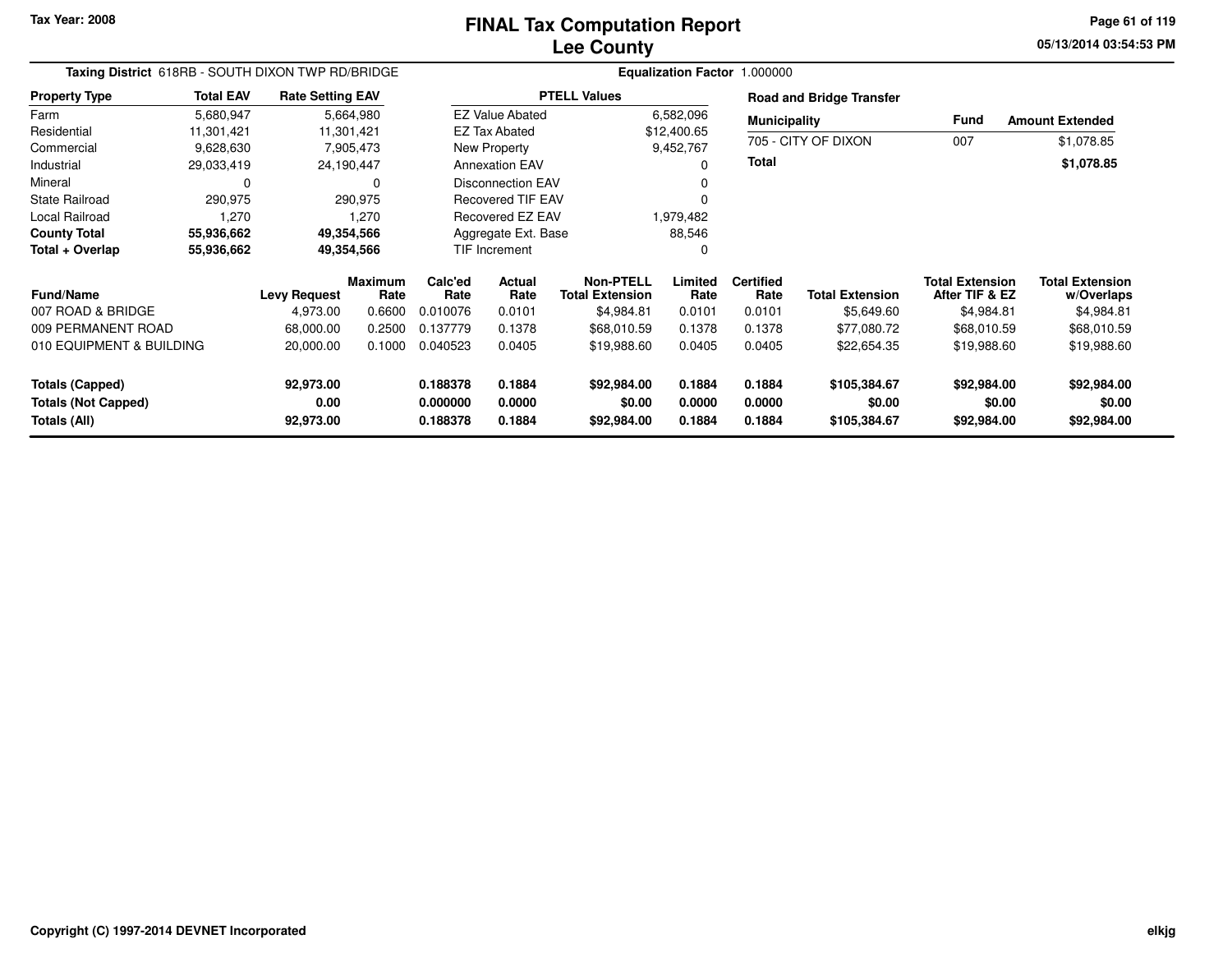# FINAL Tax Computation Report
## Lee County

Tax Year: 2008

**Taxing District** 618RB - SOUTH DIXON TWP RD/BRIDGE

**Equalization Factor** 1.000000

| Property Type | Total EAV | Rate Setting EAV |
|---|---|---|
| Farm | 5,680,947 | 5,664,980 |
| Residential | 11,301,421 | 11,301,421 |
| Commercial | 9,628,630 | 7,905,473 |
| Industrial | 29,033,419 | 24,190,447 |
| Mineral | 0 | 0 |
| State Railroad | 290,975 | 290,975 |
| Local Railroad | 1,270 | 1,270 |
| **County Total** | **55,936,662** | **49,354,566** |
| **Total + Overlap** | **55,936,662** | **49,354,566** |

| PTELL Values | |
|---|---|
| EZ Value Abated | 6,582,096 |
| EZ Tax Abated | $12,400.65 |
| New Property | 9,452,767 |
| Annexation EAV | 0 |
| Disconnection EAV | 0 |
| Recovered TIF EAV | 0 |
| Recovered EZ EAV | 1,979,482 |
| Aggregate Ext. Base | 88,546 |
| TIF Increment | 0 |

**Road and Bridge Transfer**

| Municipality | Fund | Amount Extended |
|---|---|---|
| 705 - CITY OF DIXON | 007 | $1,078.85 |
| **Total** | | **$1,078.85** |

| Fund/Name | Levy Request | Maximum Rate | Calc'ed Rate | Actual Rate | Non-PTELL Total Extension | Limited Rate | Certified Rate | Total Extension | Total Extension After TIF & EZ | Total Extension w/Overlaps |
|---|---|---|---|---|---|---|---|---|---|---|
| 007 ROAD & BRIDGE | 4,973.00 | 0.6600 | 0.010076 | 0.0101 | $4,984.81 | 0.0101 | 0.0101 | $5,649.60 | $4,984.81 | $4,984.81 |
| 009 PERMANENT ROAD | 68,000.00 | 0.2500 | 0.137779 | 0.1378 | $68,010.59 | 0.1378 | 0.1378 | $77,080.72 | $68,010.59 | $68,010.59 |
| 010 EQUIPMENT & BUILDING | 20,000.00 | 0.1000 | 0.040523 | 0.0405 | $19,988.60 | 0.0405 | 0.0405 | $22,654.35 | $19,988.60 | $19,988.60 |
| **Totals (Capped)** | **92,973.00** | | **0.188378** | **0.1884** | **$92,984.00** | **0.1884** | **0.1884** | **$105,384.67** | **$92,984.00** | **$92,984.00** |
| **Totals (Not Capped)** | **0.00** | | **0.000000** | **0.0000** | **$0.00** | **0.0000** | **0.0000** | **$0.00** | **$0.00** | **$0.00** |
| **Totals (All)** | **92,973.00** | | **0.188378** | **0.1884** | **$92,984.00** | **0.1884** | **0.1884** | **$105,384.67** | **$92,984.00** | **$92,984.00** |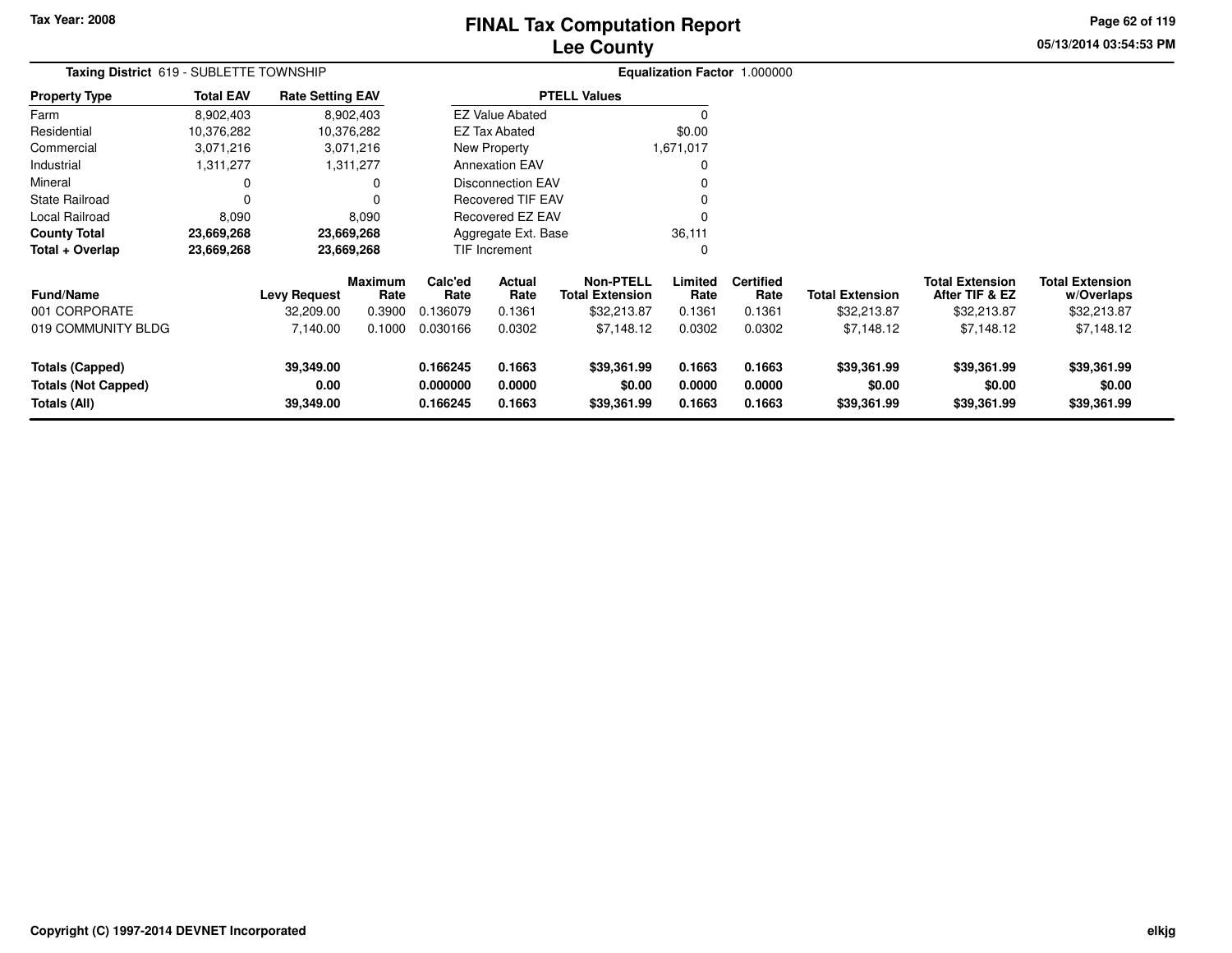# FINAL Tax Computation Report
## Lee County

Tax Year: 2008

05/13/2014 03:54:53 PM

**Taxing District** 619 - SUBLETTE TOWNSHIP

**Equalization Factor** 1.000000

| Property Type | Total EAV | Rate Setting EAV |
|---|---|---|
| Farm | 8,902,403 | 8,902,403 |
| Residential | 10,376,282 | 10,376,282 |
| Commercial | 3,071,216 | 3,071,216 |
| Industrial | 1,311,277 | 1,311,277 |
| Mineral | 0 | 0 |
| State Railroad | 0 | 0 |
| Local Railroad | 8,090 | 8,090 |
| **County Total** | **23,669,268** | **23,669,268** |
| **Total + Overlap** | **23,669,268** | **23,669,268** |

| PTELL Values | |
|---|---|
| EZ Value Abated | 0 |
| EZ Tax Abated | $0.00 |
| New Property | 1,671,017 |
| Annexation EAV | 0 |
| Disconnection EAV | 0 |
| Recovered TIF EAV | 0 |
| Recovered EZ EAV | 0 |
| Aggregate Ext. Base | 36,111 |
| TIF Increment | 0 |

| Fund/Name | Levy Request | Maximum Rate | Calc'ed Rate | Actual Rate | Non-PTELL Total Extension | Limited Rate | Certified Rate | Total Extension | Total Extension After TIF & EZ | Total Extension w/Overlaps |
|---|---|---|---|---|---|---|---|---|---|---|
| 001 CORPORATE | 32,209.00 | 0.3900 | 0.136079 | 0.1361 | $32,213.87 | 0.1361 | 0.1361 | $32,213.87 | $32,213.87 | $32,213.87 |
| 019 COMMUNITY BLDG | 7,140.00 | 0.1000 | 0.030166 | 0.0302 | $7,148.12 | 0.0302 | 0.0302 | $7,148.12 | $7,148.12 | $7,148.12 |
| **Totals (Capped)** | **39,349.00** | | **0.166245** | **0.1663** | **$39,361.99** | **0.1663** | **0.1663** | **$39,361.99** | **$39,361.99** | **$39,361.99** |
| **Totals (Not Capped)** | **0.00** | | **0.000000** | **0.0000** | **$0.00** | **0.0000** | **0.0000** | **$0.00** | **$0.00** | **$0.00** |
| **Totals (All)** | **39,349.00** | | **0.166245** | **0.1663** | **$39,361.99** | **0.1663** | **0.1663** | **$39,361.99** | **$39,361.99** | **$39,361.99** |

Copyright (C) 1997-2014 DEVNET Incorporated

elkjg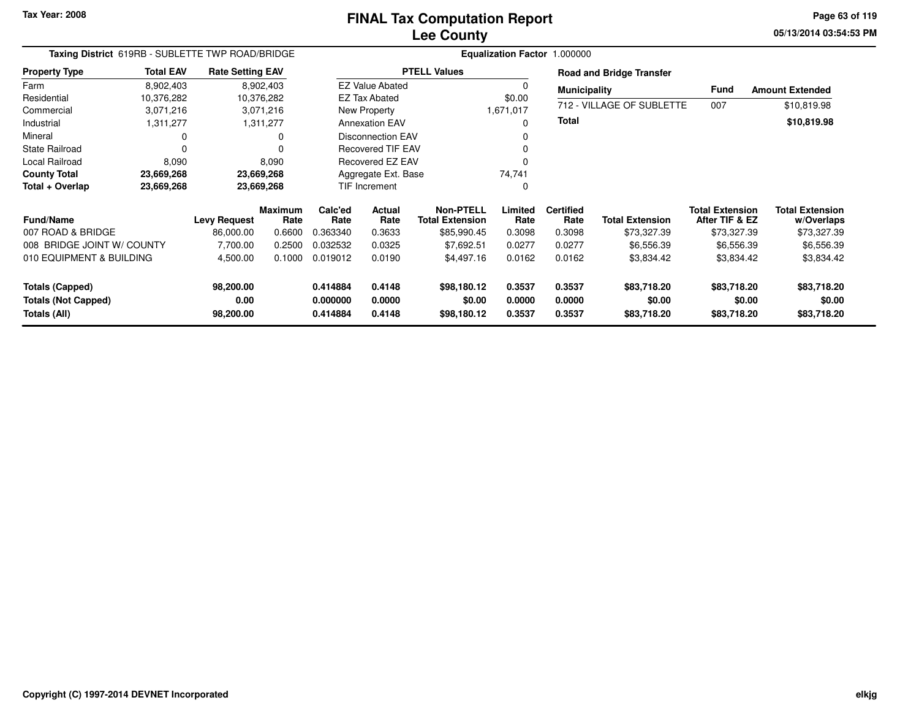Tax Year: 2008

# FINAL Tax Computation Report
## Lee County

05/13/2014 03:54:53 PM

**Taxing District** 619RB - SUBLETTE TWP ROAD/BRIDGE **Equalization Factor** 1.000000

| Property Type | Total EAV | Rate Setting EAV |
|---|---|---|
| Farm | 8,902,403 | 8,902,403 |
| Residential | 10,376,282 | 10,376,282 |
| Commercial | 3,071,216 | 3,071,216 |
| Industrial | 1,311,277 | 1,311,277 |
| Mineral | 0 | 0 |
| State Railroad | 0 | 0 |
| Local Railroad | 8,090 | 8,090 |
| **County Total** | **23,669,268** | **23,669,268** |
| **Total + Overlap** | **23,669,268** | **23,669,268** |

| PTELL Values | |
|---|---|
| EZ Value Abated | 0 |
| EZ Tax Abated | $0.00 |
| New Property | 1,671,017 |
| Annexation EAV | 0 |
| Disconnection EAV | 0 |
| Recovered TIF EAV | 0 |
| Recovered EZ EAV | 0 |
| Aggregate Ext. Base | 74,741 |
| TIF Increment | 0 |

**Road and Bridge Transfer**

| Municipality | Fund | Amount Extended |
|---|---|---|
| 712 - VILLAGE OF SUBLETTE | 007 | $10,819.98 |
| **Total** | | **$10,819.98** |

| Fund/Name | Levy Request | Maximum Rate | Calc'ed Rate | Actual Rate | Non-PTELL Total Extension | Limited Rate | Certified Rate | Total Extension | Total Extension After TIF & EZ | Total Extension w/Overlaps |
|---|---|---|---|---|---|---|---|---|---|---|
| 007 ROAD & BRIDGE | 86,000.00 | 0.6600 | 0.363340 | 0.3633 | $85,990.45 | 0.3098 | 0.3098 | $73,327.39 | $73,327.39 | $73,327.39 |
| 008 BRIDGE JOINT W/ COUNTY | 7,700.00 | 0.2500 | 0.032532 | 0.0325 | $7,692.51 | 0.0277 | 0.0277 | $6,556.39 | $6,556.39 | $6,556.39 |
| 010 EQUIPMENT & BUILDING | 4,500.00 | 0.1000 | 0.019012 | 0.0190 | $4,497.16 | 0.0162 | 0.0162 | $3,834.42 | $3,834.42 | $3,834.42 |
| **Totals (Capped)** | **98,200.00** | | **0.414884** | **0.4148** | **$98,180.12** | **0.3537** | **0.3537** | **$83,718.20** | **$83,718.20** | **$83,718.20** |
| **Totals (Not Capped)** | **0.00** | | **0.000000** | **0.0000** | **$0.00** | **0.0000** | **0.0000** | **$0.00** | **$0.00** | **$0.00** |
| **Totals (All)** | **98,200.00** | | **0.414884** | **0.4148** | **$98,180.12** | **0.3537** | **0.3537** | **$83,718.20** | **$83,718.20** | **$83,718.20** |

Copyright (C) 1997-2014 DEVNET Incorporated

elkjg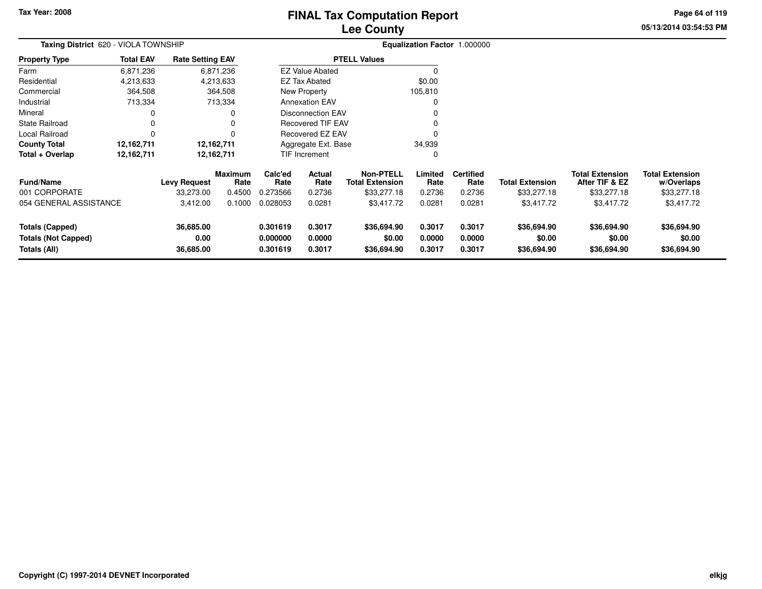Tax Year: 2008

# FINAL Tax Computation Report
## Lee County

05/13/2014 03:54:53 PM

**Taxing District** 620 - VIOLA TOWNSHIP

**Equalization Factor** 1.000000

| Property Type | Total EAV | Rate Setting EAV |
|---|---|---|
| Farm | 6,871,236 | 6,871,236 |
| Residential | 4,213,633 | 4,213,633 |
| Commercial | 364,508 | 364,508 |
| Industrial | 713,334 | 713,334 |
| Mineral | 0 | 0 |
| State Railroad | 0 | 0 |
| Local Railroad | 0 | 0 |
| **County Total** | **12,162,711** | **12,162,711** |
| **Total + Overlap** | **12,162,711** | **12,162,711** |

| PTELL Values | |
|---|---|
| EZ Value Abated | 0 |
| EZ Tax Abated | $0.00 |
| New Property | 105,810 |
| Annexation EAV | 0 |
| Disconnection EAV | 0 |
| Recovered TIF EAV | 0 |
| Recovered EZ EAV | 0 |
| Aggregate Ext. Base | 34,939 |
| TIF Increment | 0 |

| Fund/Name | Levy Request | Maximum Rate | Calc'ed Rate | Actual Rate | Non-PTELL Total Extension | Limited Rate | Certified Rate | Total Extension | Total Extension After TIF & EZ | Total Extension w/Overlaps |
|---|---|---|---|---|---|---|---|---|---|---|
| 001 CORPORATE | 33,273.00 | 0.4500 | 0.273566 | 0.2736 | $33,277.18 | 0.2736 | 0.2736 | $33,277.18 | $33,277.18 | $33,277.18 |
| 054 GENERAL ASSISTANCE | 3,412.00 | 0.1000 | 0.028053 | 0.0281 | $3,417.72 | 0.0281 | 0.0281 | $3,417.72 | $3,417.72 | $3,417.72 |
| **Totals (Capped)** | **36,685.00** | | **0.301619** | **0.3017** | **$36,694.90** | **0.3017** | **0.3017** | **$36,694.90** | **$36,694.90** | **$36,694.90** |
| **Totals (Not Capped)** | **0.00** | | **0.000000** | **0.0000** | **$0.00** | **0.0000** | **0.0000** | **$0.00** | **$0.00** | **$0.00** |
| **Totals (All)** | **36,685.00** | | **0.301619** | **0.3017** | **$36,694.90** | **0.3017** | **0.3017** | **$36,694.90** | **$36,694.90** | **$36,694.90** |

Copyright (C) 1997-2014 DEVNET Incorporated

elkjg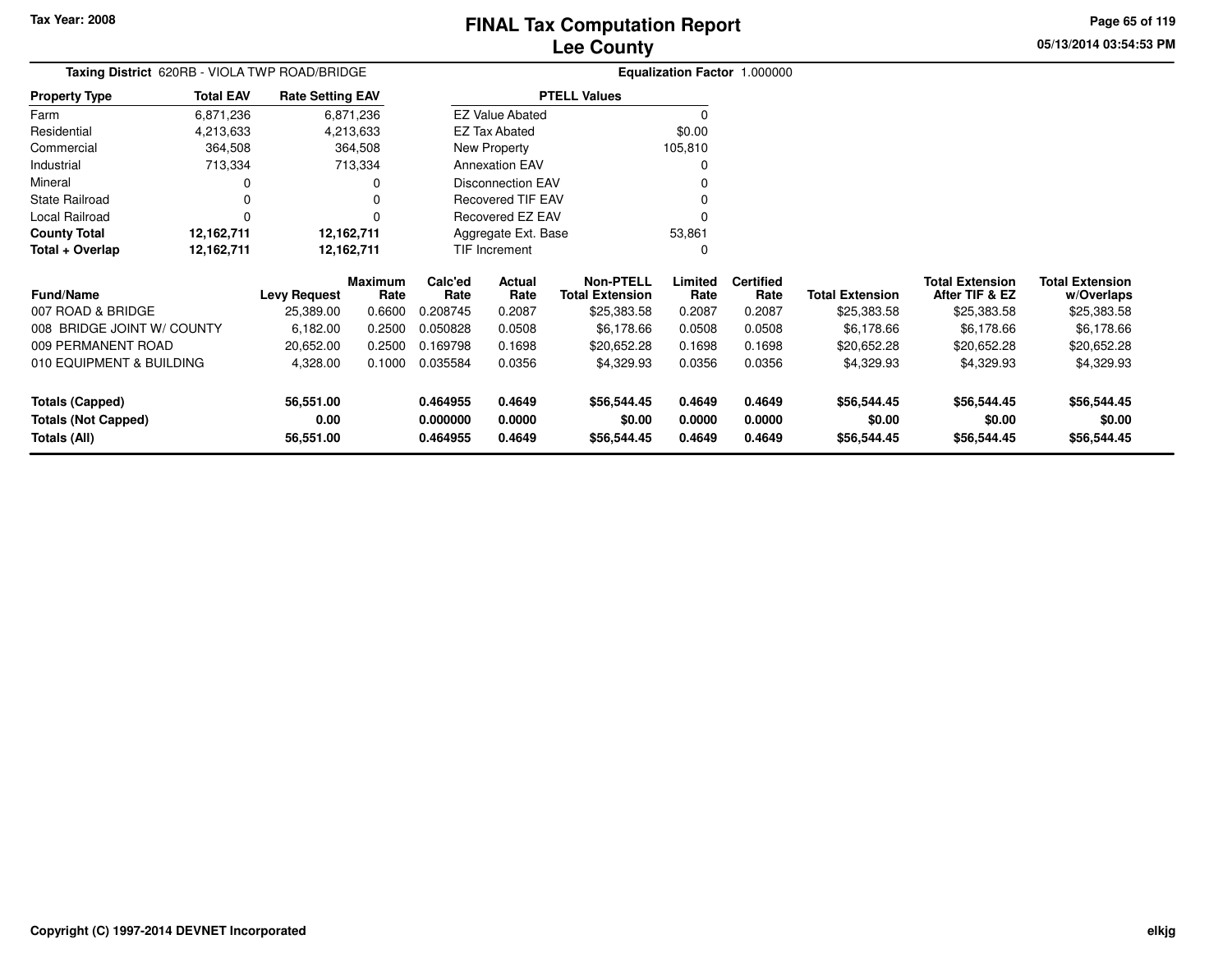# FINAL Tax Computation Report
# Lee County

Tax Year: 2008

05/13/2014 03:54:53 PM

**Taxing District** 620RB - VIOLA TWP ROAD/BRIDGE

**Equalization Factor** 1.000000

| Property Type | Total EAV | Rate Setting EAV |
|---|---|---|
| Farm | 6,871,236 | 6,871,236 |
| Residential | 4,213,633 | 4,213,633 |
| Commercial | 364,508 | 364,508 |
| Industrial | 713,334 | 713,334 |
| Mineral | 0 | 0 |
| State Railroad | 0 | 0 |
| Local Railroad | 0 | 0 |
| **County Total** | **12,162,711** | **12,162,711** |
| **Total + Overlap** | **12,162,711** | **12,162,711** |

| PTELL Values | |
|---|---|
| EZ Value Abated | 0 |
| EZ Tax Abated | $0.00 |
| New Property | 105,810 |
| Annexation EAV | 0 |
| Disconnection EAV | 0 |
| Recovered TIF EAV | 0 |
| Recovered EZ EAV | 0 |
| Aggregate Ext. Base | 53,861 |
| TIF Increment | 0 |

| Fund/Name | Levy Request | Maximum Rate | Calc'ed Rate | Actual Rate | Non-PTELL Total Extension | Limited Rate | Certified Rate | Total Extension | Total Extension After TIF & EZ | Total Extension w/Overlaps |
|---|---|---|---|---|---|---|---|---|---|---|
| 007 ROAD & BRIDGE | 25,389.00 | 0.6600 | 0.208745 | 0.2087 | $25,383.58 | 0.2087 | 0.2087 | $25,383.58 | $25,383.58 | $25,383.58 |
| 008 BRIDGE JOINT W/ COUNTY | 6,182.00 | 0.2500 | 0.050828 | 0.0508 | $6,178.66 | 0.0508 | 0.0508 | $6,178.66 | $6,178.66 | $6,178.66 |
| 009 PERMANENT ROAD | 20,652.00 | 0.2500 | 0.169798 | 0.1698 | $20,652.28 | 0.1698 | 0.1698 | $20,652.28 | $20,652.28 | $20,652.28 |
| 010 EQUIPMENT & BUILDING | 4,328.00 | 0.1000 | 0.035584 | 0.0356 | $4,329.93 | 0.0356 | 0.0356 | $4,329.93 | $4,329.93 | $4,329.93 |
| **Totals (Capped)** | **56,551.00** | | **0.464955** | **0.4649** | **$56,544.45** | **0.4649** | **0.4649** | **$56,544.45** | **$56,544.45** | **$56,544.45** |
| **Totals (Not Capped)** | **0.00** | | **0.000000** | **0.0000** | **$0.00** | **0.0000** | **0.0000** | **$0.00** | **$0.00** | **$0.00** |
| **Totals (All)** | **56,551.00** | | **0.464955** | **0.4649** | **$56,544.45** | **0.4649** | **0.4649** | **$56,544.45** | **$56,544.45** | **$56,544.45** |

Copyright (C) 1997-2014 DEVNET Incorporated

elkjg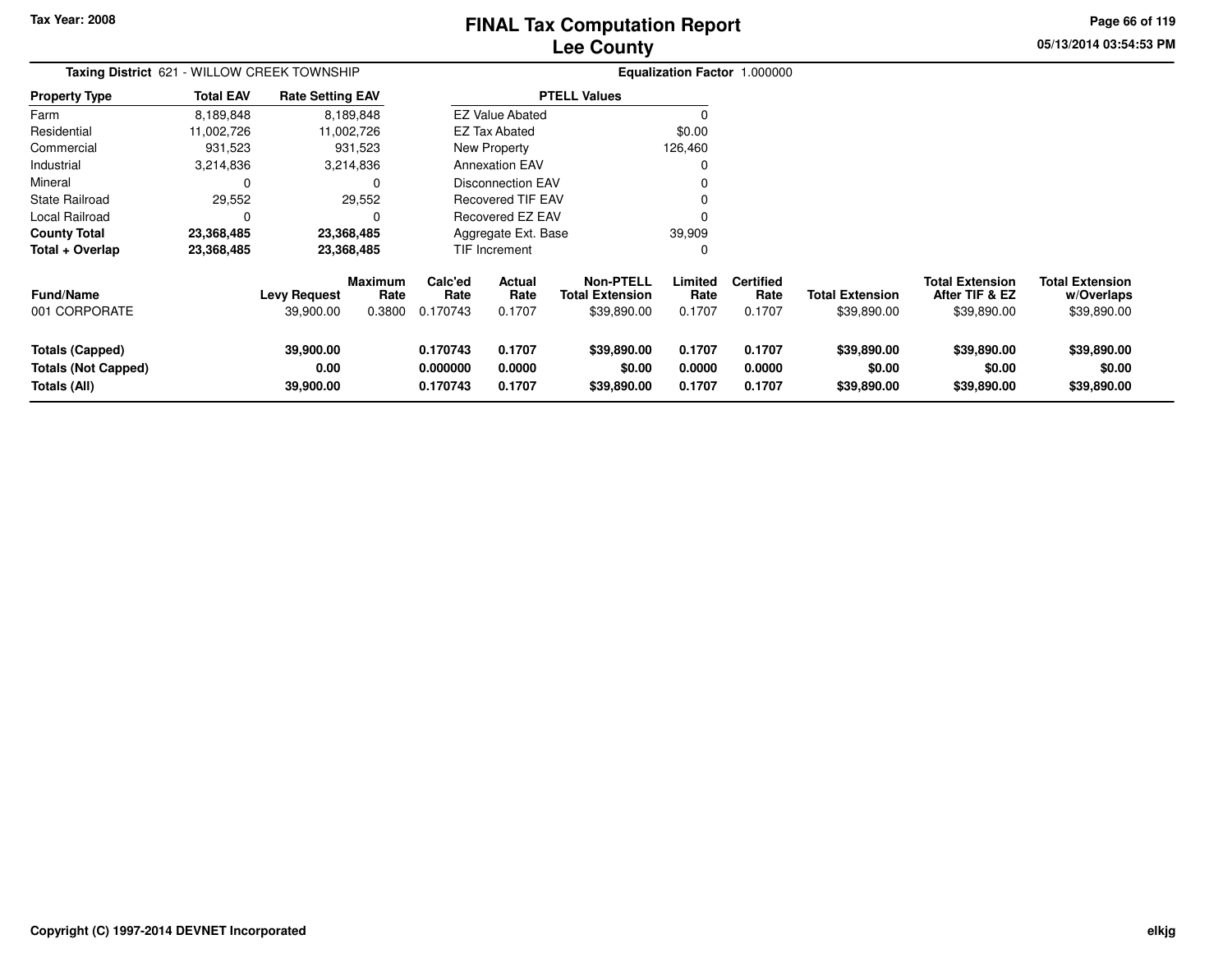Tax Year: 2008

# FINAL Tax Computation Report
## Lee County

05/13/2014 03:54:53 PM

**Taxing District** 621 - WILLOW CREEK TOWNSHIP

**Equalization Factor** 1.000000

| Property Type | Total EAV | Rate Setting EAV |
|---|---|---|
| Farm | 8,189,848 | 8,189,848 |
| Residential | 11,002,726 | 11,002,726 |
| Commercial | 931,523 | 931,523 |
| Industrial | 3,214,836 | 3,214,836 |
| Mineral | 0 | 0 |
| State Railroad | 29,552 | 29,552 |
| Local Railroad | 0 | 0 |
| **County Total** | **23,368,485** | **23,368,485** |
| **Total + Overlap** | **23,368,485** | **23,368,485** |

| PTELL Values | |
|---|---|
| EZ Value Abated | 0 |
| EZ Tax Abated | $0.00 |
| New Property | 126,460 |
| Annexation EAV | 0 |
| Disconnection EAV | 0 |
| Recovered TIF EAV | 0 |
| Recovered EZ EAV | 0 |
| Aggregate Ext. Base | 39,909 |
| TIF Increment | 0 |

| Fund/Name | Levy Request | Maximum Rate | Calc'ed Rate | Actual Rate | Non-PTELL Total Extension | Limited Rate | Certified Rate | Total Extension | Total Extension After TIF & EZ | Total Extension w/Overlaps |
|---|---|---|---|---|---|---|---|---|---|---|
| 001 CORPORATE | 39,900.00 | 0.3800 | 0.170743 | 0.1707 | $39,890.00 | 0.1707 | 0.1707 | $39,890.00 | $39,890.00 | $39,890.00 |
| **Totals (Capped)** | **39,900.00** | | **0.170743** | **0.1707** | **$39,890.00** | **0.1707** | **0.1707** | **$39,890.00** | **$39,890.00** | **$39,890.00** |
| **Totals (Not Capped)** | **0.00** | | **0.000000** | **0.0000** | **$0.00** | **0.0000** | **0.0000** | **$0.00** | **$0.00** | **$0.00** |
| **Totals (All)** | **39,900.00** | | **0.170743** | **0.1707** | **$39,890.00** | **0.1707** | **0.1707** | **$39,890.00** | **$39,890.00** | **$39,890.00** |

Copyright (C) 1997-2014 DEVNET Incorporated

elkjg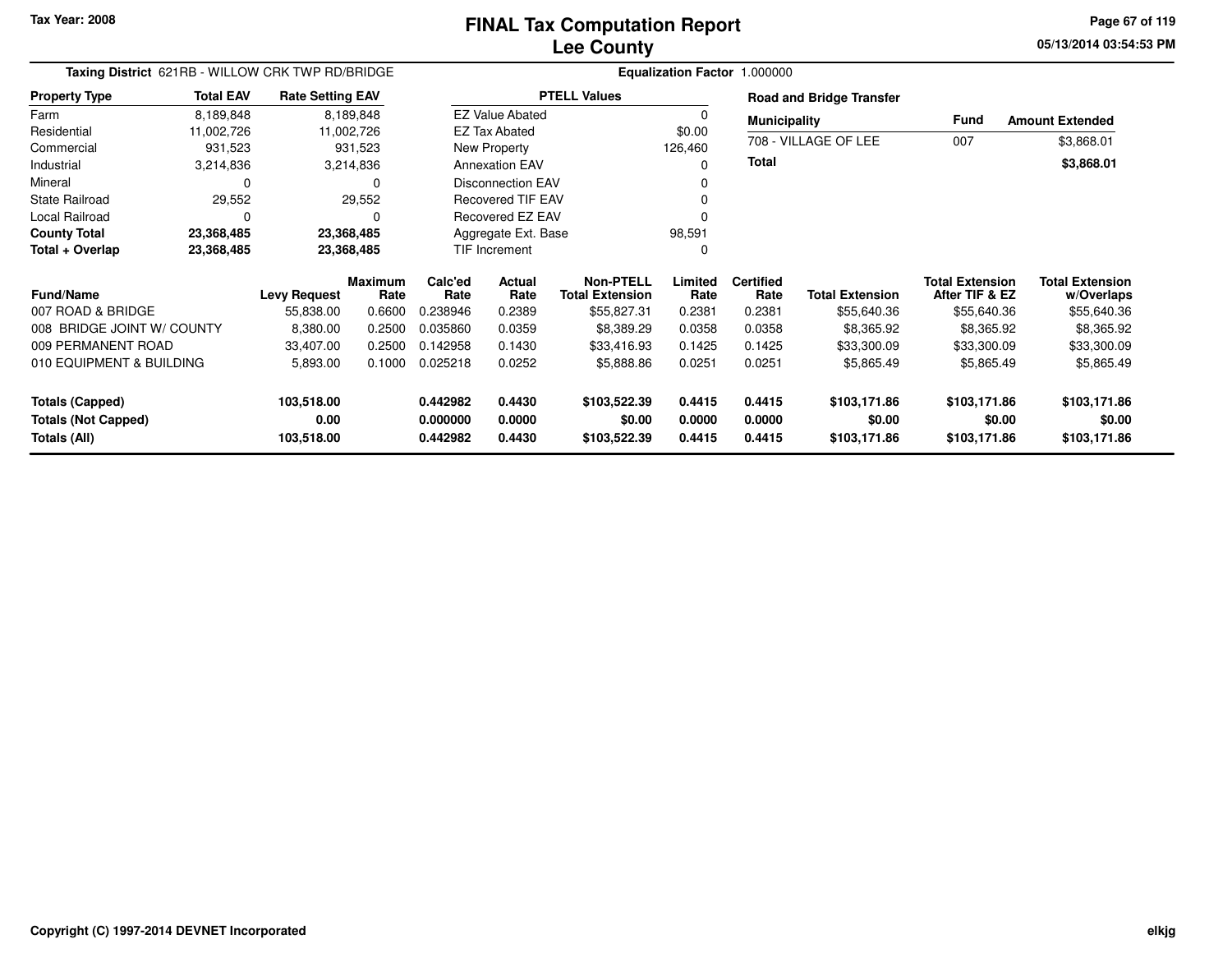Tax Year: 2008

# FINAL Tax Computation Report
## Lee County

**Taxing District** 621RB - WILLOW CRK TWP RD/BRIDGE

**Equalization Factor** 1.000000

| Property Type | Total EAV | Rate Setting EAV |
|---|---|---|
| Farm | 8,189,848 | 8,189,848 |
| Residential | 11,002,726 | 11,002,726 |
| Commercial | 931,523 | 931,523 |
| Industrial | 3,214,836 | 3,214,836 |
| Mineral | 0 | 0 |
| State Railroad | 29,552 | 29,552 |
| Local Railroad | 0 | 0 |
| **County Total** | **23,368,485** | **23,368,485** |
| **Total + Overlap** | **23,368,485** | **23,368,485** |

| PTELL Values | |
|---|---|
| EZ Value Abated | 0 |
| EZ Tax Abated | $0.00 |
| New Property | 126,460 |
| Annexation EAV | 0 |
| Disconnection EAV | 0 |
| Recovered TIF EAV | 0 |
| Recovered EZ EAV | 0 |
| Aggregate Ext. Base | 98,591 |
| TIF Increment | 0 |

**Road and Bridge Transfer**

| Municipality | Fund | Amount Extended |
|---|---|---|
| 708 - VILLAGE OF LEE | 007 | $3,868.01 |
| **Total** | | **$3,868.01** |

| Fund/Name | Levy Request | Maximum Rate | Calc'ed Rate | Actual Rate | Non-PTELL Total Extension | Limited Rate | Certified Rate | Total Extension | Total Extension After TIF & EZ | Total Extension w/Overlaps |
|---|---|---|---|---|---|---|---|---|---|---|
| 007 ROAD & BRIDGE | 55,838.00 | 0.6600 | 0.238946 | 0.2389 | $55,827.31 | 0.2381 | 0.2381 | $55,640.36 | $55,640.36 | $55,640.36 |
| 008 BRIDGE JOINT W/ COUNTY | 8,380.00 | 0.2500 | 0.035860 | 0.0359 | $8,389.29 | 0.0358 | 0.0358 | $8,365.92 | $8,365.92 | $8,365.92 |
| 009 PERMANENT ROAD | 33,407.00 | 0.2500 | 0.142958 | 0.1430 | $33,416.93 | 0.1425 | 0.1425 | $33,300.09 | $33,300.09 | $33,300.09 |
| 010 EQUIPMENT & BUILDING | 5,893.00 | 0.1000 | 0.025218 | 0.0252 | $5,888.86 | 0.0251 | 0.0251 | $5,865.49 | $5,865.49 | $5,865.49 |
| **Totals (Capped)** | **103,518.00** | | **0.442982** | **0.4430** | **$103,522.39** | **0.4415** | **0.4415** | **$103,171.86** | **$103,171.86** | **$103,171.86** |
| **Totals (Not Capped)** | **0.00** | | **0.000000** | **0.0000** | **$0.00** | **0.0000** | **0.0000** | **$0.00** | **$0.00** | **$0.00** |
| **Totals (All)** | **103,518.00** | | **0.442982** | **0.4430** | **$103,522.39** | **0.4415** | **0.4415** | **$103,171.86** | **$103,171.86** | **$103,171.86** |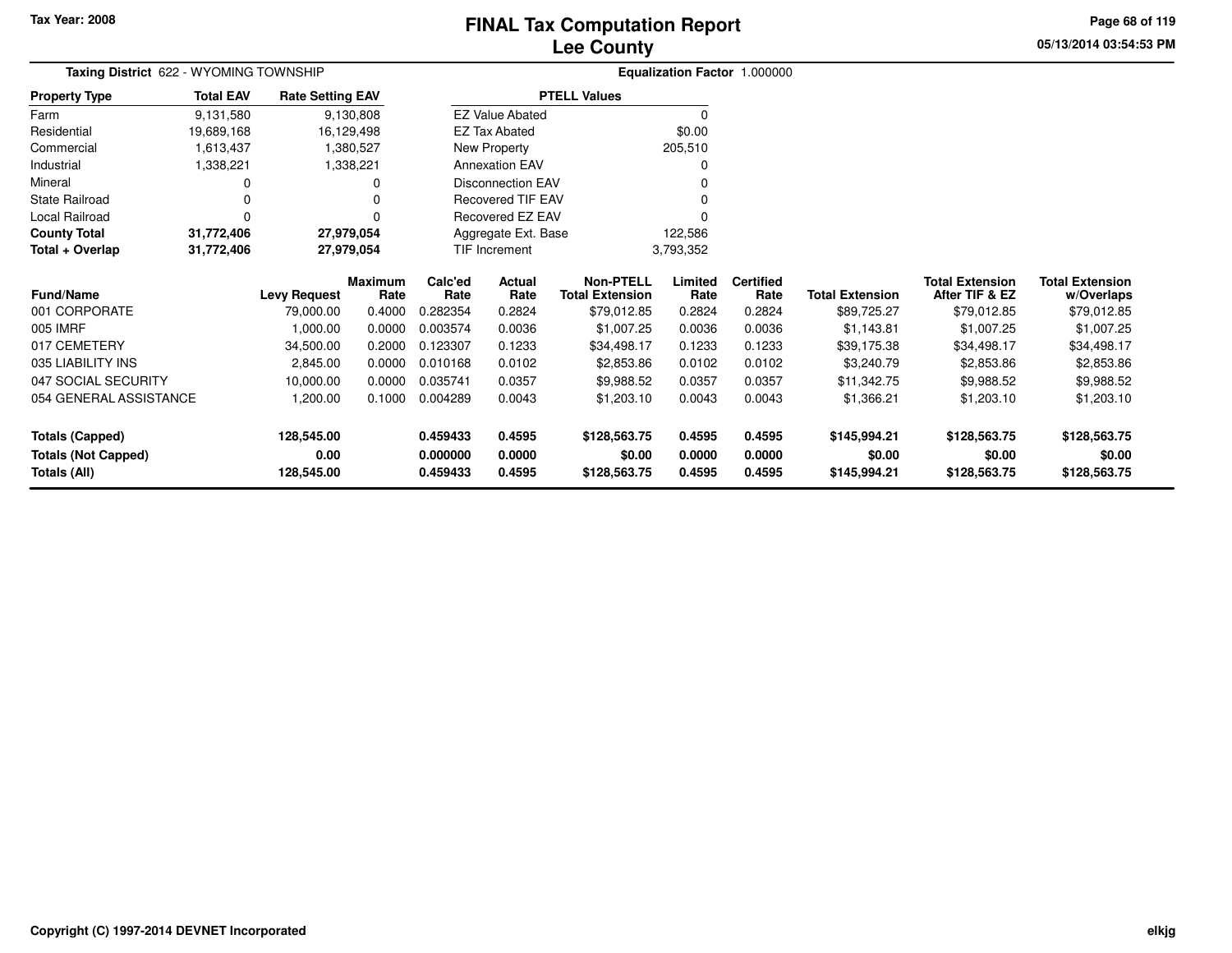Tax Year: 2008

# FINAL Tax Computation Report
## Lee County

05/13/2014 03:54:53 PM

**Taxing District** 622 - WYOMING TOWNSHIP

**Equalization Factor** 1.000000

| Property Type | Total EAV | Rate Setting EAV |
|---|---|---|
| Farm | 9,131,580 | 9,130,808 |
| Residential | 19,689,168 | 16,129,498 |
| Commercial | 1,613,437 | 1,380,527 |
| Industrial | 1,338,221 | 1,338,221 |
| Mineral | 0 | 0 |
| State Railroad | 0 | 0 |
| Local Railroad | 0 | 0 |
| **County Total** | **31,772,406** | **27,979,054** |
| **Total + Overlap** | **31,772,406** | **27,979,054** |

| PTELL Values | |
|---|---|
| EZ Value Abated | 0 |
| EZ Tax Abated | $0.00 |
| New Property | 205,510 |
| Annexation EAV | 0 |
| Disconnection EAV | 0 |
| Recovered TIF EAV | 0 |
| Recovered EZ EAV | 0 |
| Aggregate Ext. Base | 122,586 |
| TIF Increment | 3,793,352 |

| Fund/Name | Levy Request | Maximum Rate | Calc'ed Rate | Actual Rate | Non-PTELL Total Extension | Limited Rate | Certified Rate | Total Extension | Total Extension After TIF & EZ | Total Extension w/Overlaps |
|---|---|---|---|---|---|---|---|---|---|---|
| 001 CORPORATE | 79,000.00 | 0.4000 | 0.282354 | 0.2824 | $79,012.85 | 0.2824 | 0.2824 | $89,725.27 | $79,012.85 | $79,012.85 |
| 005 IMRF | 1,000.00 | 0.0000 | 0.003574 | 0.0036 | $1,007.25 | 0.0036 | 0.0036 | $1,143.81 | $1,007.25 | $1,007.25 |
| 017 CEMETERY | 34,500.00 | 0.2000 | 0.123307 | 0.1233 | $34,498.17 | 0.1233 | 0.1233 | $39,175.38 | $34,498.17 | $34,498.17 |
| 035 LIABILITY INS | 2,845.00 | 0.0000 | 0.010168 | 0.0102 | $2,853.86 | 0.0102 | 0.0102 | $3,240.79 | $2,853.86 | $2,853.86 |
| 047 SOCIAL SECURITY | 10,000.00 | 0.0000 | 0.035741 | 0.0357 | $9,988.52 | 0.0357 | 0.0357 | $11,342.75 | $9,988.52 | $9,988.52 |
| 054 GENERAL ASSISTANCE | 1,200.00 | 0.1000 | 0.004289 | 0.0043 | $1,203.10 | 0.0043 | 0.0043 | $1,366.21 | $1,203.10 | $1,203.10 |
| **Totals (Capped)** | **128,545.00** | | **0.459433** | **0.4595** | **$128,563.75** | **0.4595** | **0.4595** | **$145,994.21** | **$128,563.75** | **$128,563.75** |
| **Totals (Not Capped)** | **0.00** | | **0.000000** | **0.0000** | **$0.00** | **0.0000** | **0.0000** | **$0.00** | **$0.00** | **$0.00** |
| **Totals (All)** | **128,545.00** | | **0.459433** | **0.4595** | **$128,563.75** | **0.4595** | **0.4595** | **$145,994.21** | **$128,563.75** | **$128,563.75** |

Copyright (C) 1997-2014 DEVNET Incorporated

elkjg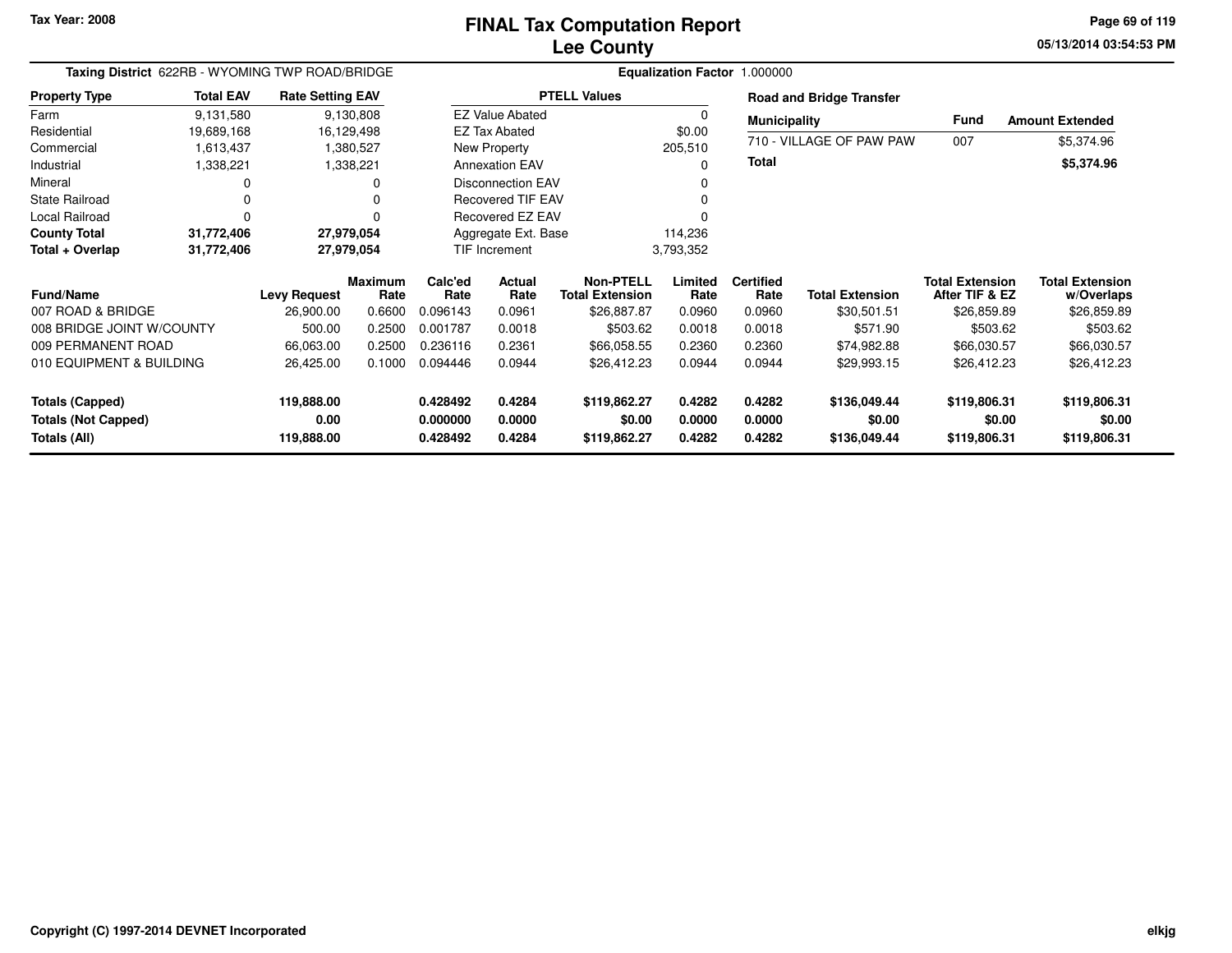# FINAL Tax Computation Report
## Lee County

Tax Year: 2008

05/13/2014 03:54:53 PM

**Taxing District** 622RB - WYOMING TWP ROAD/BRIDGE

**Equalization Factor** 1.000000

| Property Type | Total EAV | Rate Setting EAV |
|---|---|---|
| Farm | 9,131,580 | 9,130,808 |
| Residential | 19,689,168 | 16,129,498 |
| Commercial | 1,613,437 | 1,380,527 |
| Industrial | 1,338,221 | 1,338,221 |
| Mineral | 0 | 0 |
| State Railroad | 0 | 0 |
| Local Railroad | 0 | 0 |
| **County Total** | **31,772,406** | **27,979,054** |
| **Total + Overlap** | **31,772,406** | **27,979,054** |

| PTELL Values | |
|---|---|
| EZ Value Abated | 0 |
| EZ Tax Abated | $0.00 |
| New Property | 205,510 |
| Annexation EAV | 0 |
| Disconnection EAV | 0 |
| Recovered TIF EAV | 0 |
| Recovered EZ EAV | 0 |
| Aggregate Ext. Base | 114,236 |
| TIF Increment | 3,793,352 |

**Road and Bridge Transfer**

| Municipality | Fund | Amount Extended |
|---|---|---|
| 710 - VILLAGE OF PAW PAW | 007 | $5,374.96 |
| **Total** | | **$5,374.96** |

| Fund/Name | Levy Request | Maximum Rate | Calc'ed Rate | Actual Rate | Non-PTELL Total Extension | Limited Rate | Certified Rate | Total Extension | Total Extension After TIF & EZ | Total Extension w/Overlaps |
|---|---|---|---|---|---|---|---|---|---|---|
| 007 ROAD & BRIDGE | 26,900.00 | 0.6600 | 0.096143 | 0.0961 | $26,887.87 | 0.0960 | 0.0960 | $30,501.51 | $26,859.89 | $26,859.89 |
| 008 BRIDGE JOINT W/COUNTY | 500.00 | 0.2500 | 0.001787 | 0.0018 | $503.62 | 0.0018 | 0.0018 | $571.90 | $503.62 | $503.62 |
| 009 PERMANENT ROAD | 66,063.00 | 0.2500 | 0.236116 | 0.2361 | $66,058.55 | 0.2360 | 0.2360 | $74,982.88 | $66,030.57 | $66,030.57 |
| 010 EQUIPMENT & BUILDING | 26,425.00 | 0.1000 | 0.094446 | 0.0944 | $26,412.23 | 0.0944 | 0.0944 | $29,993.15 | $26,412.23 | $26,412.23 |
| **Totals (Capped)** | **119,888.00** | | **0.428492** | **0.4284** | **$119,862.27** | **0.4282** | **0.4282** | **$136,049.44** | **$119,806.31** | **$119,806.31** |
| **Totals (Not Capped)** | **0.00** | | **0.000000** | **0.0000** | **$0.00** | **0.0000** | **0.0000** | **$0.00** | **$0.00** | **$0.00** |
| **Totals (All)** | **119,888.00** | | **0.428492** | **0.4284** | **$119,862.27** | **0.4282** | **0.4282** | **$136,049.44** | **$119,806.31** | **$119,806.31** |

Copyright (C) 1997-2014 DEVNET Incorporated

elkjg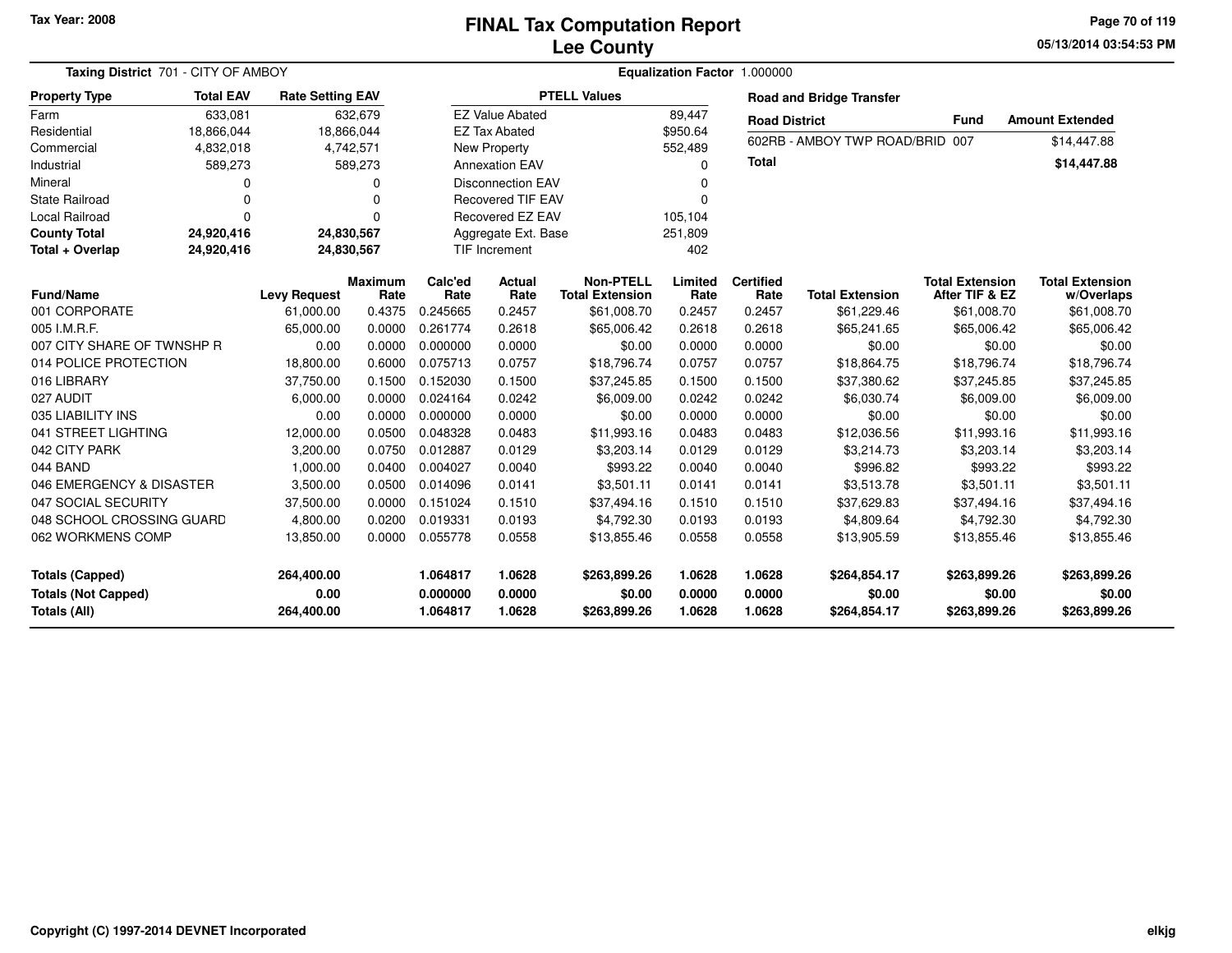Tax Year: 2008

# FINAL Tax Computation Report
## Lee County

05/13/2014 03:54:53 PM

**Taxing District** 701 - CITY OF AMBOY

**Equalization Factor** 1.000000

| Property Type | Total EAV | Rate Setting EAV |
|---|---|---|
| Farm | 633,081 | 632,679 |
| Residential | 18,866,044 | 18,866,044 |
| Commercial | 4,832,018 | 4,742,571 |
| Industrial | 589,273 | 589,273 |
| Mineral | 0 | 0 |
| State Railroad | 0 | 0 |
| Local Railroad | 0 | 0 |
| **County Total** | **24,920,416** | **24,830,567** |
| **Total + Overlap** | **24,920,416** | **24,830,567** |

| PTELL Values | |
|---|---|
| EZ Value Abated | 89,447 |
| EZ Tax Abated | $950.64 |
| New Property | 552,489 |
| Annexation EAV | 0 |
| Disconnection EAV | 0 |
| Recovered TIF EAV | 0 |
| Recovered EZ EAV | 105,104 |
| Aggregate Ext. Base | 251,809 |
| TIF Increment | 402 |

**Road and Bridge Transfer**

| Road District | Fund | Amount Extended |
|---|---|---|
| 602RB - AMBOY TWP ROAD/BRID | 007 | $14,447.88 |
| **Total** | | **$14,447.88** |

| Fund/Name | Levy Request | Maximum Rate | Calc'ed Rate | Actual Rate | Non-PTELL Total Extension | Limited Rate | Certified Rate | Total Extension | Total Extension After TIF & EZ | Total Extension w/Overlaps |
|---|---|---|---|---|---|---|---|---|---|---|
| 001 CORPORATE | 61,000.00 | 0.4375 | 0.245665 | 0.2457 | $61,008.70 | 0.2457 | 0.2457 | $61,229.46 | $61,008.70 | $61,008.70 |
| 005 I.M.R.F. | 65,000.00 | 0.0000 | 0.261774 | 0.2618 | $65,006.42 | 0.2618 | 0.2618 | $65,241.65 | $65,006.42 | $65,006.42 |
| 007 CITY SHARE OF TWNSHP R | 0.00 | 0.0000 | 0.000000 | 0.0000 | $0.00 | 0.0000 | 0.0000 | $0.00 | $0.00 | $0.00 |
| 014 POLICE PROTECTION | 18,800.00 | 0.6000 | 0.075713 | 0.0757 | $18,796.74 | 0.0757 | 0.0757 | $18,864.75 | $18,796.74 | $18,796.74 |
| 016 LIBRARY | 37,750.00 | 0.1500 | 0.152030 | 0.1500 | $37,245.85 | 0.1500 | 0.1500 | $37,380.62 | $37,245.85 | $37,245.85 |
| 027 AUDIT | 6,000.00 | 0.0000 | 0.024164 | 0.0242 | $6,009.00 | 0.0242 | 0.0242 | $6,030.74 | $6,009.00 | $6,009.00 |
| 035 LIABILITY INS | 0.00 | 0.0000 | 0.000000 | 0.0000 | $0.00 | 0.0000 | 0.0000 | $0.00 | $0.00 | $0.00 |
| 041 STREET LIGHTING | 12,000.00 | 0.0500 | 0.048328 | 0.0483 | $11,993.16 | 0.0483 | 0.0483 | $12,036.56 | $11,993.16 | $11,993.16 |
| 042 CITY PARK | 3,200.00 | 0.0750 | 0.012887 | 0.0129 | $3,203.14 | 0.0129 | 0.0129 | $3,214.73 | $3,203.14 | $3,203.14 |
| 044 BAND | 1,000.00 | 0.0400 | 0.004027 | 0.0040 | $993.22 | 0.0040 | 0.0040 | $996.82 | $993.22 | $993.22 |
| 046 EMERGENCY & DISASTER | 3,500.00 | 0.0500 | 0.014096 | 0.0141 | $3,501.11 | 0.0141 | 0.0141 | $3,513.78 | $3,501.11 | $3,501.11 |
| 047 SOCIAL SECURITY | 37,500.00 | 0.0000 | 0.151024 | 0.1510 | $37,494.16 | 0.1510 | 0.1510 | $37,629.83 | $37,494.16 | $37,494.16 |
| 048 SCHOOL CROSSING GUARD | 4,800.00 | 0.0200 | 0.019331 | 0.0193 | $4,792.30 | 0.0193 | 0.0193 | $4,809.64 | $4,792.30 | $4,792.30 |
| 062 WORKMENS COMP | 13,850.00 | 0.0000 | 0.055778 | 0.0558 | $13,855.46 | 0.0558 | 0.0558 | $13,905.59 | $13,855.46 | $13,855.46 |
| **Totals (Capped)** | **264,400.00** | | **1.064817** | **1.0628** | **$263,899.26** | **1.0628** | **1.0628** | **$264,854.17** | **$263,899.26** | **$263,899.26** |
| **Totals (Not Capped)** | **0.00** | | **0.000000** | **0.0000** | **$0.00** | **0.0000** | **0.0000** | **$0.00** | **$0.00** | **$0.00** |
| **Totals (All)** | **264,400.00** | | **1.064817** | **1.0628** | **$263,899.26** | **1.0628** | **1.0628** | **$264,854.17** | **$263,899.26** | **$263,899.26** |

Copyright (C) 1997-2014 DEVNET Incorporated

elkjg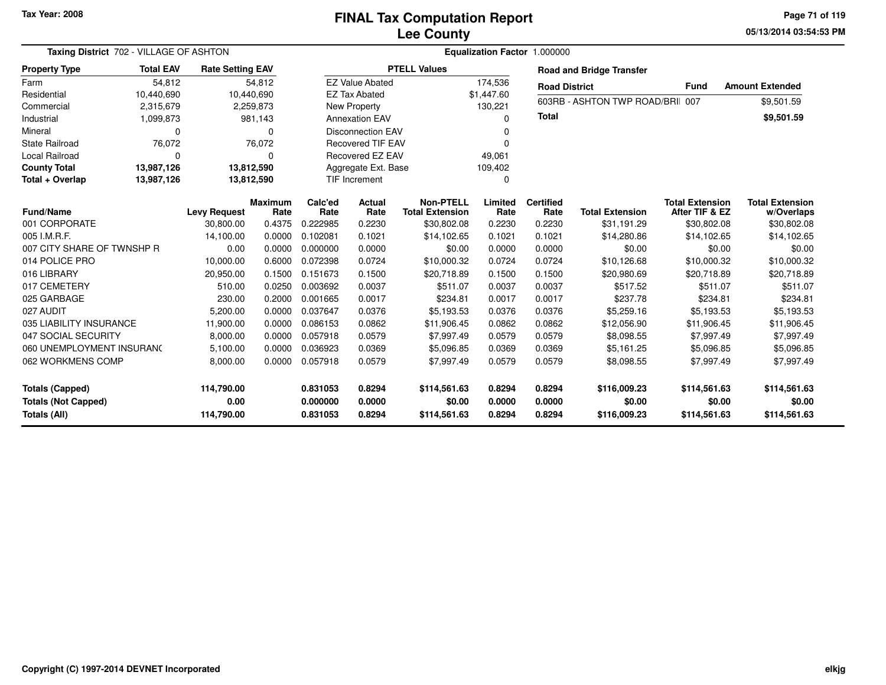Tax Year: 2008

# FINAL Tax Computation Report
## Lee County

**Taxing District** 702 - VILLAGE OF ASHTON

**Equalization Factor** 1.000000

| Property Type | Total EAV | Rate Setting EAV |
|---|---|---|
| Farm | 54,812 | 54,812 |
| Residential | 10,440,690 | 10,440,690 |
| Commercial | 2,315,679 | 2,259,873 |
| Industrial | 1,099,873 | 981,143 |
| Mineral | 0 | 0 |
| State Railroad | 76,072 | 76,072 |
| Local Railroad | 0 | 0 |
| **County Total** | **13,987,126** | **13,812,590** |
| **Total + Overlap** | **13,987,126** | **13,812,590** |

| PTELL Values | |
|---|---|
| EZ Value Abated | 174,536 |
| EZ Tax Abated | $1,447.60 |
| New Property | 130,221 |
| Annexation EAV | 0 |
| Disconnection EAV | 0 |
| Recovered TIF EAV | 0 |
| Recovered EZ EAV | 49,061 |
| Aggregate Ext. Base | 109,402 |
| TIF Increment | 0 |

**Road and Bridge Transfer**

| Road District | Fund | Amount Extended |
|---|---|---|
| 603RB - ASHTON TWP ROAD/BRI | 007 | $9,501.59 |
| **Total** | | **$9,501.59** |

| Fund/Name | Levy Request | Maximum Rate | Calc'ed Rate | Actual Rate | Non-PTELL Total Extension | Limited Rate | Certified Rate | Total Extension | Total Extension After TIF & EZ | Total Extension w/Overlaps |
|---|---|---|---|---|---|---|---|---|---|---|
| 001 CORPORATE | 30,800.00 | 0.4375 | 0.222985 | 0.2230 | $30,802.08 | 0.2230 | 0.2230 | $31,191.29 | $30,802.08 | $30,802.08 |
| 005 I.M.R.F. | 14,100.00 | 0.0000 | 0.102081 | 0.1021 | $14,102.65 | 0.1021 | 0.1021 | $14,280.86 | $14,102.65 | $14,102.65 |
| 007 CITY SHARE OF TWNSHP R | 0.00 | 0.0000 | 0.000000 | 0.0000 | $0.00 | 0.0000 | 0.0000 | $0.00 | $0.00 | $0.00 |
| 014 POLICE PRO | 10,000.00 | 0.6000 | 0.072398 | 0.0724 | $10,000.32 | 0.0724 | 0.0724 | $10,126.68 | $10,000.32 | $10,000.32 |
| 016 LIBRARY | 20,950.00 | 0.1500 | 0.151673 | 0.1500 | $20,718.89 | 0.1500 | 0.1500 | $20,980.69 | $20,718.89 | $20,718.89 |
| 017 CEMETERY | 510.00 | 0.0250 | 0.003692 | 0.0037 | $511.07 | 0.0037 | 0.0037 | $517.52 | $511.07 | $511.07 |
| 025 GARBAGE | 230.00 | 0.2000 | 0.001665 | 0.0017 | $234.81 | 0.0017 | 0.0017 | $237.78 | $234.81 | $234.81 |
| 027 AUDIT | 5,200.00 | 0.0000 | 0.037647 | 0.0376 | $5,193.53 | 0.0376 | 0.0376 | $5,259.16 | $5,193.53 | $5,193.53 |
| 035 LIABILITY INSURANCE | 11,900.00 | 0.0000 | 0.086153 | 0.0862 | $11,906.45 | 0.0862 | 0.0862 | $12,056.90 | $11,906.45 | $11,906.45 |
| 047 SOCIAL SECURITY | 8,000.00 | 0.0000 | 0.057918 | 0.0579 | $7,997.49 | 0.0579 | 0.0579 | $8,098.55 | $7,997.49 | $7,997.49 |
| 060 UNEMPLOYMENT INSURANC | 5,100.00 | 0.0000 | 0.036923 | 0.0369 | $5,096.85 | 0.0369 | 0.0369 | $5,161.25 | $5,096.85 | $5,096.85 |
| 062 WORKMENS COMP | 8,000.00 | 0.0000 | 0.057918 | 0.0579 | $7,997.49 | 0.0579 | 0.0579 | $8,098.55 | $7,997.49 | $7,997.49 |
| **Totals (Capped)** | **114,790.00** | | **0.831053** | **0.8294** | **$114,561.63** | **0.8294** | **0.8294** | **$116,009.23** | **$114,561.63** | **$114,561.63** |
| **Totals (Not Capped)** | **0.00** | | **0.000000** | **0.0000** | **$0.00** | **0.0000** | **0.0000** | **$0.00** | **$0.00** | **$0.00** |
| **Totals (All)** | **114,790.00** | | **0.831053** | **0.8294** | **$114,561.63** | **0.8294** | **0.8294** | **$116,009.23** | **$114,561.63** | **$114,561.63** |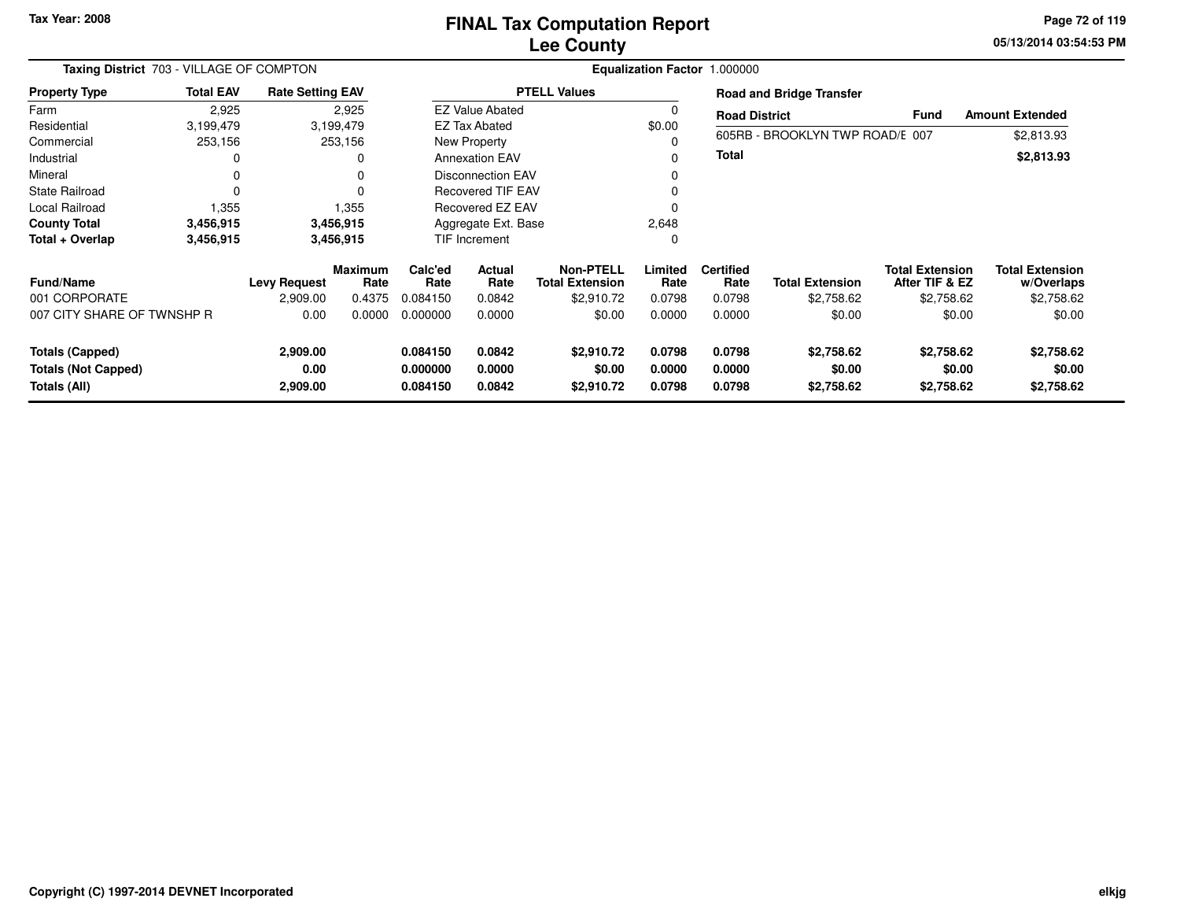Tax Year: 2008

# FINAL Tax Computation Report
## Lee County

05/13/2014 03:54:53 PM

**Taxing District** 703 - VILLAGE OF COMPTON **Equalization Factor** 1.000000

| Property Type | Total EAV | Rate Setting EAV |
|---|---|---|
| Farm | 2,925 | 2,925 |
| Residential | 3,199,479 | 3,199,479 |
| Commercial | 253,156 | 253,156 |
| Industrial | 0 | 0 |
| Mineral | 0 | 0 |
| State Railroad | 0 | 0 |
| Local Railroad | 1,355 | 1,355 |
| **County Total** | **3,456,915** | **3,456,915** |
| **Total + Overlap** | **3,456,915** | **3,456,915** |

| PTELL Values | |
|---|---|
| EZ Value Abated | 0 |
| EZ Tax Abated | $0.00 |
| New Property | 0 |
| Annexation EAV | 0 |
| Disconnection EAV | 0 |
| Recovered TIF EAV | 0 |
| Recovered EZ EAV | 0 |
| Aggregate Ext. Base | 2,648 |
| TIF Increment | 0 |

**Road and Bridge Transfer**

| Road District | Fund | Amount Extended |
|---|---|---|
| 605RB - BROOKLYN TWP ROAD/E | 007 | $2,813.93 |
| **Total** | | **$2,813.93** |

| Fund/Name | Levy Request | Maximum Rate | Calc'ed Rate | Actual Rate | Non-PTELL Total Extension | Limited Rate | Certified Rate | Total Extension | Total Extension After TIF & EZ | Total Extension w/Overlaps |
|---|---|---|---|---|---|---|---|---|---|---|
| 001 CORPORATE | 2,909.00 | 0.4375 | 0.084150 | 0.0842 | $2,910.72 | 0.0798 | 0.0798 | $2,758.62 | $2,758.62 | $2,758.62 |
| 007 CITY SHARE OF TWNSHP R | 0.00 | 0.0000 | 0.000000 | 0.0000 | $0.00 | 0.0000 | 0.0000 | $0.00 | $0.00 | $0.00 |
| **Totals (Capped)** | **2,909.00** | | **0.084150** | **0.0842** | **$2,910.72** | **0.0798** | **0.0798** | **$2,758.62** | **$2,758.62** | **$2,758.62** |
| **Totals (Not Capped)** | **0.00** | | **0.000000** | **0.0000** | **$0.00** | **0.0000** | **0.0000** | **$0.00** | **$0.00** | **$0.00** |
| **Totals (All)** | **2,909.00** | | **0.084150** | **0.0842** | **$2,910.72** | **0.0798** | **0.0798** | **$2,758.62** | **$2,758.62** | **$2,758.62** |

Copyright (C) 1997-2014 DEVNET Incorporated

elkjg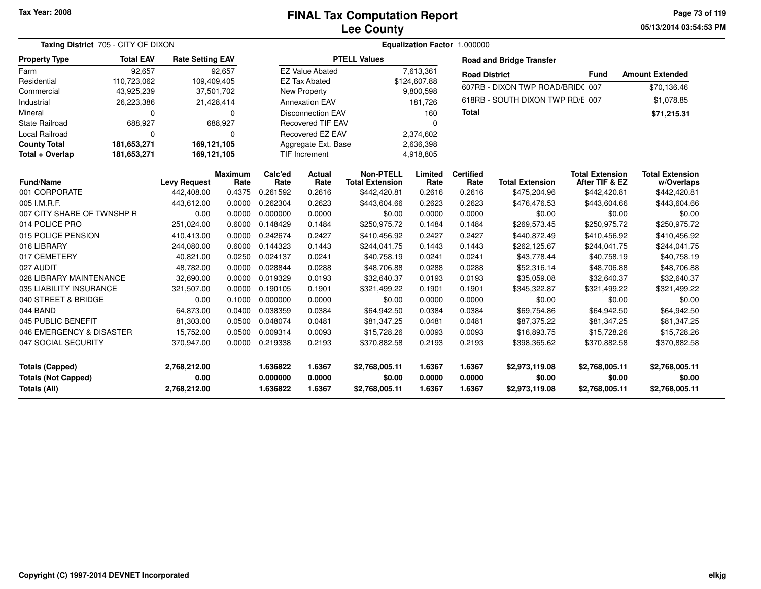Tax Year: 2008

# FINAL Tax Computation Report
## Lee County

05/13/2014 03:54:53 PM

**Taxing District** 705 - CITY OF DIXON **Equalization Factor** 1.000000

| Property Type | Total EAV | Rate Setting EAV |
|---|---|---|
| Farm | 92,657 | 92,657 |
| Residential | 110,723,062 | 109,409,405 |
| Commercial | 43,925,239 | 37,501,702 |
| Industrial | 26,223,386 | 21,428,414 |
| Mineral | 0 | 0 |
| State Railroad | 688,927 | 688,927 |
| Local Railroad | 0 | 0 |
| **County Total** | **181,653,271** | **169,121,105** |
| **Total + Overlap** | **181,653,271** | **169,121,105** |

| PTELL Values | |
|---|---|
| EZ Value Abated | 7,613,361 |
| EZ Tax Abated | $124,607.88 |
| New Property | 9,800,598 |
| Annexation EAV | 181,726 |
| Disconnection EAV | 160 |
| Recovered TIF EAV | 0 |
| Recovered EZ EAV | 2,374,602 |
| Aggregate Ext. Base | 2,636,398 |
| TIF Increment | 4,918,805 |

**Road and Bridge Transfer**

| Road District | Fund | Amount Extended |
|---|---|---|
| 607RB - DIXON TWP ROAD/BRID( | 007 | $70,136.46 |
| 618RB - SOUTH DIXON TWP RD/E | 007 | $1,078.85 |
| **Total** | | **$71,215.31** |

| Fund/Name | Levy Request | Maximum Rate | Calc'ed Rate | Actual Rate | Non-PTELL Total Extension | Limited Rate | Certified Rate | Total Extension | Total Extension After TIF & EZ | Total Extension w/Overlaps |
|---|---|---|---|---|---|---|---|---|---|---|
| 001 CORPORATE | 442,408.00 | 0.4375 | 0.261592 | 0.2616 | $442,420.81 | 0.2616 | 0.2616 | $475,204.96 | $442,420.81 | $442,420.81 |
| 005 I.M.R.F. | 443,612.00 | 0.0000 | 0.262304 | 0.2623 | $443,604.66 | 0.2623 | 0.2623 | $476,476.53 | $443,604.66 | $443,604.66 |
| 007 CITY SHARE OF TWNSHP R | 0.00 | 0.0000 | 0.000000 | 0.0000 | $0.00 | 0.0000 | 0.0000 | $0.00 | $0.00 | $0.00 |
| 014 POLICE PRO | 251,024.00 | 0.6000 | 0.148429 | 0.1484 | $250,975.72 | 0.1484 | 0.1484 | $269,573.45 | $250,975.72 | $250,975.72 |
| 015 POLICE PENSION | 410,413.00 | 0.0000 | 0.242674 | 0.2427 | $410,456.92 | 0.2427 | 0.2427 | $440,872.49 | $410,456.92 | $410,456.92 |
| 016 LIBRARY | 244,080.00 | 0.6000 | 0.144323 | 0.1443 | $244,041.75 | 0.1443 | 0.1443 | $262,125.67 | $244,041.75 | $244,041.75 |
| 017 CEMETERY | 40,821.00 | 0.0250 | 0.024137 | 0.0241 | $40,758.19 | 0.0241 | 0.0241 | $43,778.44 | $40,758.19 | $40,758.19 |
| 027 AUDIT | 48,782.00 | 0.0000 | 0.028844 | 0.0288 | $48,706.88 | 0.0288 | 0.0288 | $52,316.14 | $48,706.88 | $48,706.88 |
| 028 LIBRARY MAINTENANCE | 32,690.00 | 0.0000 | 0.019329 | 0.0193 | $32,640.37 | 0.0193 | 0.0193 | $35,059.08 | $32,640.37 | $32,640.37 |
| 035 LIABILITY INSURANCE | 321,507.00 | 0.0000 | 0.190105 | 0.1901 | $321,499.22 | 0.1901 | 0.1901 | $345,322.87 | $321,499.22 | $321,499.22 |
| 040 STREET & BRIDGE | 0.00 | 0.1000 | 0.000000 | 0.0000 | $0.00 | 0.0000 | 0.0000 | $0.00 | $0.00 | $0.00 |
| 044 BAND | 64,873.00 | 0.0400 | 0.038359 | 0.0384 | $64,942.50 | 0.0384 | 0.0384 | $69,754.86 | $64,942.50 | $64,942.50 |
| 045 PUBLIC BENEFIT | 81,303.00 | 0.0500 | 0.048074 | 0.0481 | $81,347.25 | 0.0481 | 0.0481 | $87,375.22 | $81,347.25 | $81,347.25 |
| 046 EMERGENCY & DISASTER | 15,752.00 | 0.0500 | 0.009314 | 0.0093 | $15,728.26 | 0.0093 | 0.0093 | $16,893.75 | $15,728.26 | $15,728.26 |
| 047 SOCIAL SECURITY | 370,947.00 | 0.0000 | 0.219338 | 0.2193 | $370,882.58 | 0.2193 | 0.2193 | $398,365.62 | $370,882.58 | $370,882.58 |
| **Totals (Capped)** | **2,768,212.00** | | **1.636822** | **1.6367** | **$2,768,005.11** | **1.6367** | **1.6367** | **$2,973,119.08** | **$2,768,005.11** | **$2,768,005.11** |
| **Totals (Not Capped)** | **0.00** | | **0.000000** | **0.0000** | **$0.00** | **0.0000** | **0.0000** | **$0.00** | **$0.00** | **$0.00** |
| **Totals (All)** | **2,768,212.00** | | **1.636822** | **1.6367** | **$2,768,005.11** | **1.6367** | **1.6367** | **$2,973,119.08** | **$2,768,005.11** | **$2,768,005.11** |

Copyright (C) 1997-2014 DEVNET Incorporated elkjg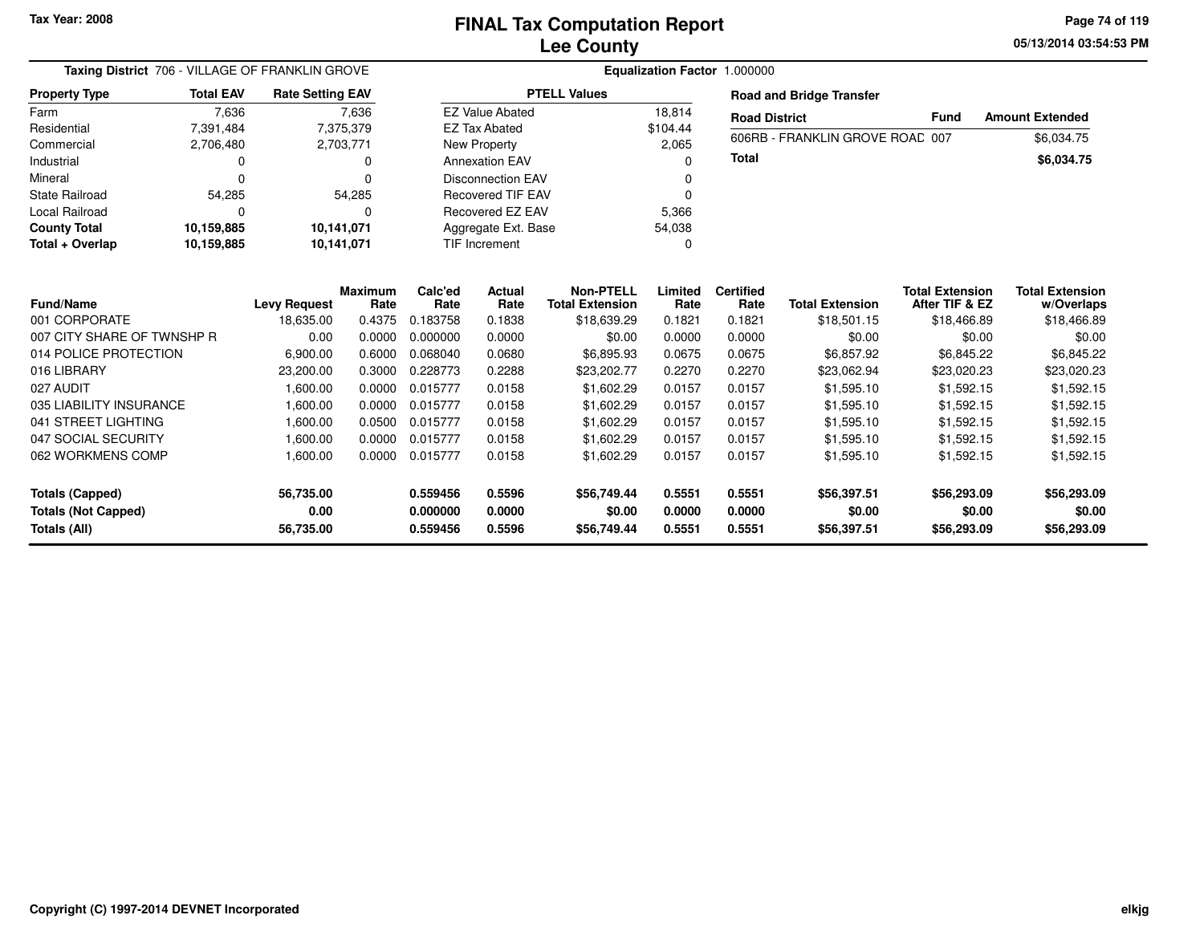Tax Year: 2008

# FINAL Tax Computation Report
# Lee County

05/13/2014 03:54:53 PM

**Taxing District** 706 - VILLAGE OF FRANKLIN GROVE

**Equalization Factor** 1.000000

| Property Type | Total EAV | Rate Setting EAV |
|---|---|---|
| Farm | 7,636 | 7,636 |
| Residential | 7,391,484 | 7,375,379 |
| Commercial | 2,706,480 | 2,703,771 |
| Industrial | 0 | 0 |
| Mineral | 0 | 0 |
| State Railroad | 54,285 | 54,285 |
| Local Railroad | 0 | 0 |
| **County Total** | **10,159,885** | **10,141,071** |
| **Total + Overlap** | **10,159,885** | **10,141,071** |

| PTELL Values | |
|---|---|
| EZ Value Abated | 18,814 |
| EZ Tax Abated | $104.44 |
| New Property | 2,065 |
| Annexation EAV | 0 |
| Disconnection EAV | 0 |
| Recovered TIF EAV | 0 |
| Recovered EZ EAV | 5,366 |
| Aggregate Ext. Base | 54,038 |
| TIF Increment | 0 |

**Road and Bridge Transfer**

| Road District | Fund | Amount Extended |
|---|---|---|
| 606RB - FRANKLIN GROVE ROAD | 007 | $6,034.75 |
| **Total** | | **$6,034.75** |

| Fund/Name | Levy Request | Maximum Rate | Calc'ed Rate | Actual Rate | Non-PTELL Total Extension | Limited Rate | Certified Rate | Total Extension | Total Extension After TIF & EZ | Total Extension w/Overlaps |
|---|---|---|---|---|---|---|---|---|---|---|
| 001 CORPORATE | 18,635.00 | 0.4375 | 0.183758 | 0.1838 | $18,639.29 | 0.1821 | 0.1821 | $18,501.15 | $18,466.89 | $18,466.89 |
| 007 CITY SHARE OF TWNSHP R | 0.00 | 0.0000 | 0.000000 | 0.0000 | $0.00 | 0.0000 | 0.0000 | $0.00 | $0.00 | $0.00 |
| 014 POLICE PROTECTION | 6,900.00 | 0.6000 | 0.068040 | 0.0680 | $6,895.93 | 0.0675 | 0.0675 | $6,857.92 | $6,845.22 | $6,845.22 |
| 016 LIBRARY | 23,200.00 | 0.3000 | 0.228773 | 0.2288 | $23,202.77 | 0.2270 | 0.2270 | $23,062.94 | $23,020.23 | $23,020.23 |
| 027 AUDIT | 1,600.00 | 0.0000 | 0.015777 | 0.0158 | $1,602.29 | 0.0157 | 0.0157 | $1,595.10 | $1,592.15 | $1,592.15 |
| 035 LIABILITY INSURANCE | 1,600.00 | 0.0000 | 0.015777 | 0.0158 | $1,602.29 | 0.0157 | 0.0157 | $1,595.10 | $1,592.15 | $1,592.15 |
| 041 STREET LIGHTING | 1,600.00 | 0.0500 | 0.015777 | 0.0158 | $1,602.29 | 0.0157 | 0.0157 | $1,595.10 | $1,592.15 | $1,592.15 |
| 047 SOCIAL SECURITY | 1,600.00 | 0.0000 | 0.015777 | 0.0158 | $1,602.29 | 0.0157 | 0.0157 | $1,595.10 | $1,592.15 | $1,592.15 |
| 062 WORKMENS COMP | 1,600.00 | 0.0000 | 0.015777 | 0.0158 | $1,602.29 | 0.0157 | 0.0157 | $1,595.10 | $1,592.15 | $1,592.15 |
| **Totals (Capped)** | **56,735.00** | | **0.559456** | **0.5596** | **$56,749.44** | **0.5551** | **0.5551** | **$56,397.51** | **$56,293.09** | **$56,293.09** |
| **Totals (Not Capped)** | **0.00** | | **0.000000** | **0.0000** | **$0.00** | **0.0000** | **0.0000** | **$0.00** | **$0.00** | **$0.00** |
| **Totals (All)** | **56,735.00** | | **0.559456** | **0.5596** | **$56,749.44** | **0.5551** | **0.5551** | **$56,397.51** | **$56,293.09** | **$56,293.09** |

Copyright (C) 1997-2014 DEVNET Incorporated

elkjg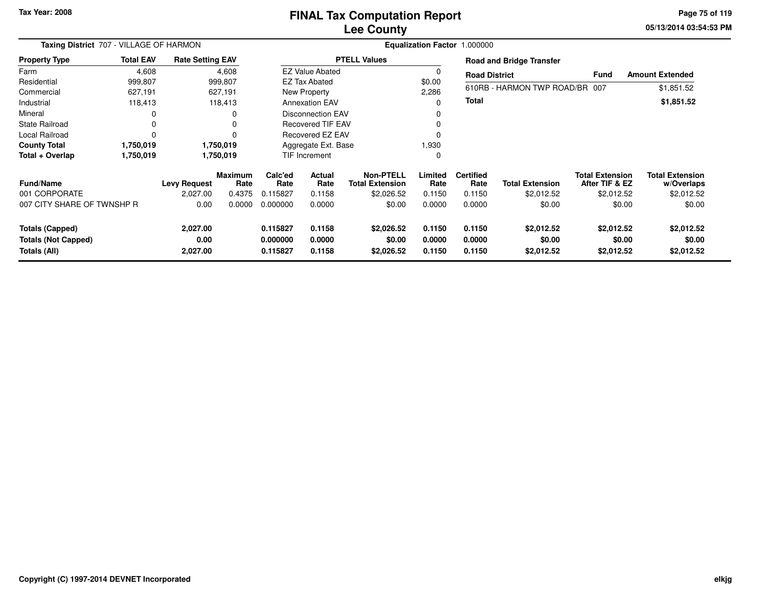Tax Year: 2008

# FINAL Tax Computation Report
## Lee County

05/13/2014 03:54:53 PM

**Taxing District** 707 - VILLAGE OF HARMON

**Equalization Factor** 1.000000

| Property Type | Total EAV | Rate Setting EAV |
|---|---|---|
| Farm | 4,608 | 4,608 |
| Residential | 999,807 | 999,807 |
| Commercial | 627,191 | 627,191 |
| Industrial | 118,413 | 118,413 |
| Mineral | 0 | 0 |
| State Railroad | 0 | 0 |
| Local Railroad | 0 | 0 |
| **County Total** | **1,750,019** | **1,750,019** |
| **Total + Overlap** | **1,750,019** | **1,750,019** |

| PTELL Values | |
|---|---|
| EZ Value Abated | 0 |
| EZ Tax Abated | $0.00 |
| New Property | 2,286 |
| Annexation EAV | 0 |
| Disconnection EAV | 0 |
| Recovered TIF EAV | 0 |
| Recovered EZ EAV | 0 |
| Aggregate Ext. Base | 1,930 |
| TIF Increment | 0 |

**Road and Bridge Transfer**

| Road District | Fund | Amount Extended |
|---|---|---|
| 610RB - HARMON TWP ROAD/BR | 007 | $1,851.52 |
| **Total** | | **$1,851.52** |

| Fund/Name | Levy Request | Maximum Rate | Calc'ed Rate | Actual Rate | Non-PTELL Total Extension | Limited Rate | Certified Rate | Total Extension | Total Extension After TIF & EZ | Total Extension w/Overlaps |
|---|---|---|---|---|---|---|---|---|---|---|
| 001 CORPORATE | 2,027.00 | 0.4375 | 0.115827 | 0.1158 | $2,026.52 | 0.1150 | 0.1150 | $2,012.52 | $2,012.52 | $2,012.52 |
| 007 CITY SHARE OF TWNSHP R | 0.00 | 0.0000 | 0.000000 | 0.0000 | $0.00 | 0.0000 | 0.0000 | $0.00 | $0.00 | $0.00 |
| **Totals (Capped)** | **2,027.00** | | **0.115827** | **0.1158** | **$2,026.52** | **0.1150** | **0.1150** | **$2,012.52** | **$2,012.52** | **$2,012.52** |
| **Totals (Not Capped)** | **0.00** | | **0.000000** | **0.0000** | **$0.00** | **0.0000** | **0.0000** | **$0.00** | **$0.00** | **$0.00** |
| **Totals (All)** | **2,027.00** | | **0.115827** | **0.1158** | **$2,026.52** | **0.1150** | **0.1150** | **$2,012.52** | **$2,012.52** | **$2,012.52** |

Copyright (C) 1997-2014 DEVNET Incorporated

elkjg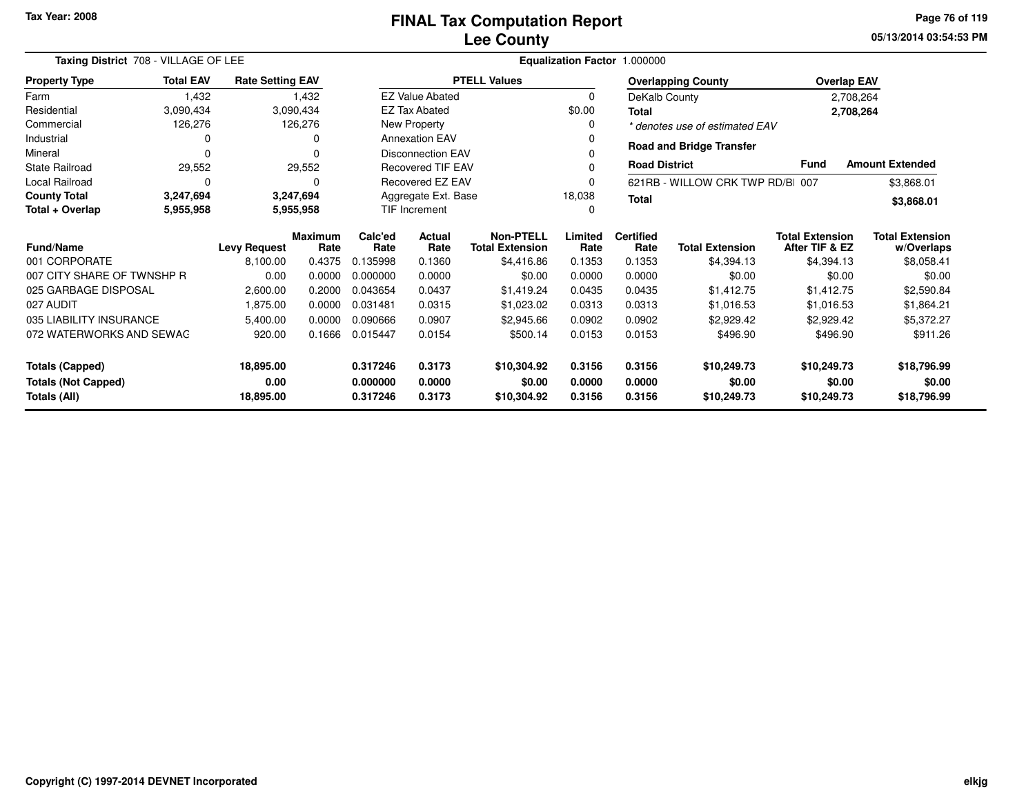Tax Year: 2008

# FINAL Tax Computation Report
## Lee County

05/13/2014 03:54:53 PM

**Taxing District** 708 - VILLAGE OF LEE

**Equalization Factor** 1.000000

| Property Type | Total EAV | Rate Setting EAV |
|---|---|---|
| Farm | 1,432 | 1,432 |
| Residential | 3,090,434 | 3,090,434 |
| Commercial | 126,276 | 126,276 |
| Industrial | 0 | 0 |
| Mineral | 0 | 0 |
| State Railroad | 29,552 | 29,552 |
| Local Railroad | 0 | 0 |
| **County Total** | **3,247,694** | **3,247,694** |
| **Total + Overlap** | **5,955,958** | **5,955,958** |

| PTELL Values | |
|---|---|
| EZ Value Abated | 0 |
| EZ Tax Abated | $0.00 |
| New Property | 0 |
| Annexation EAV | 0 |
| Disconnection EAV | 0 |
| Recovered TIF EAV | 0 |
| Recovered EZ EAV | 0 |
| Aggregate Ext. Base | 18,038 |
| TIF Increment | 0 |

| Overlapping County | Overlap EAV |
|---|---|
| DeKalb County | 2,708,264 |
| **Total** | **2,708,264** |

*\* denotes use of estimated EAV*

**Road and Bridge Transfer**

| Road District | Fund | Amount Extended |
|---|---|---|
| 621RB - WILLOW CRK TWP RD/BI | 007 | $3,868.01 |
| **Total** | | **$3,868.01** |

| Fund/Name | Levy Request | Maximum Rate | Calc'ed Rate | Actual Rate | Non-PTELL Total Extension | Limited Rate | Certified Rate | Total Extension | Total Extension After TIF & EZ | Total Extension w/Overlaps |
|---|---|---|---|---|---|---|---|---|---|---|
| 001 CORPORATE | 8,100.00 | 0.4375 | 0.135998 | 0.1360 | $4,416.86 | 0.1353 | 0.1353 | $4,394.13 | $4,394.13 | $8,058.41 |
| 007 CITY SHARE OF TWNSHP R | 0.00 | 0.0000 | 0.000000 | 0.0000 | $0.00 | 0.0000 | 0.0000 | $0.00 | $0.00 | $0.00 |
| 025 GARBAGE DISPOSAL | 2,600.00 | 0.2000 | 0.043654 | 0.0437 | $1,419.24 | 0.0435 | 0.0435 | $1,412.75 | $1,412.75 | $2,590.84 |
| 027 AUDIT | 1,875.00 | 0.0000 | 0.031481 | 0.0315 | $1,023.02 | 0.0313 | 0.0313 | $1,016.53 | $1,016.53 | $1,864.21 |
| 035 LIABILITY INSURANCE | 5,400.00 | 0.0000 | 0.090666 | 0.0907 | $2,945.66 | 0.0902 | 0.0902 | $2,929.42 | $2,929.42 | $5,372.27 |
| 072 WATERWORKS AND SEWAG | 920.00 | 0.1666 | 0.015447 | 0.0154 | $500.14 | 0.0153 | 0.0153 | $496.90 | $496.90 | $911.26 |
| **Totals (Capped)** | **18,895.00** | | **0.317246** | **0.3173** | **$10,304.92** | **0.3156** | **0.3156** | **$10,249.73** | **$10,249.73** | **$18,796.99** |
| **Totals (Not Capped)** | **0.00** | | **0.000000** | **0.0000** | **$0.00** | **0.0000** | **0.0000** | **$0.00** | **$0.00** | **$0.00** |
| **Totals (All)** | **18,895.00** | | **0.317246** | **0.3173** | **$10,304.92** | **0.3156** | **0.3156** | **$10,249.73** | **$10,249.73** | **$18,796.99** |

Copyright (C) 1997-2014 DEVNET Incorporated

elkjg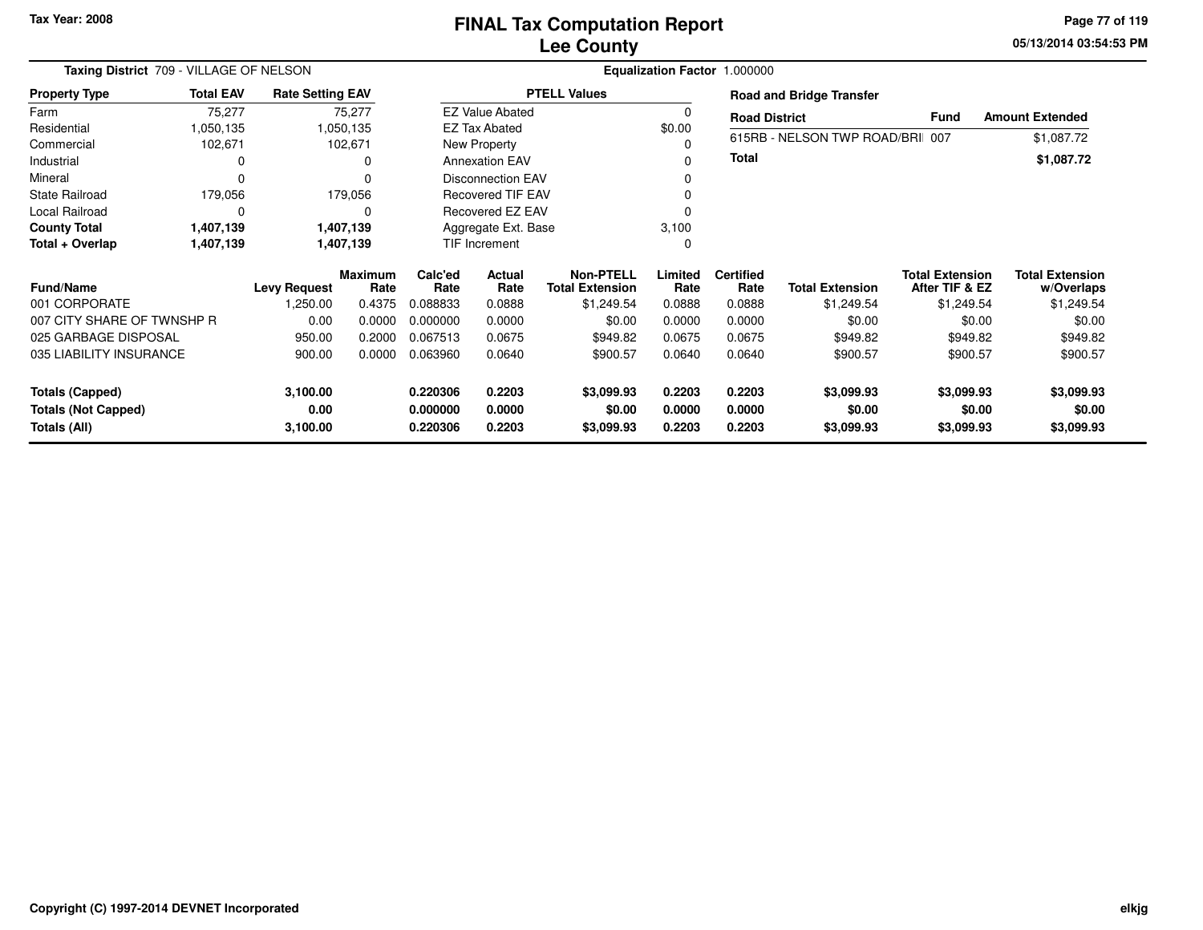Tax Year: 2008

# FINAL Tax Computation Report
## Lee County

05/13/2014 03:54:53 PM

**Taxing District** 709 - VILLAGE OF NELSON

**Equalization Factor** 1.000000

| Property Type | Total EAV | Rate Setting EAV |
|---|---|---|
| Farm | 75,277 | 75,277 |
| Residential | 1,050,135 | 1,050,135 |
| Commercial | 102,671 | 102,671 |
| Industrial | 0 | 0 |
| Mineral | 0 | 0 |
| State Railroad | 179,056 | 179,056 |
| Local Railroad | 0 | 0 |
| **County Total** | **1,407,139** | **1,407,139** |
| **Total + Overlap** | **1,407,139** | **1,407,139** |

| PTELL Values | |
|---|---|
| EZ Value Abated | 0 |
| EZ Tax Abated | $0.00 |
| New Property | 0 |
| Annexation EAV | 0 |
| Disconnection EAV | 0 |
| Recovered TIF EAV | 0 |
| Recovered EZ EAV | 0 |
| Aggregate Ext. Base | 3,100 |
| TIF Increment | 0 |

**Road and Bridge Transfer**

| Road District | Fund | Amount Extended |
|---|---|---|
| 615RB - NELSON TWP ROAD/BRI | 007 | $1,087.72 |
| **Total** | | **$1,087.72** |

| Fund/Name | Levy Request | Maximum Rate | Calc'ed Rate | Actual Rate | Non-PTELL Total Extension | Limited Rate | Certified Rate | Total Extension | Total Extension After TIF & EZ | Total Extension w/Overlaps |
|---|---|---|---|---|---|---|---|---|---|---|
| 001 CORPORATE | 1,250.00 | 0.4375 | 0.088833 | 0.0888 | $1,249.54 | 0.0888 | 0.0888 | $1,249.54 | $1,249.54 | $1,249.54 |
| 007 CITY SHARE OF TWNSHP R | 0.00 | 0.0000 | 0.000000 | 0.0000 | $0.00 | 0.0000 | 0.0000 | $0.00 | $0.00 | $0.00 |
| 025 GARBAGE DISPOSAL | 950.00 | 0.2000 | 0.067513 | 0.0675 | $949.82 | 0.0675 | 0.0675 | $949.82 | $949.82 | $949.82 |
| 035 LIABILITY INSURANCE | 900.00 | 0.0000 | 0.063960 | 0.0640 | $900.57 | 0.0640 | 0.0640 | $900.57 | $900.57 | $900.57 |
| **Totals (Capped)** | **3,100.00** | | **0.220306** | **0.2203** | **$3,099.93** | **0.2203** | **0.2203** | **$3,099.93** | **$3,099.93** | **$3,099.93** |
| **Totals (Not Capped)** | **0.00** | | **0.000000** | **0.0000** | **$0.00** | **0.0000** | **0.0000** | **$0.00** | **$0.00** | **$0.00** |
| **Totals (All)** | **3,100.00** | | **0.220306** | **0.2203** | **$3,099.93** | **0.2203** | **0.2203** | **$3,099.93** | **$3,099.93** | **$3,099.93** |

Copyright (C) 1997-2014 DEVNET Incorporated

elkjg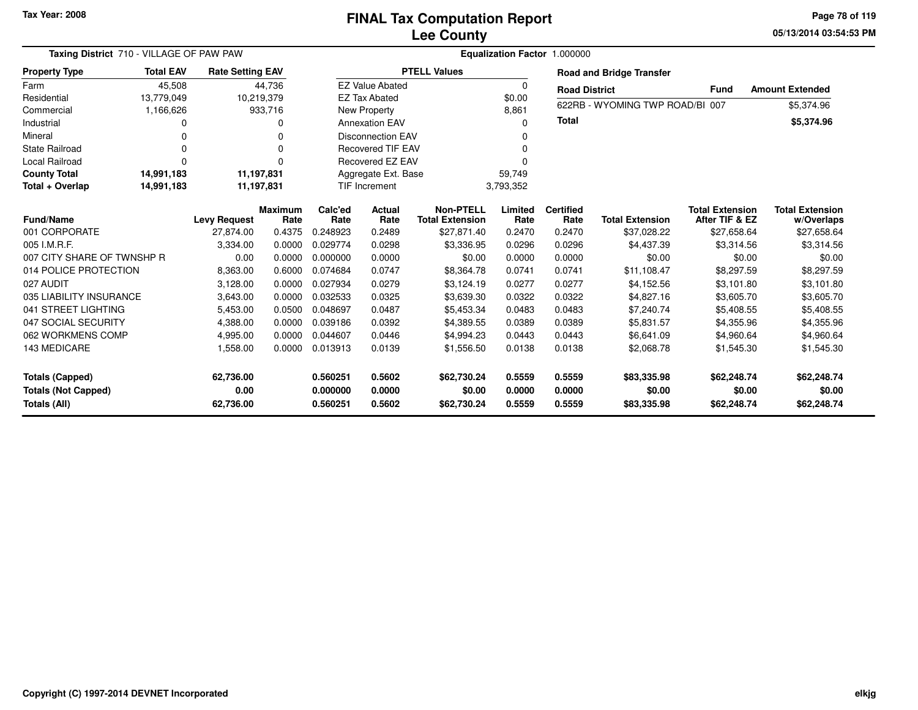Tax Year: 2008

# FINAL Tax Computation Report
## Lee County

05/13/2014 03:54:53 PM

**Taxing District** 710 - VILLAGE OF PAW PAW

**Equalization Factor** 1.000000

| Property Type | Total EAV | Rate Setting EAV |
|---|---|---|
| Farm | 45,508 | 44,736 |
| Residential | 13,779,049 | 10,219,379 |
| Commercial | 1,166,626 | 933,716 |
| Industrial | 0 | 0 |
| Mineral | 0 | 0 |
| State Railroad | 0 | 0 |
| Local Railroad | 0 | 0 |
| **County Total** | **14,991,183** | **11,197,831** |
| **Total + Overlap** | **14,991,183** | **11,197,831** |

| PTELL Values | |
|---|---|
| EZ Value Abated | 0 |
| EZ Tax Abated | $0.00 |
| New Property | 8,861 |
| Annexation EAV | 0 |
| Disconnection EAV | 0 |
| Recovered TIF EAV | 0 |
| Recovered EZ EAV | 0 |
| Aggregate Ext. Base | 59,749 |
| TIF Increment | 3,793,352 |

**Road and Bridge Transfer**

| Road District | Fund | Amount Extended |
|---|---|---|
| 622RB - WYOMING TWP ROAD/BI | 007 | $5,374.96 |
| **Total** | | **$5,374.96** |

| Fund/Name | Levy Request | Maximum Rate | Calc'ed Rate | Actual Rate | Non-PTELL Total Extension | Limited Rate | Certified Rate | Total Extension | Total Extension After TIF & EZ | Total Extension w/Overlaps |
|---|---|---|---|---|---|---|---|---|---|---|
| 001 CORPORATE | 27,874.00 | 0.4375 | 0.248923 | 0.2489 | $27,871.40 | 0.2470 | 0.2470 | $37,028.22 | $27,658.64 | $27,658.64 |
| 005 I.M.R.F. | 3,334.00 | 0.0000 | 0.029774 | 0.0298 | $3,336.95 | 0.0296 | 0.0296 | $4,437.39 | $3,314.56 | $3,314.56 |
| 007 CITY SHARE OF TWNSHP R | 0.00 | 0.0000 | 0.000000 | 0.0000 | $0.00 | 0.0000 | 0.0000 | $0.00 | $0.00 | $0.00 |
| 014 POLICE PROTECTION | 8,363.00 | 0.6000 | 0.074684 | 0.0747 | $8,364.78 | 0.0741 | 0.0741 | $11,108.47 | $8,297.59 | $8,297.59 |
| 027 AUDIT | 3,128.00 | 0.0000 | 0.027934 | 0.0279 | $3,124.19 | 0.0277 | 0.0277 | $4,152.56 | $3,101.80 | $3,101.80 |
| 035 LIABILITY INSURANCE | 3,643.00 | 0.0000 | 0.032533 | 0.0325 | $3,639.30 | 0.0322 | 0.0322 | $4,827.16 | $3,605.70 | $3,605.70 |
| 041 STREET LIGHTING | 5,453.00 | 0.0500 | 0.048697 | 0.0487 | $5,453.34 | 0.0483 | 0.0483 | $7,240.74 | $5,408.55 | $5,408.55 |
| 047 SOCIAL SECURITY | 4,388.00 | 0.0000 | 0.039186 | 0.0392 | $4,389.55 | 0.0389 | 0.0389 | $5,831.57 | $4,355.96 | $4,355.96 |
| 062 WORKMENS COMP | 4,995.00 | 0.0000 | 0.044607 | 0.0446 | $4,994.23 | 0.0443 | 0.0443 | $6,641.09 | $4,960.64 | $4,960.64 |
| 143 MEDICARE | 1,558.00 | 0.0000 | 0.013913 | 0.0139 | $1,556.50 | 0.0138 | 0.0138 | $2,068.78 | $1,545.30 | $1,545.30 |
| **Totals (Capped)** | **62,736.00** | | **0.560251** | **0.5602** | **$62,730.24** | **0.5559** | **0.5559** | **$83,335.98** | **$62,248.74** | **$62,248.74** |
| **Totals (Not Capped)** | **0.00** | | **0.000000** | **0.0000** | **$0.00** | **0.0000** | **0.0000** | **$0.00** | **$0.00** | **$0.00** |
| **Totals (All)** | **62,736.00** | | **0.560251** | **0.5602** | **$62,730.24** | **0.5559** | **0.5559** | **$83,335.98** | **$62,248.74** | **$62,248.74** |

Copyright (C) 1997-2014 DEVNET Incorporated

elkjg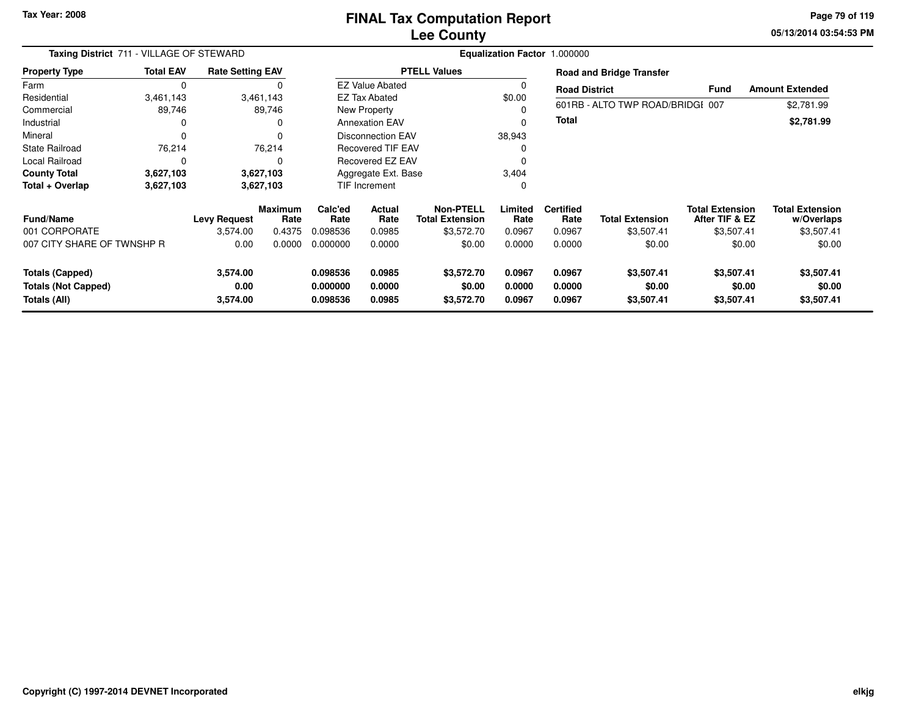Tax Year: 2008

# FINAL Tax Computation Report
## Lee County

**Taxing District** 711 - VILLAGE OF STEWARD

**Equalization Factor** 1.000000

| Property Type | Total EAV | Rate Setting EAV |
|---|---|---|
| Farm | 0 | 0 |
| Residential | 3,461,143 | 3,461,143 |
| Commercial | 89,746 | 89,746 |
| Industrial | 0 | 0 |
| Mineral | 0 | 0 |
| State Railroad | 76,214 | 76,214 |
| Local Railroad | 0 | 0 |
| **County Total** | **3,627,103** | **3,627,103** |
| **Total + Overlap** | **3,627,103** | **3,627,103** |

| PTELL Values | |
|---|---|
| EZ Value Abated | 0 |
| EZ Tax Abated | $0.00 |
| New Property | 0 |
| Annexation EAV | 0 |
| Disconnection EAV | 38,943 |
| Recovered TIF EAV | 0 |
| Recovered EZ EAV | 0 |
| Aggregate Ext. Base | 3,404 |
| TIF Increment | 0 |

**Road and Bridge Transfer**

| Road District | Fund | Amount Extended |
|---|---|---|
| 601RB - ALTO TWP ROAD/BRIDGE | 007 | $2,781.99 |
| **Total** | | **$2,781.99** |

| Fund/Name | Levy Request | Maximum Rate | Calc'ed Rate | Actual Rate | Non-PTELL Total Extension | Limited Rate | Certified Rate | Total Extension | Total Extension After TIF & EZ | Total Extension w/Overlaps |
|---|---|---|---|---|---|---|---|---|---|---|
| 001 CORPORATE | 3,574.00 | 0.4375 | 0.098536 | 0.0985 | $3,572.70 | 0.0967 | 0.0967 | $3,507.41 | $3,507.41 | $3,507.41 |
| 007 CITY SHARE OF TWNSHP R | 0.00 | 0.0000 | 0.000000 | 0.0000 | $0.00 | 0.0000 | 0.0000 | $0.00 | $0.00 | $0.00 |
| **Totals (Capped)** | **3,574.00** | | **0.098536** | **0.0985** | **$3,572.70** | **0.0967** | **0.0967** | **$3,507.41** | **$3,507.41** | **$3,507.41** |
| **Totals (Not Capped)** | **0.00** | | **0.000000** | **0.0000** | **$0.00** | **0.0000** | **0.0000** | **$0.00** | **$0.00** | **$0.00** |
| **Totals (All)** | **3,574.00** | | **0.098536** | **0.0985** | **$3,572.70** | **0.0967** | **0.0967** | **$3,507.41** | **$3,507.41** | **$3,507.41** |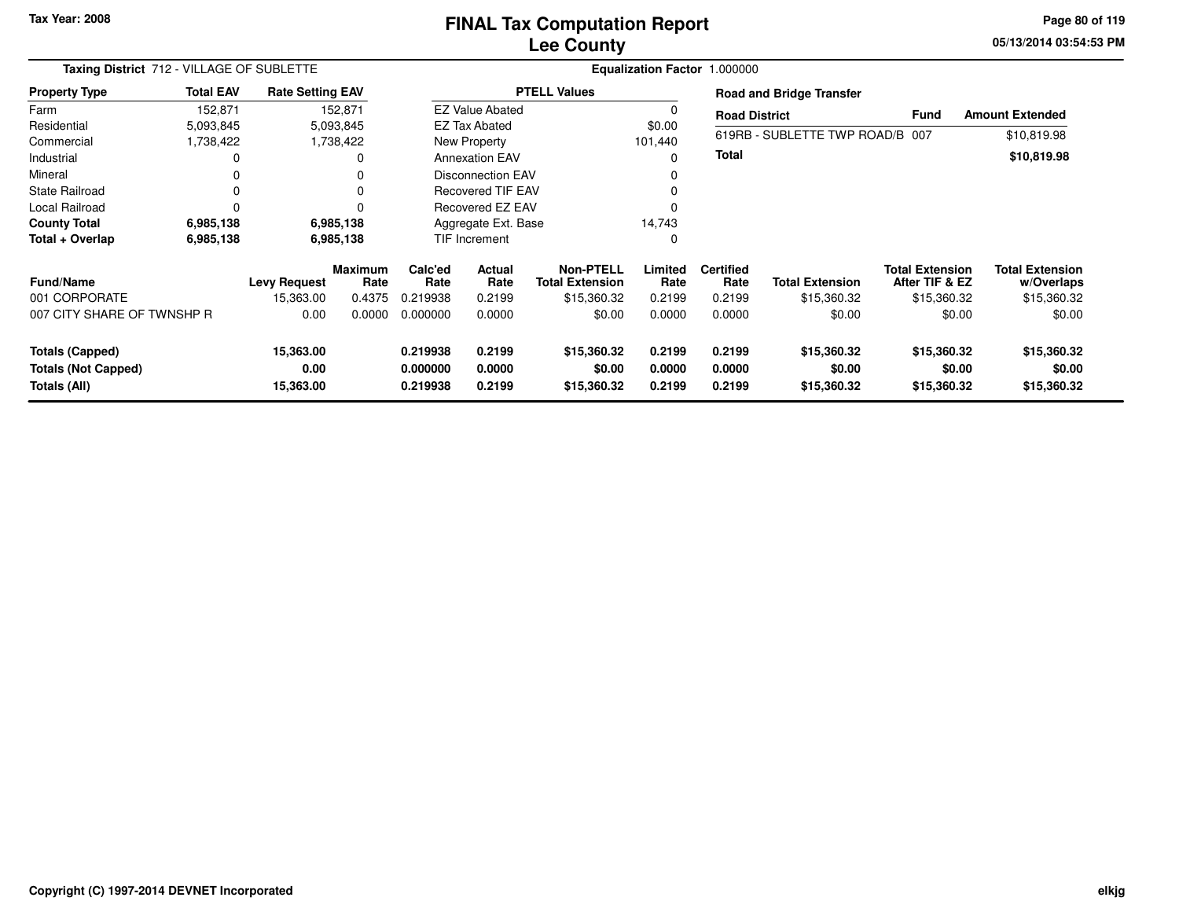# FINAL Tax Computation Report
# Lee County

Tax Year: 2008

05/13/2014 03:54:53 PM

**Taxing District** 712 - VILLAGE OF SUBLETTE

**Equalization Factor** 1.000000

| Property Type | Total EAV | Rate Setting EAV |
|---|---|---|
| Farm | 152,871 | 152,871 |
| Residential | 5,093,845 | 5,093,845 |
| Commercial | 1,738,422 | 1,738,422 |
| Industrial | 0 | 0 |
| Mineral | 0 | 0 |
| State Railroad | 0 | 0 |
| Local Railroad | 0 | 0 |
| **County Total** | **6,985,138** | **6,985,138** |
| **Total + Overlap** | **6,985,138** | **6,985,138** |

| PTELL Values | |
|---|---|
| EZ Value Abated | 0 |
| EZ Tax Abated | $0.00 |
| New Property | 101,440 |
| Annexation EAV | 0 |
| Disconnection EAV | 0 |
| Recovered TIF EAV | 0 |
| Recovered EZ EAV | 0 |
| Aggregate Ext. Base | 14,743 |
| TIF Increment | 0 |

**Road and Bridge Transfer**

| Road District | Fund | Amount Extended |
|---|---|---|
| 619RB - SUBLETTE TWP ROAD/B | 007 | $10,819.98 |
| **Total** | | **$10,819.98** |

| Fund/Name | Levy Request | Maximum Rate | Calc'ed Rate | Actual Rate | Non-PTELL Total Extension | Limited Rate | Certified Rate | Total Extension | Total Extension After TIF & EZ | Total Extension w/Overlaps |
|---|---|---|---|---|---|---|---|---|---|---|
| 001 CORPORATE | 15,363.00 | 0.4375 | 0.219938 | 0.2199 | $15,360.32 | 0.2199 | 0.2199 | $15,360.32 | $15,360.32 | $15,360.32 |
| 007 CITY SHARE OF TWNSHP R | 0.00 | 0.0000 | 0.000000 | 0.0000 | $0.00 | 0.0000 | 0.0000 | $0.00 | $0.00 | $0.00 |
| **Totals (Capped)** | **15,363.00** | | **0.219938** | **0.2199** | **$15,360.32** | **0.2199** | **0.2199** | **$15,360.32** | **$15,360.32** | **$15,360.32** |
| **Totals (Not Capped)** | **0.00** | | **0.000000** | **0.0000** | **$0.00** | **0.0000** | **0.0000** | **$0.00** | **$0.00** | **$0.00** |
| **Totals (All)** | **15,363.00** | | **0.219938** | **0.2199** | **$15,360.32** | **0.2199** | **0.2199** | **$15,360.32** | **$15,360.32** | **$15,360.32** |

Copyright (C) 1997-2014 DEVNET Incorporated

elkjg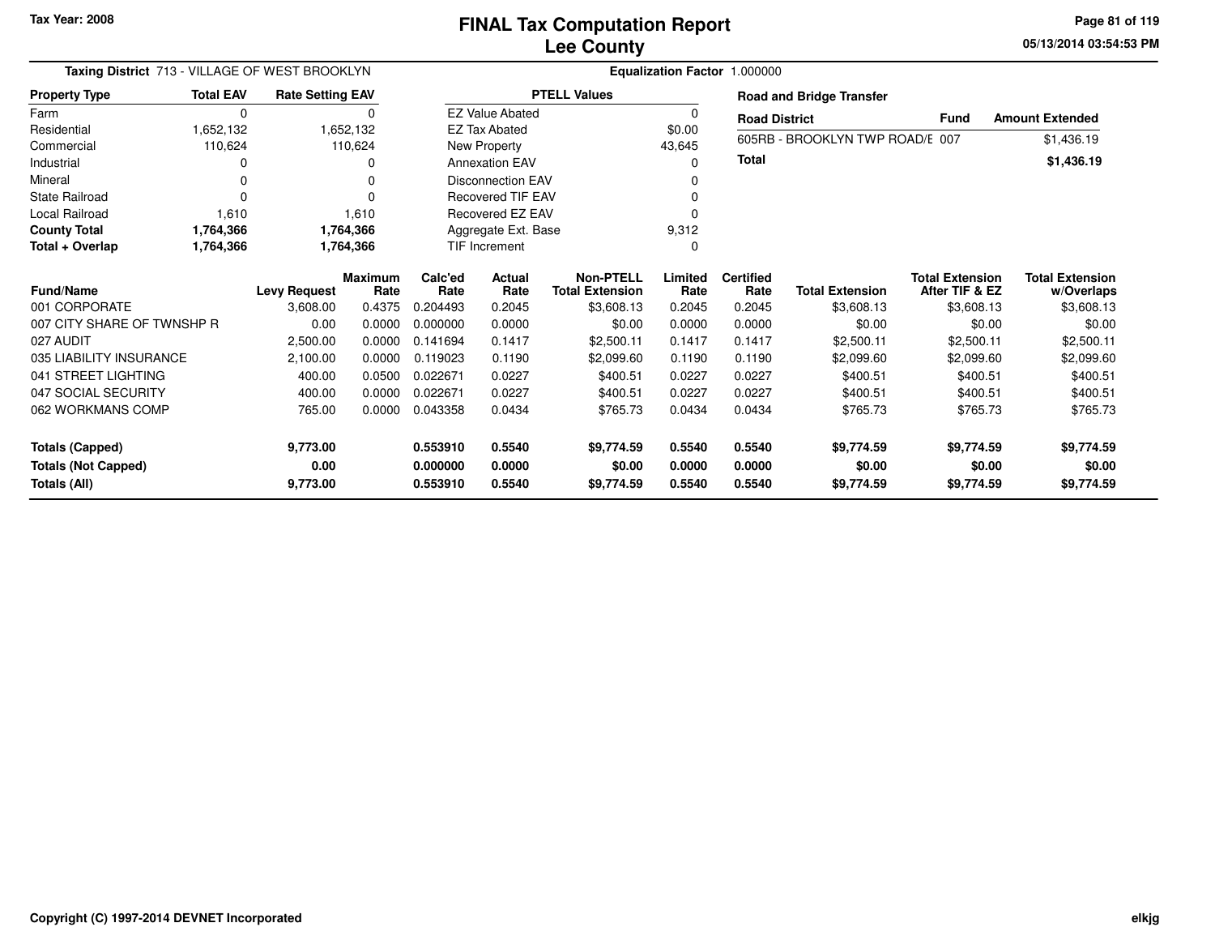Tax Year: 2008

# FINAL Tax Computation Report
## Lee County

05/13/2014 03:54:53 PM

**Taxing District** 713 - VILLAGE OF WEST BROOKLYN

**Equalization Factor** 1.000000

| Property Type | Total EAV | Rate Setting EAV |
|---|---|---|
| Farm | 0 | 0 |
| Residential | 1,652,132 | 1,652,132 |
| Commercial | 110,624 | 110,624 |
| Industrial | 0 | 0 |
| Mineral | 0 | 0 |
| State Railroad | 0 | 0 |
| Local Railroad | 1,610 | 1,610 |
| **County Total** | **1,764,366** | **1,764,366** |
| **Total + Overlap** | **1,764,366** | **1,764,366** |

| PTELL Values | |
|---|---|
| EZ Value Abated | 0 |
| EZ Tax Abated | $0.00 |
| New Property | 43,645 |
| Annexation EAV | 0 |
| Disconnection EAV | 0 |
| Recovered TIF EAV | 0 |
| Recovered EZ EAV | 0 |
| Aggregate Ext. Base | 9,312 |
| TIF Increment | 0 |

**Road and Bridge Transfer**

| Road District | Fund | Amount Extended |
|---|---|---|
| 605RB - BROOKLYN TWP ROAD/E | 007 | $1,436.19 |
| **Total** | | **$1,436.19** |

| Fund/Name | Levy Request | Maximum Rate | Calc'ed Rate | Actual Rate | Non-PTELL Total Extension | Limited Rate | Certified Rate | Total Extension | Total Extension After TIF & EZ | Total Extension w/Overlaps |
|---|---|---|---|---|---|---|---|---|---|---|
| 001 CORPORATE | 3,608.00 | 0.4375 | 0.204493 | 0.2045 | $3,608.13 | 0.2045 | 0.2045 | $3,608.13 | $3,608.13 | $3,608.13 |
| 007 CITY SHARE OF TWNSHP R | 0.00 | 0.0000 | 0.000000 | 0.0000 | $0.00 | 0.0000 | 0.0000 | $0.00 | $0.00 | $0.00 |
| 027 AUDIT | 2,500.00 | 0.0000 | 0.141694 | 0.1417 | $2,500.11 | 0.1417 | 0.1417 | $2,500.11 | $2,500.11 | $2,500.11 |
| 035 LIABILITY INSURANCE | 2,100.00 | 0.0000 | 0.119023 | 0.1190 | $2,099.60 | 0.1190 | 0.1190 | $2,099.60 | $2,099.60 | $2,099.60 |
| 041 STREET LIGHTING | 400.00 | 0.0500 | 0.022671 | 0.0227 | $400.51 | 0.0227 | 0.0227 | $400.51 | $400.51 | $400.51 |
| 047 SOCIAL SECURITY | 400.00 | 0.0000 | 0.022671 | 0.0227 | $400.51 | 0.0227 | 0.0227 | $400.51 | $400.51 | $400.51 |
| 062 WORKMANS COMP | 765.00 | 0.0000 | 0.043358 | 0.0434 | $765.73 | 0.0434 | 0.0434 | $765.73 | $765.73 | $765.73 |
| **Totals (Capped)** | **9,773.00** | | **0.553910** | **0.5540** | **$9,774.59** | **0.5540** | **0.5540** | **$9,774.59** | **$9,774.59** | **$9,774.59** |
| **Totals (Not Capped)** | **0.00** | | **0.000000** | **0.0000** | **$0.00** | **0.0000** | **0.0000** | **$0.00** | **$0.00** | **$0.00** |
| **Totals (All)** | **9,773.00** | | **0.553910** | **0.5540** | **$9,774.59** | **0.5540** | **0.5540** | **$9,774.59** | **$9,774.59** | **$9,774.59** |

Copyright (C) 1997-2014 DEVNET Incorporated

elkjg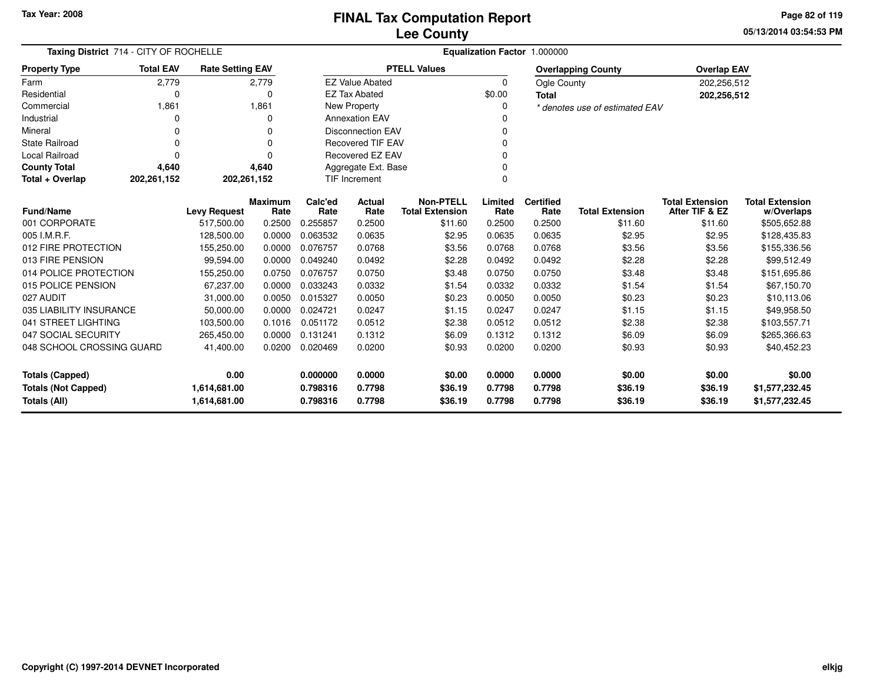Tax Year: 2008

# FINAL Tax Computation Report
## Lee County

05/13/2014 03:54:53 PM

**Taxing District** 714 - CITY OF ROCHELLE **Equalization Factor** 1.000000

| Property Type | Total EAV | Rate Setting EAV |
|---|---|---|
| Farm | 2,779 | 2,779 |
| Residential | 0 | 0 |
| Commercial | 1,861 | 1,861 |
| Industrial | 0 | 0 |
| Mineral | 0 | 0 |
| State Railroad | 0 | 0 |
| Local Railroad | 0 | 0 |
| **County Total** | **4,640** | **4,640** |
| **Total + Overlap** | **202,261,152** | **202,261,152** |

| PTELL Values | |
|---|---|
| EZ Value Abated | 0 |
| EZ Tax Abated | $0.00 |
| New Property | 0 |
| Annexation EAV | 0 |
| Disconnection EAV | 0 |
| Recovered TIF EAV | 0 |
| Recovered EZ EAV | 0 |
| Aggregate Ext. Base | 0 |
| TIF Increment | 0 |

| Overlapping County | Overlap EAV |
|---|---|
| Ogle County | 202,256,512 |
| **Total** | **202,256,512** |

*\* denotes use of estimated EAV*

| Fund/Name | Levy Request | Maximum Rate | Calc'ed Rate | Actual Rate | Non-PTELL Total Extension | Limited Rate | Certified Rate | Total Extension | Total Extension After TIF & EZ | Total Extension w/Overlaps |
|---|---|---|---|---|---|---|---|---|---|---|
| 001 CORPORATE | 517,500.00 | 0.2500 | 0.255857 | 0.2500 | $11.60 | 0.2500 | 0.2500 | $11.60 | $11.60 | $505,652.88 |
| 005 I.M.R.F. | 128,500.00 | 0.0000 | 0.063532 | 0.0635 | $2.95 | 0.0635 | 0.0635 | $2.95 | $2.95 | $128,435.83 |
| 012 FIRE PROTECTION | 155,250.00 | 0.0000 | 0.076757 | 0.0768 | $3.56 | 0.0768 | 0.0768 | $3.56 | $3.56 | $155,336.56 |
| 013 FIRE PENSION | 99,594.00 | 0.0000 | 0.049240 | 0.0492 | $2.28 | 0.0492 | 0.0492 | $2.28 | $2.28 | $99,512.49 |
| 014 POLICE PROTECTION | 155,250.00 | 0.0750 | 0.076757 | 0.0750 | $3.48 | 0.0750 | 0.0750 | $3.48 | $3.48 | $151,695.86 |
| 015 POLICE PENSION | 67,237.00 | 0.0000 | 0.033243 | 0.0332 | $1.54 | 0.0332 | 0.0332 | $1.54 | $1.54 | $67,150.70 |
| 027 AUDIT | 31,000.00 | 0.0050 | 0.015327 | 0.0050 | $0.23 | 0.0050 | 0.0050 | $0.23 | $0.23 | $10,113.06 |
| 035 LIABILITY INSURANCE | 50,000.00 | 0.0000 | 0.024721 | 0.0247 | $1.15 | 0.0247 | 0.0247 | $1.15 | $1.15 | $49,958.50 |
| 041 STREET LIGHTING | 103,500.00 | 0.1016 | 0.051172 | 0.0512 | $2.38 | 0.0512 | 0.0512 | $2.38 | $2.38 | $103,557.71 |
| 047 SOCIAL SECURITY | 265,450.00 | 0.0000 | 0.131241 | 0.1312 | $6.09 | 0.1312 | 0.1312 | $6.09 | $6.09 | $265,366.63 |
| 048 SCHOOL CROSSING GUARD | 41,400.00 | 0.0200 | 0.020469 | 0.0200 | $0.93 | 0.0200 | 0.0200 | $0.93 | $0.93 | $40,452.23 |
| **Totals (Capped)** | **0.00** | | **0.000000** | **0.0000** | **$0.00** | **0.0000** | **0.0000** | **$0.00** | **$0.00** | **$0.00** |
| **Totals (Not Capped)** | **1,614,681.00** | | **0.798316** | **0.7798** | **$36.19** | **0.7798** | **0.7798** | **$36.19** | **$36.19** | **$1,577,232.45** |
| **Totals (All)** | **1,614,681.00** | | **0.798316** | **0.7798** | **$36.19** | **0.7798** | **0.7798** | **$36.19** | **$36.19** | **$1,577,232.45** |

Copyright (C) 1997-2014 DEVNET Incorporated

elkjg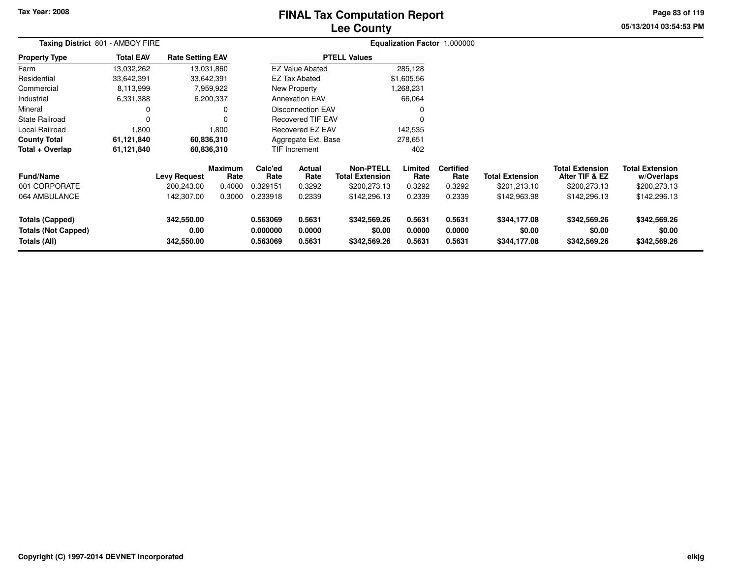# FINAL Tax Computation Report
# Lee County

Tax Year: 2008

05/13/2014 03:54:53 PM

**Taxing District** 801 - AMBOY FIRE

**Equalization Factor** 1.000000

| Property Type | Total EAV | Rate Setting EAV |
|---|---|---|
| Farm | 13,032,262 | 13,031,860 |
| Residential | 33,642,391 | 33,642,391 |
| Commercial | 8,113,999 | 7,959,922 |
| Industrial | 6,331,388 | 6,200,337 |
| Mineral | 0 | 0 |
| State Railroad | 0 | 0 |
| Local Railroad | 1,800 | 1,800 |
| **County Total** | **61,121,840** | **60,836,310** |
| **Total + Overlap** | **61,121,840** | **60,836,310** |

| PTELL Values | |
|---|---|
| EZ Value Abated | 285,128 |
| EZ Tax Abated | $1,605.56 |
| New Property | 1,268,231 |
| Annexation EAV | 66,064 |
| Disconnection EAV | 0 |
| Recovered TIF EAV | 0 |
| Recovered EZ EAV | 142,535 |
| Aggregate Ext. Base | 278,651 |
| TIF Increment | 402 |

| Fund/Name | Levy Request | Maximum Rate | Calc'ed Rate | Actual Rate | Non-PTELL Total Extension | Limited Rate | Certified Rate | Total Extension | Total Extension After TIF & EZ | Total Extension w/Overlaps |
|---|---|---|---|---|---|---|---|---|---|---|
| 001 CORPORATE | 200,243.00 | 0.4000 | 0.329151 | 0.3292 | $200,273.13 | 0.3292 | 0.3292 | $201,213.10 | $200,273.13 | $200,273.13 |
| 064 AMBULANCE | 142,307.00 | 0.3000 | 0.233918 | 0.2339 | $142,296.13 | 0.2339 | 0.2339 | $142,963.98 | $142,296.13 | $142,296.13 |
| **Totals (Capped)** | **342,550.00** | | **0.563069** | **0.5631** | **$342,569.26** | **0.5631** | **0.5631** | **$344,177.08** | **$342,569.26** | **$342,569.26** |
| **Totals (Not Capped)** | **0.00** | | **0.000000** | **0.0000** | **$0.00** | **0.0000** | **0.0000** | **$0.00** | **$0.00** | **$0.00** |
| **Totals (All)** | **342,550.00** | | **0.563069** | **0.5631** | **$342,569.26** | **0.5631** | **0.5631** | **$344,177.08** | **$342,569.26** | **$342,569.26** |

Copyright (C) 1997-2014 DEVNET Incorporated

elkjg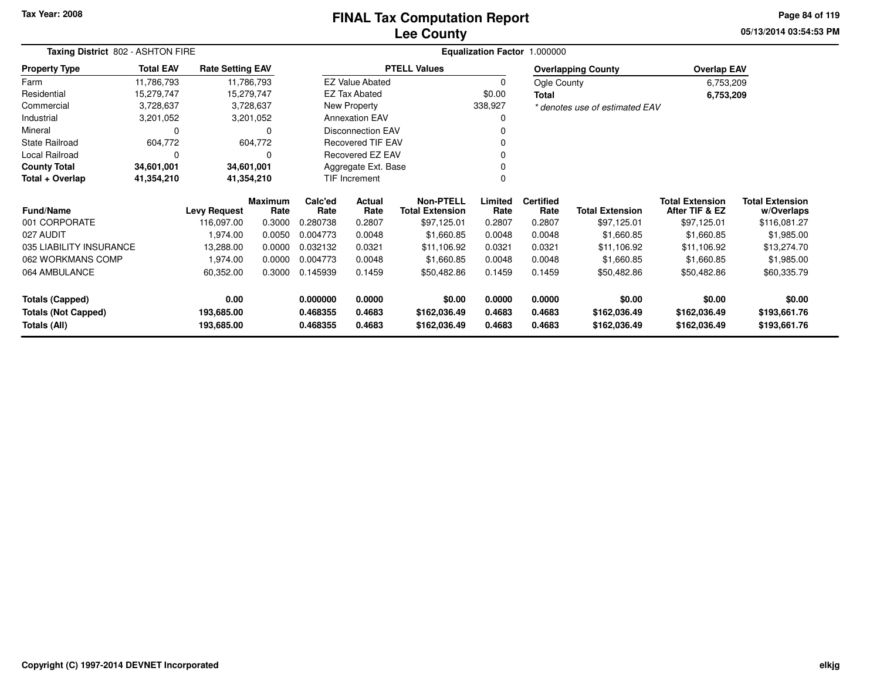Tax Year: 2008

# FINAL Tax Computation Report
# Lee County

05/13/2014 03:54:53 PM

**Taxing District** 802 - ASHTON FIRE

**Equalization Factor** 1.000000

| Property Type | Total EAV | Rate Setting EAV |
|---|---|---|
| Farm | 11,786,793 | 11,786,793 |
| Residential | 15,279,747 | 15,279,747 |
| Commercial | 3,728,637 | 3,728,637 |
| Industrial | 3,201,052 | 3,201,052 |
| Mineral | 0 | 0 |
| State Railroad | 604,772 | 604,772 |
| Local Railroad | 0 | 0 |
| **County Total** | **34,601,001** | **34,601,001** |
| **Total + Overlap** | **41,354,210** | **41,354,210** |

| PTELL Values | |
|---|---|
| EZ Value Abated | 0 |
| EZ Tax Abated | $0.00 |
| New Property | 338,927 |
| Annexation EAV | 0 |
| Disconnection EAV | 0 |
| Recovered TIF EAV | 0 |
| Recovered EZ EAV | 0 |
| Aggregate Ext. Base | 0 |
| TIF Increment | 0 |

| Overlapping County | Overlap EAV |
|---|---|
| Ogle County | 6,753,209 |
| **Total** | **6,753,209** |

*\* denotes use of estimated EAV*

| Fund/Name | Levy Request | Maximum Rate | Calc'ed Rate | Actual Rate | Non-PTELL Total Extension | Limited Rate | Certified Rate | Total Extension | Total Extension After TIF & EZ | Total Extension w/Overlaps |
|---|---|---|---|---|---|---|---|---|---|---|
| 001 CORPORATE | 116,097.00 | 0.3000 | 0.280738 | 0.2807 | $97,125.01 | 0.2807 | 0.2807 | $97,125.01 | $97,125.01 | $116,081.27 |
| 027 AUDIT | 1,974.00 | 0.0050 | 0.004773 | 0.0048 | $1,660.85 | 0.0048 | 0.0048 | $1,660.85 | $1,660.85 | $1,985.00 |
| 035 LIABILITY INSURANCE | 13,288.00 | 0.0000 | 0.032132 | 0.0321 | $11,106.92 | 0.0321 | 0.0321 | $11,106.92 | $11,106.92 | $13,274.70 |
| 062 WORKMANS COMP | 1,974.00 | 0.0000 | 0.004773 | 0.0048 | $1,660.85 | 0.0048 | 0.0048 | $1,660.85 | $1,660.85 | $1,985.00 |
| 064 AMBULANCE | 60,352.00 | 0.3000 | 0.145939 | 0.1459 | $50,482.86 | 0.1459 | 0.1459 | $50,482.86 | $50,482.86 | $60,335.79 |
| **Totals (Capped)** | **0.00** | | **0.000000** | **0.0000** | **$0.00** | **0.0000** | **0.0000** | **$0.00** | **$0.00** | **$0.00** |
| **Totals (Not Capped)** | **193,685.00** | | **0.468355** | **0.4683** | **$162,036.49** | **0.4683** | **0.4683** | **$162,036.49** | **$162,036.49** | **$193,661.76** |
| **Totals (All)** | **193,685.00** | | **0.468355** | **0.4683** | **$162,036.49** | **0.4683** | **0.4683** | **$162,036.49** | **$162,036.49** | **$193,661.76** |

Copyright (C) 1997-2014 DEVNET Incorporated

elkjg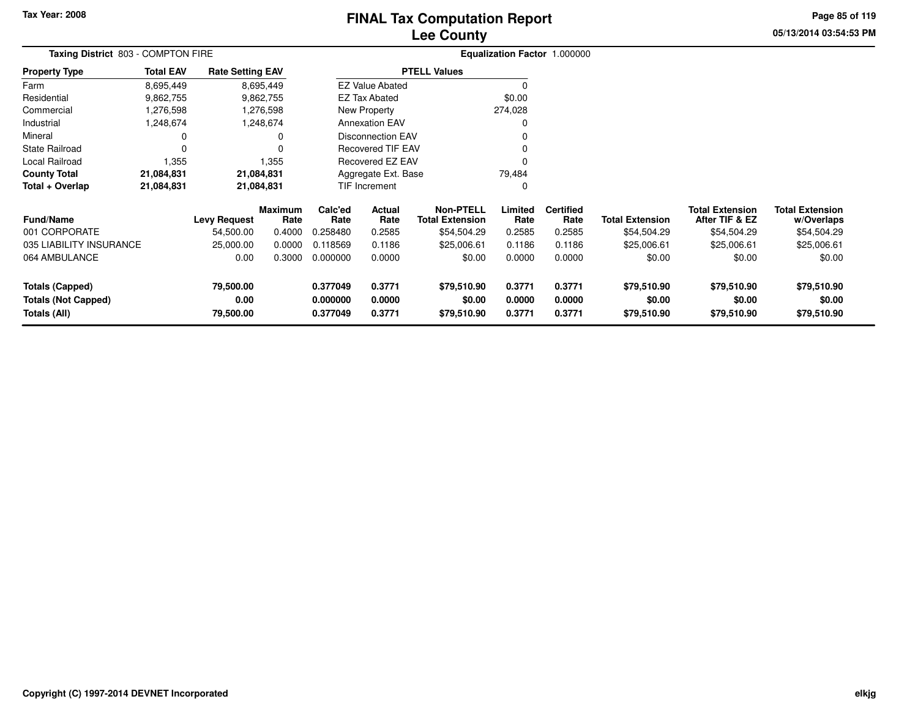Tax Year: 2008

# FINAL Tax Computation Report
## Lee County

**Taxing District** 803 - COMPTON FIRE

**Equalization Factor** 1.000000

| Property Type | Total EAV | Rate Setting EAV |
|---|---|---|
| Farm | 8,695,449 | 8,695,449 |
| Residential | 9,862,755 | 9,862,755 |
| Commercial | 1,276,598 | 1,276,598 |
| Industrial | 1,248,674 | 1,248,674 |
| Mineral | 0 | 0 |
| State Railroad | 0 | 0 |
| Local Railroad | 1,355 | 1,355 |
| **County Total** | **21,084,831** | **21,084,831** |
| **Total + Overlap** | **21,084,831** | **21,084,831** |

| PTELL Values | |
|---|---|
| EZ Value Abated | 0 |
| EZ Tax Abated | $0.00 |
| New Property | 274,028 |
| Annexation EAV | 0 |
| Disconnection EAV | 0 |
| Recovered TIF EAV | 0 |
| Recovered EZ EAV | 0 |
| Aggregate Ext. Base | 79,484 |
| TIF Increment | 0 |

| Fund/Name | Levy Request | Maximum Rate | Calc'ed Rate | Actual Rate | Non-PTELL Total Extension | Limited Rate | Certified Rate | Total Extension | Total Extension After TIF & EZ | Total Extension w/Overlaps |
|---|---|---|---|---|---|---|---|---|---|---|
| 001 CORPORATE | 54,500.00 | 0.4000 | 0.258480 | 0.2585 | $54,504.29 | 0.2585 | 0.2585 | $54,504.29 | $54,504.29 | $54,504.29 |
| 035 LIABILITY INSURANCE | 25,000.00 | 0.0000 | 0.118569 | 0.1186 | $25,006.61 | 0.1186 | 0.1186 | $25,006.61 | $25,006.61 | $25,006.61 |
| 064 AMBULANCE | 0.00 | 0.3000 | 0.000000 | 0.0000 | $0.00 | 0.0000 | 0.0000 | $0.00 | $0.00 | $0.00 |
| **Totals (Capped)** | **79,500.00** | | **0.377049** | **0.3771** | **$79,510.90** | **0.3771** | **0.3771** | **$79,510.90** | **$79,510.90** | **$79,510.90** |
| **Totals (Not Capped)** | **0.00** | | **0.000000** | **0.0000** | **$0.00** | **0.0000** | **0.0000** | **$0.00** | **$0.00** | **$0.00** |
| **Totals (All)** | **79,500.00** | | **0.377049** | **0.3771** | **$79,510.90** | **0.3771** | **0.3771** | **$79,510.90** | **$79,510.90** | **$79,510.90** |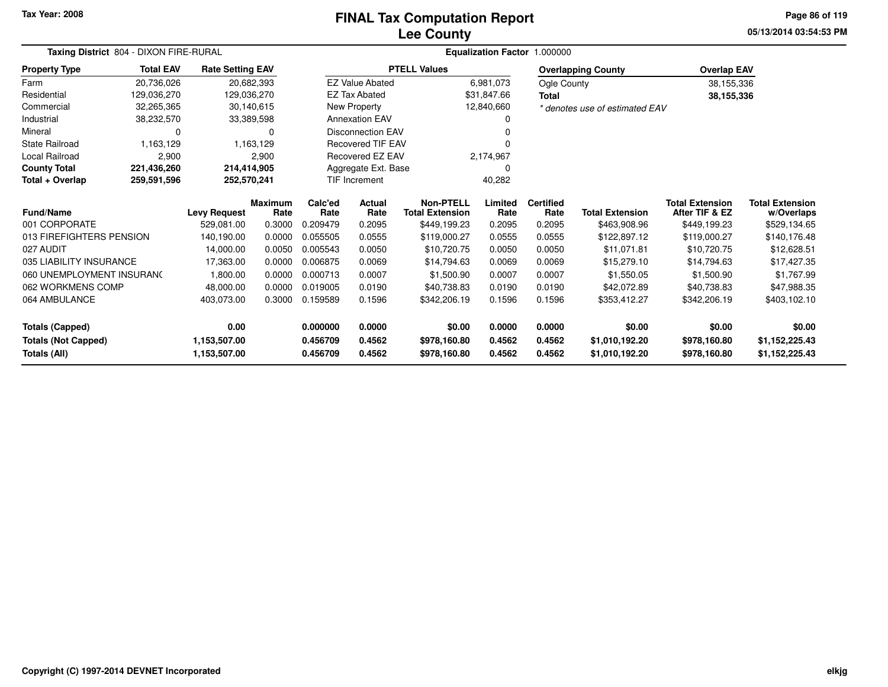# FINAL Tax Computation Report
## Lee County

Tax Year: 2008

05/13/2014 03:54:53 PM

**Taxing District** 804 - DIXON FIRE-RURAL

**Equalization Factor** 1.000000

| Property Type | Total EAV | Rate Setting EAV |
|---|---|---|
| Farm | 20,736,026 | 20,682,393 |
| Residential | 129,036,270 | 129,036,270 |
| Commercial | 32,265,365 | 30,140,615 |
| Industrial | 38,232,570 | 33,389,598 |
| Mineral | 0 | 0 |
| State Railroad | 1,163,129 | 1,163,129 |
| Local Railroad | 2,900 | 2,900 |
| **County Total** | **221,436,260** | **214,414,905** |
| **Total + Overlap** | **259,591,596** | **252,570,241** |

| PTELL Values | |
|---|---|
| EZ Value Abated | 6,981,073 |
| EZ Tax Abated | $31,847.66 |
| New Property | 12,840,660 |
| Annexation EAV | 0 |
| Disconnection EAV | 0 |
| Recovered TIF EAV | 0 |
| Recovered EZ EAV | 2,174,967 |
| Aggregate Ext. Base | 0 |
| TIF Increment | 40,282 |

| Overlapping County | Overlap EAV |
|---|---|
| Ogle County | 38,155,336 |
| **Total** | **38,155,336** |

*\* denotes use of estimated EAV*

| Fund/Name | Levy Request | Maximum Rate | Calc'ed Rate | Actual Rate | Non-PTELL Total Extension | Limited Rate | Certified Rate | Total Extension | Total Extension After TIF & EZ | Total Extension w/Overlaps |
|---|---|---|---|---|---|---|---|---|---|---|
| 001 CORPORATE | 529,081.00 | 0.3000 | 0.209479 | 0.2095 | $449,199.23 | 0.2095 | 0.2095 | $463,908.96 | $449,199.23 | $529,134.65 |
| 013 FIREFIGHTERS PENSION | 140,190.00 | 0.0000 | 0.055505 | 0.0555 | $119,000.27 | 0.0555 | 0.0555 | $122,897.12 | $119,000.27 | $140,176.48 |
| 027 AUDIT | 14,000.00 | 0.0050 | 0.005543 | 0.0050 | $10,720.75 | 0.0050 | 0.0050 | $11,071.81 | $10,720.75 | $12,628.51 |
| 035 LIABILITY INSURANCE | 17,363.00 | 0.0000 | 0.006875 | 0.0069 | $14,794.63 | 0.0069 | 0.0069 | $15,279.10 | $14,794.63 | $17,427.35 |
| 060 UNEMPLOYMENT INSURANC | 1,800.00 | 0.0000 | 0.000713 | 0.0007 | $1,500.90 | 0.0007 | 0.0007 | $1,550.05 | $1,500.90 | $1,767.99 |
| 062 WORKMENS COMP | 48,000.00 | 0.0000 | 0.019005 | 0.0190 | $40,738.83 | 0.0190 | 0.0190 | $42,072.89 | $40,738.83 | $47,988.35 |
| 064 AMBULANCE | 403,073.00 | 0.3000 | 0.159589 | 0.1596 | $342,206.19 | 0.1596 | 0.1596 | $353,412.27 | $342,206.19 | $403,102.10 |
| **Totals (Capped)** | **0.00** | | **0.000000** | **0.0000** | **$0.00** | **0.0000** | **0.0000** | **$0.00** | **$0.00** | **$0.00** |
| **Totals (Not Capped)** | **1,153,507.00** | | **0.456709** | **0.4562** | **$978,160.80** | **0.4562** | **0.4562** | **$1,010,192.20** | **$978,160.80** | **$1,152,225.43** |
| **Totals (All)** | **1,153,507.00** | | **0.456709** | **0.4562** | **$978,160.80** | **0.4562** | **0.4562** | **$1,010,192.20** | **$978,160.80** | **$1,152,225.43** |

Copyright (C) 1997-2014 DEVNET Incorporated

elkjg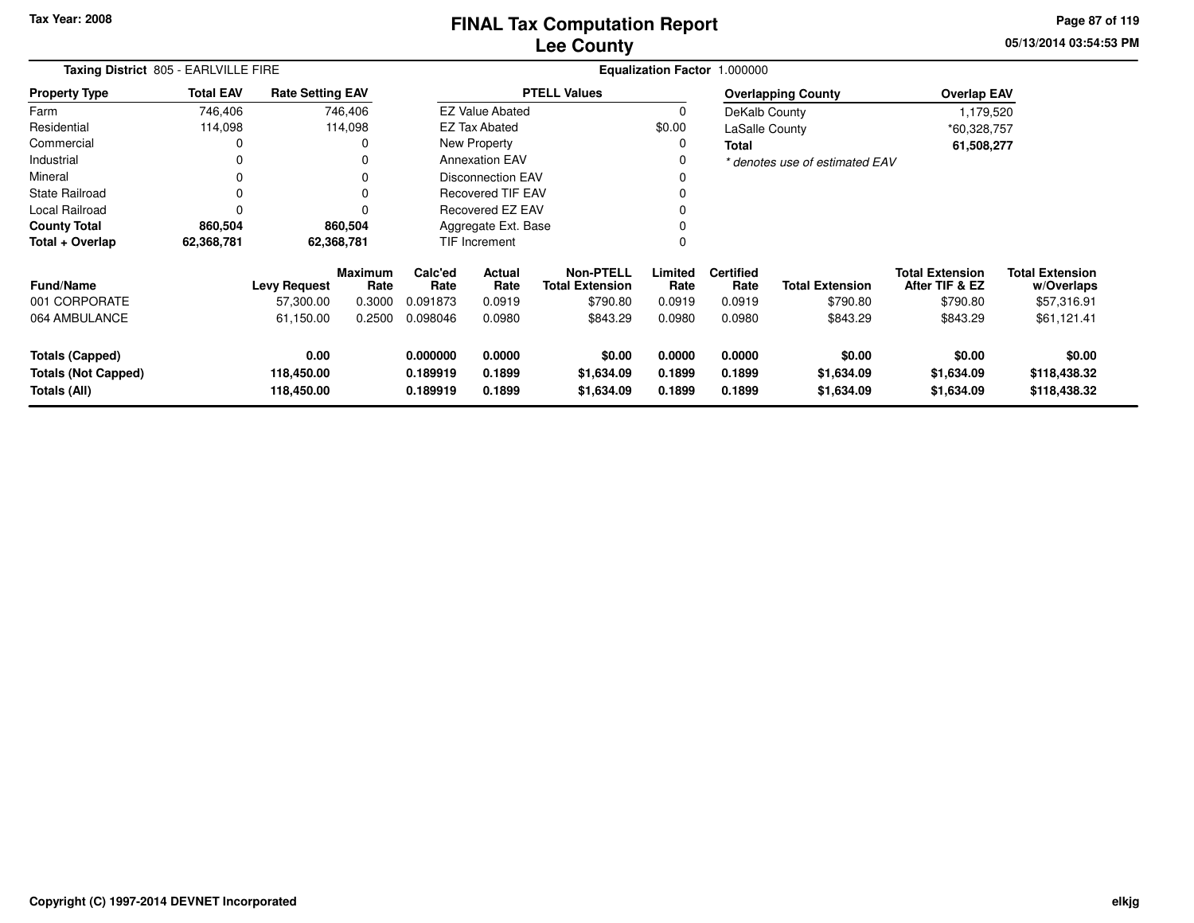# FINAL Tax Computation Report
# Lee County

Tax Year: 2008

**Taxing District** 805 - EARLVILLE FIRE

**Equalization Factor** 1.000000

| Property Type | Total EAV | Rate Setting EAV |
|---|---|---|
| Farm | 746,406 | 746,406 |
| Residential | 114,098 | 114,098 |
| Commercial | 0 | 0 |
| Industrial | 0 | 0 |
| Mineral | 0 | 0 |
| State Railroad | 0 | 0 |
| Local Railroad | 0 | 0 |
| **County Total** | **860,504** | **860,504** |
| **Total + Overlap** | **62,368,781** | **62,368,781** |

| PTELL Values | |
|---|---|
| EZ Value Abated | 0 |
| EZ Tax Abated | $0.00 |
| New Property | 0 |
| Annexation EAV | 0 |
| Disconnection EAV | 0 |
| Recovered TIF EAV | 0 |
| Recovered EZ EAV | 0 |
| Aggregate Ext. Base | 0 |
| TIF Increment | 0 |

| Overlapping County | Overlap EAV |
|---|---|
| DeKalb County | 1,179,520 |
| LaSalle County | *60,328,757 |
| **Total** | **61,508,277** |

*\* denotes use of estimated EAV*

| Fund/Name | Levy Request | Maximum Rate | Calc'ed Rate | Actual Rate | Non-PTELL Total Extension | Limited Rate | Certified Rate | Total Extension | Total Extension After TIF & EZ | Total Extension w/Overlaps |
|---|---|---|---|---|---|---|---|---|---|---|
| 001 CORPORATE | 57,300.00 | 0.3000 | 0.091873 | 0.0919 | $790.80 | 0.0919 | 0.0919 | $790.80 | $790.80 | $57,316.91 |
| 064 AMBULANCE | 61,150.00 | 0.2500 | 0.098046 | 0.0980 | $843.29 | 0.0980 | 0.0980 | $843.29 | $843.29 | $61,121.41 |
| **Totals (Capped)** | **0.00** | | **0.000000** | **0.0000** | **$0.00** | **0.0000** | **0.0000** | **$0.00** | **$0.00** | **$0.00** |
| **Totals (Not Capped)** | **118,450.00** | | **0.189919** | **0.1899** | **$1,634.09** | **0.1899** | **0.1899** | **$1,634.09** | **$1,634.09** | **$118,438.32** |
| **Totals (All)** | **118,450.00** | | **0.189919** | **0.1899** | **$1,634.09** | **0.1899** | **0.1899** | **$1,634.09** | **$1,634.09** | **$118,438.32** |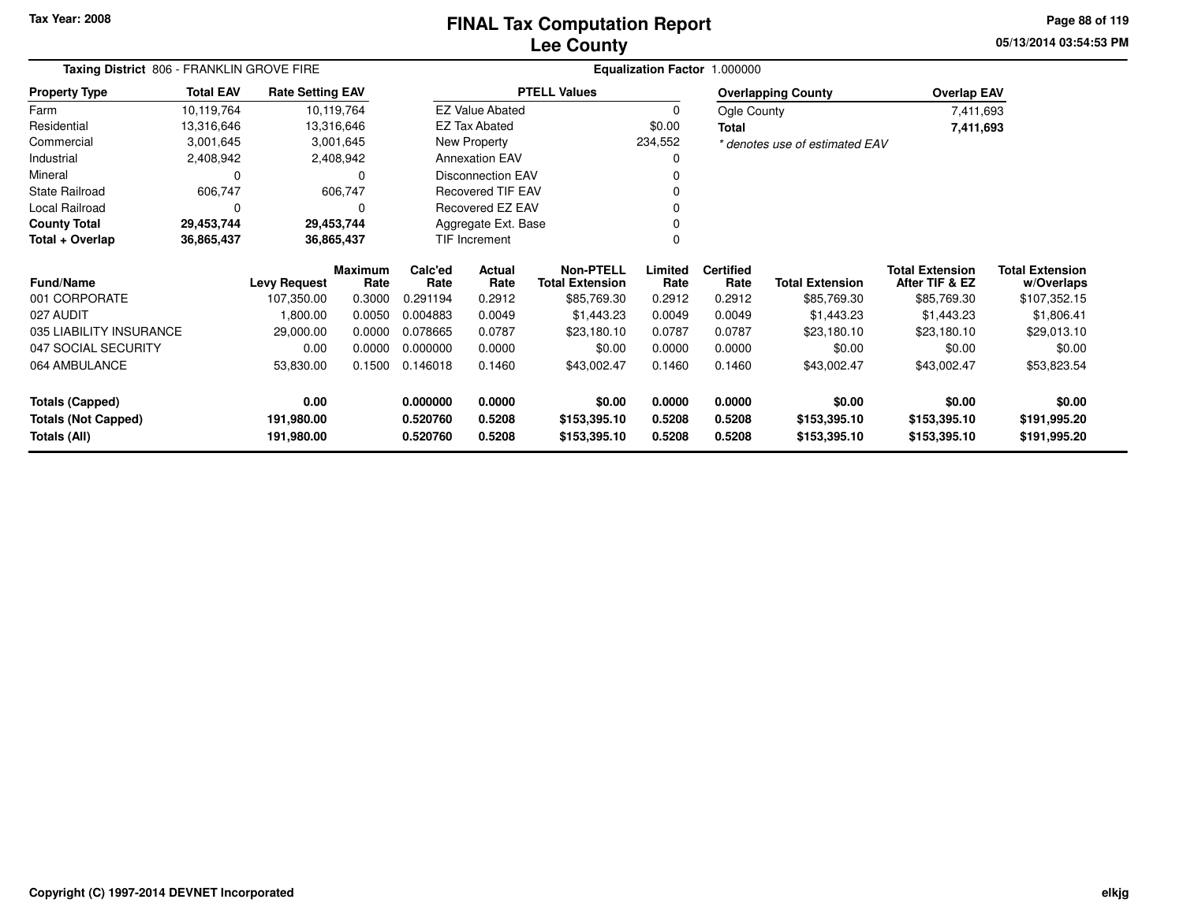Tax Year: 2008

# FINAL Tax Computation Report
## Lee County

05/13/2014 03:54:53 PM

**Taxing District** 806 - FRANKLIN GROVE FIRE

**Equalization Factor** 1.000000

| Property Type | Total EAV | Rate Setting EAV |
|---|---|---|
| Farm | 10,119,764 | 10,119,764 |
| Residential | 13,316,646 | 13,316,646 |
| Commercial | 3,001,645 | 3,001,645 |
| Industrial | 2,408,942 | 2,408,942 |
| Mineral | 0 | 0 |
| State Railroad | 606,747 | 606,747 |
| Local Railroad | 0 | 0 |
| **County Total** | **29,453,744** | **29,453,744** |
| **Total + Overlap** | **36,865,437** | **36,865,437** |

| PTELL Values | |
|---|---|
| EZ Value Abated | 0 |
| EZ Tax Abated | $0.00 |
| New Property | 234,552 |
| Annexation EAV | 0 |
| Disconnection EAV | 0 |
| Recovered TIF EAV | 0 |
| Recovered EZ EAV | 0 |
| Aggregate Ext. Base | 0 |
| TIF Increment | 0 |

| Overlapping County | Overlap EAV |
|---|---|
| Ogle County | 7,411,693 |
| **Total** | **7,411,693** |

*\* denotes use of estimated EAV*

| Fund/Name | Levy Request | Maximum Rate | Calc'ed Rate | Actual Rate | Non-PTELL Total Extension | Limited Rate | Certified Rate | Total Extension | Total Extension After TIF & EZ | Total Extension w/Overlaps |
|---|---|---|---|---|---|---|---|---|---|---|
| 001 CORPORATE | 107,350.00 | 0.3000 | 0.291194 | 0.2912 | $85,769.30 | 0.2912 | 0.2912 | $85,769.30 | $85,769.30 | $107,352.15 |
| 027 AUDIT | 1,800.00 | 0.0050 | 0.004883 | 0.0049 | $1,443.23 | 0.0049 | 0.0049 | $1,443.23 | $1,443.23 | $1,806.41 |
| 035 LIABILITY INSURANCE | 29,000.00 | 0.0000 | 0.078665 | 0.0787 | $23,180.10 | 0.0787 | 0.0787 | $23,180.10 | $23,180.10 | $29,013.10 |
| 047 SOCIAL SECURITY | 0.00 | 0.0000 | 0.000000 | 0.0000 | $0.00 | 0.0000 | 0.0000 | $0.00 | $0.00 | $0.00 |
| 064 AMBULANCE | 53,830.00 | 0.1500 | 0.146018 | 0.1460 | $43,002.47 | 0.1460 | 0.1460 | $43,002.47 | $43,002.47 | $53,823.54 |
| **Totals (Capped)** | **0.00** | | **0.000000** | **0.0000** | **$0.00** | **0.0000** | **0.0000** | **$0.00** | **$0.00** | **$0.00** |
| **Totals (Not Capped)** | **191,980.00** | | **0.520760** | **0.5208** | **$153,395.10** | **0.5208** | **0.5208** | **$153,395.10** | **$153,395.10** | **$191,995.20** |
| **Totals (All)** | **191,980.00** | | **0.520760** | **0.5208** | **$153,395.10** | **0.5208** | **0.5208** | **$153,395.10** | **$153,395.10** | **$191,995.20** |

Copyright (C) 1997-2014 DEVNET Incorporated

elkjg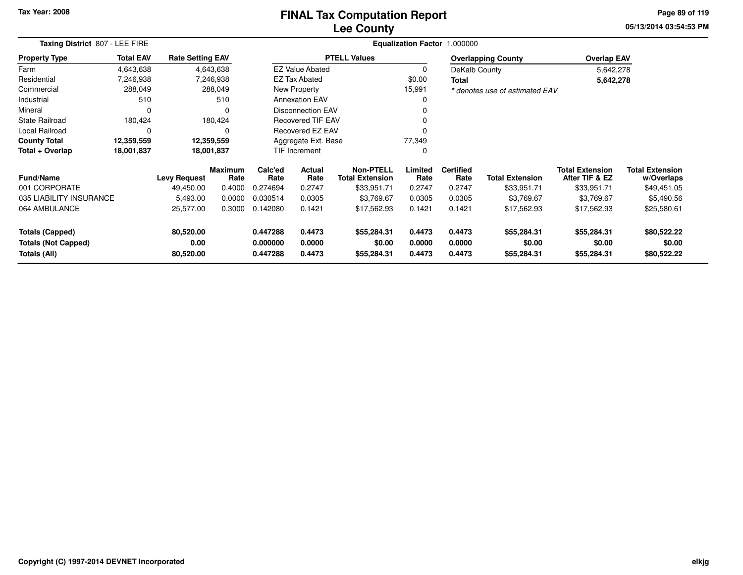Tax Year: 2008

# FINAL Tax Computation Report
# Lee County

05/13/2014 03:54:53 PM

**Taxing District** 807 - LEE FIRE

**Equalization Factor** 1.000000

| Property Type | Total EAV | Rate Setting EAV |
|---|---|---|
| Farm | 4,643,638 | 4,643,638 |
| Residential | 7,246,938 | 7,246,938 |
| Commercial | 288,049 | 288,049 |
| Industrial | 510 | 510 |
| Mineral | 0 | 0 |
| State Railroad | 180,424 | 180,424 |
| Local Railroad | 0 | 0 |
| **County Total** | **12,359,559** | **12,359,559** |
| **Total + Overlap** | **18,001,837** | **18,001,837** |

| PTELL Values | |
|---|---|
| EZ Value Abated | 0 |
| EZ Tax Abated | $0.00 |
| New Property | 15,991 |
| Annexation EAV | 0 |
| Disconnection EAV | 0 |
| Recovered TIF EAV | 0 |
| Recovered EZ EAV | 0 |
| Aggregate Ext. Base | 77,349 |
| TIF Increment | 0 |

| Overlapping County | Overlap EAV |
|---|---|
| DeKalb County | 5,642,278 |
| **Total** | **5,642,278** |

*\* denotes use of estimated EAV*

| Fund/Name | Levy Request | Maximum Rate | Calc'ed Rate | Actual Rate | Non-PTELL Total Extension | Limited Rate | Certified Rate | Total Extension | Total Extension After TIF & EZ | Total Extension w/Overlaps |
|---|---|---|---|---|---|---|---|---|---|---|
| 001 CORPORATE | 49,450.00 | 0.4000 | 0.274694 | 0.2747 | $33,951.71 | 0.2747 | 0.2747 | $33,951.71 | $33,951.71 | $49,451.05 |
| 035 LIABILITY INSURANCE | 5,493.00 | 0.0000 | 0.030514 | 0.0305 | $3,769.67 | 0.0305 | 0.0305 | $3,769.67 | $3,769.67 | $5,490.56 |
| 064 AMBULANCE | 25,577.00 | 0.3000 | 0.142080 | 0.1421 | $17,562.93 | 0.1421 | 0.1421 | $17,562.93 | $17,562.93 | $25,580.61 |
| **Totals (Capped)** | **80,520.00** | | **0.447288** | **0.4473** | **$55,284.31** | **0.4473** | **0.4473** | **$55,284.31** | **$55,284.31** | **$80,522.22** |
| **Totals (Not Capped)** | **0.00** | | **0.000000** | **0.0000** | **$0.00** | **0.0000** | **0.0000** | **$0.00** | **$0.00** | **$0.00** |
| **Totals (All)** | **80,520.00** | | **0.447288** | **0.4473** | **$55,284.31** | **0.4473** | **0.4473** | **$55,284.31** | **$55,284.31** | **$80,522.22** |

Copyright (C) 1997-2014 DEVNET Incorporated

elkjg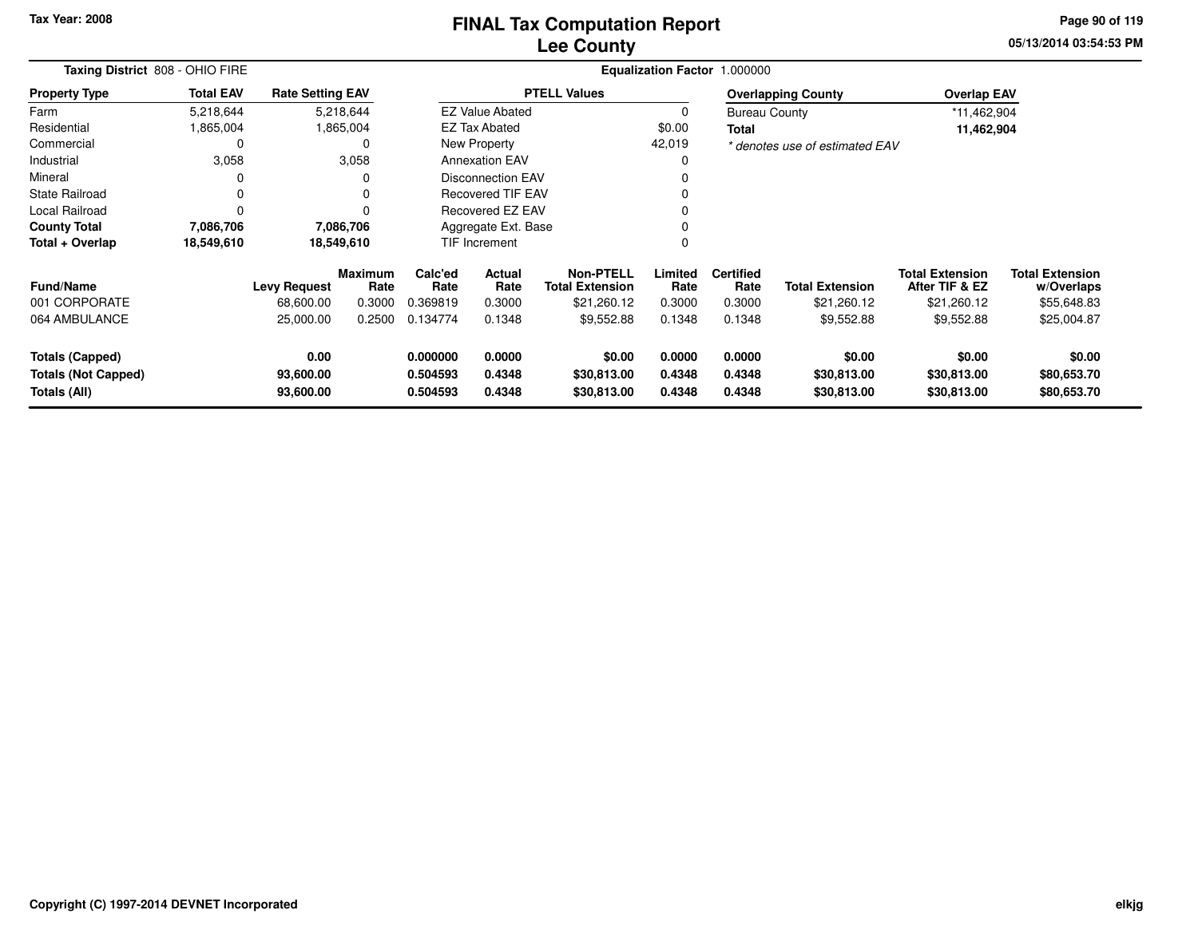# FINAL Tax Computation Report
## Lee County

Tax Year: 2008

05/13/2014 03:54:53 PM

**Taxing District** 808 - OHIO FIRE

**Equalization Factor** 1.000000

| Property Type | Total EAV | Rate Setting EAV |
|---|---|---|
| Farm | 5,218,644 | 5,218,644 |
| Residential | 1,865,004 | 1,865,004 |
| Commercial | 0 | 0 |
| Industrial | 3,058 | 3,058 |
| Mineral | 0 | 0 |
| State Railroad | 0 | 0 |
| Local Railroad | 0 | 0 |
| **County Total** | **7,086,706** | **7,086,706** |
| **Total + Overlap** | **18,549,610** | **18,549,610** |

| PTELL Values | |
|---|---|
| EZ Value Abated | 0 |
| EZ Tax Abated | $0.00 |
| New Property | 42,019 |
| Annexation EAV | 0 |
| Disconnection EAV | 0 |
| Recovered TIF EAV | 0 |
| Recovered EZ EAV | 0 |
| Aggregate Ext. Base | 0 |
| TIF Increment | 0 |

| Overlapping County | Overlap EAV |
|---|---|
| Bureau County | *11,462,904 |
| **Total** | **11,462,904** |

*\* denotes use of estimated EAV*

| Fund/Name | Levy Request | Maximum Rate | Calc'ed Rate | Actual Rate | Non-PTELL Total Extension | Limited Rate | Certified Rate | Total Extension | Total Extension After TIF & EZ | Total Extension w/Overlaps |
|---|---|---|---|---|---|---|---|---|---|---|
| 001 CORPORATE | 68,600.00 | 0.3000 | 0.369819 | 0.3000 | $21,260.12 | 0.3000 | 0.3000 | $21,260.12 | $21,260.12 | $55,648.83 |
| 064 AMBULANCE | 25,000.00 | 0.2500 | 0.134774 | 0.1348 | $9,552.88 | 0.1348 | 0.1348 | $9,552.88 | $9,552.88 | $25,004.87 |
| **Totals (Capped)** | **0.00** | | **0.000000** | **0.0000** | **$0.00** | **0.0000** | **0.0000** | **$0.00** | **$0.00** | **$0.00** |
| **Totals (Not Capped)** | **93,600.00** | | **0.504593** | **0.4348** | **$30,813.00** | **0.4348** | **0.4348** | **$30,813.00** | **$30,813.00** | **$80,653.70** |
| **Totals (All)** | **93,600.00** | | **0.504593** | **0.4348** | **$30,813.00** | **0.4348** | **0.4348** | **$30,813.00** | **$30,813.00** | **$80,653.70** |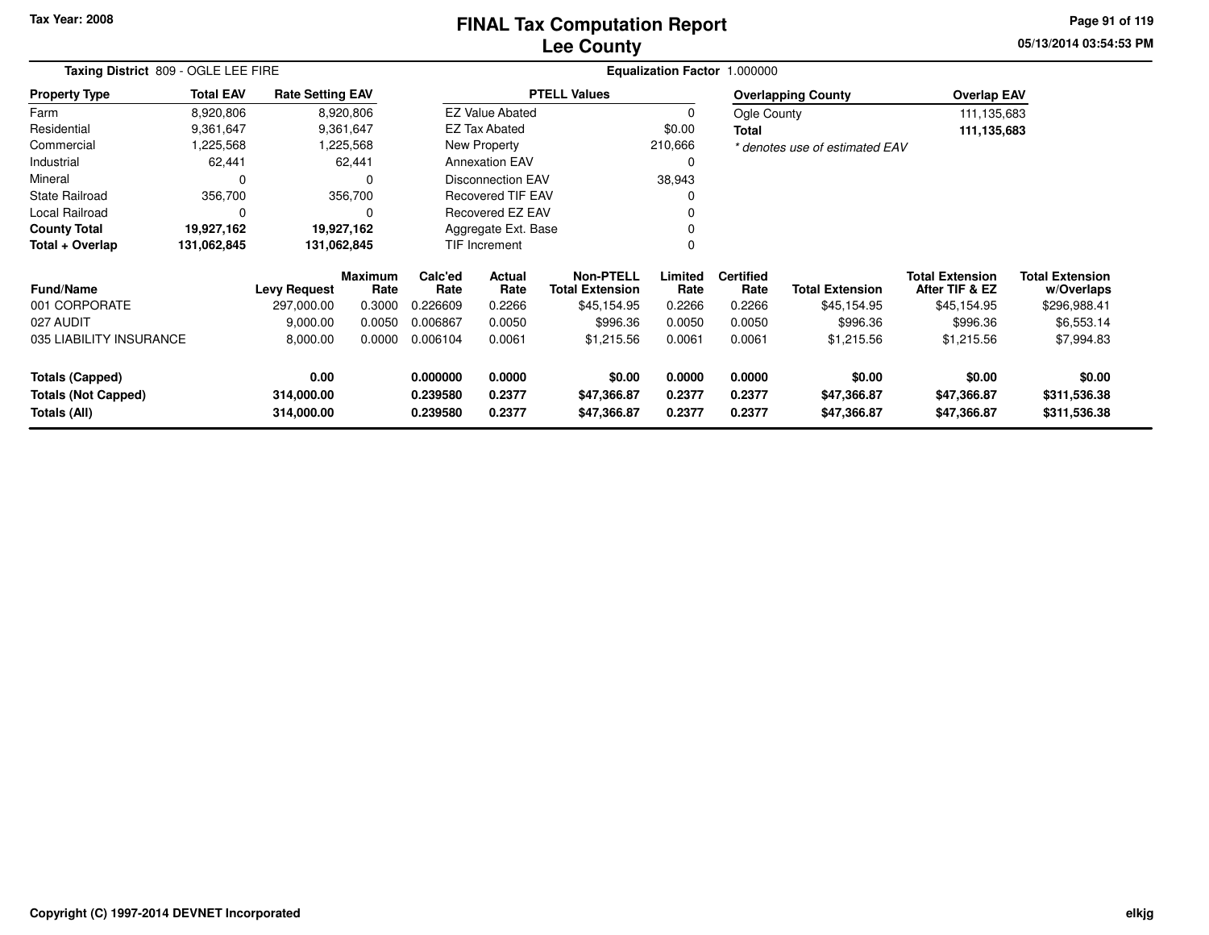Tax Year: 2008

# FINAL Tax Computation Report
## Lee County

05/13/2014 03:54:53 PM

**Taxing District** 809 - OGLE LEE FIRE

**Equalization Factor** 1.000000

| Property Type | Total EAV | Rate Setting EAV |
|---|---|---|
| Farm | 8,920,806 | 8,920,806 |
| Residential | 9,361,647 | 9,361,647 |
| Commercial | 1,225,568 | 1,225,568 |
| Industrial | 62,441 | 62,441 |
| Mineral | 0 | 0 |
| State Railroad | 356,700 | 356,700 |
| Local Railroad | 0 | 0 |
| **County Total** | **19,927,162** | **19,927,162** |
| **Total + Overlap** | **131,062,845** | **131,062,845** |

| PTELL Values | |
|---|---|
| EZ Value Abated | 0 |
| EZ Tax Abated | $0.00 |
| New Property | 210,666 |
| Annexation EAV | 0 |
| Disconnection EAV | 38,943 |
| Recovered TIF EAV | 0 |
| Recovered EZ EAV | 0 |
| Aggregate Ext. Base | 0 |
| TIF Increment | 0 |

| Overlapping County | Overlap EAV |
|---|---|
| Ogle County | 111,135,683 |
| **Total** | **111,135,683** |

*\* denotes use of estimated EAV*

| Fund/Name | Levy Request | Maximum Rate | Calc'ed Rate | Actual Rate | Non-PTELL Total Extension | Limited Rate | Certified Rate | Total Extension | Total Extension After TIF & EZ | Total Extension w/Overlaps |
|---|---|---|---|---|---|---|---|---|---|---|
| 001 CORPORATE | 297,000.00 | 0.3000 | 0.226609 | 0.2266 | $45,154.95 | 0.2266 | 0.2266 | $45,154.95 | $45,154.95 | $296,988.41 |
| 027 AUDIT | 9,000.00 | 0.0050 | 0.006867 | 0.0050 | $996.36 | 0.0050 | 0.0050 | $996.36 | $996.36 | $6,553.14 |
| 035 LIABILITY INSURANCE | 8,000.00 | 0.0000 | 0.006104 | 0.0061 | $1,215.56 | 0.0061 | 0.0061 | $1,215.56 | $1,215.56 | $7,994.83 |
| **Totals (Capped)** | **0.00** | | **0.000000** | **0.0000** | **$0.00** | **0.0000** | **0.0000** | **$0.00** | **$0.00** | **$0.00** |
| **Totals (Not Capped)** | **314,000.00** | | **0.239580** | **0.2377** | **$47,366.87** | **0.2377** | **0.2377** | **$47,366.87** | **$47,366.87** | **$311,536.38** |
| **Totals (All)** | **314,000.00** | | **0.239580** | **0.2377** | **$47,366.87** | **0.2377** | **0.2377** | **$47,366.87** | **$47,366.87** | **$311,536.38** |

Copyright (C) 1997-2014 DEVNET Incorporated

elkjg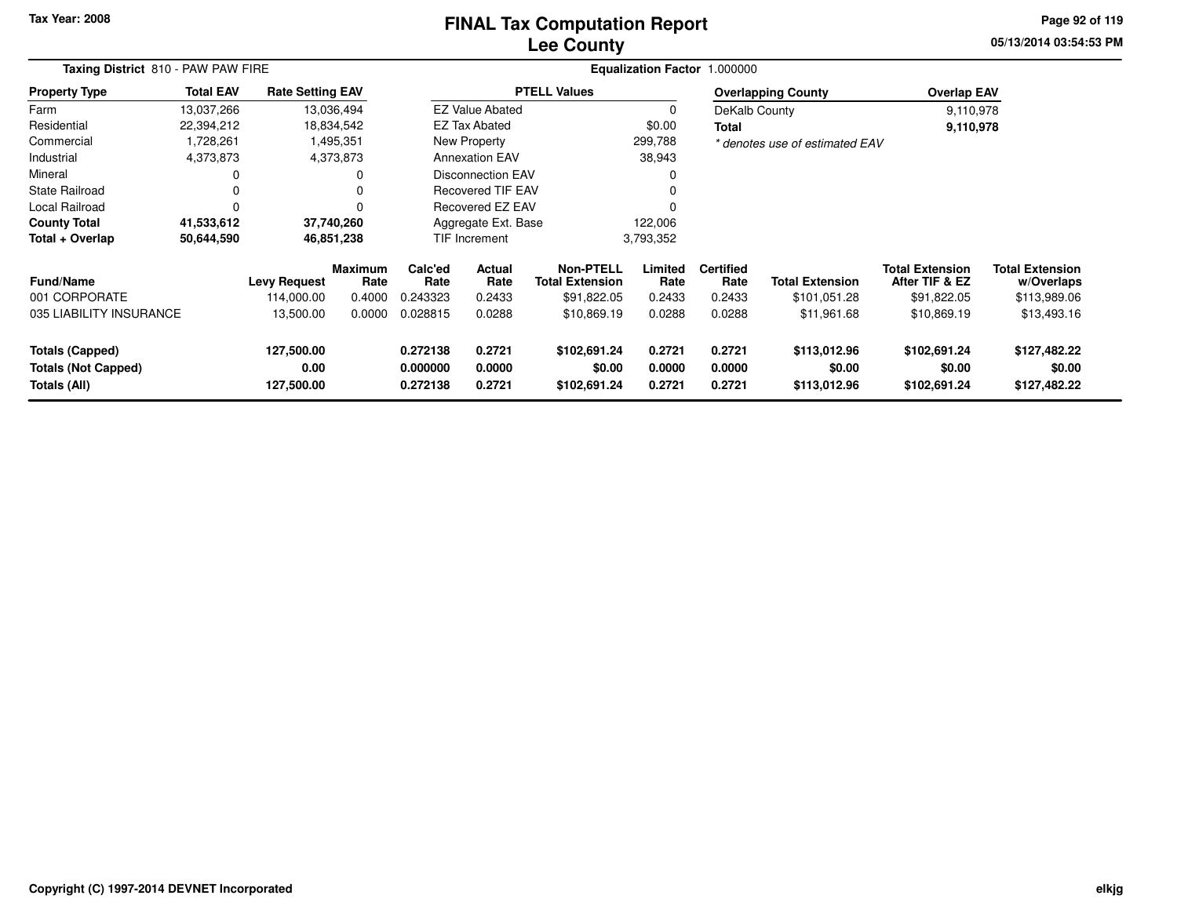Tax Year: 2008

# FINAL Tax Computation Report
## Lee County

05/13/2014 03:54:53 PM

**Taxing District** 810 - PAW PAW FIRE

**Equalization Factor** 1.000000

| Property Type | Total EAV | Rate Setting EAV |
|---|---|---|
| Farm | 13,037,266 | 13,036,494 |
| Residential | 22,394,212 | 18,834,542 |
| Commercial | 1,728,261 | 1,495,351 |
| Industrial | 4,373,873 | 4,373,873 |
| Mineral | 0 | 0 |
| State Railroad | 0 | 0 |
| Local Railroad | 0 | 0 |
| **County Total** | **41,533,612** | **37,740,260** |
| **Total + Overlap** | **50,644,590** | **46,851,238** |

| PTELL Values | |
|---|---|
| EZ Value Abated | 0 |
| EZ Tax Abated | $0.00 |
| New Property | 299,788 |
| Annexation EAV | 38,943 |
| Disconnection EAV | 0 |
| Recovered TIF EAV | 0 |
| Recovered EZ EAV | 0 |
| Aggregate Ext. Base | 122,006 |
| TIF Increment | 3,793,352 |

| Overlapping County | Overlap EAV |
|---|---|
| DeKalb County | 9,110,978 |
| **Total** | **9,110,978** |

*\* denotes use of estimated EAV*

| Fund/Name | Levy Request | Maximum Rate | Calc'ed Rate | Actual Rate | Non-PTELL Total Extension | Limited Rate | Certified Rate | Total Extension | Total Extension After TIF & EZ | Total Extension w/Overlaps |
|---|---|---|---|---|---|---|---|---|---|---|
| 001 CORPORATE | 114,000.00 | 0.4000 | 0.243323 | 0.2433 | $91,822.05 | 0.2433 | 0.2433 | $101,051.28 | $91,822.05 | $113,989.06 |
| 035 LIABILITY INSURANCE | 13,500.00 | 0.0000 | 0.028815 | 0.0288 | $10,869.19 | 0.0288 | 0.0288 | $11,961.68 | $10,869.19 | $13,493.16 |
| **Totals (Capped)** | **127,500.00** | | **0.272138** | **0.2721** | **$102,691.24** | **0.2721** | **0.2721** | **$113,012.96** | **$102,691.24** | **$127,482.22** |
| **Totals (Not Capped)** | **0.00** | | **0.000000** | **0.0000** | **$0.00** | **0.0000** | **0.0000** | **$0.00** | **$0.00** | **$0.00** |
| **Totals (All)** | **127,500.00** | | **0.272138** | **0.2721** | **$102,691.24** | **0.2721** | **0.2721** | **$113,012.96** | **$102,691.24** | **$127,482.22** |

Copyright (C) 1997-2014 DEVNET Incorporated

elkjg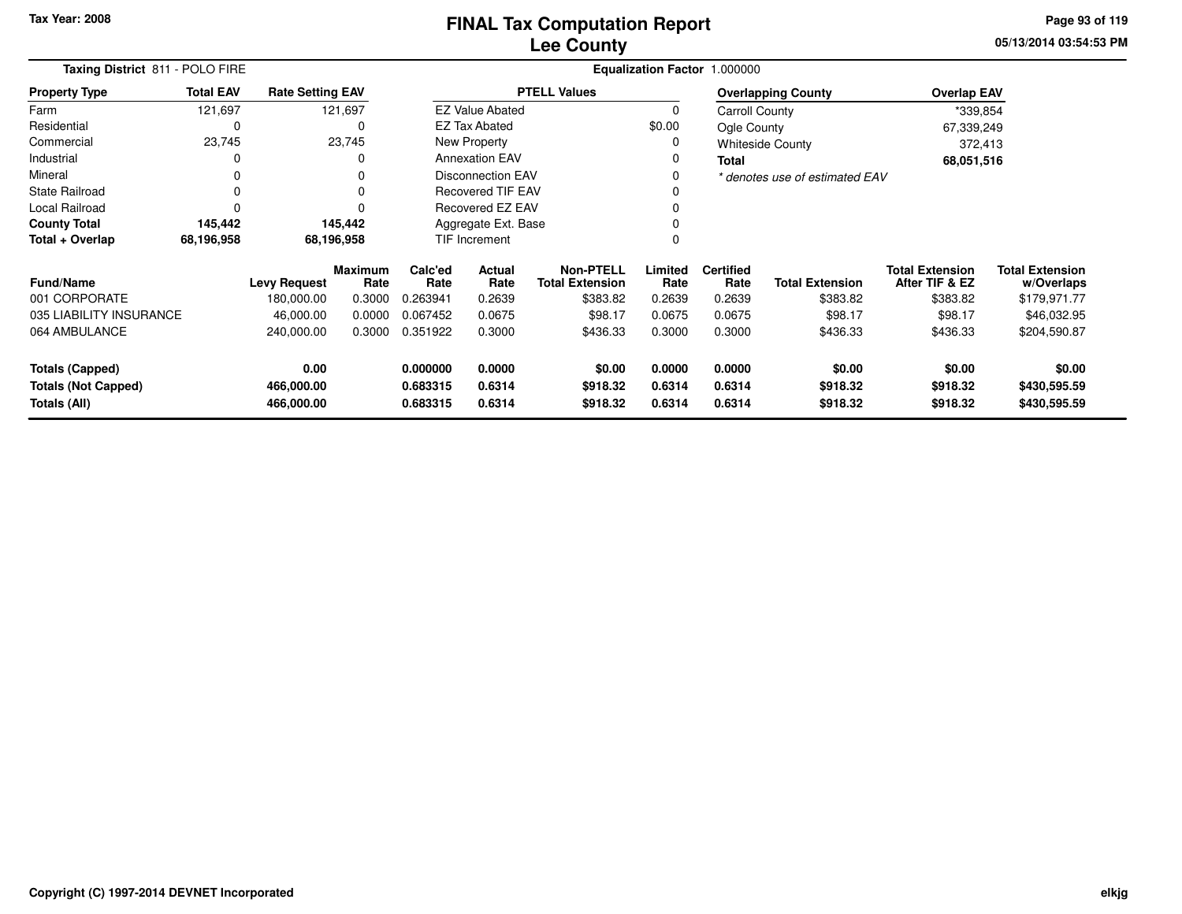Tax Year: 2008

# FINAL Tax Computation Report
# Lee County

05/13/2014 03:54:53 PM

**Taxing District** 811 - POLO FIRE

**Equalization Factor** 1.000000

| Property Type | Total EAV | Rate Setting EAV |
|---|---|---|
| Farm | 121,697 | 121,697 |
| Residential | 0 | 0 |
| Commercial | 23,745 | 23,745 |
| Industrial | 0 | 0 |
| Mineral | 0 | 0 |
| State Railroad | 0 | 0 |
| Local Railroad | 0 | 0 |
| **County Total** | **145,442** | **145,442** |
| **Total + Overlap** | **68,196,958** | **68,196,958** |

| PTELL Values | |
|---|---|
| EZ Value Abated | 0 |
| EZ Tax Abated | $0.00 |
| New Property | 0 |
| Annexation EAV | 0 |
| Disconnection EAV | 0 |
| Recovered TIF EAV | 0 |
| Recovered EZ EAV | 0 |
| Aggregate Ext. Base | 0 |
| TIF Increment | 0 |

| Overlapping County | Overlap EAV |
|---|---|
| Carroll County | *339,854 |
| Ogle County | 67,339,249 |
| Whiteside County | 372,413 |
| **Total** | **68,051,516** |

*\* denotes use of estimated EAV*

| Fund/Name | Levy Request | Maximum Rate | Calc'ed Rate | Actual Rate | Non-PTELL Total Extension | Limited Rate | Certified Rate | Total Extension | Total Extension After TIF & EZ | Total Extension w/Overlaps |
|---|---|---|---|---|---|---|---|---|---|---|
| 001 CORPORATE | 180,000.00 | 0.3000 | 0.263941 | 0.2639 | $383.82 | 0.2639 | 0.2639 | $383.82 | $383.82 | $179,971.77 |
| 035 LIABILITY INSURANCE | 46,000.00 | 0.0000 | 0.067452 | 0.0675 | $98.17 | 0.0675 | 0.0675 | $98.17 | $98.17 | $46,032.95 |
| 064 AMBULANCE | 240,000.00 | 0.3000 | 0.351922 | 0.3000 | $436.33 | 0.3000 | 0.3000 | $436.33 | $436.33 | $204,590.87 |
| **Totals (Capped)** | **0.00** | | **0.000000** | **0.0000** | **$0.00** | **0.0000** | **0.0000** | **$0.00** | **$0.00** | **$0.00** |
| **Totals (Not Capped)** | **466,000.00** | | **0.683315** | **0.6314** | **$918.32** | **0.6314** | **0.6314** | **$918.32** | **$918.32** | **$430,595.59** |
| **Totals (All)** | **466,000.00** | | **0.683315** | **0.6314** | **$918.32** | **0.6314** | **0.6314** | **$918.32** | **$918.32** | **$430,595.59** |

Copyright (C) 1997-2014 DEVNET Incorporated

elkjg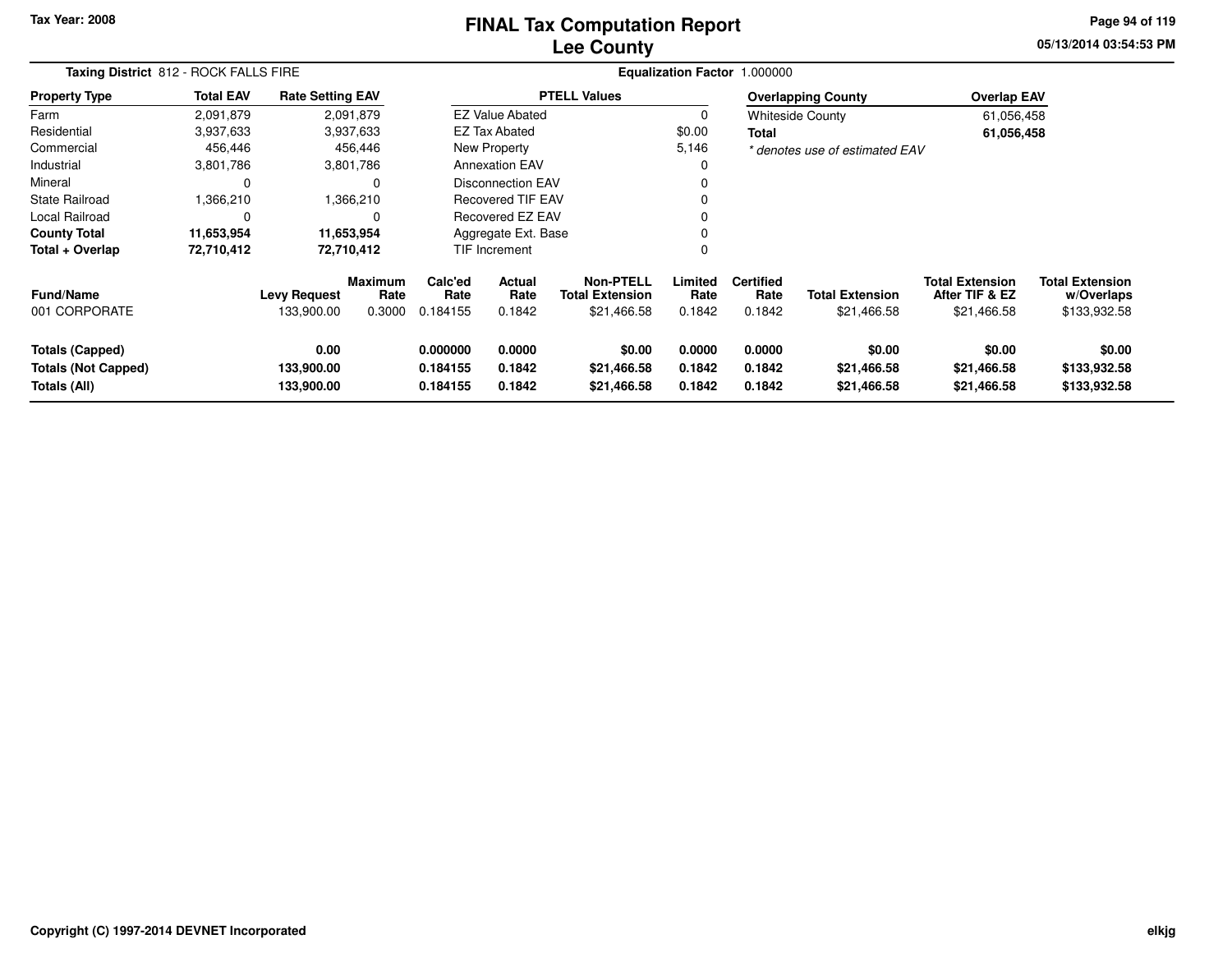**Tax Year: 2008**

# FINAL Tax Computation Report
# Lee County

05/13/2014 03:54:53 PM

**Taxing District** 812 - ROCK FALLS FIRE

**Equalization Factor** 1.000000

| Property Type | Total EAV | Rate Setting EAV |
|---|---|---|
| Farm | 2,091,879 | 2,091,879 |
| Residential | 3,937,633 | 3,937,633 |
| Commercial | 456,446 | 456,446 |
| Industrial | 3,801,786 | 3,801,786 |
| Mineral | 0 | 0 |
| State Railroad | 1,366,210 | 1,366,210 |
| Local Railroad | 0 | 0 |
| **County Total** | **11,653,954** | **11,653,954** |
| **Total + Overlap** | **72,710,412** | **72,710,412** |

| PTELL Values | |
|---|---|
| EZ Value Abated | 0 |
| EZ Tax Abated | $0.00 |
| New Property | 5,146 |
| Annexation EAV | 0 |
| Disconnection EAV | 0 |
| Recovered TIF EAV | 0 |
| Recovered EZ EAV | 0 |
| Aggregate Ext. Base | 0 |
| TIF Increment | 0 |

| Overlapping County | Overlap EAV |
|---|---|
| Whiteside County | 61,056,458 |
| **Total** | **61,056,458** |

*\* denotes use of estimated EAV*

| Fund/Name | Levy Request | Maximum Rate | Calc'ed Rate | Actual Rate | Non-PTELL Total Extension | Limited Rate | Certified Rate | Total Extension | Total Extension After TIF & EZ | Total Extension w/Overlaps |
|---|---|---|---|---|---|---|---|---|---|---|
| 001 CORPORATE | 133,900.00 | 0.3000 | 0.184155 | 0.1842 | $21,466.58 | 0.1842 | 0.1842 | $21,466.58 | $21,466.58 | $133,932.58 |
| **Totals (Capped)** | **0.00** | | **0.000000** | **0.0000** | **$0.00** | **0.0000** | **0.0000** | **$0.00** | **$0.00** | **$0.00** |
| **Totals (Not Capped)** | **133,900.00** | | **0.184155** | **0.1842** | **$21,466.58** | **0.1842** | **0.1842** | **$21,466.58** | **$21,466.58** | **$133,932.58** |
| **Totals (All)** | **133,900.00** | | **0.184155** | **0.1842** | **$21,466.58** | **0.1842** | **0.1842** | **$21,466.58** | **$21,466.58** | **$133,932.58** |

**Copyright (C) 1997-2014 DEVNET Incorporated**

elkjg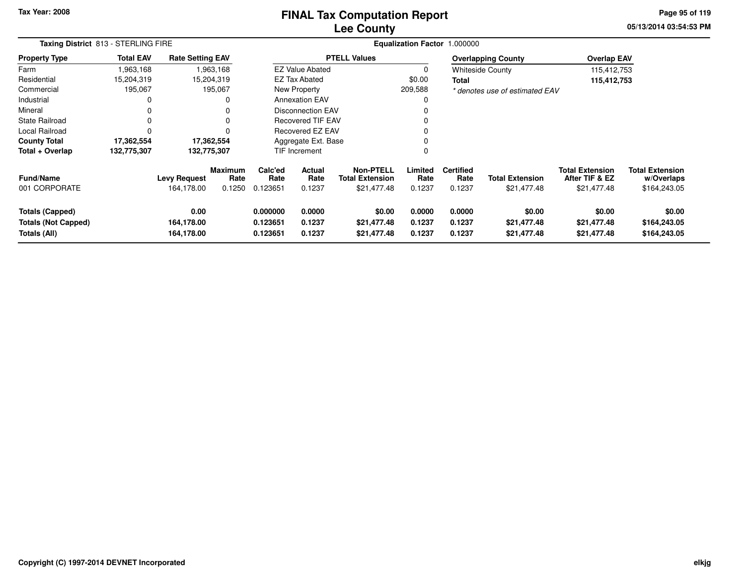# FINAL Tax Computation Report
## Lee County

Tax Year: 2008

05/13/2014 03:54:53 PM

**Taxing District** 813 - STERLING FIRE

**Equalization Factor** 1.000000

| Property Type | Total EAV | Rate Setting EAV |
|---|---|---|
| Farm | 1,963,168 | 1,963,168 |
| Residential | 15,204,319 | 15,204,319 |
| Commercial | 195,067 | 195,067 |
| Industrial | 0 | 0 |
| Mineral | 0 | 0 |
| State Railroad | 0 | 0 |
| Local Railroad | 0 | 0 |
| **County Total** | **17,362,554** | **17,362,554** |
| **Total + Overlap** | **132,775,307** | **132,775,307** |

| PTELL Values | |
|---|---|
| EZ Value Abated | 0 |
| EZ Tax Abated | $0.00 |
| New Property | 209,588 |
| Annexation EAV | 0 |
| Disconnection EAV | 0 |
| Recovered TIF EAV | 0 |
| Recovered EZ EAV | 0 |
| Aggregate Ext. Base | 0 |
| TIF Increment | 0 |

| Overlapping County | Overlap EAV |
|---|---|
| Whiteside County | 115,412,753 |
| **Total** | **115,412,753** |

*\* denotes use of estimated EAV*

| Fund/Name | Levy Request | Maximum Rate | Calc'ed Rate | Actual Rate | Non-PTELL Total Extension | Limited Rate | Certified Rate | Total Extension | Total Extension After TIF & EZ | Total Extension w/Overlaps |
|---|---|---|---|---|---|---|---|---|---|---|
| 001 CORPORATE | 164,178.00 | 0.1250 | 0.123651 | 0.1237 | $21,477.48 | 0.1237 | 0.1237 | $21,477.48 | $21,477.48 | $164,243.05 |
| **Totals (Capped)** | **0.00** | | **0.000000** | **0.0000** | **$0.00** | **0.0000** | **0.0000** | **$0.00** | **$0.00** | **$0.00** |
| **Totals (Not Capped)** | **164,178.00** | | **0.123651** | **0.1237** | **$21,477.48** | **0.1237** | **0.1237** | **$21,477.48** | **$21,477.48** | **$164,243.05** |
| **Totals (All)** | **164,178.00** | | **0.123651** | **0.1237** | **$21,477.48** | **0.1237** | **0.1237** | **$21,477.48** | **$21,477.48** | **$164,243.05** |

Copyright (C) 1997-2014 DEVNET Incorporated

elkjg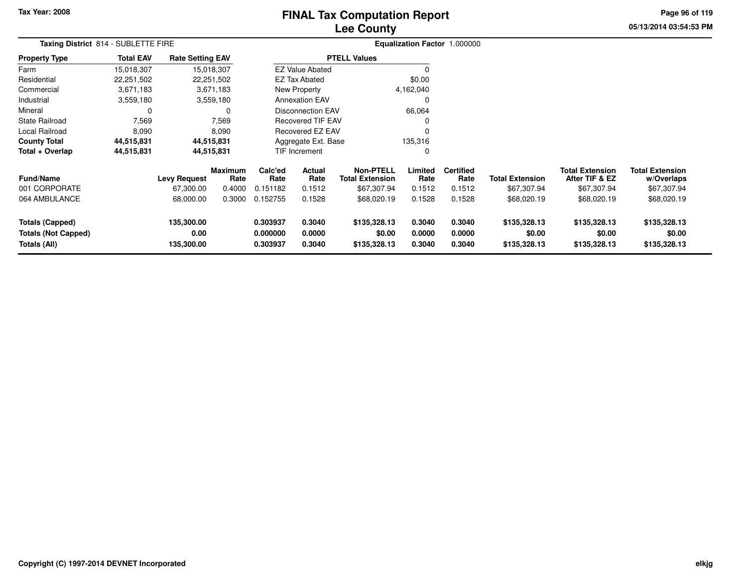# FINAL Tax Computation Report
## Lee County

Tax Year: 2008

05/13/2014 03:54:53 PM

**Taxing District** 814 - SUBLETTE FIRE

**Equalization Factor** 1.000000

| Property Type | Total EAV | Rate Setting EAV |
|---|---|---|
| Farm | 15,018,307 | 15,018,307 |
| Residential | 22,251,502 | 22,251,502 |
| Commercial | 3,671,183 | 3,671,183 |
| Industrial | 3,559,180 | 3,559,180 |
| Mineral | 0 | 0 |
| State Railroad | 7,569 | 7,569 |
| Local Railroad | 8,090 | 8,090 |
| **County Total** | **44,515,831** | **44,515,831** |
| **Total + Overlap** | **44,515,831** | **44,515,831** |

| PTELL Values | |
|---|---|
| EZ Value Abated | 0 |
| EZ Tax Abated | $0.00 |
| New Property | 4,162,040 |
| Annexation EAV | 0 |
| Disconnection EAV | 66,064 |
| Recovered TIF EAV | 0 |
| Recovered EZ EAV | 0 |
| Aggregate Ext. Base | 135,316 |
| TIF Increment | 0 |

| Fund/Name | Levy Request | Maximum Rate | Calc'ed Rate | Actual Rate | Non-PTELL Total Extension | Limited Rate | Certified Rate | Total Extension | Total Extension After TIF & EZ | Total Extension w/Overlaps |
|---|---|---|---|---|---|---|---|---|---|---|
| 001 CORPORATE | 67,300.00 | 0.4000 | 0.151182 | 0.1512 | $67,307.94 | 0.1512 | 0.1512 | $67,307.94 | $67,307.94 | $67,307.94 |
| 064 AMBULANCE | 68,000.00 | 0.3000 | 0.152755 | 0.1528 | $68,020.19 | 0.1528 | 0.1528 | $68,020.19 | $68,020.19 | $68,020.19 |
| **Totals (Capped)** | **135,300.00** | | **0.303937** | **0.3040** | **$135,328.13** | **0.3040** | **0.3040** | **$135,328.13** | **$135,328.13** | **$135,328.13** |
| **Totals (Not Capped)** | **0.00** | | **0.000000** | **0.0000** | **$0.00** | **0.0000** | **0.0000** | **$0.00** | **$0.00** | **$0.00** |
| **Totals (All)** | **135,300.00** | | **0.303937** | **0.3040** | **$135,328.13** | **0.3040** | **0.3040** | **$135,328.13** | **$135,328.13** | **$135,328.13** |

Copyright (C) 1997-2014 DEVNET Incorporated

elkjg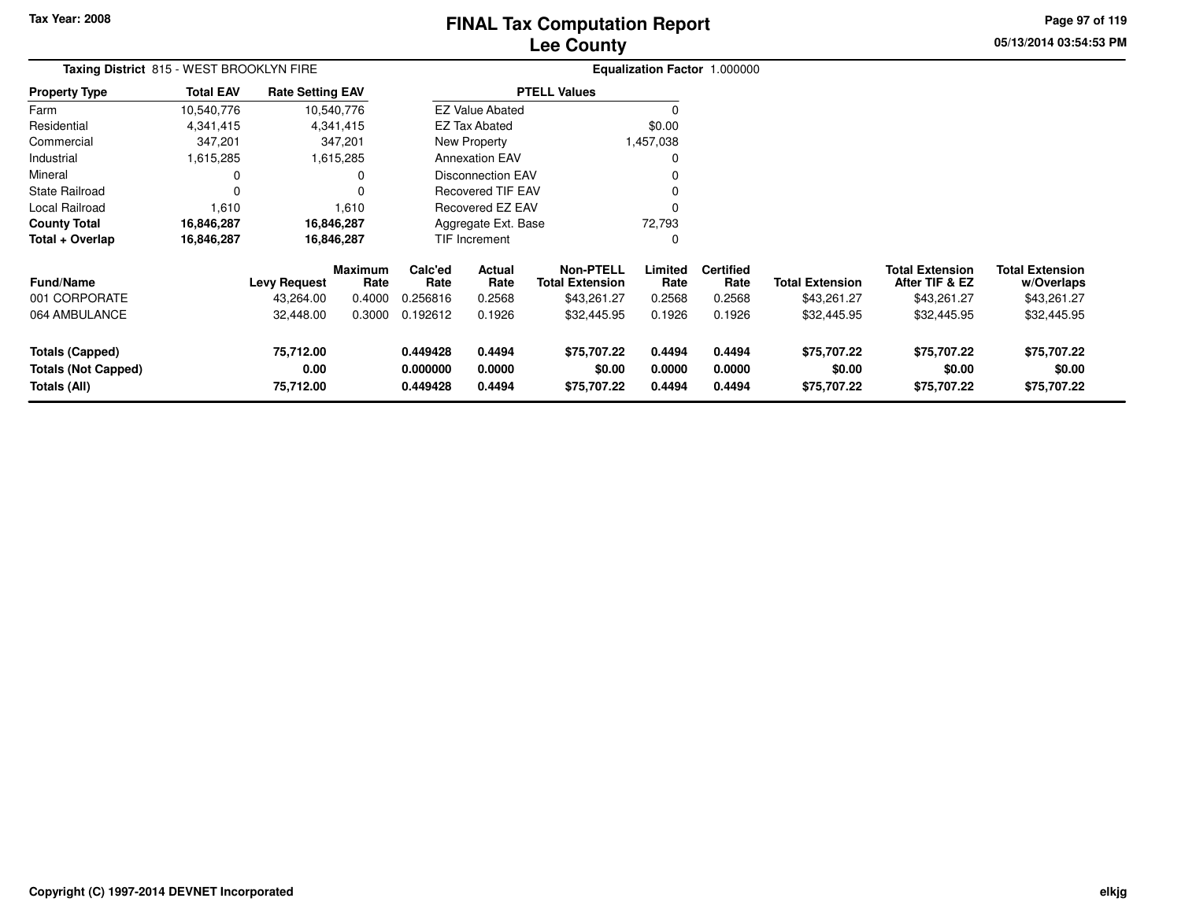Tax Year: 2008

# FINAL Tax Computation Report
## Lee County

05/13/2014 03:54:53 PM

**Taxing District** 815 - WEST BROOKLYN FIRE

**Equalization Factor** 1.000000

| Property Type | Total EAV | Rate Setting EAV |
|---|---|---|
| Farm | 10,540,776 | 10,540,776 |
| Residential | 4,341,415 | 4,341,415 |
| Commercial | 347,201 | 347,201 |
| Industrial | 1,615,285 | 1,615,285 |
| Mineral | 0 | 0 |
| State Railroad | 0 | 0 |
| Local Railroad | 1,610 | 1,610 |
| **County Total** | **16,846,287** | **16,846,287** |
| **Total + Overlap** | **16,846,287** | **16,846,287** |

| PTELL Values | |
|---|---|
| EZ Value Abated | 0 |
| EZ Tax Abated | $0.00 |
| New Property | 1,457,038 |
| Annexation EAV | 0 |
| Disconnection EAV | 0 |
| Recovered TIF EAV | 0 |
| Recovered EZ EAV | 0 |
| Aggregate Ext. Base | 72,793 |
| TIF Increment | 0 |

| Fund/Name | Levy Request | Maximum Rate | Calc'ed Rate | Actual Rate | Non-PTELL Total Extension | Limited Rate | Certified Rate | Total Extension | Total Extension After TIF & EZ | Total Extension w/Overlaps |
|---|---|---|---|---|---|---|---|---|---|---|
| 001 CORPORATE | 43,264.00 | 0.4000 | 0.256816 | 0.2568 | $43,261.27 | 0.2568 | 0.2568 | $43,261.27 | $43,261.27 | $43,261.27 |
| 064 AMBULANCE | 32,448.00 | 0.3000 | 0.192612 | 0.1926 | $32,445.95 | 0.1926 | 0.1926 | $32,445.95 | $32,445.95 | $32,445.95 |
| **Totals (Capped)** | **75,712.00** | | **0.449428** | **0.4494** | **$75,707.22** | **0.4494** | **0.4494** | **$75,707.22** | **$75,707.22** | **$75,707.22** |
| **Totals (Not Capped)** | **0.00** | | **0.000000** | **0.0000** | **$0.00** | **0.0000** | **0.0000** | **$0.00** | **$0.00** | **$0.00** |
| **Totals (All)** | **75,712.00** | | **0.449428** | **0.4494** | **$75,707.22** | **0.4494** | **0.4494** | **$75,707.22** | **$75,707.22** | **$75,707.22** |

Copyright (C) 1997-2014 DEVNET Incorporated

elkjg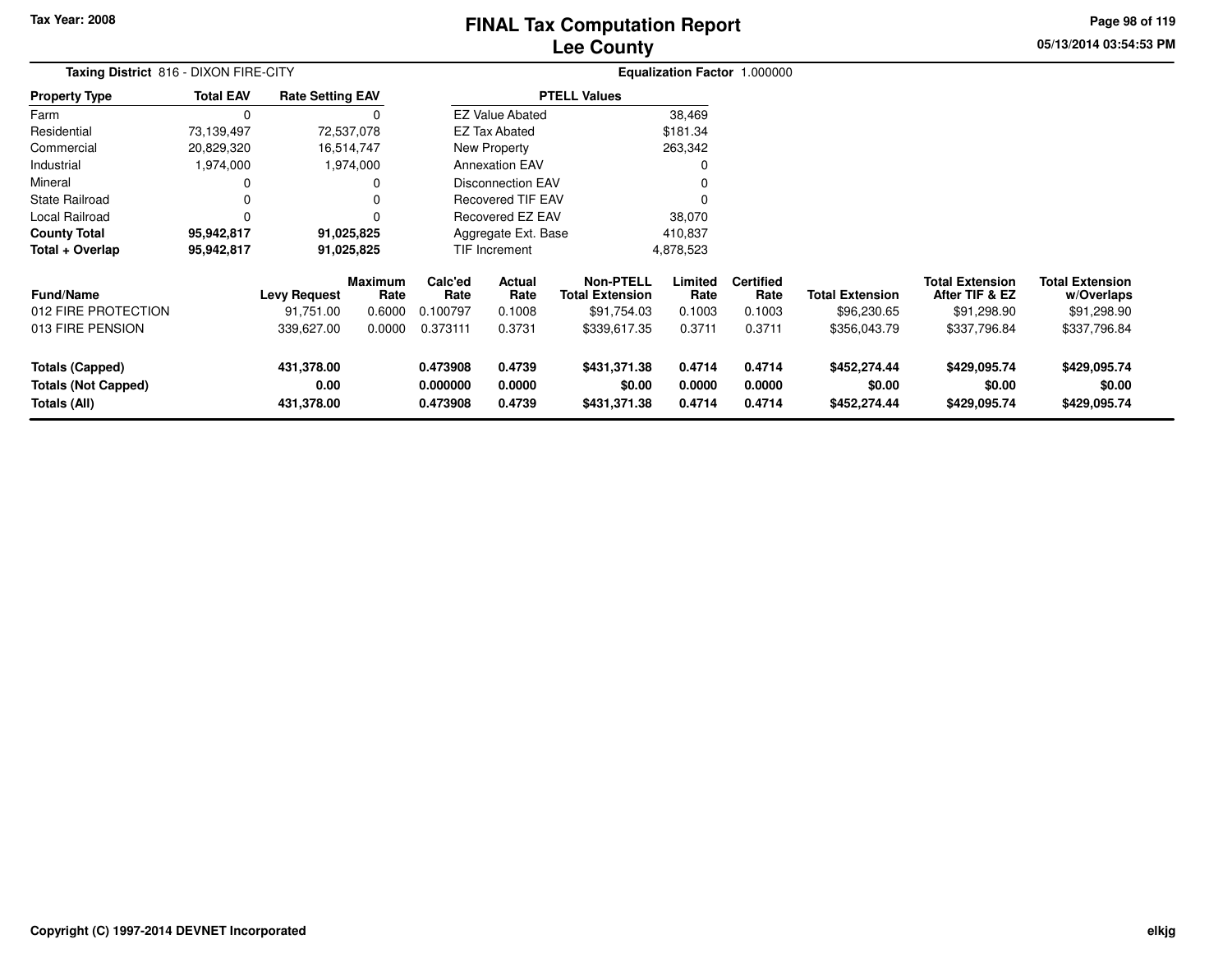Tax Year: 2008

# FINAL Tax Computation Report
## Lee County

05/13/2014 03:54:53 PM

**Taxing District** 816 - DIXON FIRE-CITY

**Equalization Factor** 1.000000

| Property Type | Total EAV | Rate Setting EAV |
|---|---|---|
| Farm | 0 | 0 |
| Residential | 73,139,497 | 72,537,078 |
| Commercial | 20,829,320 | 16,514,747 |
| Industrial | 1,974,000 | 1,974,000 |
| Mineral | 0 | 0 |
| State Railroad | 0 | 0 |
| Local Railroad | 0 | 0 |
| **County Total** | **95,942,817** | **91,025,825** |
| **Total + Overlap** | **95,942,817** | **91,025,825** |

| PTELL Values | |
|---|---|
| EZ Value Abated | 38,469 |
| EZ Tax Abated | $181.34 |
| New Property | 263,342 |
| Annexation EAV | 0 |
| Disconnection EAV | 0 |
| Recovered TIF EAV | 0 |
| Recovered EZ EAV | 38,070 |
| Aggregate Ext. Base | 410,837 |
| TIF Increment | 4,878,523 |

| Fund/Name | Levy Request | Maximum Rate | Calc'ed Rate | Actual Rate | Non-PTELL Total Extension | Limited Rate | Certified Rate | Total Extension | Total Extension After TIF & EZ | Total Extension w/Overlaps |
|---|---|---|---|---|---|---|---|---|---|---|
| 012 FIRE PROTECTION | 91,751.00 | 0.6000 | 0.100797 | 0.1008 | $91,754.03 | 0.1003 | 0.1003 | $96,230.65 | $91,298.90 | $91,298.90 |
| 013 FIRE PENSION | 339,627.00 | 0.0000 | 0.373111 | 0.3731 | $339,617.35 | 0.3711 | 0.3711 | $356,043.79 | $337,796.84 | $337,796.84 |
| **Totals (Capped)** | **431,378.00** | | **0.473908** | **0.4739** | **$431,371.38** | **0.4714** | **0.4714** | **$452,274.44** | **$429,095.74** | **$429,095.74** |
| **Totals (Not Capped)** | **0.00** | | **0.000000** | **0.0000** | **$0.00** | **0.0000** | **0.0000** | **$0.00** | **$0.00** | **$0.00** |
| **Totals (All)** | **431,378.00** | | **0.473908** | **0.4739** | **$431,371.38** | **0.4714** | **0.4714** | **$452,274.44** | **$429,095.74** | **$429,095.74** |

Copyright (C) 1997-2014 DEVNET Incorporated

elkjg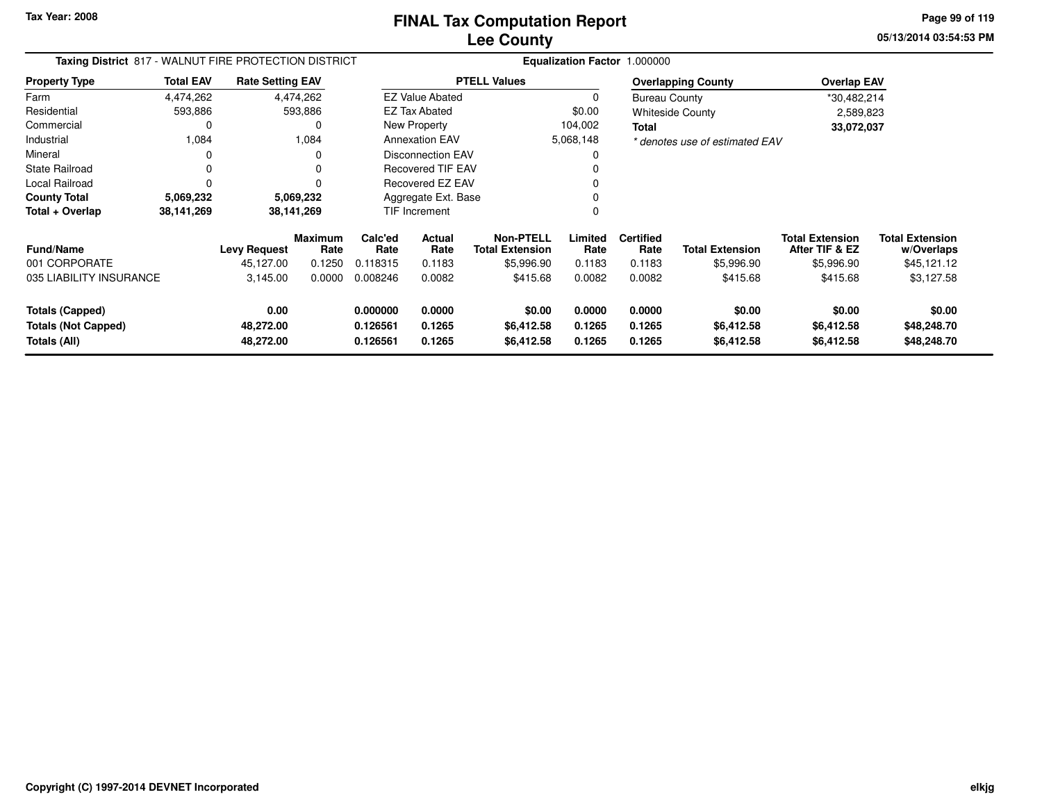# FINAL Tax Computation Report
## Lee County

Tax Year: 2008

**Taxing District** 817 - WALNUT FIRE PROTECTION DISTRICT

**Equalization Factor** 1.000000

| Property Type | Total EAV | Rate Setting EAV |
|---|---|---|
| Farm | 4,474,262 | 4,474,262 |
| Residential | 593,886 | 593,886 |
| Commercial | 0 | 0 |
| Industrial | 1,084 | 1,084 |
| Mineral | 0 | 0 |
| State Railroad | 0 | 0 |
| Local Railroad | 0 | 0 |
| **County Total** | **5,069,232** | **5,069,232** |
| **Total + Overlap** | **38,141,269** | **38,141,269** |

| PTELL Values | |
|---|---|
| EZ Value Abated | 0 |
| EZ Tax Abated | $0.00 |
| New Property | 104,002 |
| Annexation EAV | 5,068,148 |
| Disconnection EAV | 0 |
| Recovered TIF EAV | 0 |
| Recovered EZ EAV | 0 |
| Aggregate Ext. Base | 0 |
| TIF Increment | 0 |

| Overlapping County | Overlap EAV |
|---|---|
| Bureau County | *30,482,214 |
| Whiteside County | 2,589,823 |
| **Total** | **33,072,037** |

*\* denotes use of estimated EAV*

| Fund/Name | Levy Request | Maximum Rate | Calc'ed Rate | Actual Rate | Non-PTELL Total Extension | Limited Rate | Certified Rate | Total Extension | Total Extension After TIF & EZ | Total Extension w/Overlaps |
|---|---|---|---|---|---|---|---|---|---|---|
| 001 CORPORATE | 45,127.00 | 0.1250 | 0.118315 | 0.1183 | $5,996.90 | 0.1183 | 0.1183 | $5,996.90 | $5,996.90 | $45,121.12 |
| 035 LIABILITY INSURANCE | 3,145.00 | 0.0000 | 0.008246 | 0.0082 | $415.68 | 0.0082 | 0.0082 | $415.68 | $415.68 | $3,127.58 |
| **Totals (Capped)** | **0.00** | | **0.000000** | **0.0000** | **$0.00** | **0.0000** | **0.0000** | **$0.00** | **$0.00** | **$0.00** |
| **Totals (Not Capped)** | **48,272.00** | | **0.126561** | **0.1265** | **$6,412.58** | **0.1265** | **0.1265** | **$6,412.58** | **$6,412.58** | **$48,248.70** |
| **Totals (All)** | **48,272.00** | | **0.126561** | **0.1265** | **$6,412.58** | **0.1265** | **0.1265** | **$6,412.58** | **$6,412.58** | **$48,248.70** |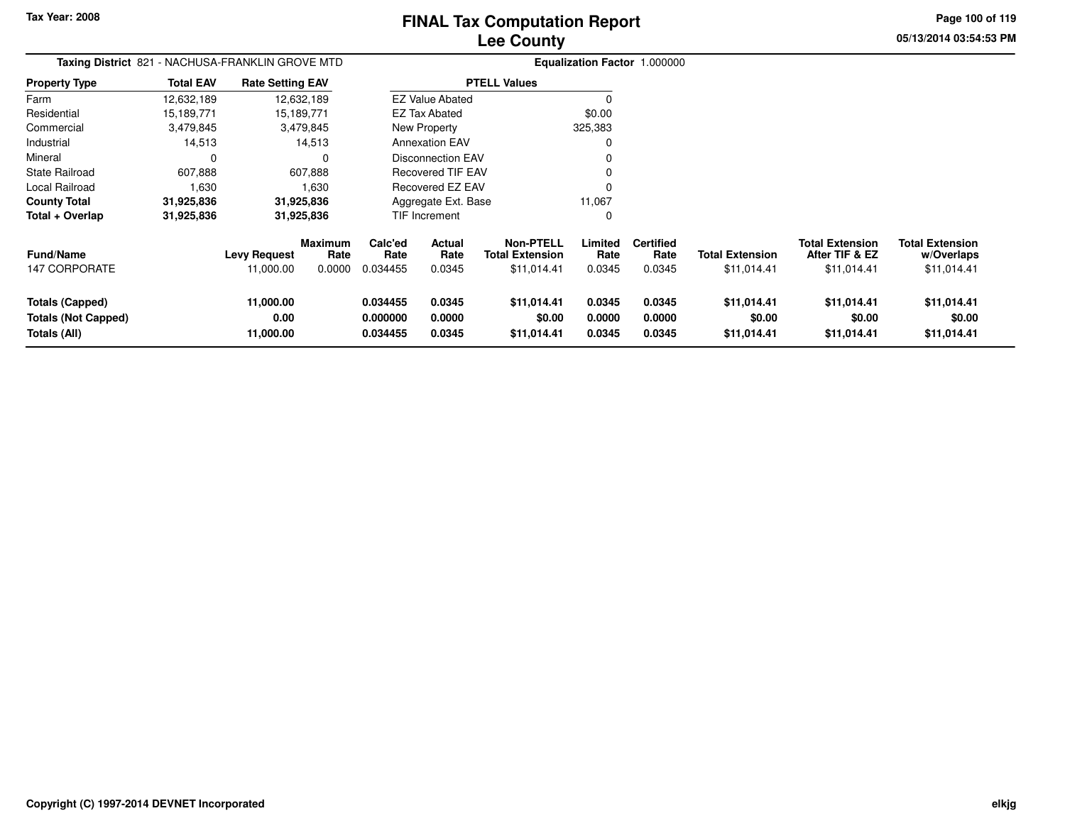Tax Year: 2008

# FINAL Tax Computation Report
## Lee County

05/13/2014 03:54:53 PM

**Taxing District** 821 - NACHUSA-FRANKLIN GROVE MTD

**Equalization Factor** 1.000000

| Property Type | Total EAV | Rate Setting EAV |
|---|---|---|
| Farm | 12,632,189 | 12,632,189 |
| Residential | 15,189,771 | 15,189,771 |
| Commercial | 3,479,845 | 3,479,845 |
| Industrial | 14,513 | 14,513 |
| Mineral | 0 | 0 |
| State Railroad | 607,888 | 607,888 |
| Local Railroad | 1,630 | 1,630 |
| **County Total** | **31,925,836** | **31,925,836** |
| **Total + Overlap** | **31,925,836** | **31,925,836** |

| PTELL Values | |
|---|---|
| EZ Value Abated | 0 |
| EZ Tax Abated | $0.00 |
| New Property | 325,383 |
| Annexation EAV | 0 |
| Disconnection EAV | 0 |
| Recovered TIF EAV | 0 |
| Recovered EZ EAV | 0 |
| Aggregate Ext. Base | 11,067 |
| TIF Increment | 0 |

| Fund/Name | Levy Request | Maximum Rate | Calc'ed Rate | Actual Rate | Non-PTELL Total Extension | Limited Rate | Certified Rate | Total Extension | Total Extension After TIF & EZ | Total Extension w/Overlaps |
|---|---|---|---|---|---|---|---|---|---|---|
| 147 CORPORATE | 11,000.00 | 0.0000 | 0.034455 | 0.0345 | $11,014.41 | 0.0345 | 0.0345 | $11,014.41 | $11,014.41 | $11,014.41 |
| **Totals (Capped)** | **11,000.00** | | **0.034455** | **0.0345** | **$11,014.41** | **0.0345** | **0.0345** | **$11,014.41** | **$11,014.41** | **$11,014.41** |
| **Totals (Not Capped)** | **0.00** | | **0.000000** | **0.0000** | **$0.00** | **0.0000** | **0.0000** | **$0.00** | **$0.00** | **$0.00** |
| **Totals (All)** | **11,000.00** | | **0.034455** | **0.0345** | **$11,014.41** | **0.0345** | **0.0345** | **$11,014.41** | **$11,014.41** | **$11,014.41** |

Copyright (C) 1997-2014 DEVNET Incorporated

elkjg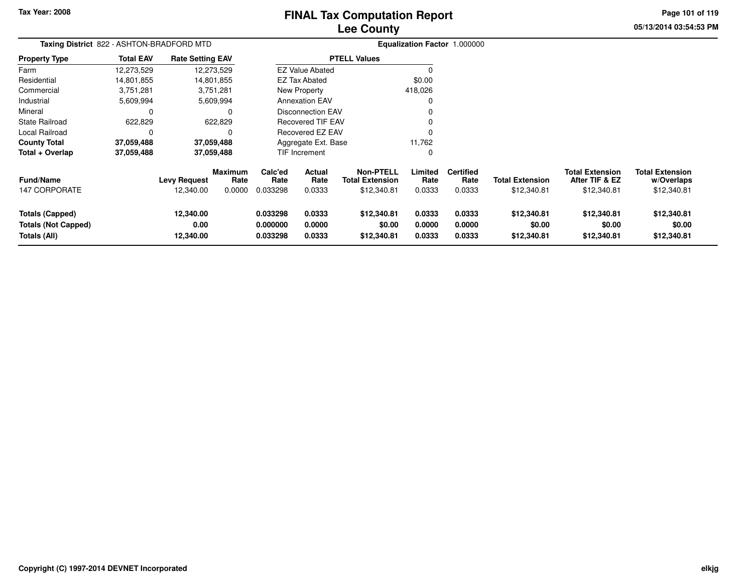Tax Year: 2008

# FINAL Tax Computation Report
## Lee County

**Taxing District** 822 - ASHTON-BRADFORD MTD

**Equalization Factor** 1.000000

| Property Type | Total EAV | Rate Setting EAV |
|---|---|---|
| Farm | 12,273,529 | 12,273,529 |
| Residential | 14,801,855 | 14,801,855 |
| Commercial | 3,751,281 | 3,751,281 |
| Industrial | 5,609,994 | 5,609,994 |
| Mineral | 0 | 0 |
| State Railroad | 622,829 | 622,829 |
| Local Railroad | 0 | 0 |
| **County Total** | **37,059,488** | **37,059,488** |
| **Total + Overlap** | **37,059,488** | **37,059,488** |

| PTELL Values | |
|---|---|
| EZ Value Abated | 0 |
| EZ Tax Abated | $0.00 |
| New Property | 418,026 |
| Annexation EAV | 0 |
| Disconnection EAV | 0 |
| Recovered TIF EAV | 0 |
| Recovered EZ EAV | 0 |
| Aggregate Ext. Base | 11,762 |
| TIF Increment | 0 |

| Fund/Name | Levy Request | Maximum Rate | Calc'ed Rate | Actual Rate | Non-PTELL Total Extension | Limited Rate | Certified Rate | Total Extension | Total Extension After TIF & EZ | Total Extension w/Overlaps |
|---|---|---|---|---|---|---|---|---|---|---|
| 147 CORPORATE | 12,340.00 | 0.0000 | 0.033298 | 0.0333 | $12,340.81 | 0.0333 | 0.0333 | $12,340.81 | $12,340.81 | $12,340.81 |
| **Totals (Capped)** | **12,340.00** | | **0.033298** | **0.0333** | **$12,340.81** | **0.0333** | **0.0333** | **$12,340.81** | **$12,340.81** | **$12,340.81** |
| **Totals (Not Capped)** | **0.00** | | **0.000000** | **0.0000** | **$0.00** | **0.0000** | **0.0000** | **$0.00** | **$0.00** | **$0.00** |
| **Totals (All)** | **12,340.00** | | **0.033298** | **0.0333** | **$12,340.81** | **0.0333** | **0.0333** | **$12,340.81** | **$12,340.81** | **$12,340.81** |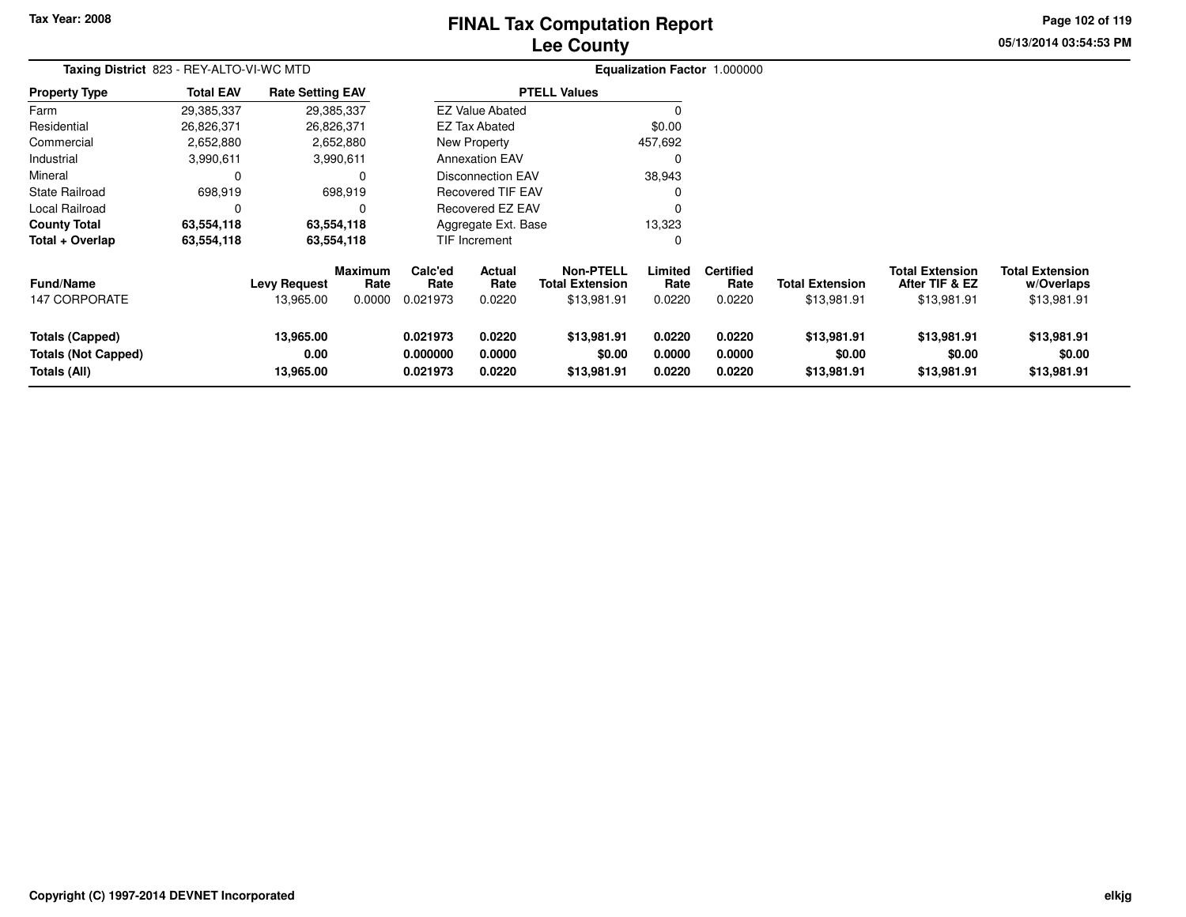Tax Year: 2008

# FINAL Tax Computation Report
## Lee County

**Taxing District** 823 - REY-ALTO-VI-WC MTD

**Equalization Factor** 1.000000

| Property Type | Total EAV | Rate Setting EAV |
|---|---|---|
| Farm | 29,385,337 | 29,385,337 |
| Residential | 26,826,371 | 26,826,371 |
| Commercial | 2,652,880 | 2,652,880 |
| Industrial | 3,990,611 | 3,990,611 |
| Mineral | 0 | 0 |
| State Railroad | 698,919 | 698,919 |
| Local Railroad | 0 | 0 |
| **County Total** | **63,554,118** | **63,554,118** |
| **Total + Overlap** | **63,554,118** | **63,554,118** |

| PTELL Values | |
|---|---|
| EZ Value Abated | 0 |
| EZ Tax Abated | $0.00 |
| New Property | 457,692 |
| Annexation EAV | 0 |
| Disconnection EAV | 38,943 |
| Recovered TIF EAV | 0 |
| Recovered EZ EAV | 0 |
| Aggregate Ext. Base | 13,323 |
| TIF Increment | 0 |

| Fund/Name | Levy Request | Maximum Rate | Calc'ed Rate | Actual Rate | Non-PTELL Total Extension | Limited Rate | Certified Rate | Total Extension | Total Extension After TIF & EZ | Total Extension w/Overlaps |
|---|---|---|---|---|---|---|---|---|---|---|
| 147 CORPORATE | 13,965.00 | 0.0000 | 0.021973 | 0.0220 | $13,981.91 | 0.0220 | 0.0220 | $13,981.91 | $13,981.91 | $13,981.91 |
| **Totals (Capped)** | **13,965.00** | | **0.021973** | **0.0220** | **$13,981.91** | **0.0220** | **0.0220** | **$13,981.91** | **$13,981.91** | **$13,981.91** |
| **Totals (Not Capped)** | **0.00** | | **0.000000** | **0.0000** | **$0.00** | **0.0000** | **0.0000** | **$0.00** | **$0.00** | **$0.00** |
| **Totals (All)** | **13,965.00** | | **0.021973** | **0.0220** | **$13,981.91** | **0.0220** | **0.0220** | **$13,981.91** | **$13,981.91** | **$13,981.91** |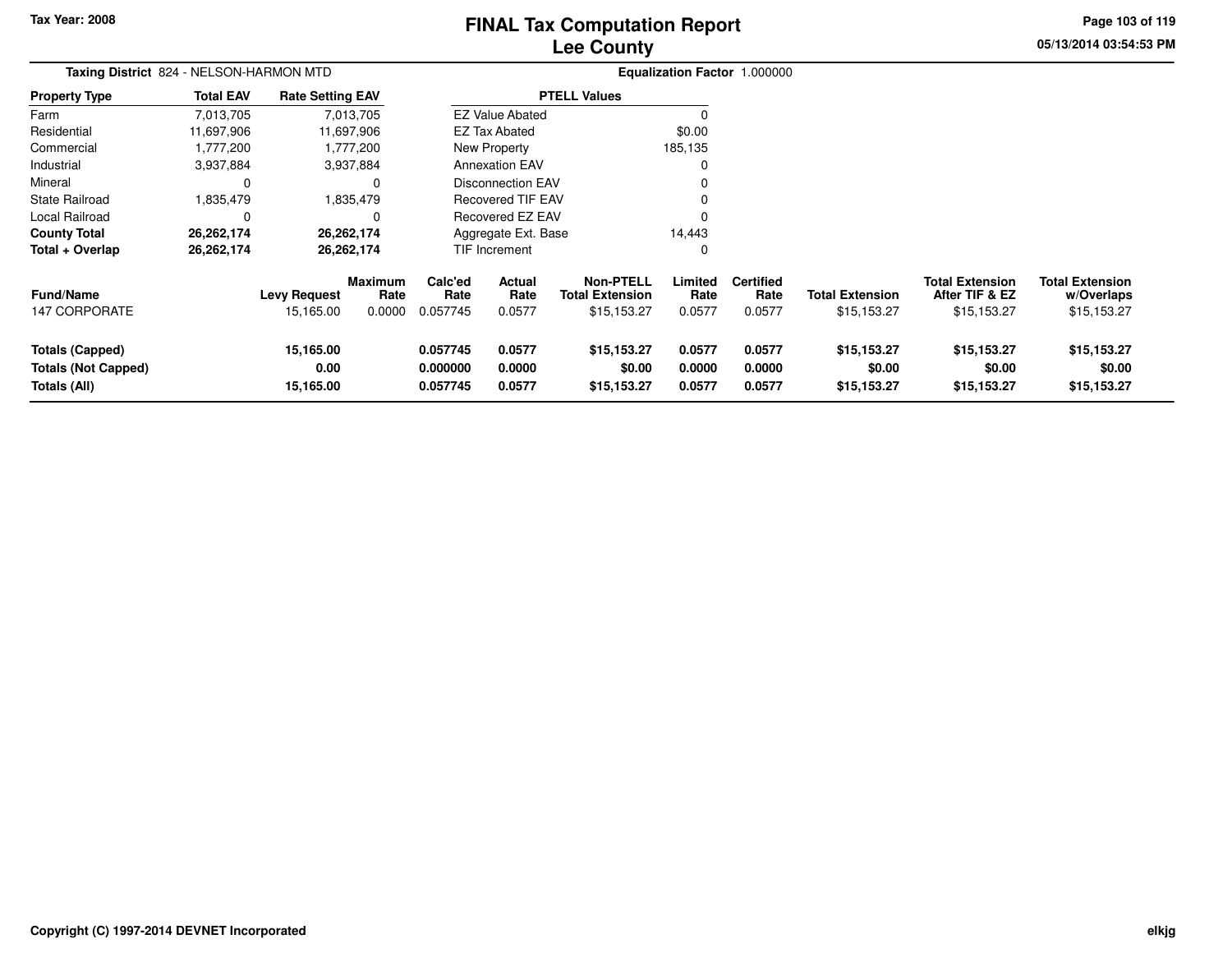**Tax Year: 2008**

# FINAL Tax Computation Report
# Lee County

**Taxing District** 824 - NELSON-HARMON MTD

**Equalization Factor** 1.000000

| Property Type | Total EAV | Rate Setting EAV |
|---|---|---|
| Farm | 7,013,705 | 7,013,705 |
| Residential | 11,697,906 | 11,697,906 |
| Commercial | 1,777,200 | 1,777,200 |
| Industrial | 3,937,884 | 3,937,884 |
| Mineral | 0 | 0 |
| State Railroad | 1,835,479 | 1,835,479 |
| Local Railroad | 0 | 0 |
| **County Total** | **26,262,174** | **26,262,174** |
| **Total + Overlap** | **26,262,174** | **26,262,174** |

| PTELL Values | |
|---|---|
| EZ Value Abated | 0 |
| EZ Tax Abated | $0.00 |
| New Property | 185,135 |
| Annexation EAV | 0 |
| Disconnection EAV | 0 |
| Recovered TIF EAV | 0 |
| Recovered EZ EAV | 0 |
| Aggregate Ext. Base | 14,443 |
| TIF Increment | 0 |

| Fund/Name | Levy Request | Maximum Rate | Calc'ed Rate | Actual Rate | Non-PTELL Total Extension | Limited Rate | Certified Rate | Total Extension | Total Extension After TIF & EZ | Total Extension w/Overlaps |
|---|---|---|---|---|---|---|---|---|---|---|
| 147 CORPORATE | 15,165.00 | 0.0000 | 0.057745 | 0.0577 | $15,153.27 | 0.0577 | 0.0577 | $15,153.27 | $15,153.27 | $15,153.27 |
| **Totals (Capped)** | **15,165.00** | | **0.057745** | **0.0577** | **$15,153.27** | **0.0577** | **0.0577** | **$15,153.27** | **$15,153.27** | **$15,153.27** |
| **Totals (Not Capped)** | **0.00** | | **0.000000** | **0.0000** | **$0.00** | **0.0000** | **0.0000** | **$0.00** | **$0.00** | **$0.00** |
| **Totals (All)** | **15,165.00** | | **0.057745** | **0.0577** | **$15,153.27** | **0.0577** | **0.0577** | **$15,153.27** | **$15,153.27** | **$15,153.27** |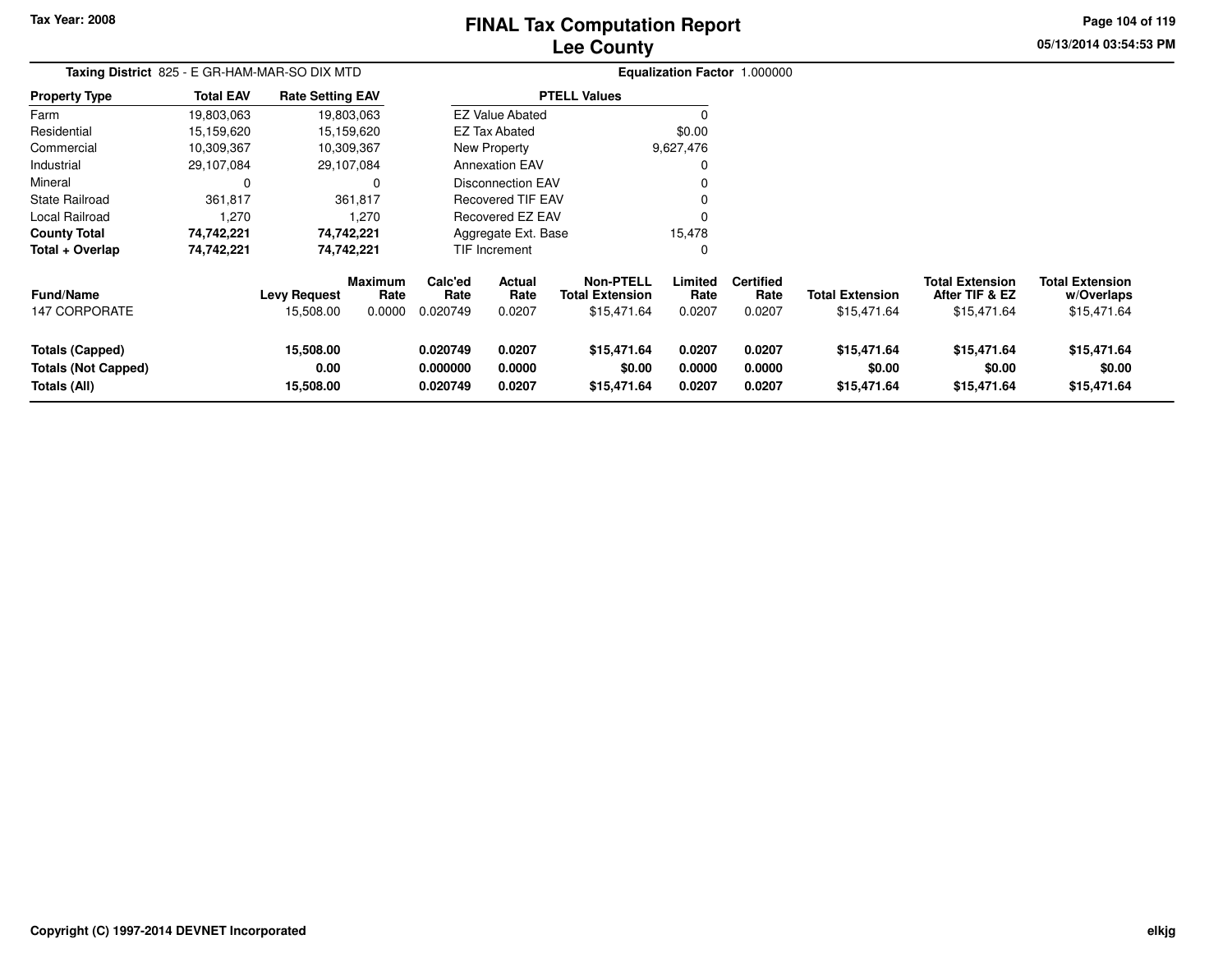Tax Year: 2008

# FINAL Tax Computation Report
## Lee County

05/13/2014 03:54:53 PM

**Taxing District** 825 - E GR-HAM-MAR-SO DIX MTD

**Equalization Factor** 1.000000

| Property Type | Total EAV | Rate Setting EAV |
|---|---|---|
| Farm | 19,803,063 | 19,803,063 |
| Residential | 15,159,620 | 15,159,620 |
| Commercial | 10,309,367 | 10,309,367 |
| Industrial | 29,107,084 | 29,107,084 |
| Mineral | 0 | 0 |
| State Railroad | 361,817 | 361,817 |
| Local Railroad | 1,270 | 1,270 |
| **County Total** | **74,742,221** | **74,742,221** |
| **Total + Overlap** | **74,742,221** | **74,742,221** |

| PTELL Values | |
|---|---|
| EZ Value Abated | 0 |
| EZ Tax Abated | $0.00 |
| New Property | 9,627,476 |
| Annexation EAV | 0 |
| Disconnection EAV | 0 |
| Recovered TIF EAV | 0 |
| Recovered EZ EAV | 0 |
| Aggregate Ext. Base | 15,478 |
| TIF Increment | 0 |

| Fund/Name | Levy Request | Maximum Rate | Calc'ed Rate | Actual Rate | Non-PTELL Total Extension | Limited Rate | Certified Rate | Total Extension | Total Extension After TIF & EZ | Total Extension w/Overlaps |
|---|---|---|---|---|---|---|---|---|---|---|
| 147 CORPORATE | 15,508.00 | 0.0000 | 0.020749 | 0.0207 | $15,471.64 | 0.0207 | 0.0207 | $15,471.64 | $15,471.64 | $15,471.64 |
| **Totals (Capped)** | **15,508.00** | | **0.020749** | **0.0207** | **$15,471.64** | **0.0207** | **0.0207** | **$15,471.64** | **$15,471.64** | **$15,471.64** |
| **Totals (Not Capped)** | **0.00** | | **0.000000** | **0.0000** | **$0.00** | **0.0000** | **0.0000** | **$0.00** | **$0.00** | **$0.00** |
| **Totals (All)** | **15,508.00** | | **0.020749** | **0.0207** | **$15,471.64** | **0.0207** | **0.0207** | **$15,471.64** | **$15,471.64** | **$15,471.64** |

Copyright (C) 1997-2014 DEVNET Incorporated

elkjg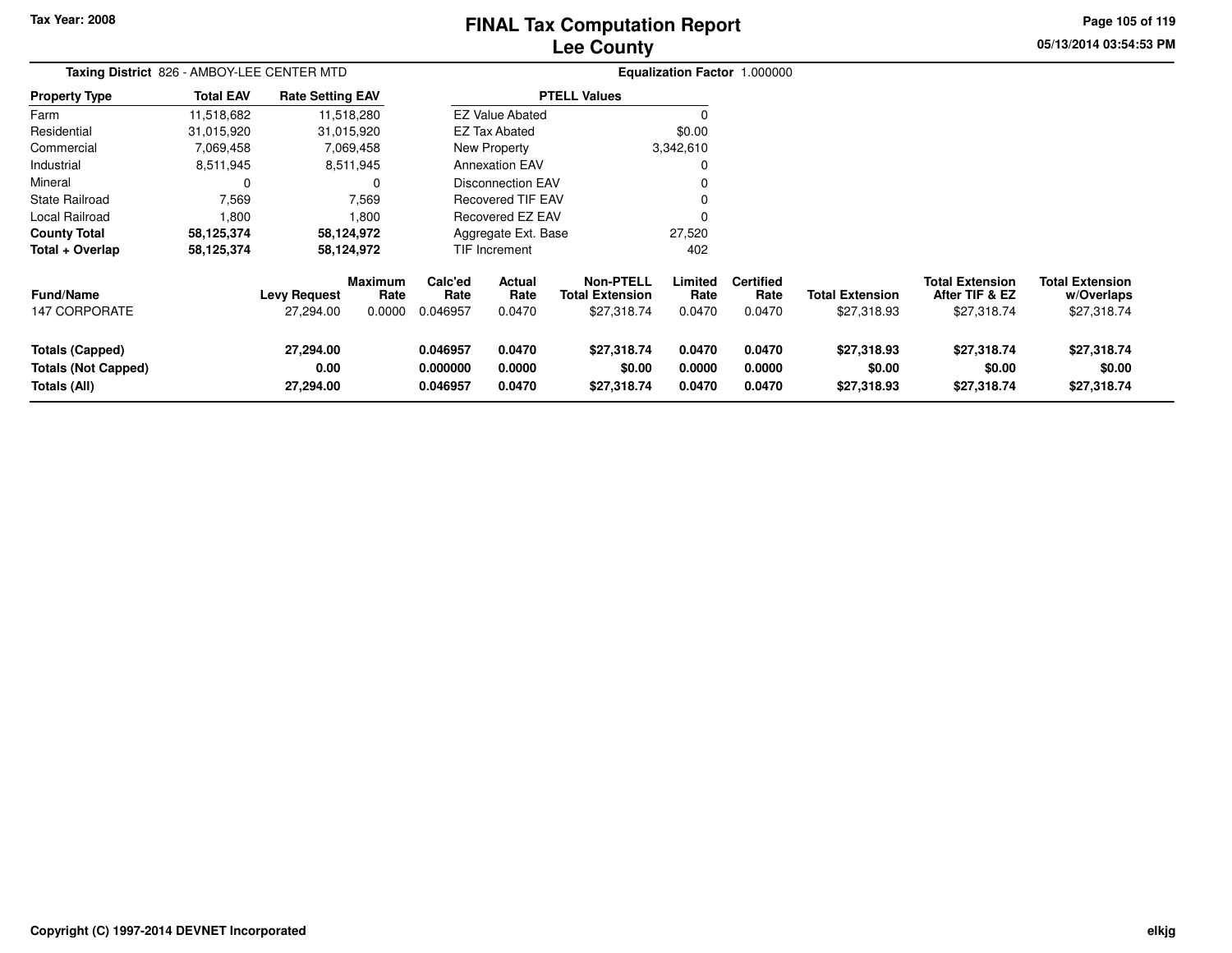# FINAL Tax Computation Report
## Lee County

**Tax Year: 2008**

**Taxing District** 826 - AMBOY-LEE CENTER MTD

**Equalization Factor** 1.000000

| Property Type | Total EAV | Rate Setting EAV |
|---|---|---|
| Farm | 11,518,682 | 11,518,280 |
| Residential | 31,015,920 | 31,015,920 |
| Commercial | 7,069,458 | 7,069,458 |
| Industrial | 8,511,945 | 8,511,945 |
| Mineral | 0 | 0 |
| State Railroad | 7,569 | 7,569 |
| Local Railroad | 1,800 | 1,800 |
| **County Total** | **58,125,374** | **58,124,972** |
| **Total + Overlap** | **58,125,374** | **58,124,972** |

| PTELL Values | |
|---|---|
| EZ Value Abated | 0 |
| EZ Tax Abated | $0.00 |
| New Property | 3,342,610 |
| Annexation EAV | 0 |
| Disconnection EAV | 0 |
| Recovered TIF EAV | 0 |
| Recovered EZ EAV | 0 |
| Aggregate Ext. Base | 27,520 |
| TIF Increment | 402 |

| Fund/Name | Levy Request | Maximum Rate | Calc'ed Rate | Actual Rate | Non-PTELL Total Extension | Limited Rate | Certified Rate | Total Extension | Total Extension After TIF & EZ | Total Extension w/Overlaps |
|---|---|---|---|---|---|---|---|---|---|---|
| 147 CORPORATE | 27,294.00 | 0.0000 | 0.046957 | 0.0470 | $27,318.74 | 0.0470 | 0.0470 | $27,318.93 | $27,318.74 | $27,318.74 |
| **Totals (Capped)** | **27,294.00** | | **0.046957** | **0.0470** | **$27,318.74** | **0.0470** | **0.0470** | **$27,318.93** | **$27,318.74** | **$27,318.74** |
| **Totals (Not Capped)** | **0.00** | | **0.000000** | **0.0000** | **$0.00** | **0.0000** | **0.0000** | **$0.00** | **$0.00** | **$0.00** |
| **Totals (All)** | **27,294.00** | | **0.046957** | **0.0470** | **$27,318.74** | **0.0470** | **0.0470** | **$27,318.93** | **$27,318.74** | **$27,318.74** |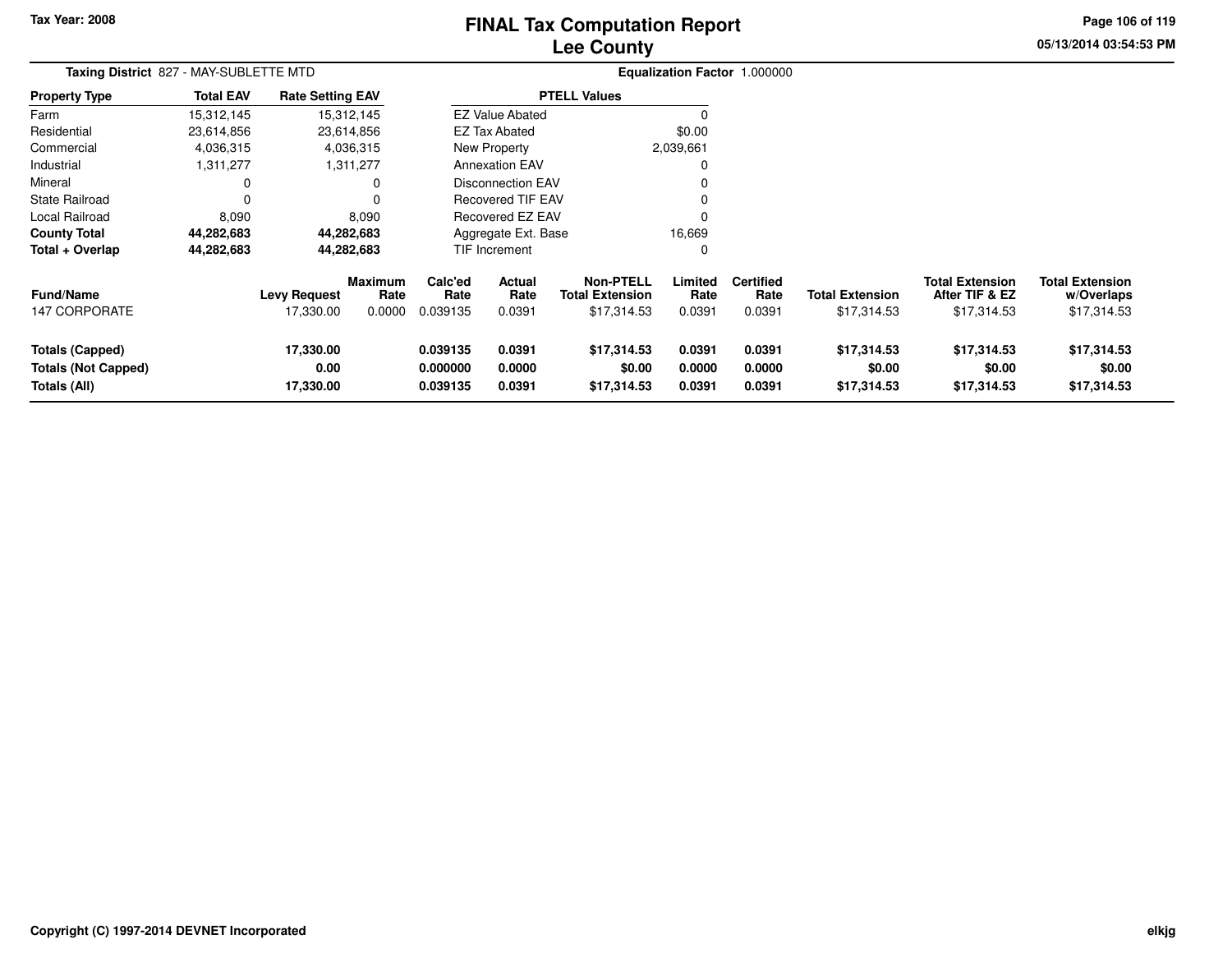Tax Year: 2008

# FINAL Tax Computation Report
## Lee County

05/13/2014 03:54:53 PM

**Taxing District** 827 - MAY-SUBLETTE MTD

**Equalization Factor** 1.000000

| Property Type | Total EAV | Rate Setting EAV |
|---|---|---|
| Farm | 15,312,145 | 15,312,145 |
| Residential | 23,614,856 | 23,614,856 |
| Commercial | 4,036,315 | 4,036,315 |
| Industrial | 1,311,277 | 1,311,277 |
| Mineral | 0 | 0 |
| State Railroad | 0 | 0 |
| Local Railroad | 8,090 | 8,090 |
| **County Total** | **44,282,683** | **44,282,683** |
| **Total + Overlap** | **44,282,683** | **44,282,683** |

| PTELL Values | |
|---|---|
| EZ Value Abated | 0 |
| EZ Tax Abated | $0.00 |
| New Property | 2,039,661 |
| Annexation EAV | 0 |
| Disconnection EAV | 0 |
| Recovered TIF EAV | 0 |
| Recovered EZ EAV | 0 |
| Aggregate Ext. Base | 16,669 |
| TIF Increment | 0 |

| Fund/Name | Levy Request | Maximum Rate | Calc'ed Rate | Actual Rate | Non-PTELL Total Extension | Limited Rate | Certified Rate | Total Extension | Total Extension After TIF & EZ | Total Extension w/Overlaps |
|---|---|---|---|---|---|---|---|---|---|---|
| 147 CORPORATE | 17,330.00 | 0.0000 | 0.039135 | 0.0391 | $17,314.53 | 0.0391 | 0.0391 | $17,314.53 | $17,314.53 | $17,314.53 |
| **Totals (Capped)** | **17,330.00** | | **0.039135** | **0.0391** | **$17,314.53** | **0.0391** | **0.0391** | **$17,314.53** | **$17,314.53** | **$17,314.53** |
| **Totals (Not Capped)** | **0.00** | | **0.000000** | **0.0000** | **$0.00** | **0.0000** | **0.0000** | **$0.00** | **$0.00** | **$0.00** |
| **Totals (All)** | **17,330.00** | | **0.039135** | **0.0391** | **$17,314.53** | **0.0391** | **0.0391** | **$17,314.53** | **$17,314.53** | **$17,314.53** |

Copyright (C) 1997-2014 DEVNET Incorporated

elkjg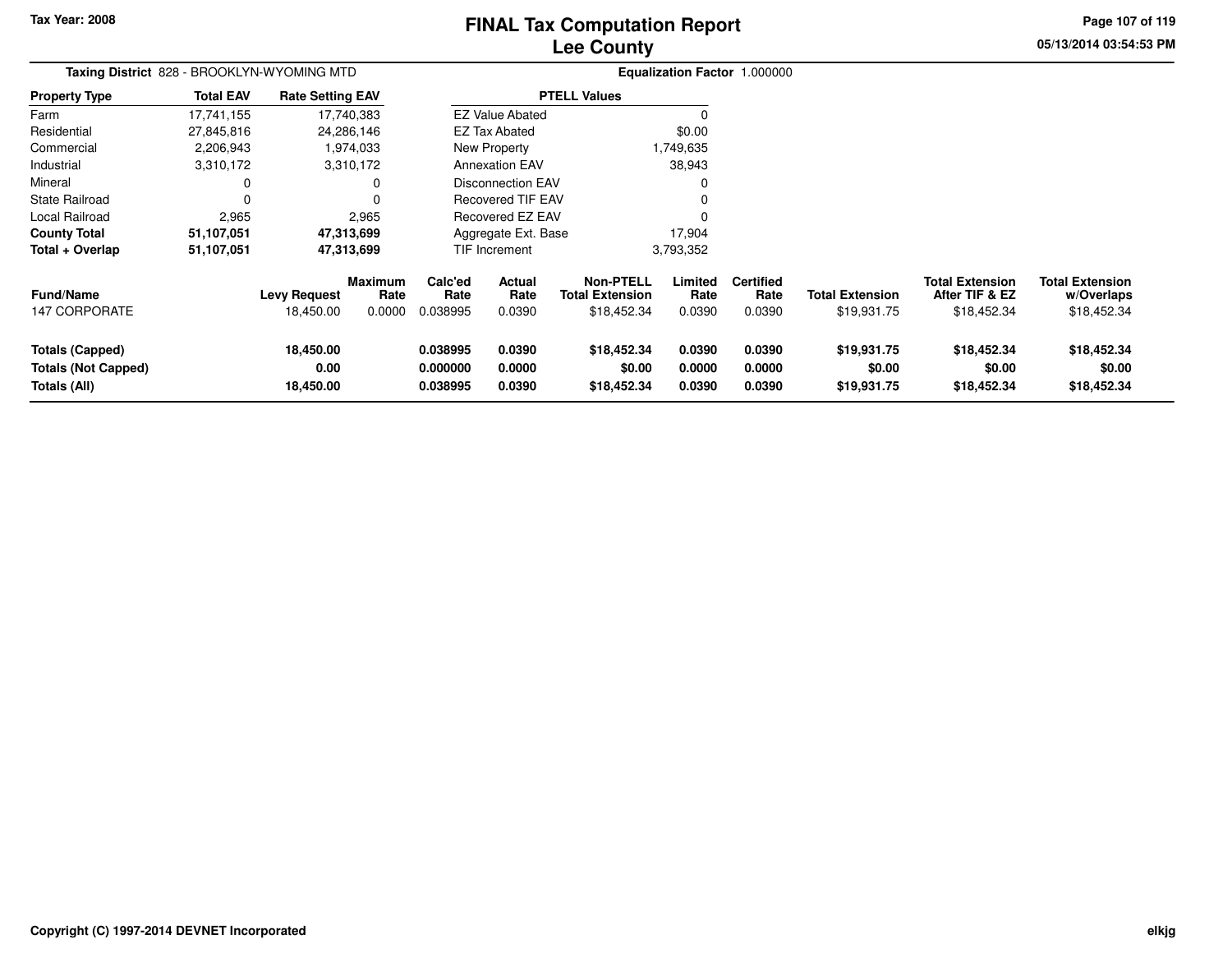Tax Year: 2008

# FINAL Tax Computation Report
## Lee County

**Taxing District** 828 - BROOKLYN-WYOMING MTD

**Equalization Factor** 1.000000

| Property Type | Total EAV | Rate Setting EAV |
|---|---|---|
| Farm | 17,741,155 | 17,740,383 |
| Residential | 27,845,816 | 24,286,146 |
| Commercial | 2,206,943 | 1,974,033 |
| Industrial | 3,310,172 | 3,310,172 |
| Mineral | 0 | 0 |
| State Railroad | 0 | 0 |
| Local Railroad | 2,965 | 2,965 |
| **County Total** | **51,107,051** | **47,313,699** |
| **Total + Overlap** | **51,107,051** | **47,313,699** |

| PTELL Values | |
|---|---|
| EZ Value Abated | 0 |
| EZ Tax Abated | $0.00 |
| New Property | 1,749,635 |
| Annexation EAV | 38,943 |
| Disconnection EAV | 0 |
| Recovered TIF EAV | 0 |
| Recovered EZ EAV | 0 |
| Aggregate Ext. Base | 17,904 |
| TIF Increment | 3,793,352 |

| Fund/Name | Levy Request | Maximum Rate | Calc'ed Rate | Actual Rate | Non-PTELL Total Extension | Limited Rate | Certified Rate | Total Extension | Total Extension After TIF & EZ | Total Extension w/Overlaps |
|---|---|---|---|---|---|---|---|---|---|---|
| 147 CORPORATE | 18,450.00 | 0.0000 | 0.038995 | 0.0390 | $18,452.34 | 0.0390 | 0.0390 | $19,931.75 | $18,452.34 | $18,452.34 |
| **Totals (Capped)** | **18,450.00** | | **0.038995** | **0.0390** | **$18,452.34** | **0.0390** | **0.0390** | **$19,931.75** | **$18,452.34** | **$18,452.34** |
| **Totals (Not Capped)** | **0.00** | | **0.000000** | **0.0000** | **$0.00** | **0.0000** | **0.0000** | **$0.00** | **$0.00** | **$0.00** |
| **Totals (All)** | **18,450.00** | | **0.038995** | **0.0390** | **$18,452.34** | **0.0390** | **0.0390** | **$19,931.75** | **$18,452.34** | **$18,452.34** |

Copyright (C) 1997-2014 DEVNET Incorporated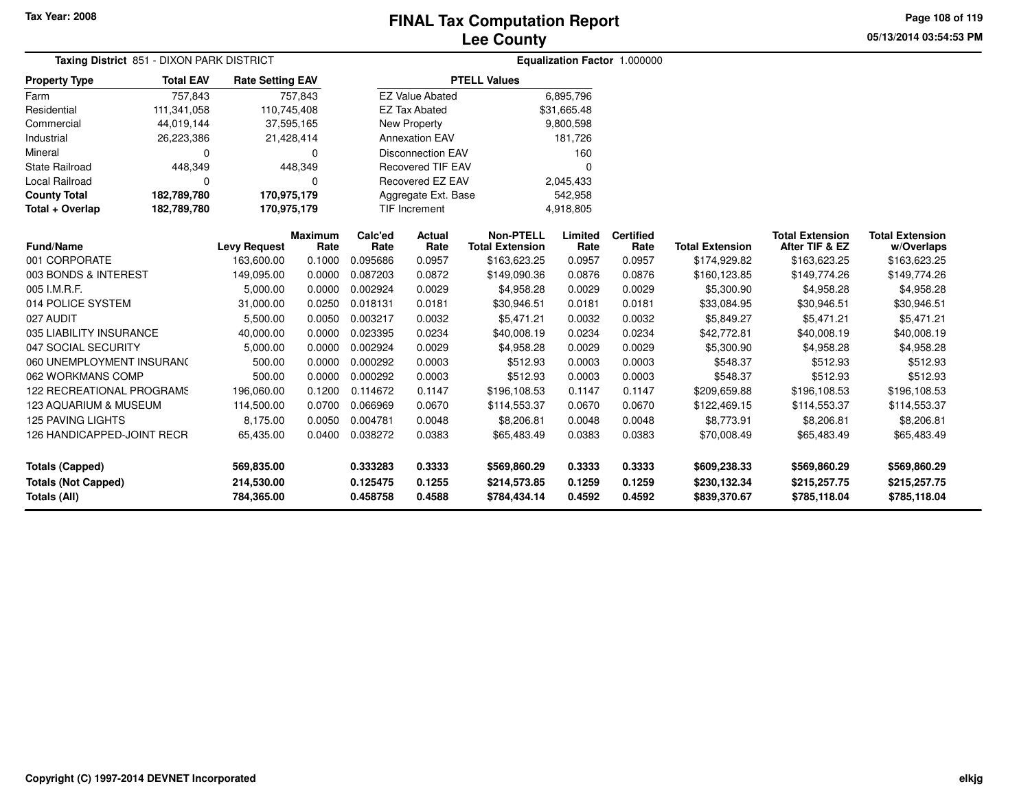Tax Year: 2008

# FINAL Tax Computation Report
## Lee County

05/13/2014 03:54:53 PM

**Taxing District** 851 - DIXON PARK DISTRICT

**Equalization Factor** 1.000000

| Property Type | Total EAV | Rate Setting EAV |
|---|---|---|
| Farm | 757,843 | 757,843 |
| Residential | 111,341,058 | 110,745,408 |
| Commercial | 44,019,144 | 37,595,165 |
| Industrial | 26,223,386 | 21,428,414 |
| Mineral | 0 | 0 |
| State Railroad | 448,349 | 448,349 |
| Local Railroad | 0 | 0 |
| **County Total** | **182,789,780** | **170,975,179** |
| **Total + Overlap** | **182,789,780** | **170,975,179** |

| PTELL Values | |
|---|---|
| EZ Value Abated | 6,895,796 |
| EZ Tax Abated | $31,665.48 |
| New Property | 9,800,598 |
| Annexation EAV | 181,726 |
| Disconnection EAV | 160 |
| Recovered TIF EAV | 0 |
| Recovered EZ EAV | 2,045,433 |
| Aggregate Ext. Base | 542,958 |
| TIF Increment | 4,918,805 |

| Fund/Name | Levy Request | Maximum Rate | Calc'ed Rate | Actual Rate | Non-PTELL Total Extension | Limited Rate | Certified Rate | Total Extension | Total Extension After TIF & EZ | Total Extension w/Overlaps |
|---|---|---|---|---|---|---|---|---|---|---|
| 001 CORPORATE | 163,600.00 | 0.1000 | 0.095686 | 0.0957 | $163,623.25 | 0.0957 | 0.0957 | $174,929.82 | $163,623.25 | $163,623.25 |
| 003 BONDS & INTEREST | 149,095.00 | 0.0000 | 0.087203 | 0.0872 | $149,090.36 | 0.0876 | 0.0876 | $160,123.85 | $149,774.26 | $149,774.26 |
| 005 I.M.R.F. | 5,000.00 | 0.0000 | 0.002924 | 0.0029 | $4,958.28 | 0.0029 | 0.0029 | $5,300.90 | $4,958.28 | $4,958.28 |
| 014 POLICE SYSTEM | 31,000.00 | 0.0250 | 0.018131 | 0.0181 | $30,946.51 | 0.0181 | 0.0181 | $33,084.95 | $30,946.51 | $30,946.51 |
| 027 AUDIT | 5,500.00 | 0.0050 | 0.003217 | 0.0032 | $5,471.21 | 0.0032 | 0.0032 | $5,849.27 | $5,471.21 | $5,471.21 |
| 035 LIABILITY INSURANCE | 40,000.00 | 0.0000 | 0.023395 | 0.0234 | $40,008.19 | 0.0234 | 0.0234 | $42,772.81 | $40,008.19 | $40,008.19 |
| 047 SOCIAL SECURITY | 5,000.00 | 0.0000 | 0.002924 | 0.0029 | $4,958.28 | 0.0029 | 0.0029 | $5,300.90 | $4,958.28 | $4,958.28 |
| 060 UNEMPLOYMENT INSURANC | 500.00 | 0.0000 | 0.000292 | 0.0003 | $512.93 | 0.0003 | 0.0003 | $548.37 | $512.93 | $512.93 |
| 062 WORKMANS COMP | 500.00 | 0.0000 | 0.000292 | 0.0003 | $512.93 | 0.0003 | 0.0003 | $548.37 | $512.93 | $512.93 |
| 122 RECREATIONAL PROGRAMS | 196,060.00 | 0.1200 | 0.114672 | 0.1147 | $196,108.53 | 0.1147 | 0.1147 | $209,659.88 | $196,108.53 | $196,108.53 |
| 123 AQUARIUM & MUSEUM | 114,500.00 | 0.0700 | 0.066969 | 0.0670 | $114,553.37 | 0.0670 | 0.0670 | $122,469.15 | $114,553.37 | $114,553.37 |
| 125 PAVING LIGHTS | 8,175.00 | 0.0050 | 0.004781 | 0.0048 | $8,206.81 | 0.0048 | 0.0048 | $8,773.91 | $8,206.81 | $8,206.81 |
| 126 HANDICAPPED-JOINT RECR | 65,435.00 | 0.0400 | 0.038272 | 0.0383 | $65,483.49 | 0.0383 | 0.0383 | $70,008.49 | $65,483.49 | $65,483.49 |
| **Totals (Capped)** | **569,835.00** | | **0.333283** | **0.3333** | **$569,860.29** | **0.3333** | **0.3333** | **$609,238.33** | **$569,860.29** | **$569,860.29** |
| **Totals (Not Capped)** | **214,530.00** | | **0.125475** | **0.1255** | **$214,573.85** | **0.1259** | **0.1259** | **$230,132.34** | **$215,257.75** | **$215,257.75** |
| **Totals (All)** | **784,365.00** | | **0.458758** | **0.4588** | **$784,434.14** | **0.4592** | **0.4592** | **$839,370.67** | **$785,118.04** | **$785,118.04** |

Copyright (C) 1997-2014 DEVNET Incorporated

elkjg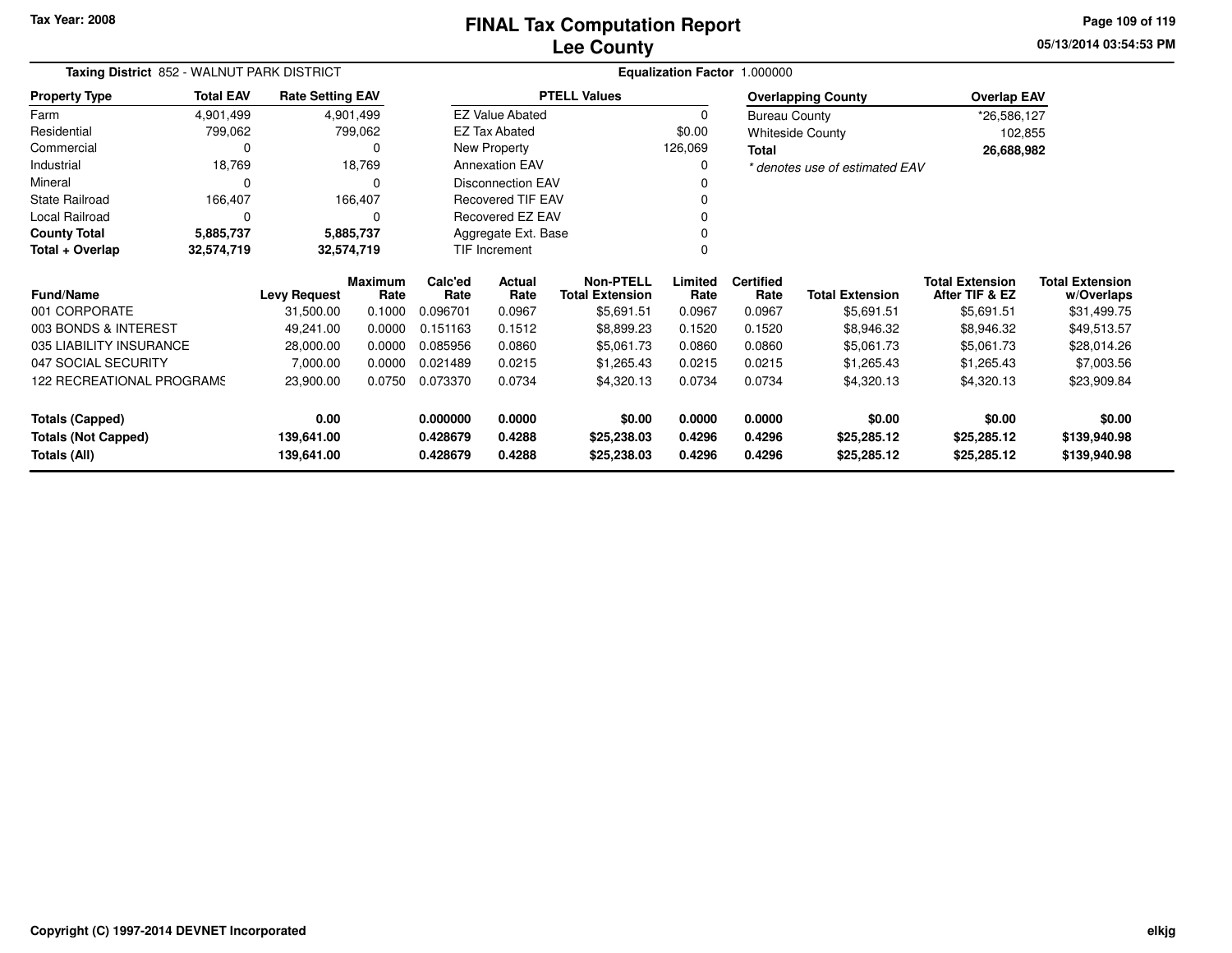Tax Year: 2008

# FINAL Tax Computation Report
## Lee County

05/13/2014 03:54:53 PM

**Taxing District** 852 - WALNUT PARK DISTRICT

**Equalization Factor** 1.000000

| Property Type | Total EAV | Rate Setting EAV |
|---|---|---|
| Farm | 4,901,499 | 4,901,499 |
| Residential | 799,062 | 799,062 |
| Commercial | 0 | 0 |
| Industrial | 18,769 | 18,769 |
| Mineral | 0 | 0 |
| State Railroad | 166,407 | 166,407 |
| Local Railroad | 0 | 0 |
| **County Total** | **5,885,737** | **5,885,737** |
| **Total + Overlap** | **32,574,719** | **32,574,719** |

| PTELL Values | |
|---|---|
| EZ Value Abated | 0 |
| EZ Tax Abated | $0.00 |
| New Property | 126,069 |
| Annexation EAV | 0 |
| Disconnection EAV | 0 |
| Recovered TIF EAV | 0 |
| Recovered EZ EAV | 0 |
| Aggregate Ext. Base | 0 |
| TIF Increment | 0 |

| Overlapping County | Overlap EAV |
|---|---|
| Bureau County | *26,586,127 |
| Whiteside County | 102,855 |
| **Total** | **26,688,982** |

*\* denotes use of estimated EAV*

| Fund/Name | Levy Request | Maximum Rate | Calc'ed Rate | Actual Rate | Non-PTELL Total Extension | Limited Rate | Certified Rate | Total Extension | Total Extension After TIF & EZ | Total Extension w/Overlaps |
|---|---|---|---|---|---|---|---|---|---|---|
| 001 CORPORATE | 31,500.00 | 0.1000 | 0.096701 | 0.0967 | $5,691.51 | 0.0967 | 0.0967 | $5,691.51 | $5,691.51 | $31,499.75 |
| 003 BONDS & INTEREST | 49,241.00 | 0.0000 | 0.151163 | 0.1512 | $8,899.23 | 0.1520 | 0.1520 | $8,946.32 | $8,946.32 | $49,513.57 |
| 035 LIABILITY INSURANCE | 28,000.00 | 0.0000 | 0.085956 | 0.0860 | $5,061.73 | 0.0860 | 0.0860 | $5,061.73 | $5,061.73 | $28,014.26 |
| 047 SOCIAL SECURITY | 7,000.00 | 0.0000 | 0.021489 | 0.0215 | $1,265.43 | 0.0215 | 0.0215 | $1,265.43 | $1,265.43 | $7,003.56 |
| 122 RECREATIONAL PROGRAMS | 23,900.00 | 0.0750 | 0.073370 | 0.0734 | $4,320.13 | 0.0734 | 0.0734 | $4,320.13 | $4,320.13 | $23,909.84 |
| **Totals (Capped)** | **0.00** | | **0.000000** | **0.0000** | **$0.00** | **0.0000** | **0.0000** | **$0.00** | **$0.00** | **$0.00** |
| **Totals (Not Capped)** | **139,641.00** | | **0.428679** | **0.4288** | **$25,238.03** | **0.4296** | **0.4296** | **$25,285.12** | **$25,285.12** | **$139,940.98** |
| **Totals (All)** | **139,641.00** | | **0.428679** | **0.4288** | **$25,238.03** | **0.4296** | **0.4296** | **$25,285.12** | **$25,285.12** | **$139,940.98** |

Copyright (C) 1997-2014 DEVNET Incorporated

elkjg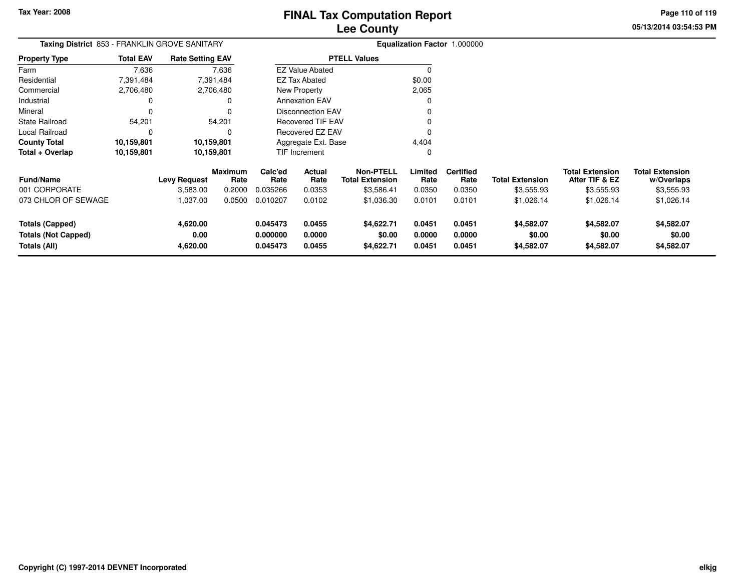Tax Year: 2008

# FINAL Tax Computation Report
## Lee County

05/13/2014 03:54:53 PM

**Taxing District** 853 - FRANKLIN GROVE SANITARY

**Equalization Factor** 1.000000

| Property Type | Total EAV | Rate Setting EAV |
|---|---|---|
| Farm | 7,636 | 7,636 |
| Residential | 7,391,484 | 7,391,484 |
| Commercial | 2,706,480 | 2,706,480 |
| Industrial | 0 | 0 |
| Mineral | 0 | 0 |
| State Railroad | 54,201 | 54,201 |
| Local Railroad | 0 | 0 |
| **County Total** | **10,159,801** | **10,159,801** |
| **Total + Overlap** | **10,159,801** | **10,159,801** |

| PTELL Values | |
|---|---|
| EZ Value Abated | 0 |
| EZ Tax Abated | $0.00 |
| New Property | 2,065 |
| Annexation EAV | 0 |
| Disconnection EAV | 0 |
| Recovered TIF EAV | 0 |
| Recovered EZ EAV | 0 |
| Aggregate Ext. Base | 4,404 |
| TIF Increment | 0 |

| Fund/Name | Levy Request | Maximum Rate | Calc'ed Rate | Actual Rate | Non-PTELL Total Extension | Limited Rate | Certified Rate | Total Extension | Total Extension After TIF & EZ | Total Extension w/Overlaps |
|---|---|---|---|---|---|---|---|---|---|---|
| 001 CORPORATE | 3,583.00 | 0.2000 | 0.035266 | 0.0353 | $3,586.41 | 0.0350 | 0.0350 | $3,555.93 | $3,555.93 | $3,555.93 |
| 073 CHLOR OF SEWAGE | 1,037.00 | 0.0500 | 0.010207 | 0.0102 | $1,036.30 | 0.0101 | 0.0101 | $1,026.14 | $1,026.14 | $1,026.14 |
| **Totals (Capped)** | **4,620.00** | | **0.045473** | **0.0455** | **$4,622.71** | **0.0451** | **0.0451** | **$4,582.07** | **$4,582.07** | **$4,582.07** |
| **Totals (Not Capped)** | **0.00** | | **0.000000** | **0.0000** | **$0.00** | **0.0000** | **0.0000** | **$0.00** | **$0.00** | **$0.00** |
| **Totals (All)** | **4,620.00** | | **0.045473** | **0.0455** | **$4,622.71** | **0.0451** | **0.0451** | **$4,582.07** | **$4,582.07** | **$4,582.07** |

Copyright (C) 1997-2014 DEVNET Incorporated

elkjg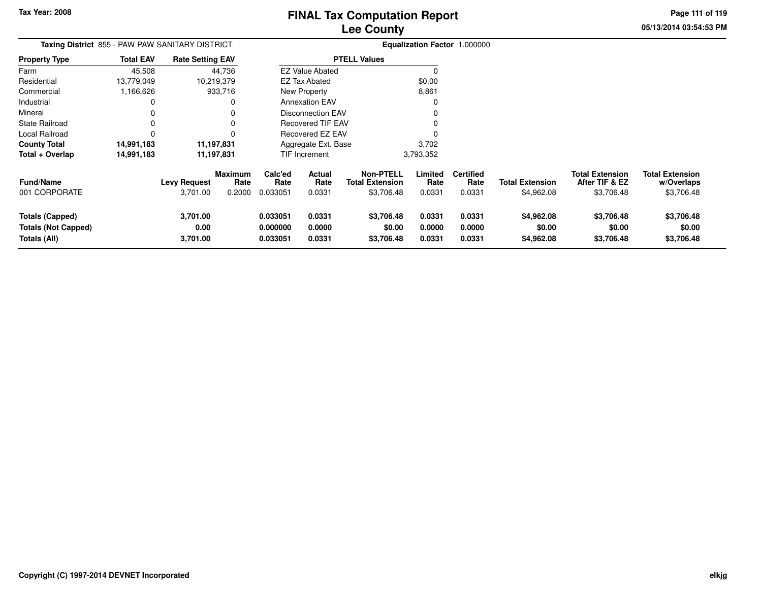# FINAL Tax Computation Report
## Lee County

Tax Year: 2008

05/13/2014 03:54:53 PM

**Taxing District** 855 - PAW PAW SANITARY DISTRICT

**Equalization Factor** 1.000000

| Property Type | Total EAV | Rate Setting EAV |
|---|---|---|
| Farm | 45,508 | 44,736 |
| Residential | 13,779,049 | 10,219,379 |
| Commercial | 1,166,626 | 933,716 |
| Industrial | 0 | 0 |
| Mineral | 0 | 0 |
| State Railroad | 0 | 0 |
| Local Railroad | 0 | 0 |
| **County Total** | **14,991,183** | **11,197,831** |
| **Total + Overlap** | **14,991,183** | **11,197,831** |

| PTELL Values | |
|---|---|
| EZ Value Abated | 0 |
| EZ Tax Abated | $0.00 |
| New Property | 8,861 |
| Annexation EAV | 0 |
| Disconnection EAV | 0 |
| Recovered TIF EAV | 0 |
| Recovered EZ EAV | 0 |
| Aggregate Ext. Base | 3,702 |
| TIF Increment | 3,793,352 |

| Fund/Name | Levy Request | Maximum Rate | Calc'ed Rate | Actual Rate | Non-PTELL Total Extension | Limited Rate | Certified Rate | Total Extension | Total Extension After TIF & EZ | Total Extension w/Overlaps |
|---|---|---|---|---|---|---|---|---|---|---|
| 001 CORPORATE | 3,701.00 | 0.2000 | 0.033051 | 0.0331 | $3,706.48 | 0.0331 | 0.0331 | $4,962.08 | $3,706.48 | $3,706.48 |
| **Totals (Capped)** | **3,701.00** | | **0.033051** | **0.0331** | **$3,706.48** | **0.0331** | **0.0331** | **$4,962.08** | **$3,706.48** | **$3,706.48** |
| **Totals (Not Capped)** | **0.00** | | **0.000000** | **0.0000** | **$0.00** | **0.0000** | **0.0000** | **$0.00** | **$0.00** | **$0.00** |
| **Totals (All)** | **3,701.00** | | **0.033051** | **0.0331** | **$3,706.48** | **0.0331** | **0.0331** | **$4,962.08** | **$3,706.48** | **$3,706.48** |

Copyright (C) 1997-2014 DEVNET Incorporated

elkjg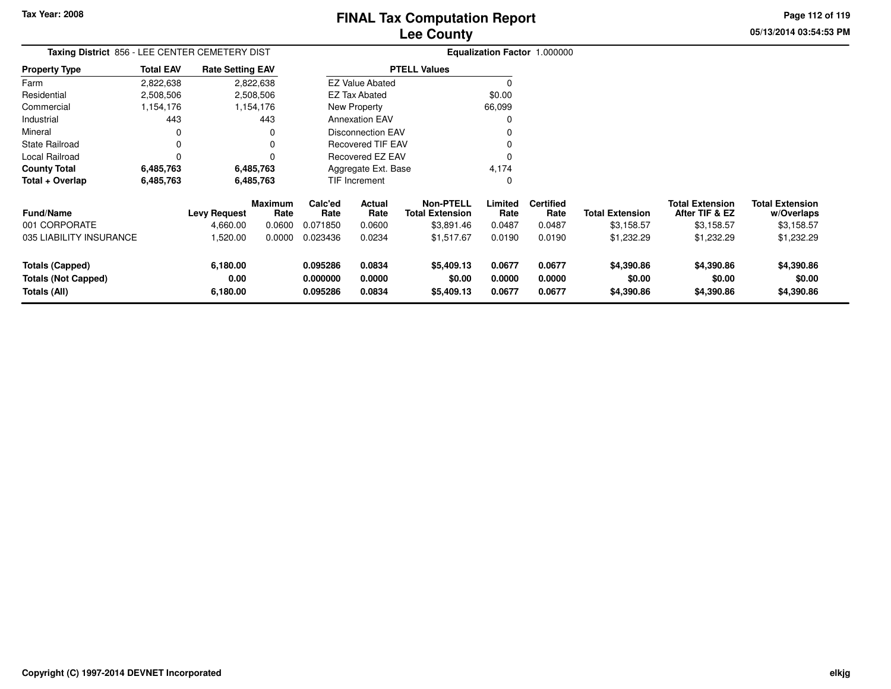Tax Year: 2008

# FINAL Tax Computation Report
## Lee County

05/13/2014 03:54:53 PM

**Taxing District** 856 - LEE CENTER CEMETERY DIST

**Equalization Factor** 1.000000

| Property Type | Total EAV | Rate Setting EAV |
|---|---|---|
| Farm | 2,822,638 | 2,822,638 |
| Residential | 2,508,506 | 2,508,506 |
| Commercial | 1,154,176 | 1,154,176 |
| Industrial | 443 | 443 |
| Mineral | 0 | 0 |
| State Railroad | 0 | 0 |
| Local Railroad | 0 | 0 |
| **County Total** | **6,485,763** | **6,485,763** |
| **Total + Overlap** | **6,485,763** | **6,485,763** |

| PTELL Values | |
|---|---|
| EZ Value Abated | 0 |
| EZ Tax Abated | $0.00 |
| New Property | 66,099 |
| Annexation EAV | 0 |
| Disconnection EAV | 0 |
| Recovered TIF EAV | 0 |
| Recovered EZ EAV | 0 |
| Aggregate Ext. Base | 4,174 |
| TIF Increment | 0 |

| Fund/Name | Levy Request | Maximum Rate | Calc'ed Rate | Actual Rate | Non-PTELL Total Extension | Limited Rate | Certified Rate | Total Extension | Total Extension After TIF & EZ | Total Extension w/Overlaps |
|---|---|---|---|---|---|---|---|---|---|---|
| 001 CORPORATE | 4,660.00 | 0.0600 | 0.071850 | 0.0600 | $3,891.46 | 0.0487 | 0.0487 | $3,158.57 | $3,158.57 | $3,158.57 |
| 035 LIABILITY INSURANCE | 1,520.00 | 0.0000 | 0.023436 | 0.0234 | $1,517.67 | 0.0190 | 0.0190 | $1,232.29 | $1,232.29 | $1,232.29 |
| **Totals (Capped)** | **6,180.00** | | **0.095286** | **0.0834** | **$5,409.13** | **0.0677** | **0.0677** | **$4,390.86** | **$4,390.86** | **$4,390.86** |
| **Totals (Not Capped)** | **0.00** | | **0.000000** | **0.0000** | **$0.00** | **0.0000** | **0.0000** | **$0.00** | **$0.00** | **$0.00** |
| **Totals (All)** | **6,180.00** | | **0.095286** | **0.0834** | **$5,409.13** | **0.0677** | **0.0677** | **$4,390.86** | **$4,390.86** | **$4,390.86** |

Copyright (C) 1997-2014 DEVNET Incorporated

elkjg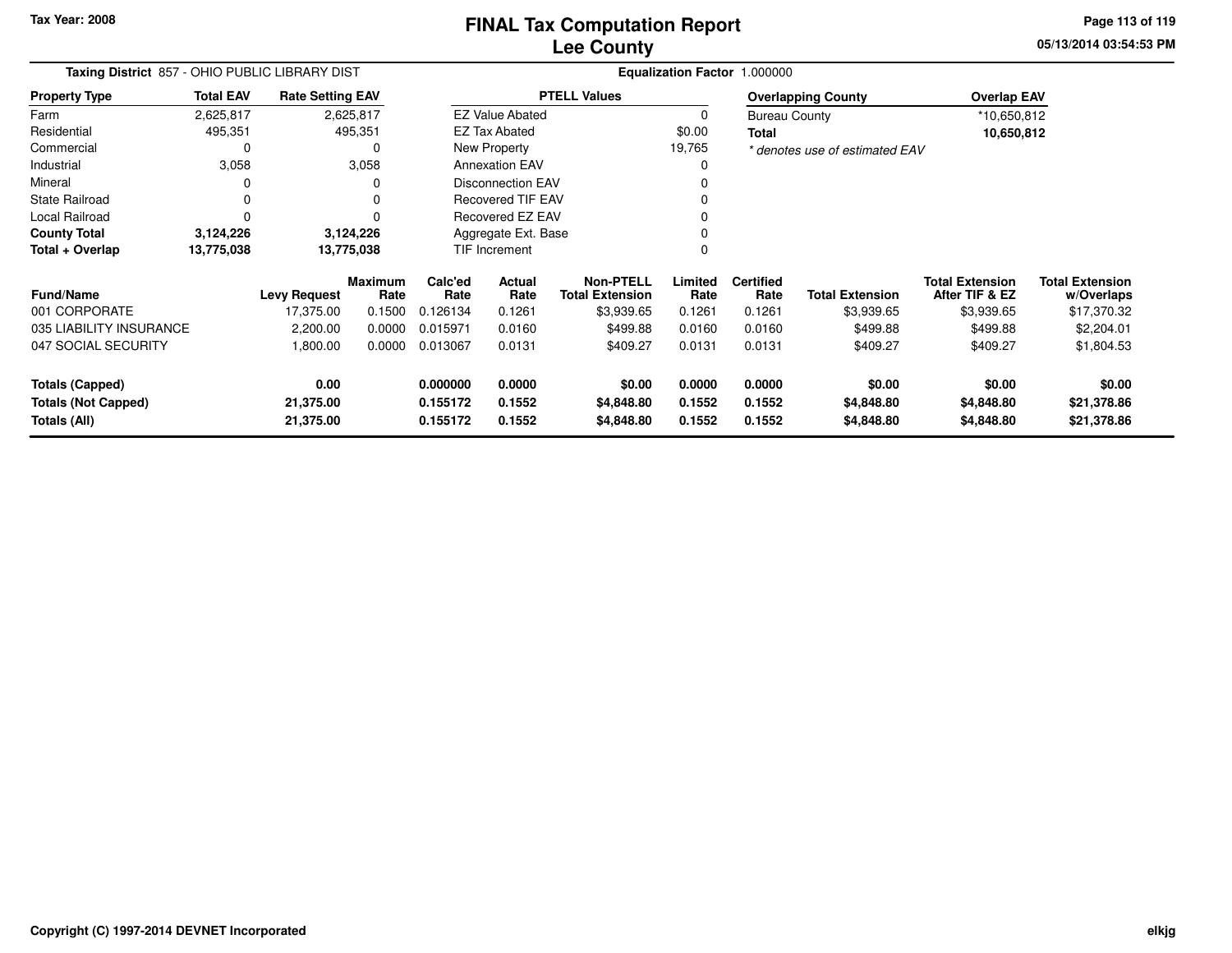# FINAL Tax Computation Report
## Lee County

Tax Year: 2008

05/13/2014 03:54:53 PM

**Taxing District** 857 - OHIO PUBLIC LIBRARY DIST

**Equalization Factor** 1.000000

| Property Type | Total EAV | Rate Setting EAV |
|---|---|---|
| Farm | 2,625,817 | 2,625,817 |
| Residential | 495,351 | 495,351 |
| Commercial | 0 | 0 |
| Industrial | 3,058 | 3,058 |
| Mineral | 0 | 0 |
| State Railroad | 0 | 0 |
| Local Railroad | 0 | 0 |
| **County Total** | **3,124,226** | **3,124,226** |
| **Total + Overlap** | **13,775,038** | **13,775,038** |

| PTELL Values | |
|---|---|
| EZ Value Abated | 0 |
| EZ Tax Abated | $0.00 |
| New Property | 19,765 |
| Annexation EAV | 0 |
| Disconnection EAV | 0 |
| Recovered TIF EAV | 0 |
| Recovered EZ EAV | 0 |
| Aggregate Ext. Base | 0 |
| TIF Increment | 0 |

| Overlapping County | Overlap EAV |
|---|---|
| Bureau County | *10,650,812 |
| **Total** | **10,650,812** |

*\* denotes use of estimated EAV*

| Fund/Name | Levy Request | Maximum Rate | Calc'ed Rate | Actual Rate | Non-PTELL Total Extension | Limited Rate | Certified Rate | Total Extension | Total Extension After TIF & EZ | Total Extension w/Overlaps |
|---|---|---|---|---|---|---|---|---|---|---|
| 001 CORPORATE | 17,375.00 | 0.1500 | 0.126134 | 0.1261 | $3,939.65 | 0.1261 | 0.1261 | $3,939.65 | $3,939.65 | $17,370.32 |
| 035 LIABILITY INSURANCE | 2,200.00 | 0.0000 | 0.015971 | 0.0160 | $499.88 | 0.0160 | 0.0160 | $499.88 | $499.88 | $2,204.01 |
| 047 SOCIAL SECURITY | 1,800.00 | 0.0000 | 0.013067 | 0.0131 | $409.27 | 0.0131 | 0.0131 | $409.27 | $409.27 | $1,804.53 |
| **Totals (Capped)** | **0.00** | | **0.000000** | **0.0000** | **$0.00** | **0.0000** | **0.0000** | **$0.00** | **$0.00** | **$0.00** |
| **Totals (Not Capped)** | **21,375.00** | | **0.155172** | **0.1552** | **$4,848.80** | **0.1552** | **0.1552** | **$4,848.80** | **$4,848.80** | **$21,378.86** |
| **Totals (All)** | **21,375.00** | | **0.155172** | **0.1552** | **$4,848.80** | **0.1552** | **0.1552** | **$4,848.80** | **$4,848.80** | **$21,378.86** |

Copyright (C) 1997-2014 DEVNET Incorporated

elkjg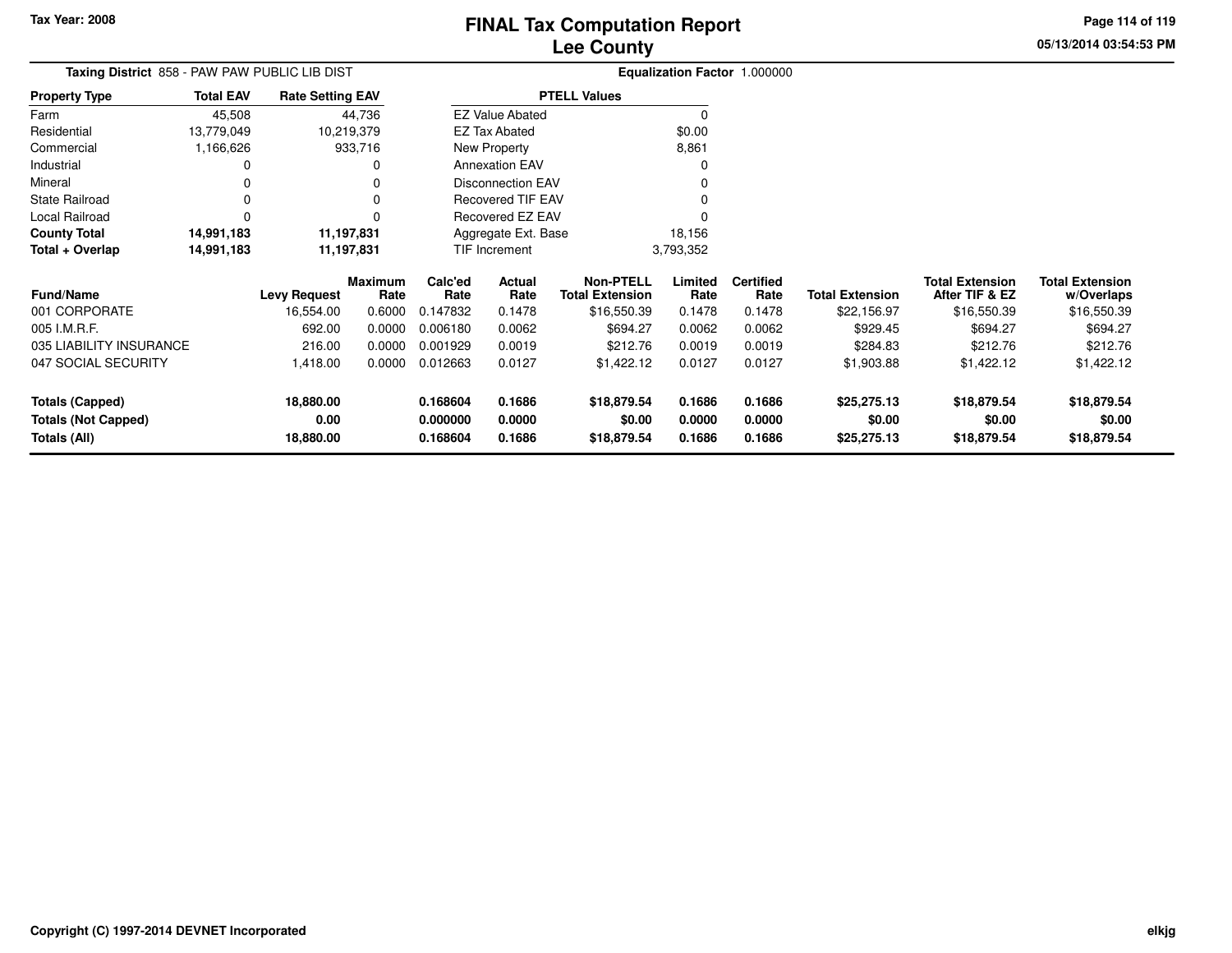# FINAL Tax Computation Report
## Lee County

Tax Year: 2008

**Taxing District** 858 - PAW PAW PUBLIC LIB DIST

**Equalization Factor** 1.000000

| Property Type | Total EAV | Rate Setting EAV |
|---|---|---|
| Farm | 45,508 | 44,736 |
| Residential | 13,779,049 | 10,219,379 |
| Commercial | 1,166,626 | 933,716 |
| Industrial | 0 | 0 |
| Mineral | 0 | 0 |
| State Railroad | 0 | 0 |
| Local Railroad | 0 | 0 |
| **County Total** | **14,991,183** | **11,197,831** |
| **Total + Overlap** | **14,991,183** | **11,197,831** |

| PTELL Values | |
|---|---|
| EZ Value Abated | 0 |
| EZ Tax Abated | $0.00 |
| New Property | 8,861 |
| Annexation EAV | 0 |
| Disconnection EAV | 0 |
| Recovered TIF EAV | 0 |
| Recovered EZ EAV | 0 |
| Aggregate Ext. Base | 18,156 |
| TIF Increment | 3,793,352 |

| Fund/Name | Levy Request | Maximum Rate | Calc'ed Rate | Actual Rate | Non-PTELL Total Extension | Limited Rate | Certified Rate | Total Extension | Total Extension After TIF & EZ | Total Extension w/Overlaps |
|---|---|---|---|---|---|---|---|---|---|---|
| 001 CORPORATE | 16,554.00 | 0.6000 | 0.147832 | 0.1478 | $16,550.39 | 0.1478 | 0.1478 | $22,156.97 | $16,550.39 | $16,550.39 |
| 005 I.M.R.F. | 692.00 | 0.0000 | 0.006180 | 0.0062 | $694.27 | 0.0062 | 0.0062 | $929.45 | $694.27 | $694.27 |
| 035 LIABILITY INSURANCE | 216.00 | 0.0000 | 0.001929 | 0.0019 | $212.76 | 0.0019 | 0.0019 | $284.83 | $212.76 | $212.76 |
| 047 SOCIAL SECURITY | 1,418.00 | 0.0000 | 0.012663 | 0.0127 | $1,422.12 | 0.0127 | 0.0127 | $1,903.88 | $1,422.12 | $1,422.12 |
| **Totals (Capped)** | **18,880.00** | | **0.168604** | **0.1686** | **$18,879.54** | **0.1686** | **0.1686** | **$25,275.13** | **$18,879.54** | **$18,879.54** |
| **Totals (Not Capped)** | **0.00** | | **0.000000** | **0.0000** | **$0.00** | **0.0000** | **0.0000** | **$0.00** | **$0.00** | **$0.00** |
| **Totals (All)** | **18,880.00** | | **0.168604** | **0.1686** | **$18,879.54** | **0.1686** | **0.1686** | **$25,275.13** | **$18,879.54** | **$18,879.54** |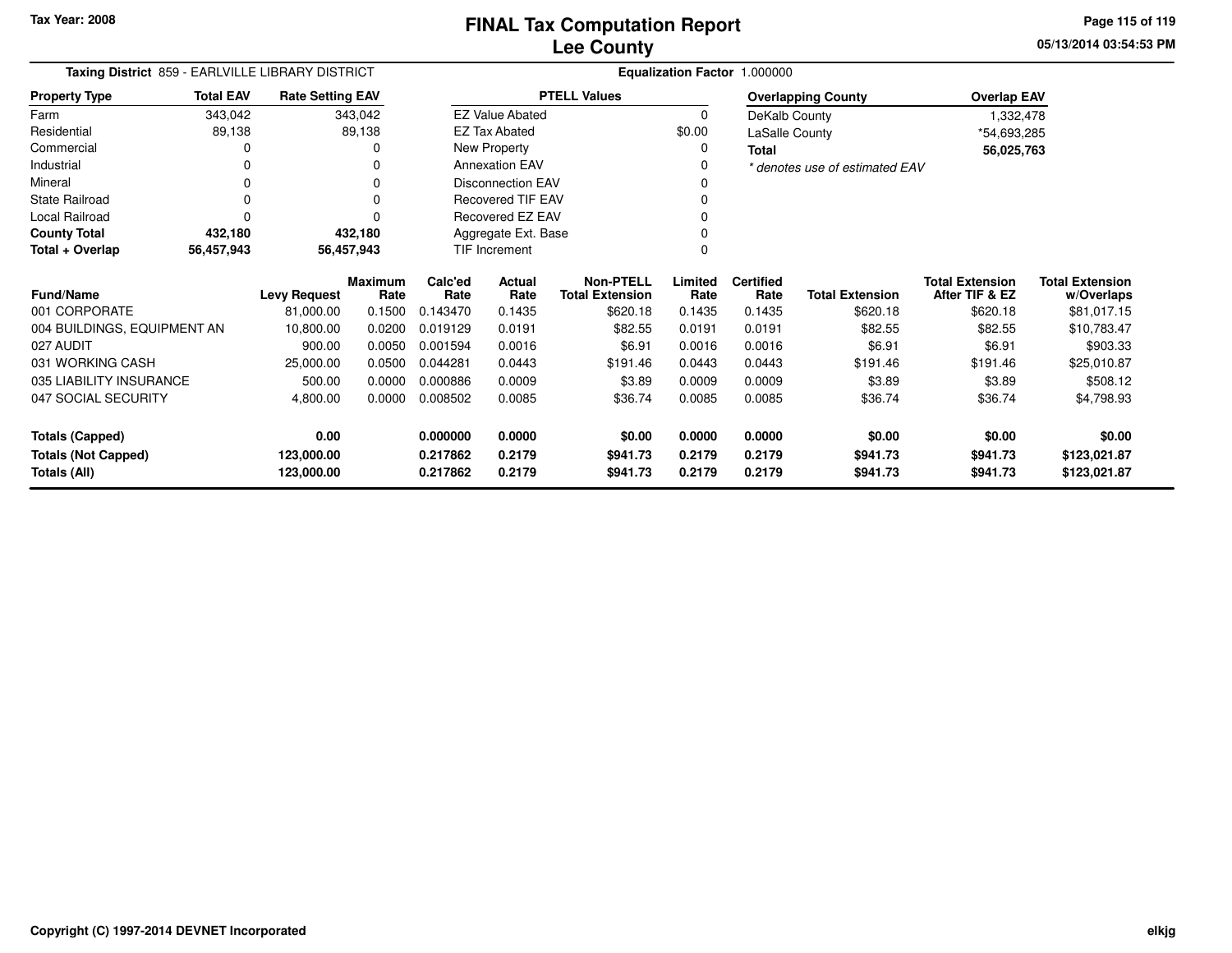Tax Year: 2008

# FINAL Tax Computation Report
## Lee County

05/13/2014 03:54:53 PM

**Taxing District** 859 - EARLVILLE LIBRARY DISTRICT

**Equalization Factor** 1.000000

| Property Type | Total EAV | Rate Setting EAV |
|---|---|---|
| Farm | 343,042 | 343,042 |
| Residential | 89,138 | 89,138 |
| Commercial | 0 | 0 |
| Industrial | 0 | 0 |
| Mineral | 0 | 0 |
| State Railroad | 0 | 0 |
| Local Railroad | 0 | 0 |
| **County Total** | **432,180** | **432,180** |
| **Total + Overlap** | **56,457,943** | **56,457,943** |

| PTELL Values | |
|---|---|
| EZ Value Abated | 0 |
| EZ Tax Abated | $0.00 |
| New Property | 0 |
| Annexation EAV | 0 |
| Disconnection EAV | 0 |
| Recovered TIF EAV | 0 |
| Recovered EZ EAV | 0 |
| Aggregate Ext. Base | 0 |
| TIF Increment | 0 |

| Overlapping County | Overlap EAV |
|---|---|
| DeKalb County | 1,332,478 |
| LaSalle County | *54,693,285 |
| **Total** | **56,025,763** |

*\* denotes use of estimated EAV*

| Fund/Name | Levy Request | Maximum Rate | Calc'ed Rate | Actual Rate | Non-PTELL Total Extension | Limited Rate | Certified Rate | Total Extension | Total Extension After TIF & EZ | Total Extension w/Overlaps |
|---|---|---|---|---|---|---|---|---|---|---|
| 001 CORPORATE | 81,000.00 | 0.1500 | 0.143470 | 0.1435 | $620.18 | 0.1435 | 0.1435 | $620.18 | $620.18 | $81,017.15 |
| 004 BUILDINGS, EQUIPMENT AN | 10,800.00 | 0.0200 | 0.019129 | 0.0191 | $82.55 | 0.0191 | 0.0191 | $82.55 | $82.55 | $10,783.47 |
| 027 AUDIT | 900.00 | 0.0050 | 0.001594 | 0.0016 | $6.91 | 0.0016 | 0.0016 | $6.91 | $6.91 | $903.33 |
| 031 WORKING CASH | 25,000.00 | 0.0500 | 0.044281 | 0.0443 | $191.46 | 0.0443 | 0.0443 | $191.46 | $191.46 | $25,010.87 |
| 035 LIABILITY INSURANCE | 500.00 | 0.0000 | 0.000886 | 0.0009 | $3.89 | 0.0009 | 0.0009 | $3.89 | $3.89 | $508.12 |
| 047 SOCIAL SECURITY | 4,800.00 | 0.0000 | 0.008502 | 0.0085 | $36.74 | 0.0085 | 0.0085 | $36.74 | $36.74 | $4,798.93 |
| **Totals (Capped)** | **0.00** | | **0.000000** | **0.0000** | **$0.00** | **0.0000** | **0.0000** | **$0.00** | **$0.00** | **$0.00** |
| **Totals (Not Capped)** | **123,000.00** | | **0.217862** | **0.2179** | **$941.73** | **0.2179** | **0.2179** | **$941.73** | **$941.73** | **$123,021.87** |
| **Totals (All)** | **123,000.00** | | **0.217862** | **0.2179** | **$941.73** | **0.2179** | **0.2179** | **$941.73** | **$941.73** | **$123,021.87** |

Copyright (C) 1997-2014 DEVNET Incorporated

elkjg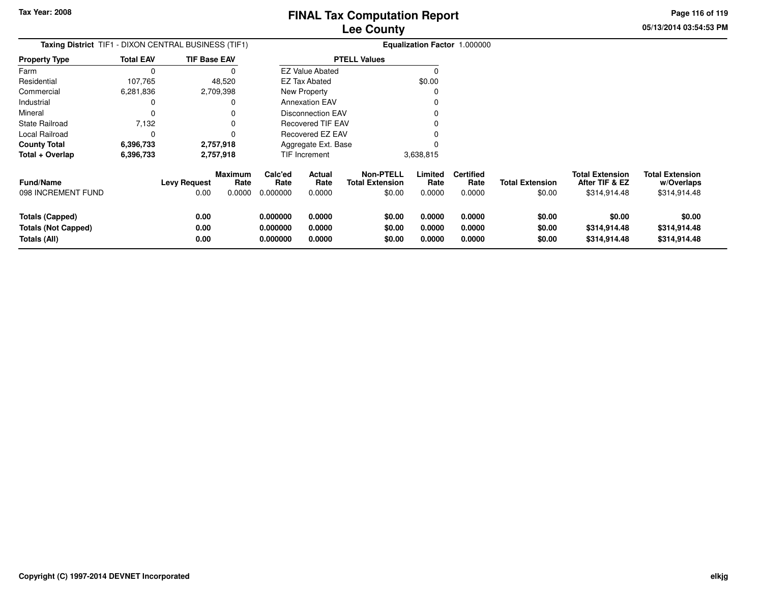**Tax Year: 2008**

# FINAL Tax Computation Report
## Lee County

**Taxing District** TIF1 - DIXON CENTRAL BUSINESS (TIF1)

**Equalization Factor** 1.000000

| Property Type | Total EAV | TIF Base EAV |
|---|---|---|
| Farm | 0 | 0 |
| Residential | 107,765 | 48,520 |
| Commercial | 6,281,836 | 2,709,398 |
| Industrial | 0 | 0 |
| Mineral | 0 | 0 |
| State Railroad | 7,132 | 0 |
| Local Railroad | 0 | 0 |
| **County Total** | **6,396,733** | **2,757,918** |
| **Total + Overlap** | **6,396,733** | **2,757,918** |

| PTELL Values | |
|---|---|
| EZ Value Abated | 0 |
| EZ Tax Abated | $0.00 |
| New Property | 0 |
| Annexation EAV | 0 |
| Disconnection EAV | 0 |
| Recovered TIF EAV | 0 |
| Recovered EZ EAV | 0 |
| Aggregate Ext. Base | 0 |
| TIF Increment | 3,638,815 |

| Fund/Name | Levy Request | Maximum Rate | Calc'ed Rate | Actual Rate | Non-PTELL Total Extension | Limited Rate | Certified Rate | Total Extension | Total Extension After TIF & EZ | Total Extension w/Overlaps |
|---|---|---|---|---|---|---|---|---|---|---|
| 098 INCREMENT FUND | 0.00 | 0.0000 | 0.000000 | 0.0000 | $0.00 | 0.0000 | 0.0000 | $0.00 | $314,914.48 | $314,914.48 |
| **Totals (Capped)** | **0.00** | | **0.000000** | **0.0000** | **$0.00** | **0.0000** | **0.0000** | **$0.00** | **$0.00** | **$0.00** |
| **Totals (Not Capped)** | **0.00** | | **0.000000** | **0.0000** | **$0.00** | **0.0000** | **0.0000** | **$0.00** | **$314,914.48** | **$314,914.48** |
| **Totals (All)** | **0.00** | | **0.000000** | **0.0000** | **$0.00** | **0.0000** | **0.0000** | **$0.00** | **$314,914.48** | **$314,914.48** |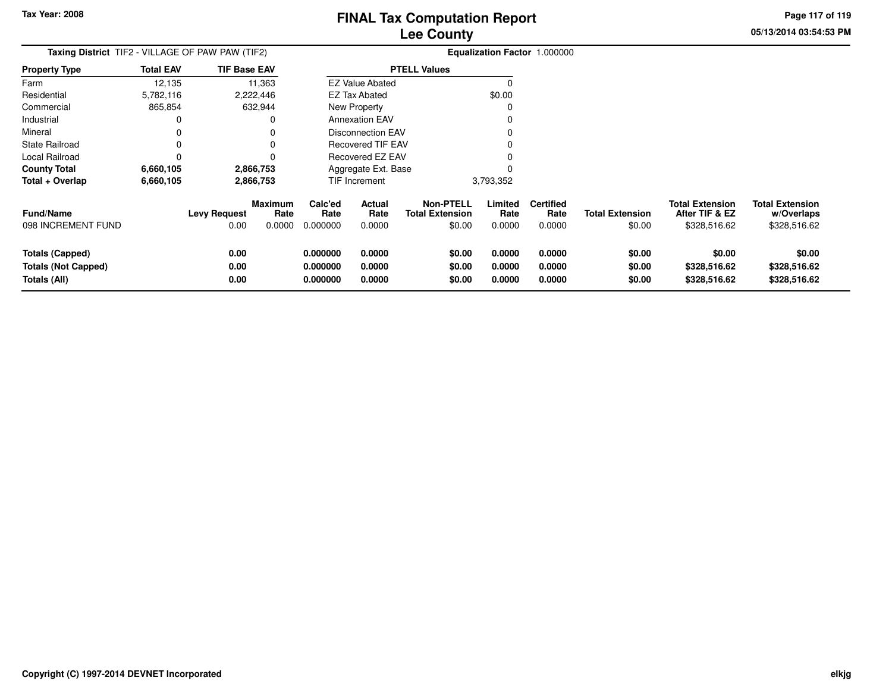Tax Year: 2008

# FINAL Tax Computation Report
## Lee County

**Taxing District** TIF2 - VILLAGE OF PAW PAW (TIF2)

**Equalization Factor** 1.000000

| Property Type | Total EAV | TIF Base EAV |
|---|---|---|
| Farm | 12,135 | 11,363 |
| Residential | 5,782,116 | 2,222,446 |
| Commercial | 865,854 | 632,944 |
| Industrial | 0 | 0 |
| Mineral | 0 | 0 |
| State Railroad | 0 | 0 |
| Local Railroad | 0 | 0 |
| **County Total** | **6,660,105** | **2,866,753** |
| **Total + Overlap** | **6,660,105** | **2,866,753** |

| PTELL Values | |
|---|---|
| EZ Value Abated | 0 |
| EZ Tax Abated | $0.00 |
| New Property | 0 |
| Annexation EAV | 0 |
| Disconnection EAV | 0 |
| Recovered TIF EAV | 0 |
| Recovered EZ EAV | 0 |
| Aggregate Ext. Base | 0 |
| TIF Increment | 3,793,352 |

| Fund/Name | Levy Request | Maximum Rate | Calc'ed Rate | Actual Rate | Non-PTELL Total Extension | Limited Rate | Certified Rate | Total Extension | Total Extension After TIF & EZ | Total Extension w/Overlaps |
|---|---|---|---|---|---|---|---|---|---|---|
| 098 INCREMENT FUND | 0.00 | 0.0000 | 0.000000 | 0.0000 | $0.00 | 0.0000 | 0.0000 | $0.00 | $328,516.62 | $328,516.62 |
| **Totals (Capped)** | **0.00** | | **0.000000** | **0.0000** | **$0.00** | **0.0000** | **0.0000** | **$0.00** | **$0.00** | **$0.00** |
| **Totals (Not Capped)** | **0.00** | | **0.000000** | **0.0000** | **$0.00** | **0.0000** | **0.0000** | **$0.00** | **$328,516.62** | **$328,516.62** |
| **Totals (All)** | **0.00** | | **0.000000** | **0.0000** | **$0.00** | **0.0000** | **0.0000** | **$0.00** | **$328,516.62** | **$328,516.62** |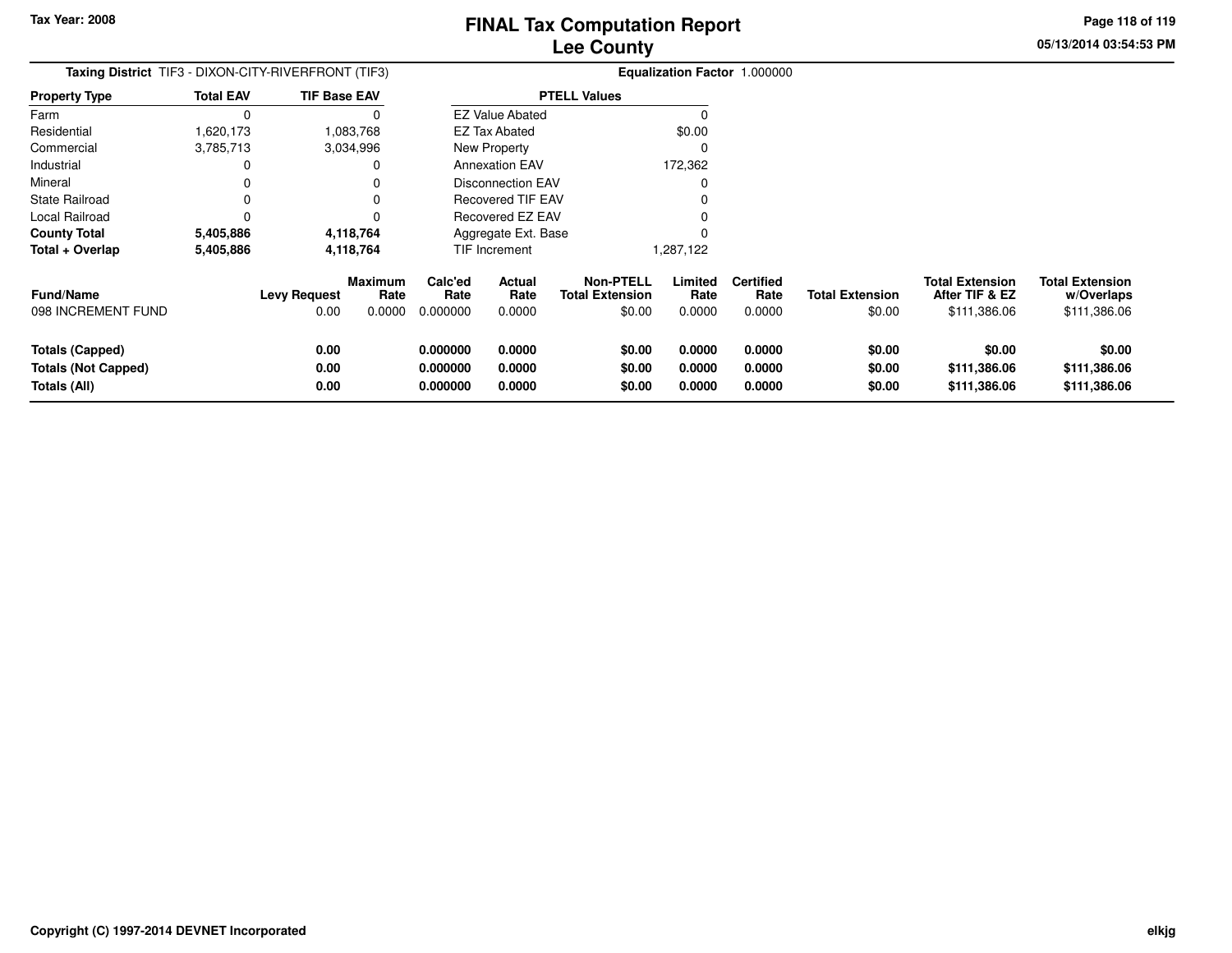# FINAL Tax Computation Report
## Lee County

**Tax Year: 2008**

**Taxing District** TIF3 - DIXON-CITY-RIVERFRONT (TIF3)

**Equalization Factor** 1.000000

| Property Type | Total EAV | TIF Base EAV |
|---|---|---|
| Farm | 0 | 0 |
| Residential | 1,620,173 | 1,083,768 |
| Commercial | 3,785,713 | 3,034,996 |
| Industrial | 0 | 0 |
| Mineral | 0 | 0 |
| State Railroad | 0 | 0 |
| Local Railroad | 0 | 0 |
| **County Total** | **5,405,886** | **4,118,764** |
| **Total + Overlap** | **5,405,886** | **4,118,764** |

| PTELL Values | |
|---|---|
| EZ Value Abated | 0 |
| EZ Tax Abated | $0.00 |
| New Property | 0 |
| Annexation EAV | 172,362 |
| Disconnection EAV | 0 |
| Recovered TIF EAV | 0 |
| Recovered EZ EAV | 0 |
| Aggregate Ext. Base | 0 |
| TIF Increment | 1,287,122 |

| Fund/Name | Levy Request | Maximum Rate | Calc'ed Rate | Actual Rate | Non-PTELL Total Extension | Limited Rate | Certified Rate | Total Extension | Total Extension After TIF & EZ | Total Extension w/Overlaps |
|---|---|---|---|---|---|---|---|---|---|---|
| 098 INCREMENT FUND | 0.00 | 0.0000 | 0.000000 | 0.0000 | $0.00 | 0.0000 | 0.0000 | $0.00 | $111,386.06 | $111,386.06 |
| **Totals (Capped)** | **0.00** | | **0.000000** | **0.0000** | **$0.00** | **0.0000** | **0.0000** | **$0.00** | **$0.00** | **$0.00** |
| **Totals (Not Capped)** | **0.00** | | **0.000000** | **0.0000** | **$0.00** | **0.0000** | **0.0000** | **$0.00** | **$111,386.06** | **$111,386.06** |
| **Totals (All)** | **0.00** | | **0.000000** | **0.0000** | **$0.00** | **0.0000** | **0.0000** | **$0.00** | **$111,386.06** | **$111,386.06** |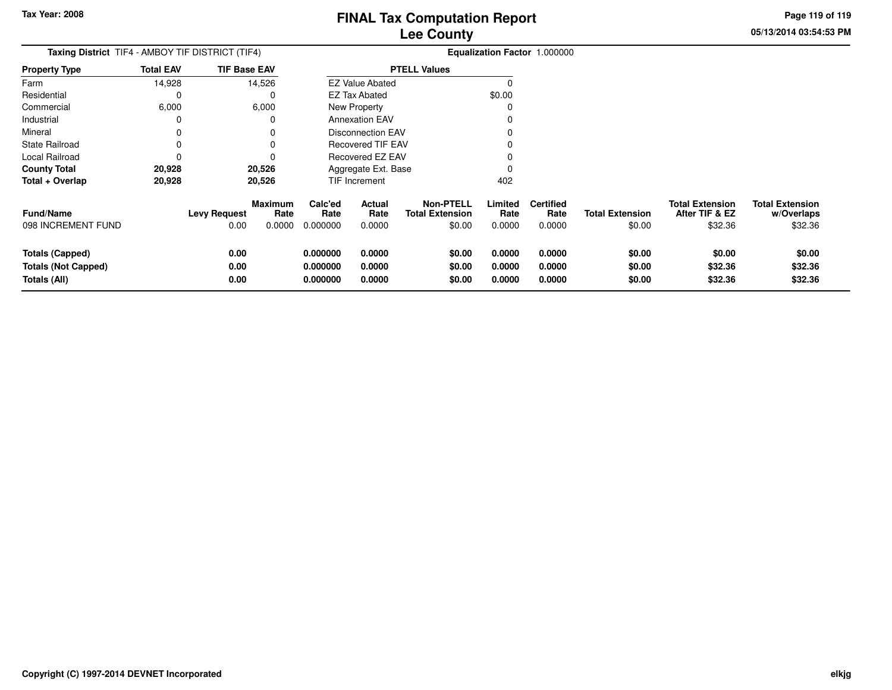**Tax Year: 2008**

# FINAL Tax Computation Report
## Lee County

05/13/2014 03:54:53 PM

**Taxing District** TIF4 - AMBOY TIF DISTRICT (TIF4)

**Equalization Factor** 1.000000

| Property Type | Total EAV | TIF Base EAV |
|---|---|---|
| Farm | 14,928 | 14,526 |
| Residential | 0 | 0 |
| Commercial | 6,000 | 6,000 |
| Industrial | 0 | 0 |
| Mineral | 0 | 0 |
| State Railroad | 0 | 0 |
| Local Railroad | 0 | 0 |
| **County Total** | **20,928** | **20,526** |
| **Total + Overlap** | **20,928** | **20,526** |

| PTELL Values | |
|---|---|
| EZ Value Abated | 0 |
| EZ Tax Abated | $0.00 |
| New Property | 0 |
| Annexation EAV | 0 |
| Disconnection EAV | 0 |
| Recovered TIF EAV | 0 |
| Recovered EZ EAV | 0 |
| Aggregate Ext. Base | 0 |
| TIF Increment | 402 |

| Fund/Name | Levy Request | Maximum Rate | Calc'ed Rate | Actual Rate | Non-PTELL Total Extension | Limited Rate | Certified Rate | Total Extension | Total Extension After TIF & EZ | Total Extension w/Overlaps |
|---|---|---|---|---|---|---|---|---|---|---|
| 098 INCREMENT FUND | 0.00 | 0.0000 | 0.000000 | 0.0000 | $0.00 | 0.0000 | 0.0000 | $0.00 | $32.36 | $32.36 |
| **Totals (Capped)** | **0.00** | | **0.000000** | **0.0000** | **$0.00** | **0.0000** | **0.0000** | **$0.00** | **$0.00** | **$0.00** |
| **Totals (Not Capped)** | **0.00** | | **0.000000** | **0.0000** | **$0.00** | **0.0000** | **0.0000** | **$0.00** | **$32.36** | **$32.36** |
| **Totals (All)** | **0.00** | | **0.000000** | **0.0000** | **$0.00** | **0.0000** | **0.0000** | **$0.00** | **$32.36** | **$32.36** |

**Copyright (C) 1997-2014 DEVNET Incorporated**

**elkjg**